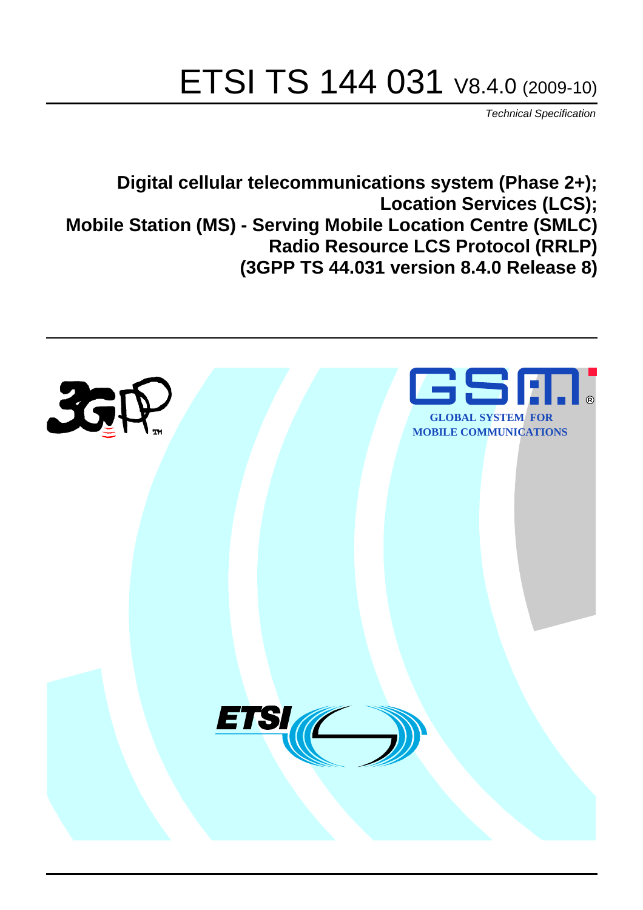# ETSI TS 144 031 V8.4.0 (2009-10)

*Technical Specification*

**Digital cellular telecommunications system (Phase 2+);
Location Services (LCS);
Mobile Station (MS) - Serving Mobile Location Centre (SMLC)
Radio Resource LCS Protocol (RRLP)
(3GPP TS 44.031 version 8.4.0 Release 8)**

GLOBAL SYSTEM FOR
MOBILE COMMUNICATIONS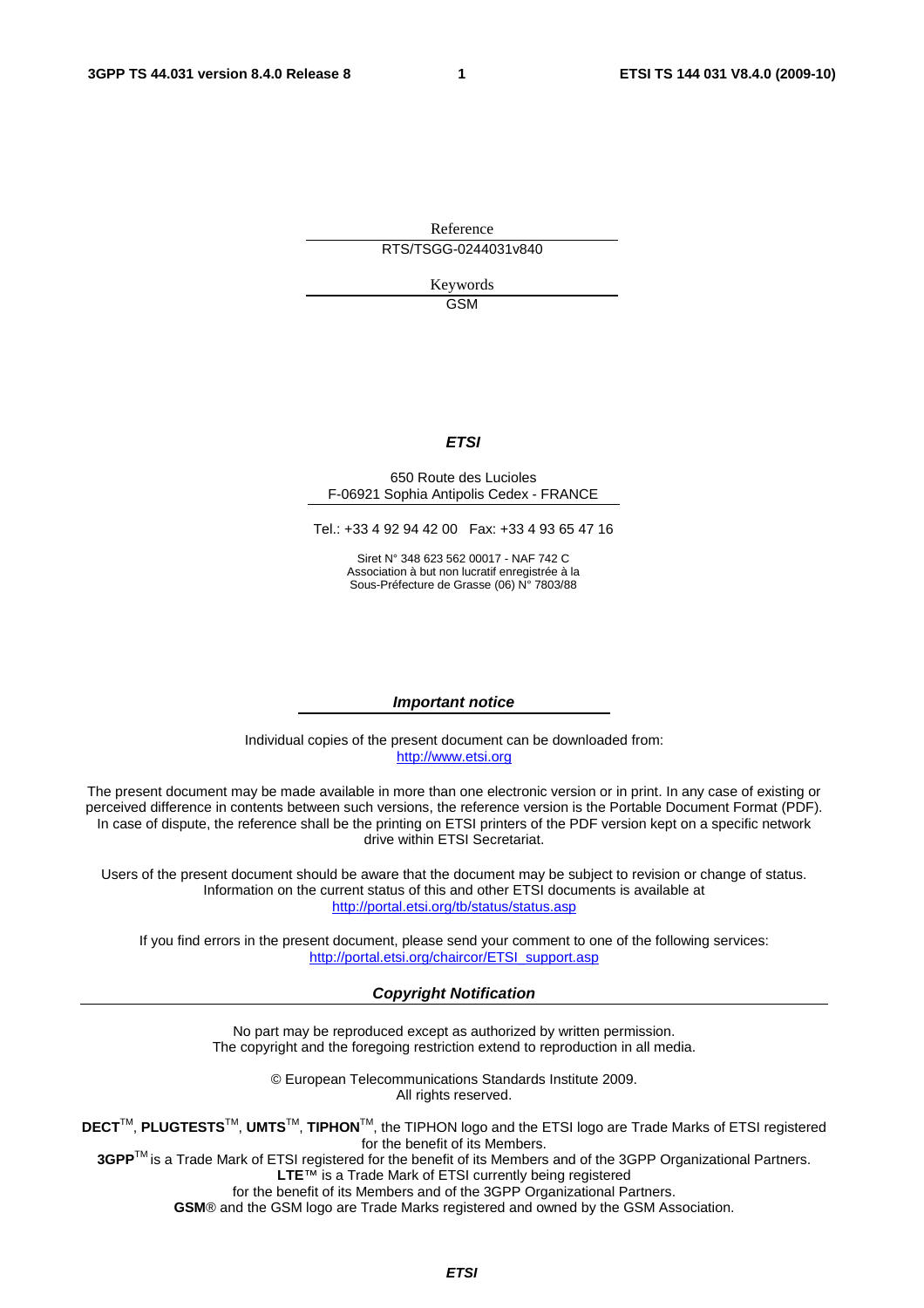Reference

RTS/TSGG-0244031v840

Keywords

GSM

***ETSI***

650 Route des Lucioles
F-06921 Sophia Antipolis Cedex - FRANCE

Tel.: +33 4 92 94 42 00 Fax: +33 4 93 65 47 16

Siret N° 348 623 562 00017 - NAF 742 C
Association à but non lucratif enregistrée à la
Sous-Préfecture de Grasse (06) N° 7803/88

***Important notice***

Individual copies of the present document can be downloaded from:
http://www.etsi.org

The present document may be made available in more than one electronic version or in print. In any case of existing or perceived difference in contents between such versions, the reference version is the Portable Document Format (PDF). In case of dispute, the reference shall be the printing on ETSI printers of the PDF version kept on a specific network drive within ETSI Secretariat.

Users of the present document should be aware that the document may be subject to revision or change of status. Information on the current status of this and other ETSI documents is available at
http://portal.etsi.org/tb/status/status.asp

If you find errors in the present document, please send your comment to one of the following services:
http://portal.etsi.org/chaircor/ETSI_support.asp

***Copyright Notification***

No part may be reproduced except as authorized by written permission.
The copyright and the foregoing restriction extend to reproduction in all media.

© European Telecommunications Standards Institute 2009.
All rights reserved.

**DECT**™, **PLUGTESTS**™, **UMTS**™, **TIPHON**™, the TIPHON logo and the ETSI logo are Trade Marks of ETSI registered for the benefit of its Members.
**3GPP**™ is a Trade Mark of ETSI registered for the benefit of its Members and of the 3GPP Organizational Partners.
**LTE**™ is a Trade Mark of ETSI currently being registered
for the benefit of its Members and of the 3GPP Organizational Partners.
**GSM**® and the GSM logo are Trade Marks registered and owned by the GSM Association.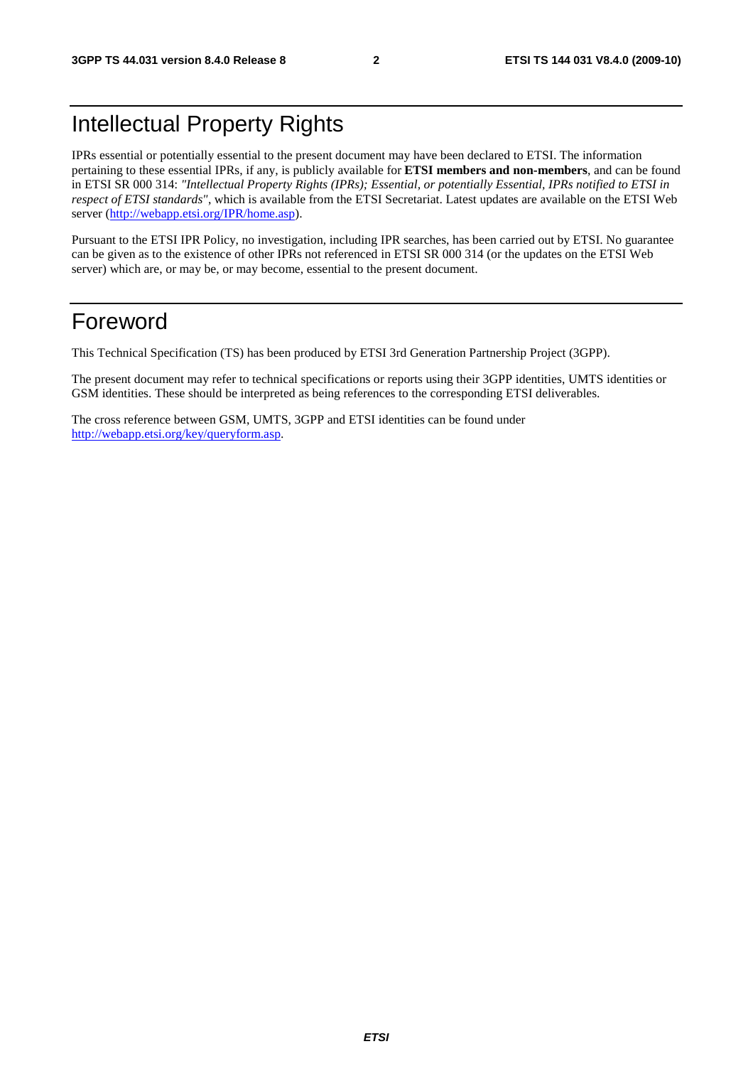# Intellectual Property Rights

IPRs essential or potentially essential to the present document may have been declared to ETSI. The information pertaining to these essential IPRs, if any, is publicly available for **ETSI members and non-members**, and can be found in ETSI SR 000 314: *"Intellectual Property Rights (IPRs); Essential, or potentially Essential, IPRs notified to ETSI in respect of ETSI standards"*, which is available from the ETSI Secretariat. Latest updates are available on the ETSI Web server (http://webapp.etsi.org/IPR/home.asp).

Pursuant to the ETSI IPR Policy, no investigation, including IPR searches, has been carried out by ETSI. No guarantee can be given as to the existence of other IPRs not referenced in ETSI SR 000 314 (or the updates on the ETSI Web server) which are, or may be, or may become, essential to the present document.

# Foreword

This Technical Specification (TS) has been produced by ETSI 3rd Generation Partnership Project (3GPP).

The present document may refer to technical specifications or reports using their 3GPP identities, UMTS identities or GSM identities. These should be interpreted as being references to the corresponding ETSI deliverables.

The cross reference between GSM, UMTS, 3GPP and ETSI identities can be found under http://webapp.etsi.org/key/queryform.asp.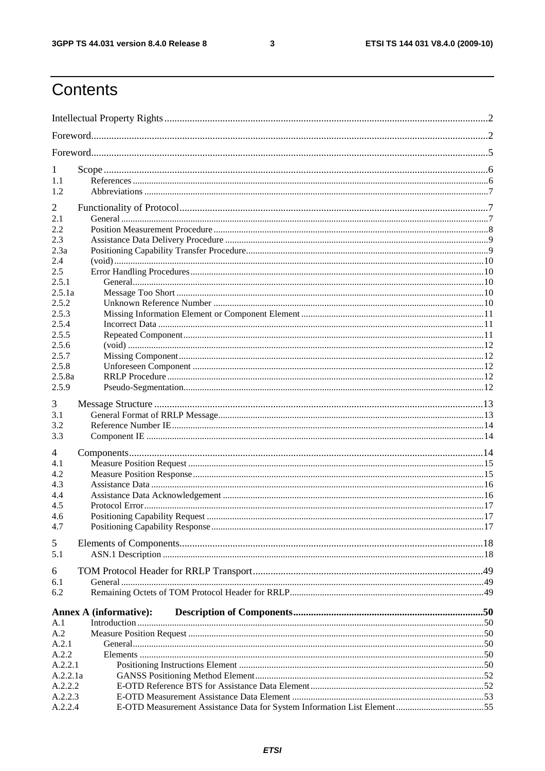# Contents

Intellectual Property Rights ..... 2

Foreword ..... 2

Foreword ..... 5

1 Scope ..... 6
- 1.1 References ..... 6
- 1.2 Abbreviations ..... 7

2 Functionality of Protocol ..... 7
- 2.1 General ..... 7
- 2.2 Position Measurement Procedure ..... 8
- 2.3 Assistance Data Delivery Procedure ..... 9
- 2.3a Positioning Capability Transfer Procedure ..... 9
- 2.4 (void) ..... 10
- 2.5 Error Handling Procedures ..... 10
  - 2.5.1 General ..... 10
  - 2.5.1a Message Too Short ..... 10
  - 2.5.2 Unknown Reference Number ..... 10
  - 2.5.3 Missing Information Element or Component Element ..... 11
  - 2.5.4 Incorrect Data ..... 11
  - 2.5.5 Repeated Component ..... 11
  - 2.5.6 (void) ..... 12
  - 2.5.7 Missing Component ..... 12
  - 2.5.8 Unforeseen Component ..... 12
  - 2.5.8a RRLP Procedure ..... 12
  - 2.5.9 Pseudo-Segmentation ..... 12

3 Message Structure ..... 13
- 3.1 General Format of RRLP Message ..... 13
- 3.2 Reference Number IE ..... 14
- 3.3 Component IE ..... 14

4 Components ..... 14
- 4.1 Measure Position Request ..... 15
- 4.2 Measure Position Response ..... 15
- 4.3 Assistance Data ..... 16
- 4.4 Assistance Data Acknowledgement ..... 16
- 4.5 Protocol Error ..... 17
- 4.6 Positioning Capability Request ..... 17
- 4.7 Positioning Capability Response ..... 17

5 Elements of Components ..... 18
- 5.1 ASN.1 Description ..... 18

6 TOM Protocol Header for RRLP Transport ..... 49
- 6.1 General ..... 49
- 6.2 Remaining Octets of TOM Protocol Header for RRLP ..... 49

**Annex A (informative): Description of Components ..... 50**
- A.1 Introduction ..... 50
- A.2 Measure Position Request ..... 50
  - A.2.1 General ..... 50
  - A.2.2 Elements ..... 50
    - A.2.2.1 Positioning Instructions Element ..... 50
    - A.2.2.1a GANSS Positioning Method Element ..... 52
    - A.2.2.2 E-OTD Reference BTS for Assistance Data Element ..... 52
    - A.2.2.3 E-OTD Measurement Assistance Data Element ..... 53
    - A.2.2.4 E-OTD Measurement Assistance Data for System Information List Element ..... 55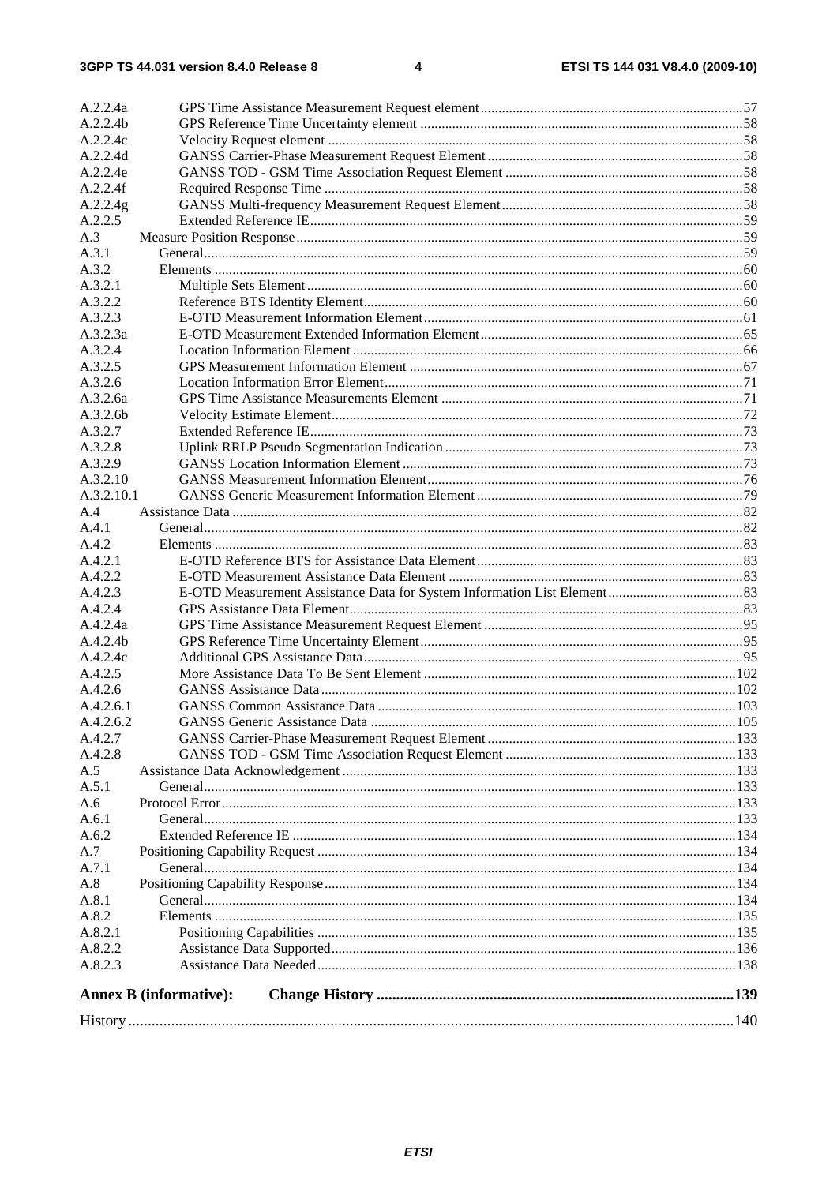A.2.2.4a GPS Time Assistance Measurement Request element ....................................................................57
A.2.2.4b GPS Reference Time Uncertainty element ..........................................................................................58
A.2.2.4c Velocity Request element ....................................................................................................................58
A.2.2.4d GANSS Carrier-Phase Measurement Request Element .......................................................................58
A.2.2.4e GANSS TOD - GSM Time Association Request Element ..................................................................58
A.2.2.4f Required Response Time ......................................................................................................................58
A.2.2.4g GANSS Multi-frequency Measurement Request Element ...................................................................58
A.2.2.5 Extended Reference IE.........................................................................................................................59
A.3 Measure Position Response............................................................................................................................59
A.3.1 General.................................................................................................................................................59
A.3.2 Elements ..............................................................................................................................................60
A.3.2.1 Multiple Sets Element .........................................................................................................................60
A.3.2.2 Reference BTS Identity Element..........................................................................................................60
A.3.2.3 E-OTD Measurement Information Element..........................................................................................61
A.3.2.3a E-OTD Measurement Extended Information Element.........................................................................65
A.3.2.4 Location Information Element .............................................................................................................66
A.3.2.5 GPS Measurement Information Element .............................................................................................67
A.3.2.6 Location Information Error Element....................................................................................................71
A.3.2.6a GPS Time Assistance Measurements Element ....................................................................................71
A.3.2.6b Velocity Estimate Element...................................................................................................................72
A.3.2.7 Extended Reference IE.........................................................................................................................73
A.3.2.8 Uplink RRLP Pseudo Segmentation Indication ...................................................................................73
A.3.2.9 GANSS Location Information Element ...............................................................................................73
A.3.2.10 GANSS Measurement Information Element........................................................................................76
A.3.2.10.1 GANSS Generic Measurement Information Element ..........................................................................79
A.4 Assistance Data ...............................................................................................................................................82
A.4.1 General.................................................................................................................................................82
A.4.2 Elements ..............................................................................................................................................83
A.4.2.1 E-OTD Reference BTS for Assistance Data Element...........................................................................83
A.4.2.2 E-OTD Measurement Assistance Data Element ..................................................................................83
A.4.2.3 E-OTD Measurement Assistance Data for System Information List Element......................................83
A.4.2.4 GPS Assistance Data Element..............................................................................................................83
A.4.2.4a GPS Time Assistance Measurement Request Element ........................................................................95
A.4.2.4b GPS Reference Time Uncertainty Element..........................................................................................95
A.4.2.4c Additional GPS Assistance Data..........................................................................................................95
A.4.2.5 More Assistance Data To Be Sent Element .......................................................................................102
A.4.2.6 GANSS Assistance Data ....................................................................................................................102
A.4.2.6.1 GANSS Common Assistance Data ....................................................................................................103
A.4.2.6.2 GANSS Generic Assistance Data ......................................................................................................105
A.4.2.7 GANSS Carrier-Phase Measurement Request Element .....................................................................133
A.4.2.8 GANSS TOD - GSM Time Association Request Element ................................................................133
A.5 Assistance Data Acknowledgement ..............................................................................................................133
A.5.1 General...............................................................................................................................................133
A.6 Protocol Error................................................................................................................................................133
A.6.1 General...............................................................................................................................................133
A.6.2 Extended Reference IE ......................................................................................................................134
A.7 Positioning Capability Request .....................................................................................................................134
A.7.1 General...............................................................................................................................................134
A.8 Positioning Capability Response..................................................................................................................134
A.8.1 General...............................................................................................................................................134
A.8.2 Elements ............................................................................................................................................135
A.8.2.1 Positioning Capabilities .....................................................................................................................135
A.8.2.2 Assistance Data Supported.................................................................................................................136
A.8.2.3 Assistance Data Needed.....................................................................................................................138

**Annex B (informative): Change History ...........................................................................................139**

History ..............................................................................................................................................................140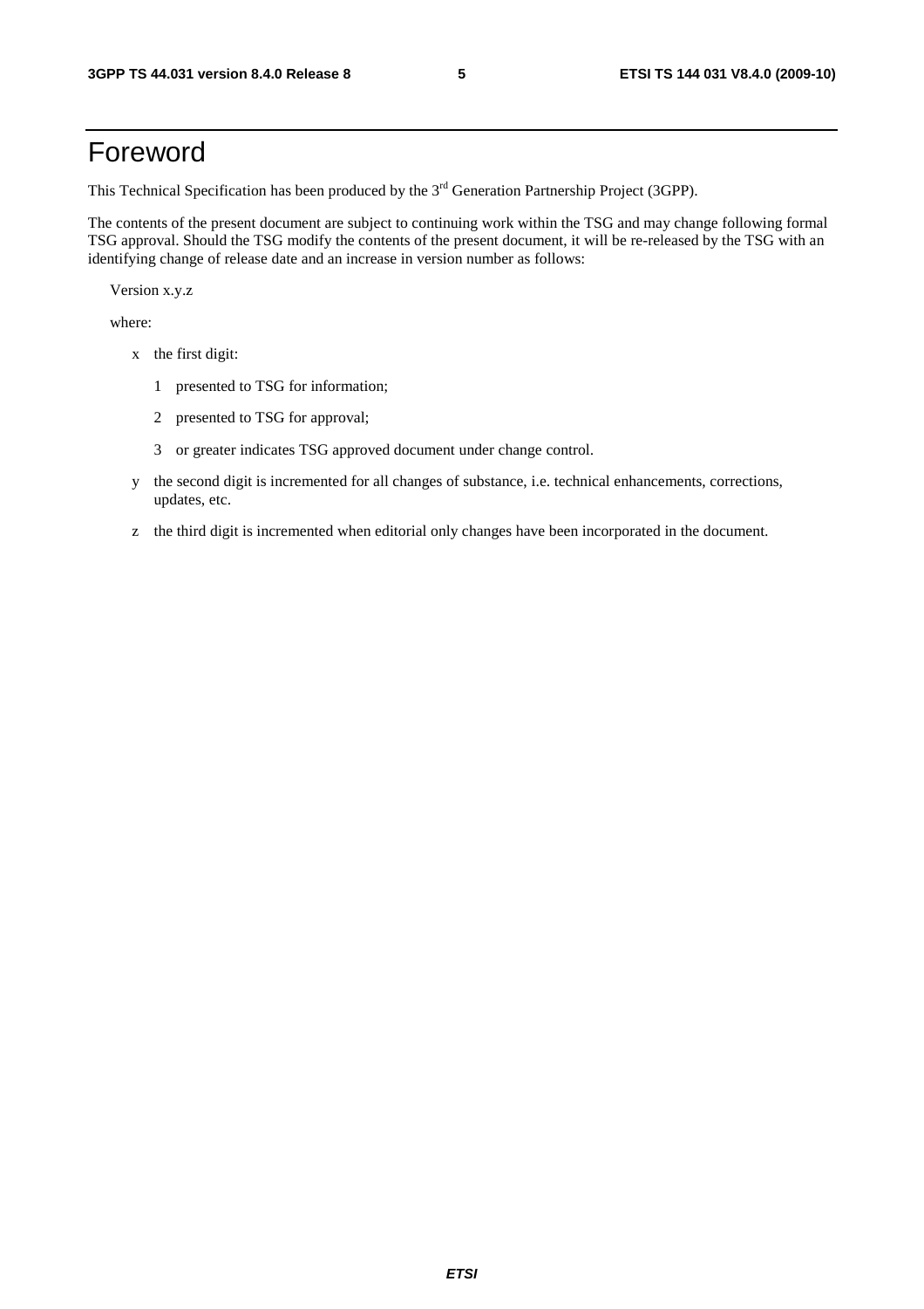# Foreword

This Technical Specification has been produced by the 3rd Generation Partnership Project (3GPP).

The contents of the present document are subject to continuing work within the TSG and may change following formal TSG approval. Should the TSG modify the contents of the present document, it will be re-released by the TSG with an identifying change of release date and an increase in version number as follows:

Version x.y.z

where:

- x the first digit:
  - 1 presented to TSG for information;
  - 2 presented to TSG for approval;
  - 3 or greater indicates TSG approved document under change control.
- y the second digit is incremented for all changes of substance, i.e. technical enhancements, corrections, updates, etc.
- z the third digit is incremented when editorial only changes have been incorporated in the document.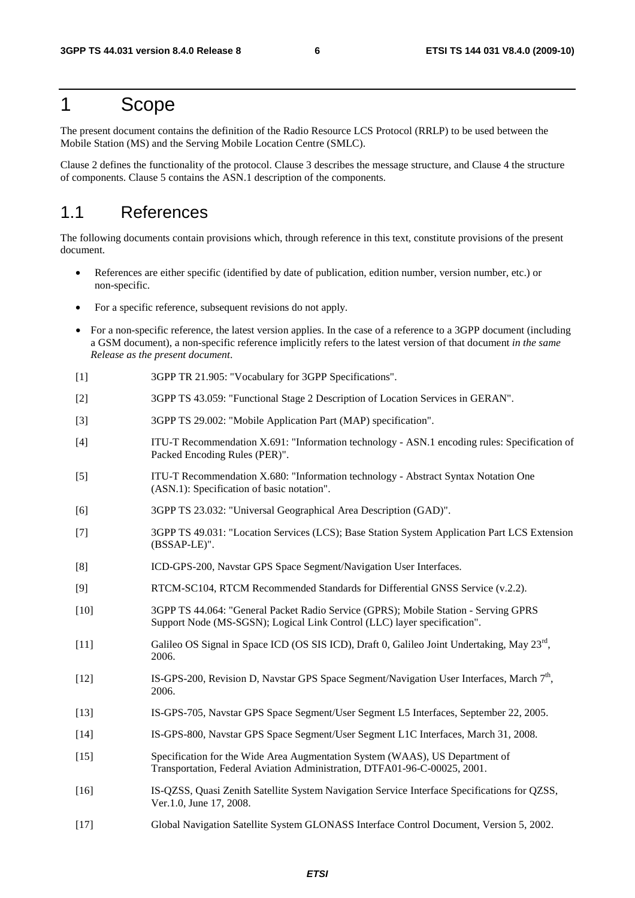# 1 Scope

The present document contains the definition of the Radio Resource LCS Protocol (RRLP) to be used between the Mobile Station (MS) and the Serving Mobile Location Centre (SMLC).

Clause 2 defines the functionality of the protocol. Clause 3 describes the message structure, and Clause 4 the structure of components. Clause 5 contains the ASN.1 description of the components.

## 1.1 References

The following documents contain provisions which, through reference in this text, constitute provisions of the present document.

- References are either specific (identified by date of publication, edition number, version number, etc.) or non-specific.
- For a specific reference, subsequent revisions do not apply.
- For a non-specific reference, the latest version applies. In the case of a reference to a 3GPP document (including a GSM document), a non-specific reference implicitly refers to the latest version of that document *in the same Release as the present document*.

[1] 3GPP TR 21.905: "Vocabulary for 3GPP Specifications".

[2] 3GPP TS 43.059: "Functional Stage 2 Description of Location Services in GERAN".

[3] 3GPP TS 29.002: "Mobile Application Part (MAP) specification".

[4] ITU-T Recommendation X.691: "Information technology - ASN.1 encoding rules: Specification of Packed Encoding Rules (PER)".

[5] ITU-T Recommendation X.680: "Information technology - Abstract Syntax Notation One (ASN.1): Specification of basic notation".

[6] 3GPP TS 23.032: "Universal Geographical Area Description (GAD)".

[7] 3GPP TS 49.031: "Location Services (LCS); Base Station System Application Part LCS Extension (BSSAP-LE)".

[8] ICD-GPS-200, Navstar GPS Space Segment/Navigation User Interfaces.

[9] RTCM-SC104, RTCM Recommended Standards for Differential GNSS Service (v.2.2).

[10] 3GPP TS 44.064: "General Packet Radio Service (GPRS); Mobile Station - Serving GPRS Support Node (MS-SGSN); Logical Link Control (LLC) layer specification".

[11] Galileo OS Signal in Space ICD (OS SIS ICD), Draft 0, Galileo Joint Undertaking, May 23rd, 2006.

[12] IS-GPS-200, Revision D, Navstar GPS Space Segment/Navigation User Interfaces, March 7th, 2006.

[13] IS-GPS-705, Navstar GPS Space Segment/User Segment L5 Interfaces, September 22, 2005.

[14] IS-GPS-800, Navstar GPS Space Segment/User Segment L1C Interfaces, March 31, 2008.

[15] Specification for the Wide Area Augmentation System (WAAS), US Department of Transportation, Federal Aviation Administration, DTFA01-96-C-00025, 2001.

[16] IS-QZSS, Quasi Zenith Satellite System Navigation Service Interface Specifications for QZSS, Ver.1.0, June 17, 2008.

[17] Global Navigation Satellite System GLONASS Interface Control Document, Version 5, 2002.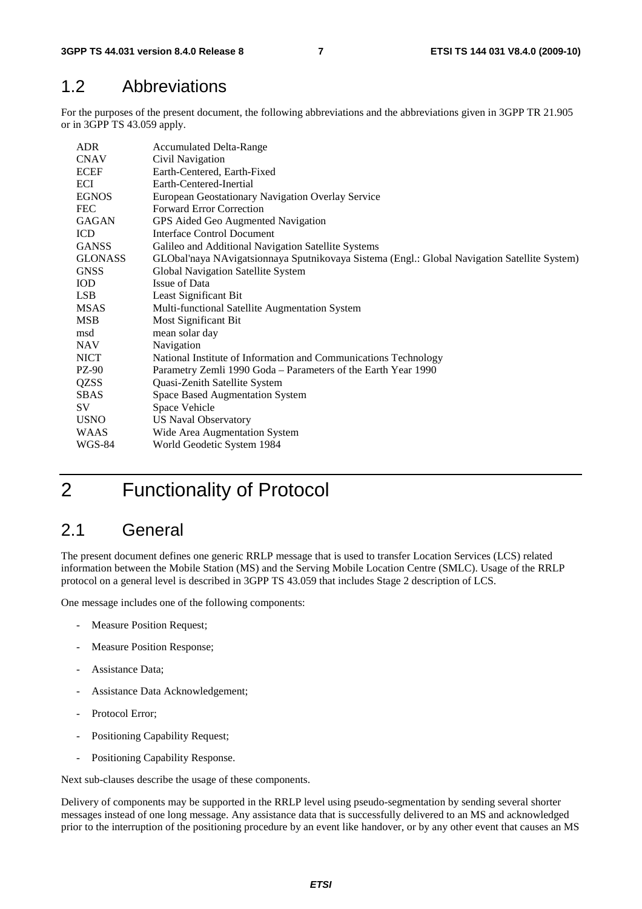## 1.2 Abbreviations

For the purposes of the present document, the following abbreviations and the abbreviations given in 3GPP TR 21.905 or in 3GPP TS 43.059 apply.

| | |
|---|---|
| ADR | Accumulated Delta-Range |
| CNAV | Civil Navigation |
| ECEF | Earth-Centered, Earth-Fixed |
| ECI | Earth-Centered-Inertial |
| EGNOS | European Geostationary Navigation Overlay Service |
| FEC | Forward Error Correction |
| GAGAN | GPS Aided Geo Augmented Navigation |
| ICD | Interface Control Document |
| GANSS | Galileo and Additional Navigation Satellite Systems |
| GLONASS | GLObal'naya NAvigatsionnaya Sputnikovaya Sistema (Engl.: Global Navigation Satellite System) |
| GNSS | Global Navigation Satellite System |
| IOD | Issue of Data |
| LSB | Least Significant Bit |
| MSAS | Multi-functional Satellite Augmentation System |
| MSB | Most Significant Bit |
| msd | mean solar day |
| NAV | Navigation |
| NICT | National Institute of Information and Communications Technology |
| PZ-90 | Parametry Zemli 1990 Goda – Parameters of the Earth Year 1990 |
| QZSS | Quasi-Zenith Satellite System |
| SBAS | Space Based Augmentation System |
| SV | Space Vehicle |
| USNO | US Naval Observatory |
| WAAS | Wide Area Augmentation System |
| WGS-84 | World Geodetic System 1984 |

# 2 Functionality of Protocol

## 2.1 General

The present document defines one generic RRLP message that is used to transfer Location Services (LCS) related information between the Mobile Station (MS) and the Serving Mobile Location Centre (SMLC). Usage of the RRLP protocol on a general level is described in 3GPP TS 43.059 that includes Stage 2 description of LCS.

One message includes one of the following components:

- Measure Position Request;
- Measure Position Response;
- Assistance Data;
- Assistance Data Acknowledgement;
- Protocol Error;
- Positioning Capability Request;
- Positioning Capability Response.

Next sub-clauses describe the usage of these components.

Delivery of components may be supported in the RRLP level using pseudo-segmentation by sending several shorter messages instead of one long message. Any assistance data that is successfully delivered to an MS and acknowledged prior to the interruption of the positioning procedure by an event like handover, or by any other event that causes an MS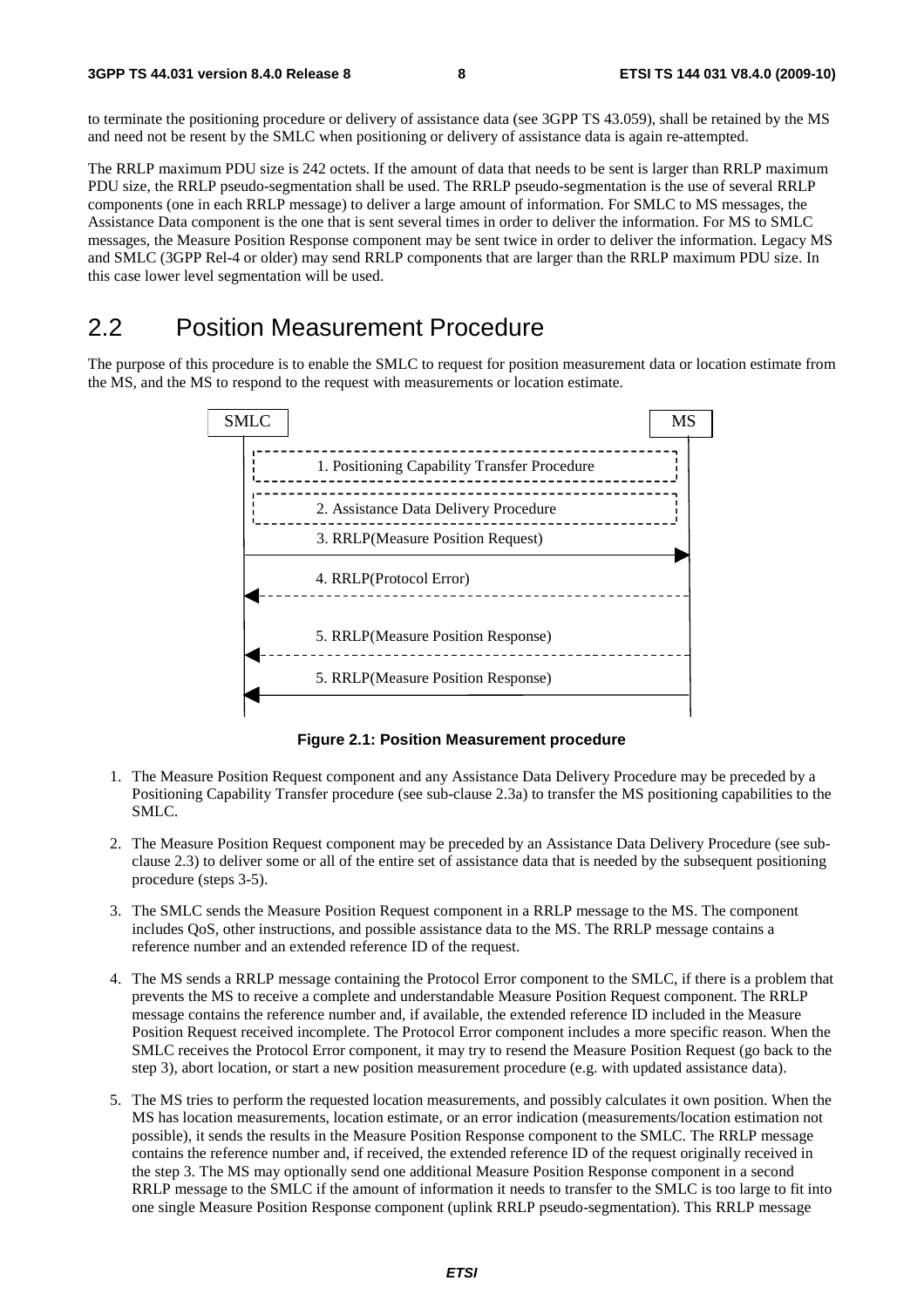to terminate the positioning procedure or delivery of assistance data (see 3GPP TS 43.059), shall be retained by the MS and need not be resent by the SMLC when positioning or delivery of assistance data is again re-attempted.

The RRLP maximum PDU size is 242 octets. If the amount of data that needs to be sent is larger than RRLP maximum PDU size, the RRLP pseudo-segmentation shall be used. The RRLP pseudo-segmentation is the use of several RRLP components (one in each RRLP message) to deliver a large amount of information. For SMLC to MS messages, the Assistance Data component is the one that is sent several times in order to deliver the information. For MS to SMLC messages, the Measure Position Response component may be sent twice in order to deliver the information. Legacy MS and SMLC (3GPP Rel-4 or older) may send RRLP components that are larger than the RRLP maximum PDU size. In this case lower level segmentation will be used.

## 2.2 Position Measurement Procedure

The purpose of this procedure is to enable the SMLC to request for position measurement data or location estimate from the MS, and the MS to respond to the request with measurements or location estimate.

SMLC — MS

1. Positioning Capability Transfer Procedure
2. Assistance Data Delivery Procedure
3. RRLP(Measure Position Request)
4. RRLP(Protocol Error)
5. RRLP(Measure Position Response)
5. RRLP(Measure Position Response)

**Figure 2.1: Position Measurement procedure**

1. The Measure Position Request component and any Assistance Data Delivery Procedure may be preceded by a Positioning Capability Transfer procedure (see sub-clause 2.3a) to transfer the MS positioning capabilities to the SMLC.

2. The Measure Position Request component may be preceded by an Assistance Data Delivery Procedure (see sub-clause 2.3) to deliver some or all of the entire set of assistance data that is needed by the subsequent positioning procedure (steps 3-5).

3. The SMLC sends the Measure Position Request component in a RRLP message to the MS. The component includes QoS, other instructions, and possible assistance data to the MS. The RRLP message contains a reference number and an extended reference ID of the request.

4. The MS sends a RRLP message containing the Protocol Error component to the SMLC, if there is a problem that prevents the MS to receive a complete and understandable Measure Position Request component. The RRLP message contains the reference number and, if available, the extended reference ID included in the Measure Position Request received incomplete. The Protocol Error component includes a more specific reason. When the SMLC receives the Protocol Error component, it may try to resend the Measure Position Request (go back to the step 3), abort location, or start a new position measurement procedure (e.g. with updated assistance data).

5. The MS tries to perform the requested location measurements, and possibly calculates it own position. When the MS has location measurements, location estimate, or an error indication (measurements/location estimation not possible), it sends the results in the Measure Position Response component to the SMLC. The RRLP message contains the reference number and, if received, the extended reference ID of the request originally received in the step 3. The MS may optionally send one additional Measure Position Response component in a second RRLP message to the SMLC if the amount of information it needs to transfer to the SMLC is too large to fit into one single Measure Position Response component (uplink RRLP pseudo-segmentation). This RRLP message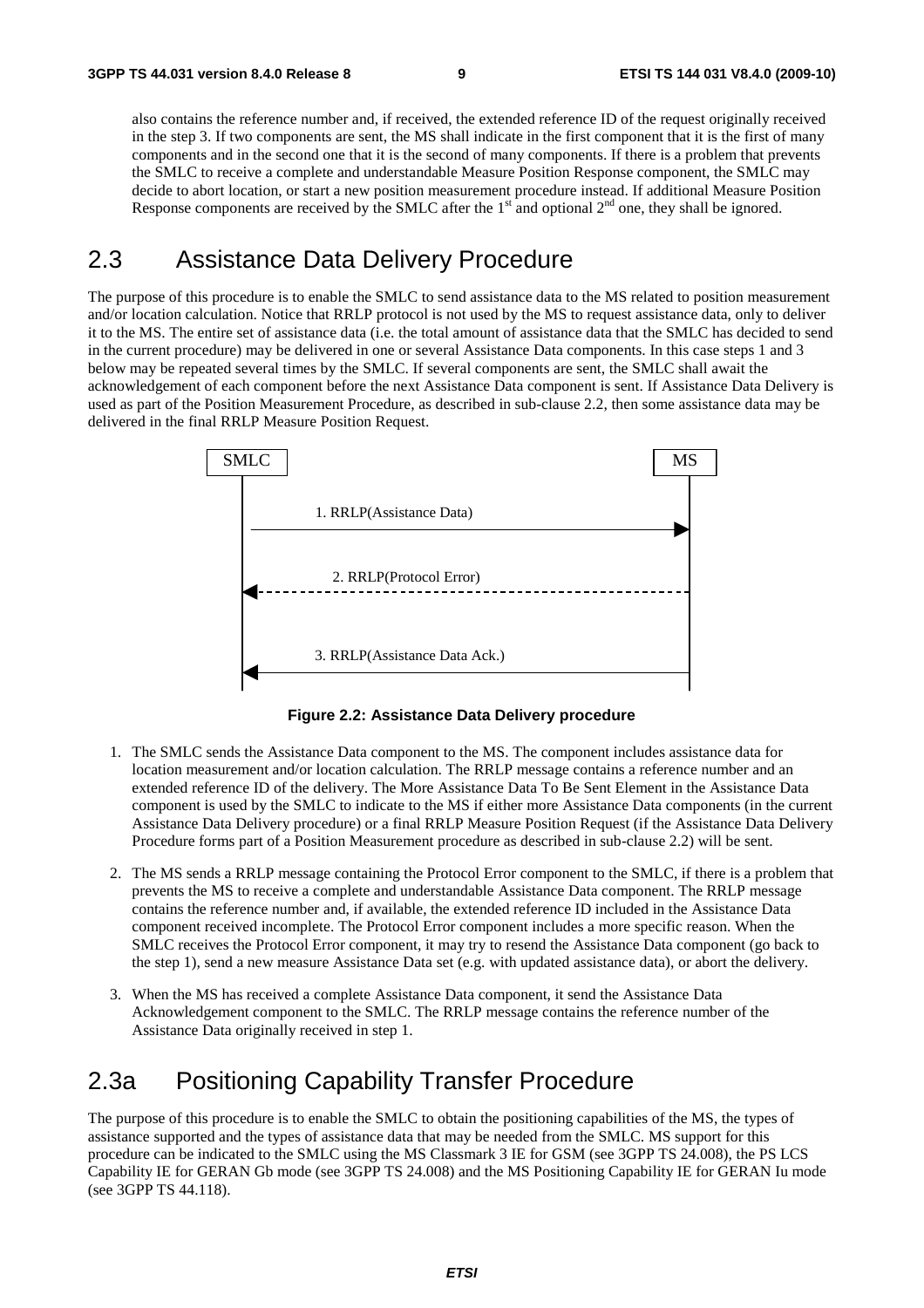also contains the reference number and, if received, the extended reference ID of the request originally received in the step 3. If two components are sent, the MS shall indicate in the first component that it is the first of many components and in the second one that it is the second of many components. If there is a problem that prevents the SMLC to receive a complete and understandable Measure Position Response component, the SMLC may decide to abort location, or start a new position measurement procedure instead. If additional Measure Position Response components are received by the SMLC after the 1st and optional 2nd one, they shall be ignored.

# 2.3 Assistance Data Delivery Procedure

The purpose of this procedure is to enable the SMLC to send assistance data to the MS related to position measurement and/or location calculation. Notice that RRLP protocol is not used by the MS to request assistance data, only to deliver it to the MS. The entire set of assistance data (i.e. the total amount of assistance data that the SMLC has decided to send in the current procedure) may be delivered in one or several Assistance Data components. In this case steps 1 and 3 below may be repeated several times by the SMLC. If several components are sent, the SMLC shall await the acknowledgement of each component before the next Assistance Data component is sent. If Assistance Data Delivery is used as part of the Position Measurement Procedure, as described in sub-clause 2.2, then some assistance data may be delivered in the final RRLP Measure Position Request.

SMLC | MS

1. RRLP(Assistance Data)

2. RRLP(Protocol Error)

3. RRLP(Assistance Data Ack.)

**Figure 2.2: Assistance Data Delivery procedure**

1. The SMLC sends the Assistance Data component to the MS. The component includes assistance data for location measurement and/or location calculation. The RRLP message contains a reference number and an extended reference ID of the delivery. The More Assistance Data To Be Sent Element in the Assistance Data component is used by the SMLC to indicate to the MS if either more Assistance Data components (in the current Assistance Data Delivery procedure) or a final RRLP Measure Position Request (if the Assistance Data Delivery Procedure forms part of a Position Measurement procedure as described in sub-clause 2.2) will be sent.

2. The MS sends a RRLP message containing the Protocol Error component to the SMLC, if there is a problem that prevents the MS to receive a complete and understandable Assistance Data component. The RRLP message contains the reference number and, if available, the extended reference ID included in the Assistance Data component received incomplete. The Protocol Error component includes a more specific reason. When the SMLC receives the Protocol Error component, it may try to resend the Assistance Data component (go back to the step 1), send a new measure Assistance Data set (e.g. with updated assistance data), or abort the delivery.

3. When the MS has received a complete Assistance Data component, it send the Assistance Data Acknowledgement component to the SMLC. The RRLP message contains the reference number of the Assistance Data originally received in step 1.

# 2.3a Positioning Capability Transfer Procedure

The purpose of this procedure is to enable the SMLC to obtain the positioning capabilities of the MS, the types of assistance supported and the types of assistance data that may be needed from the SMLC. MS support for this procedure can be indicated to the SMLC using the MS Classmark 3 IE for GSM (see 3GPP TS 24.008), the PS LCS Capability IE for GERAN Gb mode (see 3GPP TS 24.008) and the MS Positioning Capability IE for GERAN Iu mode (see 3GPP TS 44.118).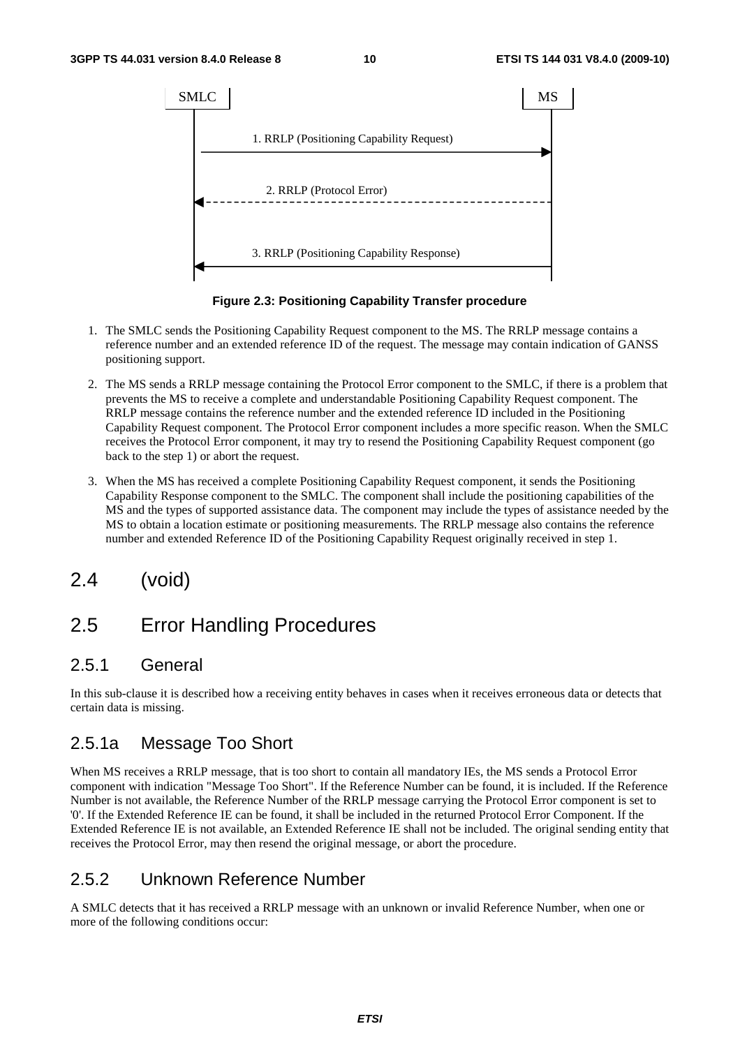SMLC MS

1. RRLP (Positioning Capability Request)

2. RRLP (Protocol Error)

3. RRLP (Positioning Capability Response)

**Figure 2.3: Positioning Capability Transfer procedure**

1. The SMLC sends the Positioning Capability Request component to the MS. The RRLP message contains a reference number and an extended reference ID of the request. The message may contain indication of GANSS positioning support.

2. The MS sends a RRLP message containing the Protocol Error component to the SMLC, if there is a problem that prevents the MS to receive a complete and understandable Positioning Capability Request component. The RRLP message contains the reference number and the extended reference ID included in the Positioning Capability Request component. The Protocol Error component includes a more specific reason. When the SMLC receives the Protocol Error component, it may try to resend the Positioning Capability Request component (go back to the step 1) or abort the request.

3. When the MS has received a complete Positioning Capability Request component, it sends the Positioning Capability Response component to the SMLC. The component shall include the positioning capabilities of the MS and the types of supported assistance data. The component may include the types of assistance needed by the MS to obtain a location estimate or positioning measurements. The RRLP message also contains the reference number and extended Reference ID of the Positioning Capability Request originally received in step 1.

## 2.4 (void)

## 2.5 Error Handling Procedures

### 2.5.1 General

In this sub-clause it is described how a receiving entity behaves in cases when it receives erroneous data or detects that certain data is missing.

### 2.5.1a Message Too Short

When MS receives a RRLP message, that is too short to contain all mandatory IEs, the MS sends a Protocol Error component with indication "Message Too Short". If the Reference Number can be found, it is included. If the Reference Number is not available, the Reference Number of the RRLP message carrying the Protocol Error component is set to '0'. If the Extended Reference IE can be found, it shall be included in the returned Protocol Error Component. If the Extended Reference IE is not available, an Extended Reference IE shall not be included. The original sending entity that receives the Protocol Error, may then resend the original message, or abort the procedure.

### 2.5.2 Unknown Reference Number

A SMLC detects that it has received a RRLP message with an unknown or invalid Reference Number, when one or more of the following conditions occur: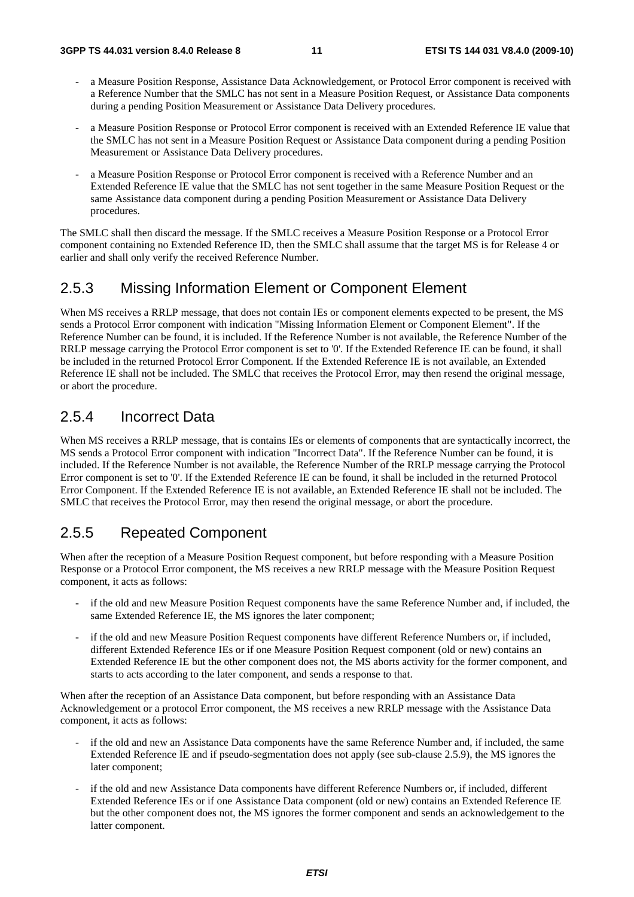- a Measure Position Response, Assistance Data Acknowledgement, or Protocol Error component is received with a Reference Number that the SMLC has not sent in a Measure Position Request, or Assistance Data components during a pending Position Measurement or Assistance Data Delivery procedures.

- a Measure Position Response or Protocol Error component is received with an Extended Reference IE value that the SMLC has not sent in a Measure Position Request or Assistance Data component during a pending Position Measurement or Assistance Data Delivery procedures.

- a Measure Position Response or Protocol Error component is received with a Reference Number and an Extended Reference IE value that the SMLC has not sent together in the same Measure Position Request or the same Assistance data component during a pending Position Measurement or Assistance Data Delivery procedures.

The SMLC shall then discard the message. If the SMLC receives a Measure Position Response or a Protocol Error component containing no Extended Reference ID, then the SMLC shall assume that the target MS is for Release 4 or earlier and shall only verify the received Reference Number.

## 2.5.3 Missing Information Element or Component Element

When MS receives a RRLP message, that does not contain IEs or component elements expected to be present, the MS sends a Protocol Error component with indication "Missing Information Element or Component Element". If the Reference Number can be found, it is included. If the Reference Number is not available, the Reference Number of the RRLP message carrying the Protocol Error component is set to '0'. If the Extended Reference IE can be found, it shall be included in the returned Protocol Error Component. If the Extended Reference IE is not available, an Extended Reference IE shall not be included. The SMLC that receives the Protocol Error, may then resend the original message, or abort the procedure.

## 2.5.4 Incorrect Data

When MS receives a RRLP message, that is contains IEs or elements of components that are syntactically incorrect, the MS sends a Protocol Error component with indication "Incorrect Data". If the Reference Number can be found, it is included. If the Reference Number is not available, the Reference Number of the RRLP message carrying the Protocol Error component is set to '0'. If the Extended Reference IE can be found, it shall be included in the returned Protocol Error Component. If the Extended Reference IE is not available, an Extended Reference IE shall not be included. The SMLC that receives the Protocol Error, may then resend the original message, or abort the procedure.

## 2.5.5 Repeated Component

When after the reception of a Measure Position Request component, but before responding with a Measure Position Response or a Protocol Error component, the MS receives a new RRLP message with the Measure Position Request component, it acts as follows:

- if the old and new Measure Position Request components have the same Reference Number and, if included, the same Extended Reference IE, the MS ignores the later component;

- if the old and new Measure Position Request components have different Reference Numbers or, if included, different Extended Reference IEs or if one Measure Position Request component (old or new) contains an Extended Reference IE but the other component does not, the MS aborts activity for the former component, and starts to acts according to the later component, and sends a response to that.

When after the reception of an Assistance Data component, but before responding with an Assistance Data Acknowledgement or a protocol Error component, the MS receives a new RRLP message with the Assistance Data component, it acts as follows:

- if the old and new an Assistance Data components have the same Reference Number and, if included, the same Extended Reference IE and if pseudo-segmentation does not apply (see sub-clause 2.5.9), the MS ignores the later component;

- if the old and new Assistance Data components have different Reference Numbers or, if included, different Extended Reference IEs or if one Assistance Data component (old or new) contains an Extended Reference IE but the other component does not, the MS ignores the former component and sends an acknowledgement to the latter component.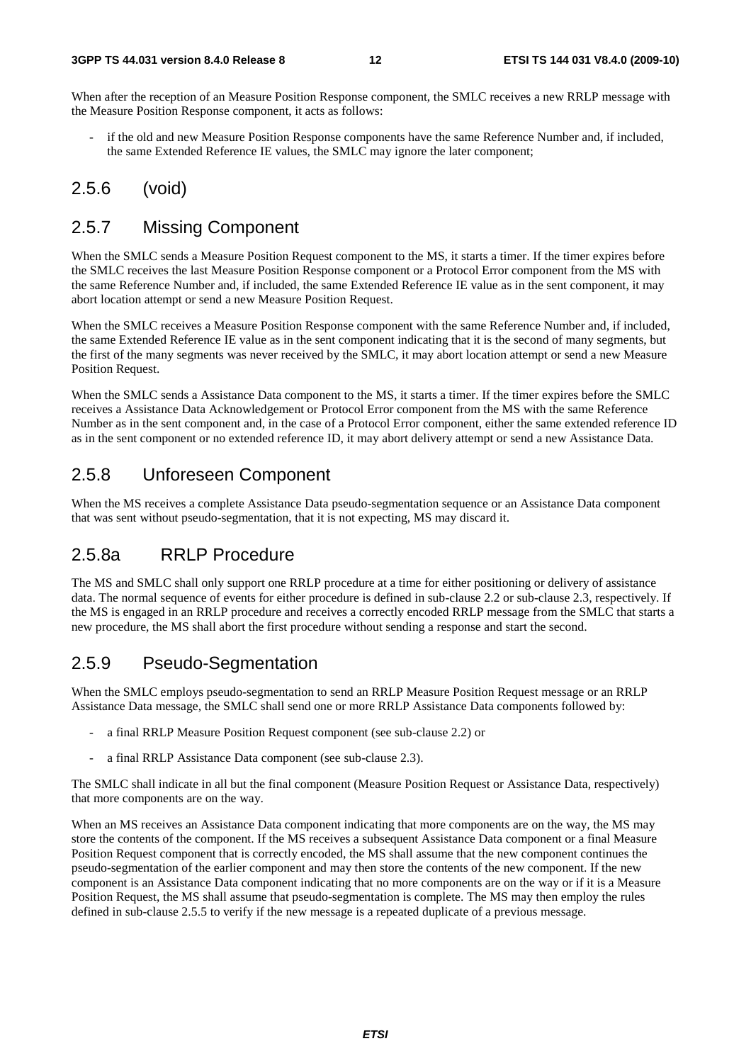When after the reception of an Measure Position Response component, the SMLC receives a new RRLP message with the Measure Position Response component, it acts as follows:

- if the old and new Measure Position Response components have the same Reference Number and, if included, the same Extended Reference IE values, the SMLC may ignore the later component;

## 2.5.6 (void)

## 2.5.7 Missing Component

When the SMLC sends a Measure Position Request component to the MS, it starts a timer. If the timer expires before the SMLC receives the last Measure Position Response component or a Protocol Error component from the MS with the same Reference Number and, if included, the same Extended Reference IE value as in the sent component, it may abort location attempt or send a new Measure Position Request.

When the SMLC receives a Measure Position Response component with the same Reference Number and, if included, the same Extended Reference IE value as in the sent component indicating that it is the second of many segments, but the first of the many segments was never received by the SMLC, it may abort location attempt or send a new Measure Position Request.

When the SMLC sends a Assistance Data component to the MS, it starts a timer. If the timer expires before the SMLC receives a Assistance Data Acknowledgement or Protocol Error component from the MS with the same Reference Number as in the sent component and, in the case of a Protocol Error component, either the same extended reference ID as in the sent component or no extended reference ID, it may abort delivery attempt or send a new Assistance Data.

## 2.5.8 Unforeseen Component

When the MS receives a complete Assistance Data pseudo-segmentation sequence or an Assistance Data component that was sent without pseudo-segmentation, that it is not expecting, MS may discard it.

## 2.5.8a RRLP Procedure

The MS and SMLC shall only support one RRLP procedure at a time for either positioning or delivery of assistance data. The normal sequence of events for either procedure is defined in sub-clause 2.2 or sub-clause 2.3, respectively. If the MS is engaged in an RRLP procedure and receives a correctly encoded RRLP message from the SMLC that starts a new procedure, the MS shall abort the first procedure without sending a response and start the second.

## 2.5.9 Pseudo-Segmentation

When the SMLC employs pseudo-segmentation to send an RRLP Measure Position Request message or an RRLP Assistance Data message, the SMLC shall send one or more RRLP Assistance Data components followed by:

- a final RRLP Measure Position Request component (see sub-clause 2.2) or
- a final RRLP Assistance Data component (see sub-clause 2.3).

The SMLC shall indicate in all but the final component (Measure Position Request or Assistance Data, respectively) that more components are on the way.

When an MS receives an Assistance Data component indicating that more components are on the way, the MS may store the contents of the component. If the MS receives a subsequent Assistance Data component or a final Measure Position Request component that is correctly encoded, the MS shall assume that the new component continues the pseudo-segmentation of the earlier component and may then store the contents of the new component. If the new component is an Assistance Data component indicating that no more components are on the way or if it is a Measure Position Request, the MS shall assume that pseudo-segmentation is complete. The MS may then employ the rules defined in sub-clause 2.5.5 to verify if the new message is a repeated duplicate of a previous message.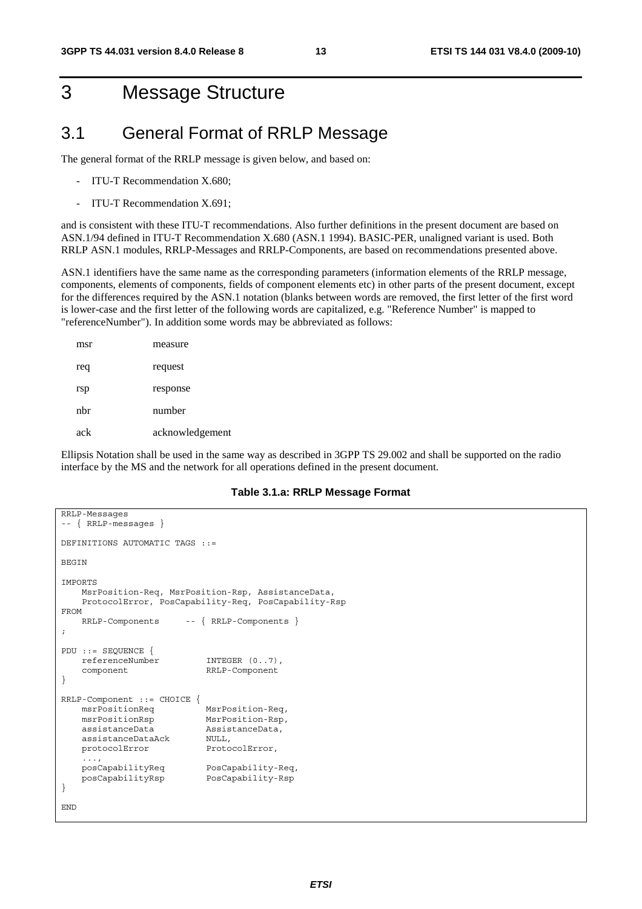# 3 Message Structure

## 3.1 General Format of RRLP Message

The general format of the RRLP message is given below, and based on:

- ITU-T Recommendation X.680;
- ITU-T Recommendation X.691;

and is consistent with these ITU-T recommendations. Also further definitions in the present document are based on ASN.1/94 defined in ITU-T Recommendation X.680 (ASN.1 1994). BASIC-PER, unaligned variant is used. Both RRLP ASN.1 modules, RRLP-Messages and RRLP-Components, are based on recommendations presented above.

ASN.1 identifiers have the same name as the corresponding parameters (information elements of the RRLP message, components, elements of components, fields of component elements etc) in other parts of the present document, except for the differences required by the ASN.1 notation (blanks between words are removed, the first letter of the first word is lower-case and the first letter of the following words are capitalized, e.g. "Reference Number" is mapped to "referenceNumber"). In addition some words may be abbreviated as follows:

| | |
|---|---|
| msr | measure |
| req | request |
| rsp | response |
| nbr | number |
| ack | acknowledgement |

Ellipsis Notation shall be used in the same way as described in 3GPP TS 29.002 and shall be supported on the radio interface by the MS and the network for all operations defined in the present document.

**Table 3.1.a: RRLP Message Format**

```
RRLP-Messages
-- { RRLP-messages }

DEFINITIONS AUTOMATIC TAGS ::=

BEGIN

IMPORTS
    MsrPosition-Req, MsrPosition-Rsp, AssistanceData,
    ProtocolError, PosCapability-Req, PosCapability-Rsp
FROM
    RRLP-Components     -- { RRLP-Components }
;

PDU ::= SEQUENCE {
    referenceNumber         INTEGER (0..7),
    component               RRLP-Component
}

RRLP-Component ::= CHOICE {
    msrPositionReq          MsrPosition-Req,
    msrPositionRsp          MsrPosition-Rsp,
    assistanceData          AssistanceData,
    assistanceDataAck       NULL,
    protocolError           ProtocolError,
    ...,
    posCapabilityReq        PosCapability-Req,
    posCapabilityRsp        PosCapability-Rsp
}

END
```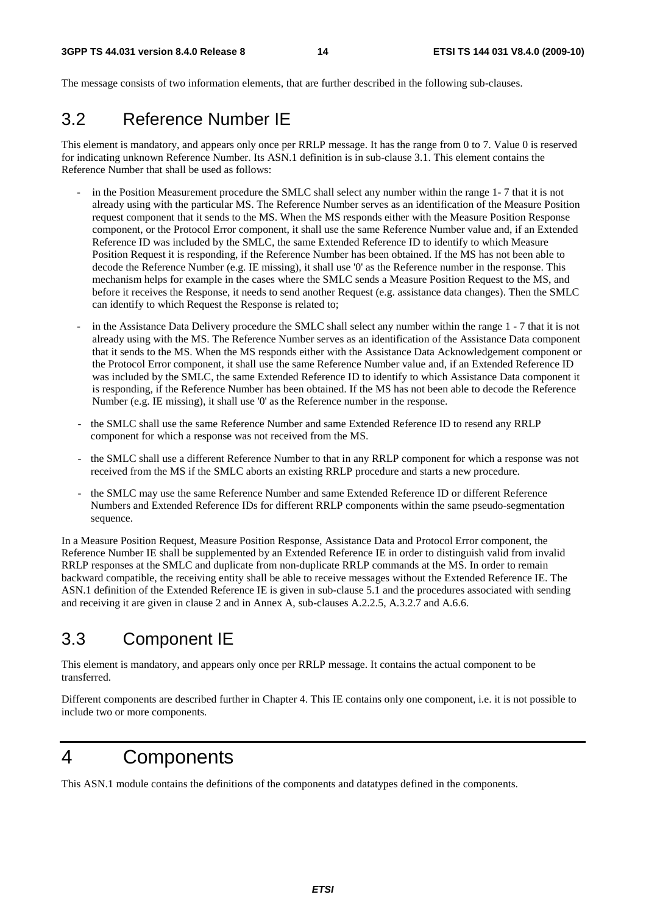The message consists of two information elements, that are further described in the following sub-clauses.

## 3.2 Reference Number IE

This element is mandatory, and appears only once per RRLP message. It has the range from 0 to 7. Value 0 is reserved for indicating unknown Reference Number. Its ASN.1 definition is in sub-clause 3.1. This element contains the Reference Number that shall be used as follows:

- in the Position Measurement procedure the SMLC shall select any number within the range 1- 7 that it is not already using with the particular MS. The Reference Number serves as an identification of the Measure Position request component that it sends to the MS. When the MS responds either with the Measure Position Response component, or the Protocol Error component, it shall use the same Reference Number value and, if an Extended Reference ID was included by the SMLC, the same Extended Reference ID to identify to which Measure Position Request it is responding, if the Reference Number has been obtained. If the MS has not been able to decode the Reference Number (e.g. IE missing), it shall use '0' as the Reference number in the response. This mechanism helps for example in the cases where the SMLC sends a Measure Position Request to the MS, and before it receives the Response, it needs to send another Request (e.g. assistance data changes). Then the SMLC can identify to which Request the Response is related to;
- in the Assistance Data Delivery procedure the SMLC shall select any number within the range 1 - 7 that it is not already using with the MS. The Reference Number serves as an identification of the Assistance Data component that it sends to the MS. When the MS responds either with the Assistance Data Acknowledgement component or the Protocol Error component, it shall use the same Reference Number value and, if an Extended Reference ID was included by the SMLC, the same Extended Reference ID to identify to which Assistance Data component it is responding, if the Reference Number has been obtained. If the MS has not been able to decode the Reference Number (e.g. IE missing), it shall use '0' as the Reference number in the response.
- the SMLC shall use the same Reference Number and same Extended Reference ID to resend any RRLP component for which a response was not received from the MS.
- the SMLC shall use a different Reference Number to that in any RRLP component for which a response was not received from the MS if the SMLC aborts an existing RRLP procedure and starts a new procedure.
- the SMLC may use the same Reference Number and same Extended Reference ID or different Reference Numbers and Extended Reference IDs for different RRLP components within the same pseudo-segmentation sequence.

In a Measure Position Request, Measure Position Response, Assistance Data and Protocol Error component, the Reference Number IE shall be supplemented by an Extended Reference IE in order to distinguish valid from invalid RRLP responses at the SMLC and duplicate from non-duplicate RRLP commands at the MS. In order to remain backward compatible, the receiving entity shall be able to receive messages without the Extended Reference IE. The ASN.1 definition of the Extended Reference IE is given in sub-clause 5.1 and the procedures associated with sending and receiving it are given in clause 2 and in Annex A, sub-clauses A.2.2.5, A.3.2.7 and A.6.6.

## 3.3 Component IE

This element is mandatory, and appears only once per RRLP message. It contains the actual component to be transferred.

Different components are described further in Chapter 4. This IE contains only one component, i.e. it is not possible to include two or more components.

# 4 Components

This ASN.1 module contains the definitions of the components and datatypes defined in the components.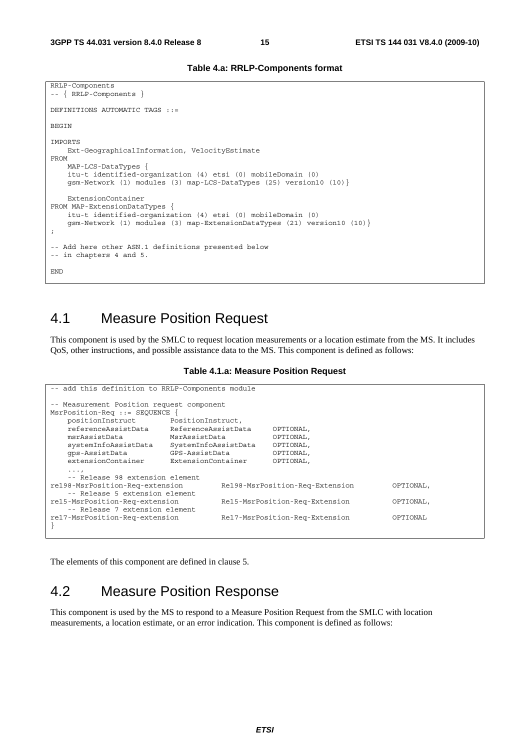**Table 4.a: RRLP-Components format**

```
RRLP-Components
-- { RRLP-Components }

DEFINITIONS AUTOMATIC TAGS ::=

BEGIN

IMPORTS
    Ext-GeographicalInformation, VelocityEstimate
FROM
    MAP-LCS-DataTypes {
    itu-t identified-organization (4) etsi (0) mobileDomain (0)
    gsm-Network (1) modules (3) map-LCS-DataTypes (25) version10 (10)}

    ExtensionContainer
FROM MAP-ExtensionDataTypes {
    itu-t identified-organization (4) etsi (0) mobileDomain (0)
    gsm-Network (1) modules (3) map-ExtensionDataTypes (21) version10 (10)}
;

-- Add here other ASN.1 definitions presented below
-- in chapters 4 and 5.

END
```

## 4.1 Measure Position Request

This component is used by the SMLC to request location measurements or a location estimate from the MS. It includes QoS, other instructions, and possible assistance data to the MS. This component is defined as follows:

**Table 4.1.a: Measure Position Request**

```
-- add this definition to RRLP-Components module

-- Measurement Position request component
MsrPosition-Req ::= SEQUENCE {
    positionInstruct        PositionInstruct,
    referenceAssistData     ReferenceAssistData     OPTIONAL,
    msrAssistData           MsrAssistData           OPTIONAL,
    systemInfoAssistData    SystemInfoAssistData    OPTIONAL,
    gps-AssistData          GPS-AssistData          OPTIONAL,
    extensionContainer      ExtensionContainer      OPTIONAL,
    ...,
    -- Release 98 extension element
rel98-MsrPosition-Req-extension         Rel98-MsrPosition-Req-Extension         OPTIONAL,
    -- Release 5 extension element
rel5-MsrPosition-Req-extension          Rel5-MsrPosition-Req-Extension          OPTIONAL,
    -- Release 7 extension element
rel7-MsrPosition-Req-extension          Rel7-MsrPosition-Req-Extension          OPTIONAL
}
```

The elements of this component are defined in clause 5.

## 4.2 Measure Position Response

This component is used by the MS to respond to a Measure Position Request from the SMLC with location measurements, a location estimate, or an error indication. This component is defined as follows: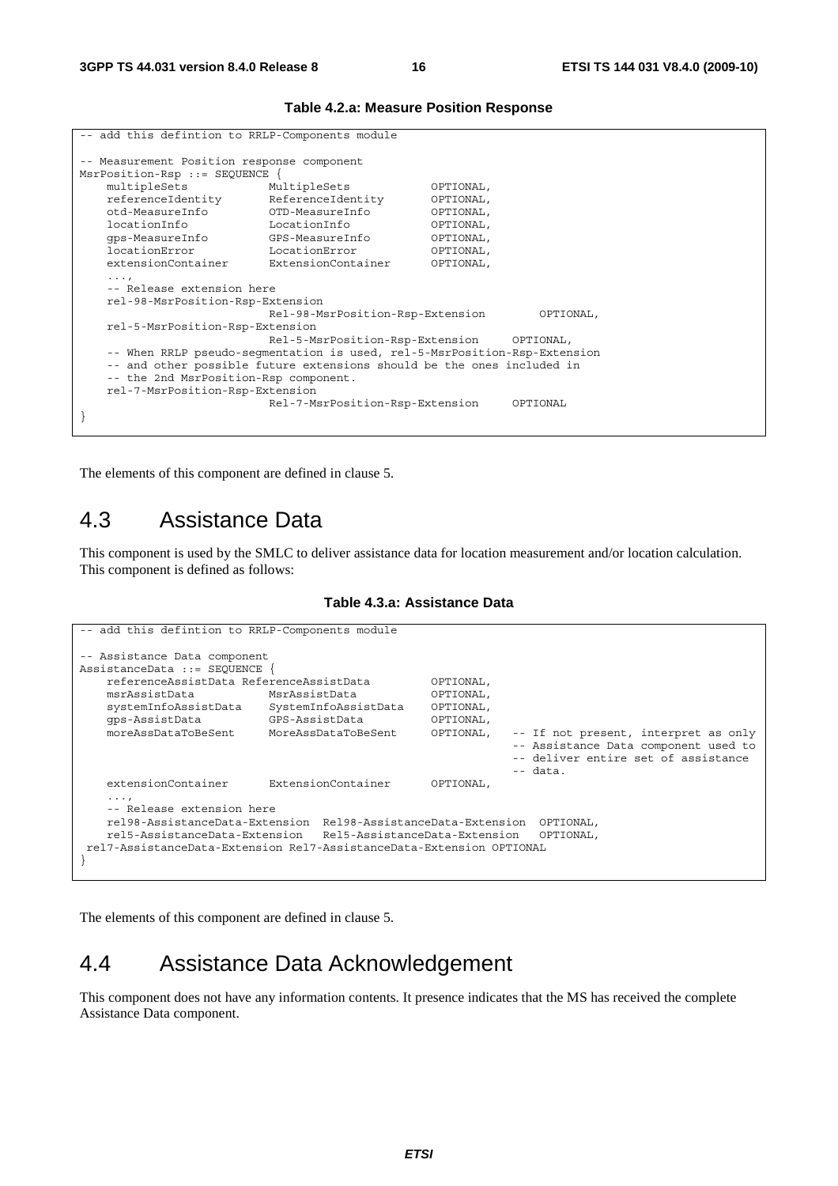**Table 4.2.a: Measure Position Response**

```
-- add this defintion to RRLP-Components module

-- Measurement Position response component
MsrPosition-Rsp ::= SEQUENCE {
    multipleSets            MultipleSets            OPTIONAL,
    referenceIdentity       ReferenceIdentity       OPTIONAL,
    otd-MeasureInfo         OTD-MeasureInfo         OPTIONAL,
    locationInfo            LocationInfo            OPTIONAL,
    gps-MeasureInfo         GPS-MeasureInfo         OPTIONAL,
    locationError           LocationError           OPTIONAL,
    extensionContainer      ExtensionContainer      OPTIONAL,
    ...,
    -- Release extension here
    rel-98-MsrPosition-Rsp-Extension
                            Rel-98-MsrPosition-Rsp-Extension        OPTIONAL,
    rel-5-MsrPosition-Rsp-Extension
                            Rel-5-MsrPosition-Rsp-Extension     OPTIONAL,
    -- When RRLP pseudo-segmentation is used, rel-5-MsrPosition-Rsp-Extension
    -- and other possible future extensions should be the ones included in
    -- the 2nd MsrPosition-Rsp component.
    rel-7-MsrPosition-Rsp-Extension
                            Rel-7-MsrPosition-Rsp-Extension     OPTIONAL
}
```

The elements of this component are defined in clause 5.

## 4.3 Assistance Data

This component is used by the SMLC to deliver assistance data for location measurement and/or location calculation. This component is defined as follows:

**Table 4.3.a: Assistance Data**

```
-- add this defintion to RRLP-Components module

-- Assistance Data component
AssistanceData ::= SEQUENCE {
    referenceAssistData ReferenceAssistData         OPTIONAL,
    msrAssistData           MsrAssistData           OPTIONAL,
    systemInfoAssistData    SystemInfoAssistData    OPTIONAL,
    gps-AssistData          GPS-AssistData          OPTIONAL,
    moreAssDataToBeSent     MoreAssDataToBeSent     OPTIONAL,   -- If not present, interpret as only
                                                                -- Assistance Data component used to
                                                                -- deliver entire set of assistance
                                                                -- data.
    extensionContainer      ExtensionContainer      OPTIONAL,
    ...,
    -- Release extension here
    rel98-AssistanceData-Extension  Rel98-AssistanceData-Extension  OPTIONAL,
    rel5-AssistanceData-Extension   Rel5-AssistanceData-Extension   OPTIONAL,
 rel7-AssistanceData-Extension Rel7-AssistanceData-Extension OPTIONAL
}
```

The elements of this component are defined in clause 5.

## 4.4 Assistance Data Acknowledgement

This component does not have any information contents. It presence indicates that the MS has received the complete Assistance Data component.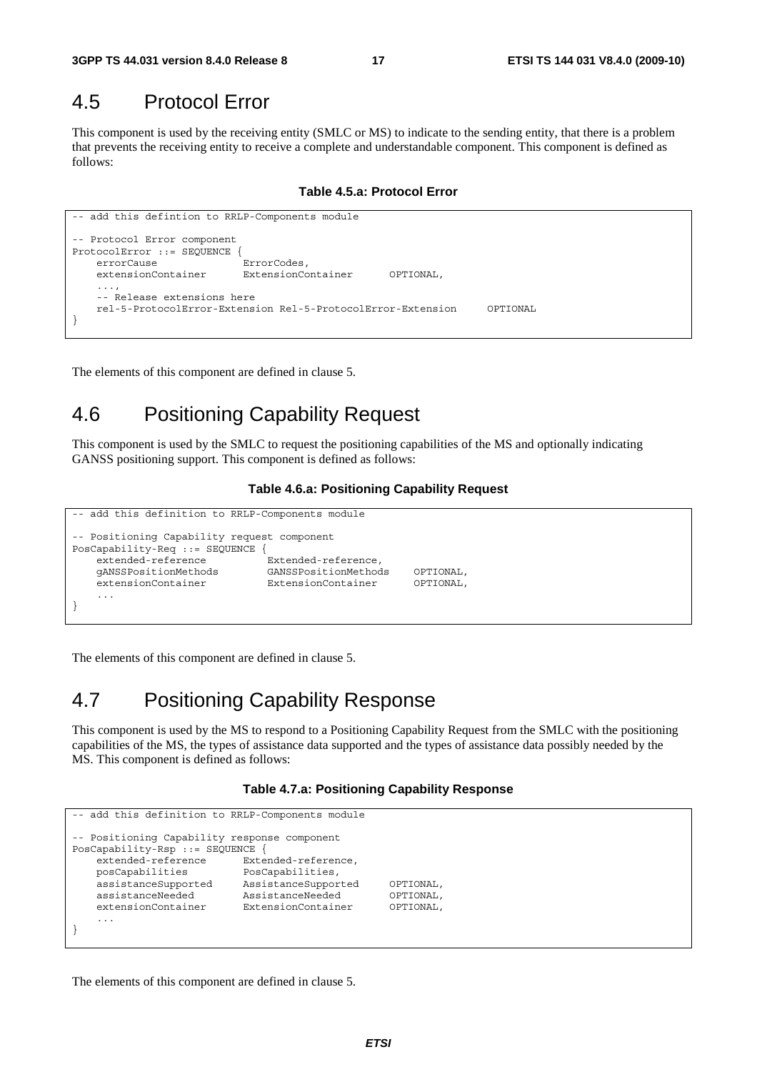## 4.5 Protocol Error

This component is used by the receiving entity (SMLC or MS) to indicate to the sending entity, that there is a problem that prevents the receiving entity to receive a complete and understandable component. This component is defined as follows:

**Table 4.5.a: Protocol Error**

```
-- add this defintion to RRLP-Components module

-- Protocol Error component
ProtocolError ::= SEQUENCE {
    errorCause              ErrorCodes,
    extensionContainer      ExtensionContainer      OPTIONAL,
    ...,
    -- Release extensions here
    rel-5-ProtocolError-Extension Rel-5-ProtocolError-Extension     OPTIONAL
}
```

The elements of this component are defined in clause 5.

## 4.6 Positioning Capability Request

This component is used by the SMLC to request the positioning capabilities of the MS and optionally indicating GANSS positioning support. This component is defined as follows:

**Table 4.6.a: Positioning Capability Request**

```
-- add this definition to RRLP-Components module

-- Positioning Capability request component
PosCapability-Req ::= SEQUENCE {
    extended-reference          Extended-reference,
    gANSSPositionMethods        GANSSPositionMethods    OPTIONAL,
    extensionContainer          ExtensionContainer      OPTIONAL,
    ...
}
```

The elements of this component are defined in clause 5.

## 4.7 Positioning Capability Response

This component is used by the MS to respond to a Positioning Capability Request from the SMLC with the positioning capabilities of the MS, the types of assistance data supported and the types of assistance data possibly needed by the MS. This component is defined as follows:

**Table 4.7.a: Positioning Capability Response**

```
-- add this definition to RRLP-Components module

-- Positioning Capability response component
PosCapability-Rsp ::= SEQUENCE {
    extended-reference      Extended-reference,
    posCapabilities         PosCapabilities,
    assistanceSupported     AssistanceSupported     OPTIONAL,
    assistanceNeeded        AssistanceNeeded        OPTIONAL,
    extensionContainer      ExtensionContainer      OPTIONAL,
    ...
}
```

The elements of this component are defined in clause 5.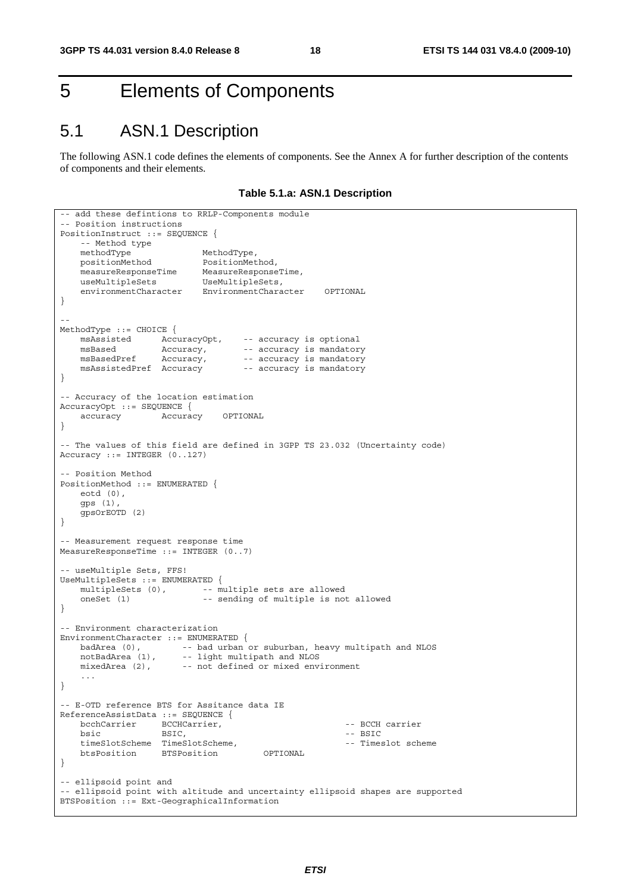# 5 Elements of Components

## 5.1 ASN.1 Description

The following ASN.1 code defines the elements of components. See the Annex A for further description of the contents of components and their elements.

**Table 5.1.a: ASN.1 Description**

```
-- add these defintions to RRLP-Components module
-- Position instructions
PositionInstruct ::= SEQUENCE {
    -- Method type
    methodType              MethodType,
    positionMethod          PositionMethod,
    measureResponseTime     MeasureResponseTime,
    useMultipleSets         UseMultipleSets,
    environmentCharacter    EnvironmentCharacter    OPTIONAL
}

--
MethodType ::= CHOICE {
    msAssisted      AccuracyOpt,    -- accuracy is optional
    msBased         Accuracy,       -- accuracy is mandatory
    msBasedPref     Accuracy,       -- accuracy is mandatory
    msAssistedPref  Accuracy        -- accuracy is mandatory
}

-- Accuracy of the location estimation
AccuracyOpt ::= SEQUENCE {
    accuracy        Accuracy    OPTIONAL
}

-- The values of this field are defined in 3GPP TS 23.032 (Uncertainty code)
Accuracy ::= INTEGER (0..127)

-- Position Method
PositionMethod ::= ENUMERATED {
    eotd (0),
    gps (1),
    gpsOrEOTD (2)
}

-- Measurement request response time
MeasureResponseTime ::= INTEGER (0..7)

-- useMultiple Sets, FFS!
UseMultipleSets ::= ENUMERATED {
    multipleSets (0),       -- multiple sets are allowed
    oneSet (1)              -- sending of multiple is not allowed
}

-- Environment characterization
EnvironmentCharacter ::= ENUMERATED {
    badArea (0),        -- bad urban or suburban, heavy multipath and NLOS
    notBadArea (1),     -- light multipath and NLOS
    mixedArea (2),      -- not defined or mixed environment
    ...
}

-- E-OTD reference BTS for Assitance data IE
ReferenceAssistData ::= SEQUENCE {
    bcchCarrier     BCCHCarrier,                        -- BCCH carrier
    bsic            BSIC,                               -- BSIC
    timeSlotScheme  TimeSlotScheme,                     -- Timeslot scheme
    btsPosition     BTSPosition         OPTIONAL
}

-- ellipsoid point and
-- ellipsoid point with altitude and uncertainty ellipsoid shapes are supported
BTSPosition ::= Ext-GeographicalInformation
```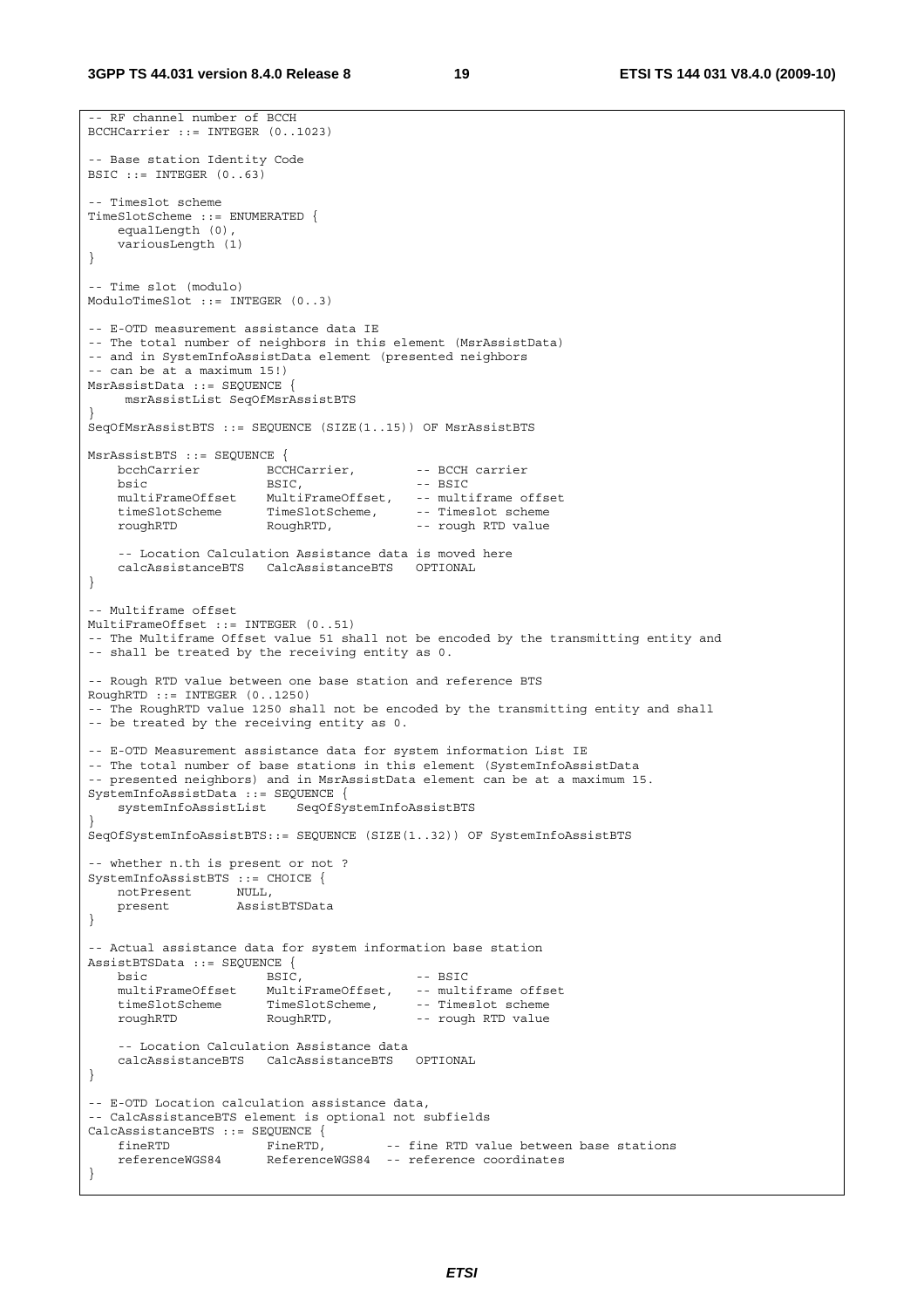```
-- RF channel number of BCCH
BCCHCarrier ::= INTEGER (0..1023)

-- Base station Identity Code
BSIC ::= INTEGER (0..63)

-- Timeslot scheme
TimeSlotScheme ::= ENUMERATED {
    equalLength (0),
    variousLength (1)
}

-- Time slot (modulo)
ModuloTimeSlot ::= INTEGER (0..3)

-- E-OTD measurement assistance data IE
-- The total number of neighbors in this element (MsrAssistData)
-- and in SystemInfoAssistData element (presented neighbors
-- can be at a maximum 15!)
MsrAssistData ::= SEQUENCE {
     msrAssistList SeqOfMsrAssistBTS
}
SeqOfMsrAssistBTS ::= SEQUENCE (SIZE(1..15)) OF MsrAssistBTS

MsrAssistBTS ::= SEQUENCE {
    bcchCarrier         BCCHCarrier,        -- BCCH carrier
    bsic                BSIC,               -- BSIC
    multiFrameOffset    MultiFrameOffset,   -- multiframe offset
    timeSlotScheme      TimeSlotScheme,     -- Timeslot scheme
    roughRTD            RoughRTD,           -- rough RTD value

    -- Location Calculation Assistance data is moved here
    calcAssistanceBTS   CalcAssistanceBTS   OPTIONAL
}

-- Multiframe offset
MultiFrameOffset ::= INTEGER (0..51)
-- The Multiframe Offset value 51 shall not be encoded by the transmitting entity and
-- shall be treated by the receiving entity as 0.

-- Rough RTD value between one base station and reference BTS
RoughRTD ::= INTEGER (0..1250)
-- The RoughRTD value 1250 shall not be encoded by the transmitting entity and shall
-- be treated by the receiving entity as 0.

-- E-OTD Measurement assistance data for system information List IE
-- The total number of base stations in this element (SystemInfoAssistData
-- presented neighbors) and in MsrAssistData element can be at a maximum 15.
SystemInfoAssistData ::= SEQUENCE {
    systemInfoAssistList    SeqOfSystemInfoAssistBTS
}
SeqOfSystemInfoAssistBTS::= SEQUENCE (SIZE(1..32)) OF SystemInfoAssistBTS

-- whether n.th is present or not ?
SystemInfoAssistBTS ::= CHOICE {
    notPresent      NULL,
    present         AssistBTSData
}

-- Actual assistance data for system information base station
AssistBTSData ::= SEQUENCE {
    bsic                BSIC,               -- BSIC
    multiFrameOffset    MultiFrameOffset,   -- multiframe offset
    timeSlotScheme      TimeSlotScheme,     -- Timeslot scheme
    roughRTD            RoughRTD,           -- rough RTD value

    -- Location Calculation Assistance data
    calcAssistanceBTS   CalcAssistanceBTS   OPTIONAL
}

-- E-OTD Location calculation assistance data,
-- CalcAssistanceBTS element is optional not subfields
CalcAssistanceBTS ::= SEQUENCE {
    fineRTD             FineRTD,        -- fine RTD value between base stations
    referenceWGS84      ReferenceWGS84  -- reference coordinates
}
```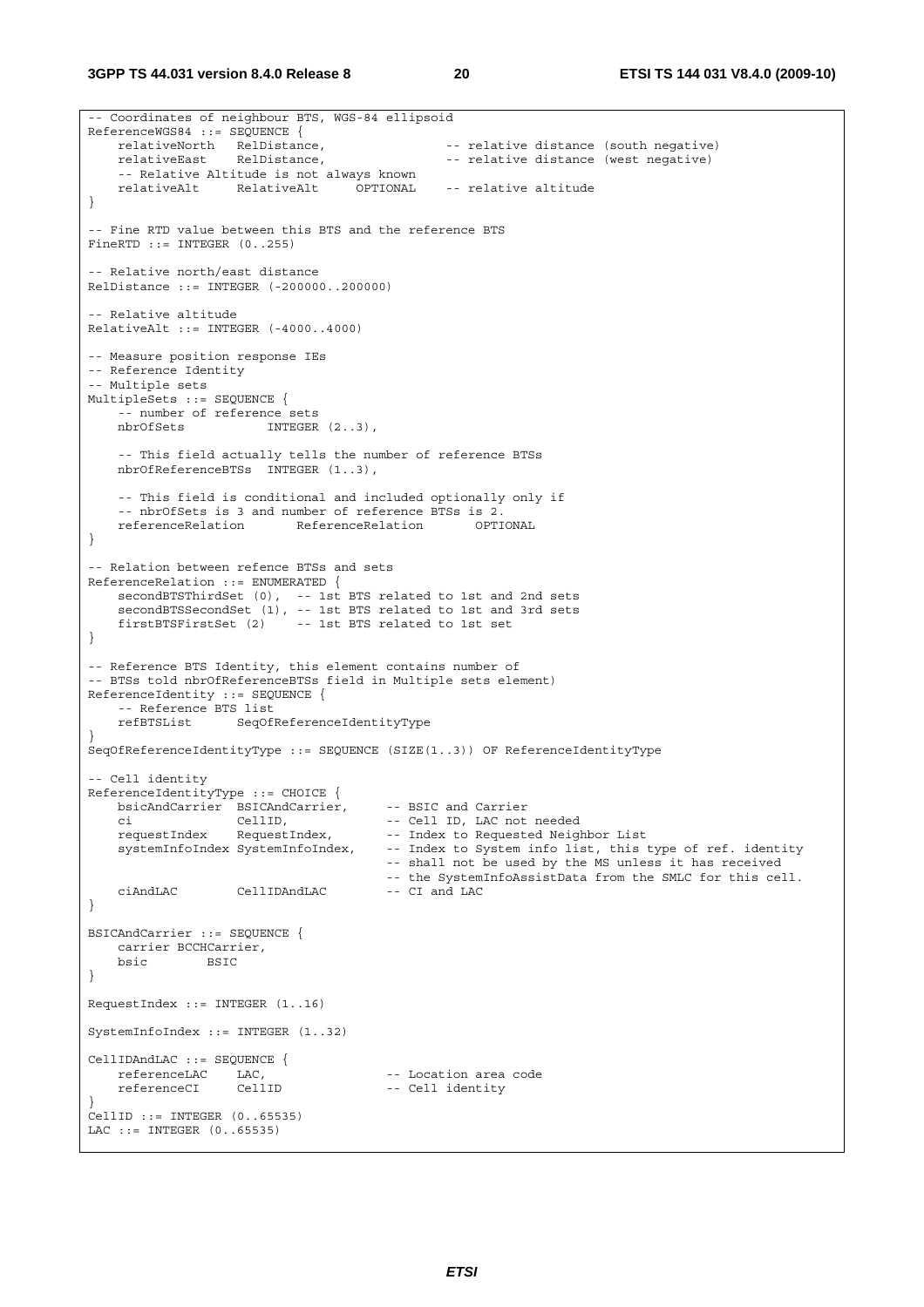```
-- Coordinates of neighbour BTS, WGS-84 ellipsoid
ReferenceWGS84 ::= SEQUENCE {
    relativeNorth   RelDistance,                -- relative distance (south negative)
    relativeEast    RelDistance,                -- relative distance (west negative)
    -- Relative Altitude is not always known
    relativeAlt     RelativeAlt     OPTIONAL    -- relative altitude
}

-- Fine RTD value between this BTS and the reference BTS
FineRTD ::= INTEGER (0..255)

-- Relative north/east distance
RelDistance ::= INTEGER (-200000..200000)

-- Relative altitude
RelativeAlt ::= INTEGER (-4000..4000)

-- Measure position response IEs
-- Reference Identity
-- Multiple sets
MultipleSets ::= SEQUENCE {
    -- number of reference sets
    nbrOfSets           INTEGER (2..3),

    -- This field actually tells the number of reference BTSs
    nbrOfReferenceBTSs  INTEGER (1..3),

    -- This field is conditional and included optionally only if
    -- nbrOfSets is 3 and number of reference BTSs is 2.
    referenceRelation       ReferenceRelation       OPTIONAL
}

-- Relation between refence BTSs and sets
ReferenceRelation ::= ENUMERATED {
    secondBTSThirdSet (0),  -- 1st BTS related to 1st and 2nd sets
    secondBTSSecondSet (1), -- 1st BTS related to 1st and 3rd sets
    firstBTSFirstSet (2)    -- 1st BTS related to 1st set
}

-- Reference BTS Identity, this element contains number of
-- BTSs told nbrOfReferenceBTSs field in Multiple sets element)
ReferenceIdentity ::= SEQUENCE {
    -- Reference BTS list
    refBTSList      SeqOfReferenceIdentityType
}
SeqOfReferenceIdentityType ::= SEQUENCE (SIZE(1..3)) OF ReferenceIdentityType

-- Cell identity
ReferenceIdentityType ::= CHOICE {
    bsicAndCarrier  BSICAndCarrier,     -- BSIC and Carrier
    ci              CellID,             -- Cell ID, LAC not needed
    requestIndex    RequestIndex,       -- Index to Requested Neighbor List
    systemInfoIndex SystemInfoIndex,    -- Index to System info list, this type of ref. identity
                                        -- shall not be used by the MS unless it has received
                                        -- the SystemInfoAssistData from the SMLC for this cell.
    ciAndLAC        CellIDAndLAC        -- CI and LAC
}

BSICAndCarrier ::= SEQUENCE {
    carrier BCCHCarrier,
    bsic        BSIC
}

RequestIndex ::= INTEGER (1..16)

SystemInfoIndex ::= INTEGER (1..32)

CellIDAndLAC ::= SEQUENCE {
    referenceLAC    LAC,                -- Location area code
    referenceCI     CellID              -- Cell identity
}
CellID ::= INTEGER (0..65535)
LAC ::= INTEGER (0..65535)
```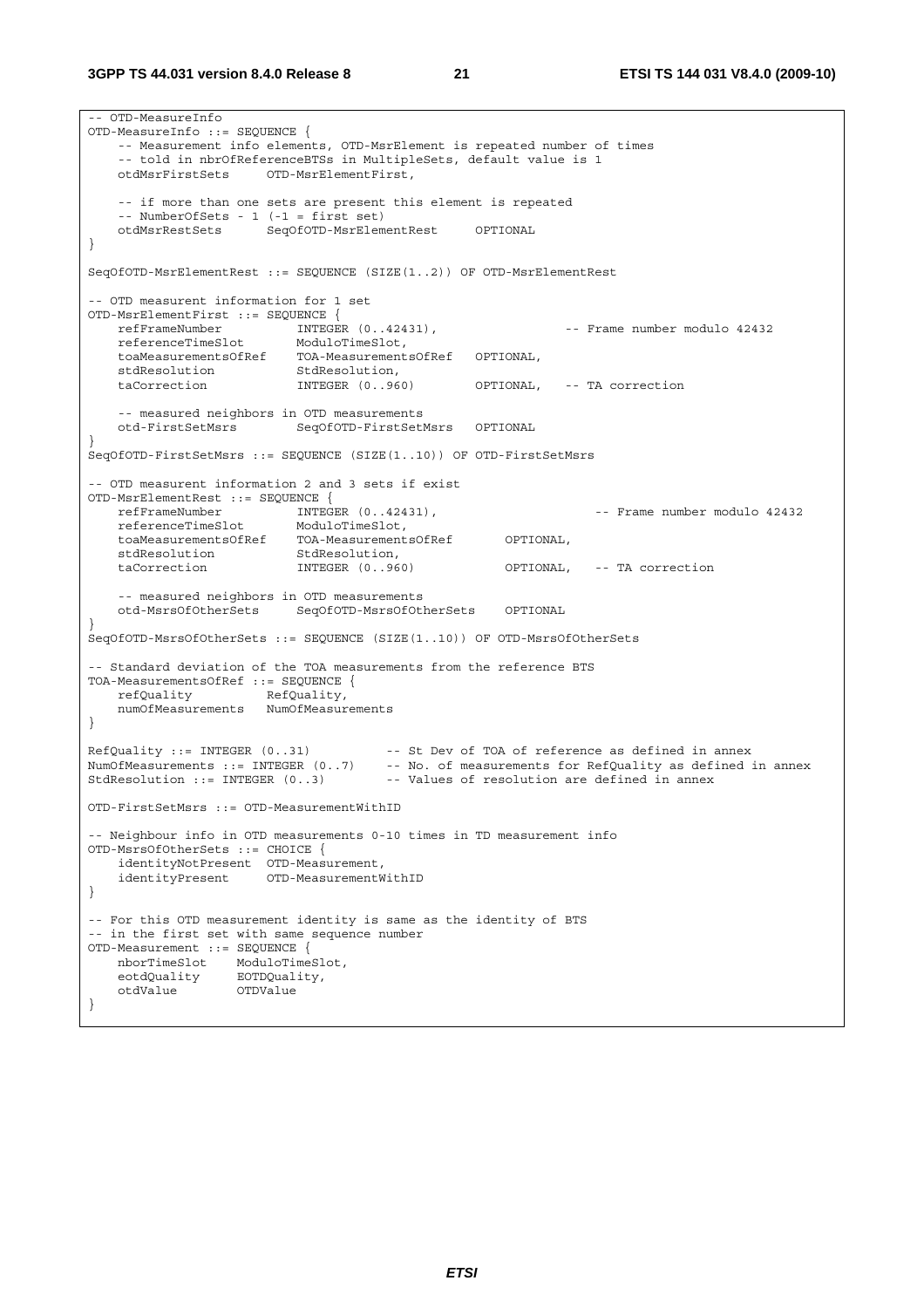```
-- OTD-MeasureInfo
OTD-MeasureInfo ::= SEQUENCE {
    -- Measurement info elements, OTD-MsrElement is repeated number of times
    -- told in nbrOfReferenceBTSs in MultipleSets, default value is 1
    otdMsrFirstSets     OTD-MsrElementFirst,

    -- if more than one sets are present this element is repeated
    -- NumberOfSets - 1 (-1 = first set)
    otdMsrRestSets      SeqOfOTD-MsrElementRest     OPTIONAL
}

SeqOfOTD-MsrElementRest ::= SEQUENCE (SIZE(1..2)) OF OTD-MsrElementRest

-- OTD measurent information for 1 set
OTD-MsrElementFirst ::= SEQUENCE {
    refFrameNumber          INTEGER (0..42431),                 -- Frame number modulo 42432
    referenceTimeSlot       ModuloTimeSlot,
    toaMeasurementsOfRef    TOA-MeasurementsOfRef   OPTIONAL,
    stdResolution           StdResolution,
    taCorrection            INTEGER (0..960)        OPTIONAL,   -- TA correction

    -- measured neighbors in OTD measurements
    otd-FirstSetMsrs        SeqOfOTD-FirstSetMsrs   OPTIONAL
}
SeqOfOTD-FirstSetMsrs ::= SEQUENCE (SIZE(1..10)) OF OTD-FirstSetMsrs

-- OTD measurent information 2 and 3 sets if exist
OTD-MsrElementRest ::= SEQUENCE {
    refFrameNumber          INTEGER (0..42431),                     -- Frame number modulo 42432
    referenceTimeSlot       ModuloTimeSlot,
    toaMeasurementsOfRef    TOA-MeasurementsOfRef       OPTIONAL,
    stdResolution           StdResolution,
    taCorrection            INTEGER (0..960)            OPTIONAL,   -- TA correction

    -- measured neighbors in OTD measurements
    otd-MsrsOfOtherSets     SeqOfOTD-MsrsOfOtherSets    OPTIONAL
}
SeqOfOTD-MsrsOfOtherSets ::= SEQUENCE (SIZE(1..10)) OF OTD-MsrsOfOtherSets

-- Standard deviation of the TOA measurements from the reference BTS
TOA-MeasurementsOfRef ::= SEQUENCE {
    refQuality          RefQuality,
    numOfMeasurements   NumOfMeasurements
}

RefQuality ::= INTEGER (0..31)          -- St Dev of TOA of reference as defined in annex
NumOfMeasurements ::= INTEGER (0..7)    -- No. of measurements for RefQuality as defined in annex
StdResolution ::= INTEGER (0..3)        -- Values of resolution are defined in annex

OTD-FirstSetMsrs ::= OTD-MeasurementWithID

-- Neighbour info in OTD measurements 0-10 times in TD measurement info
OTD-MsrsOfOtherSets ::= CHOICE {
    identityNotPresent  OTD-Measurement,
    identityPresent     OTD-MeasurementWithID
}

-- For this OTD measurement identity is same as the identity of BTS
-- in the first set with same sequence number
OTD-Measurement ::= SEQUENCE {
    nborTimeSlot    ModuloTimeSlot,
    eotdQuality     EOTDQuality,
    otdValue        OTDValue
}
```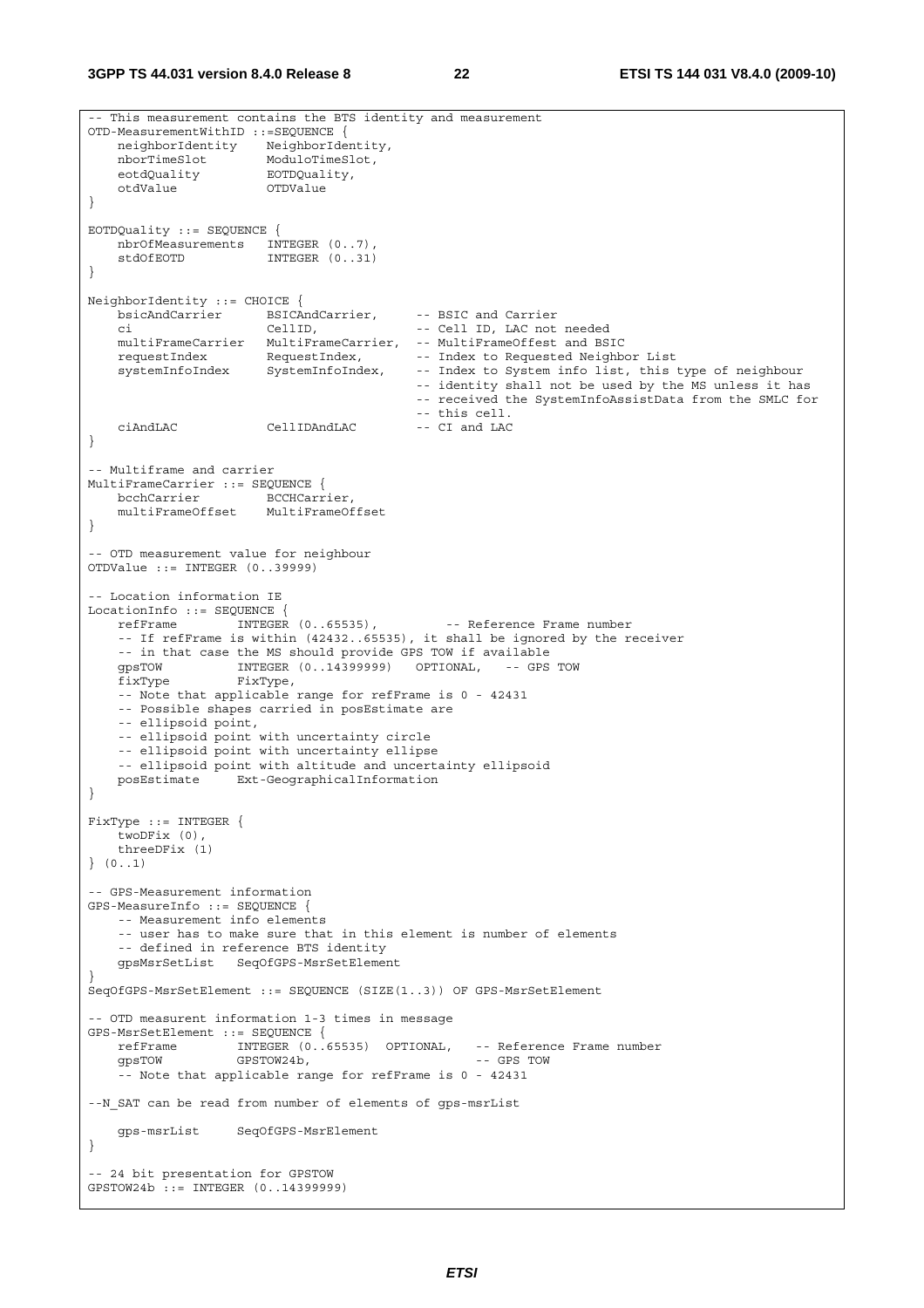```
-- This measurement contains the BTS identity and measurement
OTD-MeasurementWithID ::=SEQUENCE {
    neighborIdentity    NeighborIdentity,
    nborTimeSlot        ModuloTimeSlot,
    eotdQuality         EOTDQuality,
    otdValue            OTDValue
}

EOTDQuality ::= SEQUENCE {
    nbrOfMeasurements   INTEGER (0..7),
    stdOfEOTD           INTEGER (0..31)
}

NeighborIdentity ::= CHOICE {
    bsicAndCarrier      BSICAndCarrier,     -- BSIC and Carrier
    ci                  CellID,             -- Cell ID, LAC not needed
    multiFrameCarrier   MultiFrameCarrier,  -- MultiFrameOffest and BSIC
    requestIndex        RequestIndex,       -- Index to Requested Neighbor List
    systemInfoIndex     SystemInfoIndex,    -- Index to System info list, this type of neighbour
                                            -- identity shall not be used by the MS unless it has
                                            -- received the SystemInfoAssistData from the SMLC for
                                            -- this cell.
    ciAndLAC            CellIDAndLAC        -- CI and LAC
}

-- Multiframe and carrier
MultiFrameCarrier ::= SEQUENCE {
    bcchCarrier         BCCHCarrier,
    multiFrameOffset    MultiFrameOffset
}

-- OTD measurement value for neighbour
OTDValue ::= INTEGER (0..39999)

-- Location information IE
LocationInfo ::= SEQUENCE {
    refFrame        INTEGER (0..65535),         -- Reference Frame number
    -- If refFrame is within (42432..65535), it shall be ignored by the receiver
    -- in that case the MS should provide GPS TOW if available
    gpsTOW          INTEGER (0..14399999)   OPTIONAL,   -- GPS TOW
    fixType         FixType,
    -- Note that applicable range for refFrame is 0 - 42431
    -- Possible shapes carried in posEstimate are
    -- ellipsoid point,
    -- ellipsoid point with uncertainty circle
    -- ellipsoid point with uncertainty ellipse
    -- ellipsoid point with altitude and uncertainty ellipsoid
    posEstimate     Ext-GeographicalInformation
}

FixType ::= INTEGER {
    twoDFix (0),
    threeDFix (1)
} (0..1)

-- GPS-Measurement information
GPS-MeasureInfo ::= SEQUENCE {
    -- Measurement info elements
    -- user has to make sure that in this element is number of elements
    -- defined in reference BTS identity
    gpsMsrSetList   SeqOfGPS-MsrSetElement
}
SeqOfGPS-MsrSetElement ::= SEQUENCE (SIZE(1..3)) OF GPS-MsrSetElement

-- OTD measurent information 1-3 times in message
GPS-MsrSetElement ::= SEQUENCE {
    refFrame        INTEGER (0..65535)  OPTIONAL,   -- Reference Frame number
    gpsTOW          GPSTOW24b,                      -- GPS TOW
    -- Note that applicable range for refFrame is 0 - 42431

--N_SAT can be read from number of elements of gps-msrList

    gps-msrList     SeqOfGPS-MsrElement
}

-- 24 bit presentation for GPSTOW
GPSTOW24b ::= INTEGER (0..14399999)
```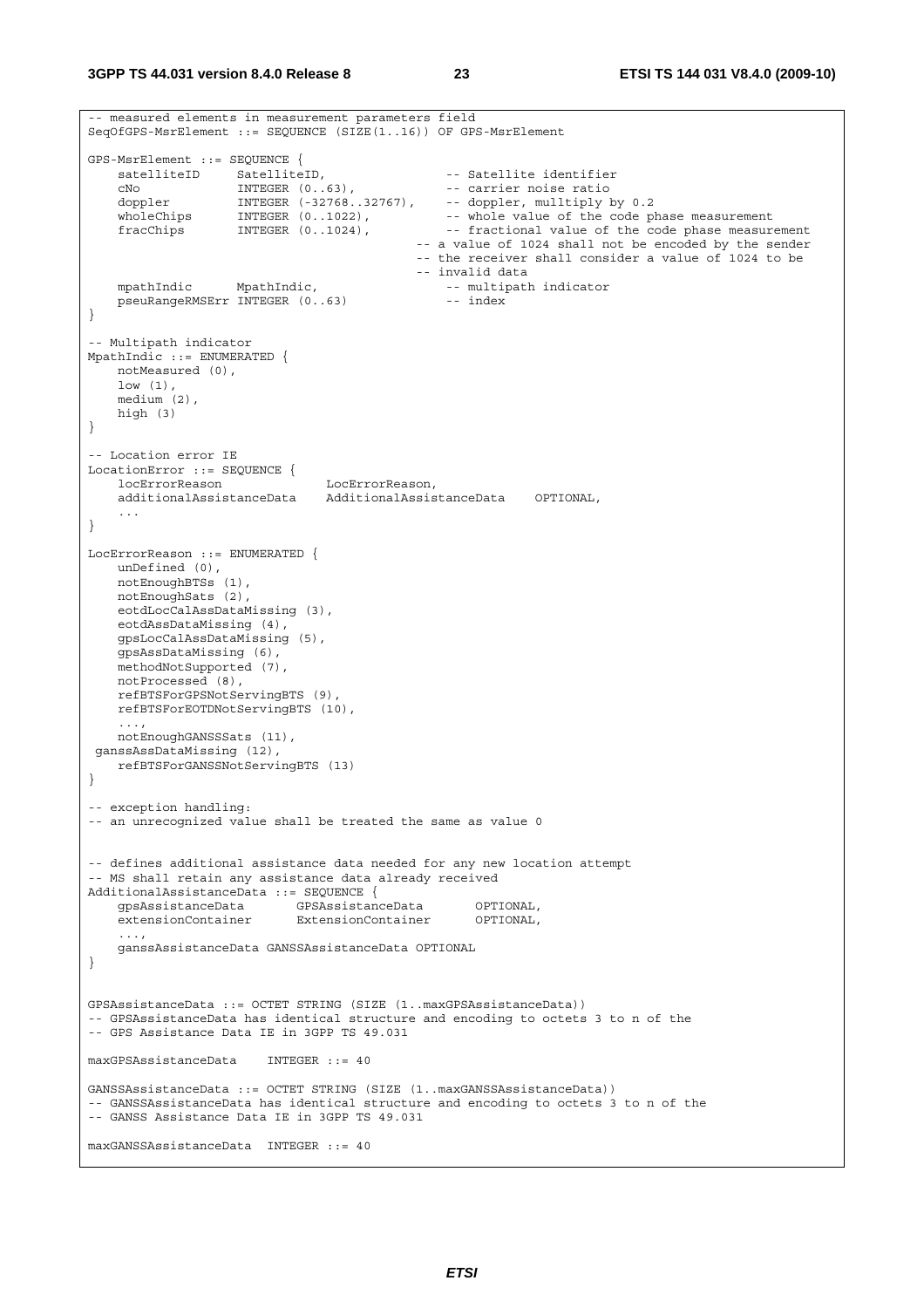```
-- measured elements in measurement parameters field
SeqOfGPS-MsrElement ::= SEQUENCE (SIZE(1..16)) OF GPS-MsrElement

GPS-MsrElement ::= SEQUENCE {
    satelliteID     SatelliteID,                -- Satellite identifier
    cNo             INTEGER (0..63),            -- carrier noise ratio
    doppler         INTEGER (-32768..32767),    -- doppler, mulltiply by 0.2
    wholeChips      INTEGER (0..1022),          -- whole value of the code phase measurement
    fracChips       INTEGER (0..1024),          -- fractional value of the code phase measurement
                                            -- a value of 1024 shall not be encoded by the sender
                                            -- the receiver shall consider a value of 1024 to be
                                            -- invalid data
    mpathIndic      MpathIndic,                 -- multipath indicator
    pseuRangeRMSErr INTEGER (0..63)             -- index
}

-- Multipath indicator
MpathIndic ::= ENUMERATED {
    notMeasured (0),
    low (1),
    medium (2),
    high (3)
}

-- Location error IE
LocationError ::= SEQUENCE {
    locErrorReason              LocErrorReason,
    additionalAssistanceData    AdditionalAssistanceData    OPTIONAL,
    ...
}

LocErrorReason ::= ENUMERATED {
    unDefined (0),
    notEnoughBTSs (1),
    notEnoughSats (2),
    eotdLocCalAssDataMissing (3),
    eotdAssDataMissing (4),
    gpsLocCalAssDataMissing (5),
    gpsAssDataMissing (6),
    methodNotSupported (7),
    notProcessed (8),
    refBTSForGPSNotServingBTS (9),
    refBTSForEOTDNotServingBTS (10),
    ...,
    notEnoughGANSSSats (11),
 ganssAssDataMissing (12),
    refBTSForGANSSNotServingBTS (13)
}

-- exception handling:
-- an unrecognized value shall be treated the same as value 0


-- defines additional assistance data needed for any new location attempt
-- MS shall retain any assistance data already received
AdditionalAssistanceData ::= SEQUENCE {
    gpsAssistanceData       GPSAssistanceData       OPTIONAL,
    extensionContainer      ExtensionContainer      OPTIONAL,
    ...,
    ganssAssistanceData GANSSAssistanceData OPTIONAL
}


GPSAssistanceData ::= OCTET STRING (SIZE (1..maxGPSAssistanceData))
-- GPSAssistanceData has identical structure and encoding to octets 3 to n of the
-- GPS Assistance Data IE in 3GPP TS 49.031

maxGPSAssistanceData    INTEGER ::= 40

GANSSAssistanceData ::= OCTET STRING (SIZE (1..maxGANSSAssistanceData))
-- GANSSAssistanceData has identical structure and encoding to octets 3 to n of the
-- GANSS Assistance Data IE in 3GPP TS 49.031

maxGANSSAssistanceData  INTEGER ::= 40
```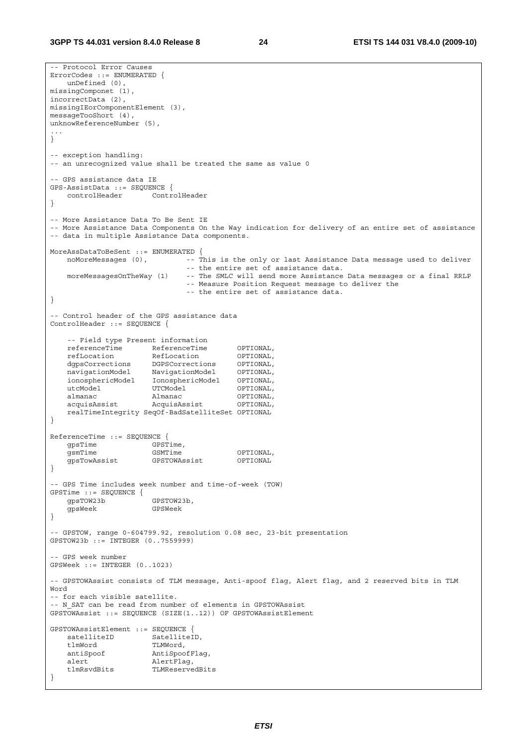```
-- Protocol Error Causes
ErrorCodes ::= ENUMERATED {
    unDefined (0),
missingComponet (1),
incorrectData (2),
missingIEorComponentElement (3),
messageTooShort (4),
unknowReferenceNumber (5),
...
}

-- exception handling:
-- an unrecognized value shall be treated the same as value 0

-- GPS assistance data IE
GPS-AssistData ::= SEQUENCE {
    controlHeader       ControlHeader
}

-- More Assistance Data To Be Sent IE
-- More Assistance Data Components On the Way indication for delivery of an entire set of assistance
-- data in multiple Assistance Data components.

MoreAssDataToBeSent ::= ENUMERATED {
    noMoreMessages (0),         -- This is the only or last Assistance Data message used to deliver
                                -- the entire set of assistance data.
    moreMessagesOnTheWay (1)    -- The SMLC will send more Assistance Data messages or a final RRLP
                                -- Measure Position Request message to deliver the
                                -- the entire set of assistance data.
}

-- Control header of the GPS assistance data
ControlHeader ::= SEQUENCE {

    -- Field type Present information
    referenceTime       ReferenceTime       OPTIONAL,
    refLocation         RefLocation         OPTIONAL,
    dgpsCorrections     DGPSCorrections     OPTIONAL,
    navigationModel     NavigationModel     OPTIONAL,
    ionosphericModel    IonosphericModel    OPTIONAL,
    utcModel            UTCModel            OPTIONAL,
    almanac             Almanac             OPTIONAL,
    acquisAssist        AcquisAssist        OPTIONAL,
    realTimeIntegrity SeqOf-BadSatelliteSet OPTIONAL
}

ReferenceTime ::= SEQUENCE {
    gpsTime             GPSTime,
    gsmTime             GSMTime             OPTIONAL,
    gpsTowAssist        GPSTOWAssist        OPTIONAL
}

-- GPS Time includes week number and time-of-week (TOW)
GPSTime ::= SEQUENCE {
    gpsTOW23b           GPSTOW23b,
    gpsWeek             GPSWeek
}

-- GPSTOW, range 0-604799.92, resolution 0.08 sec, 23-bit presentation
GPSTOW23b ::= INTEGER (0..7559999)

-- GPS week number
GPSWeek ::= INTEGER (0..1023)

-- GPSTOWAssist consists of TLM message, Anti-spoof flag, Alert flag, and 2 reserved bits in TLM
Word
-- for each visible satellite.
-- N_SAT can be read from number of elements in GPSTOWAssist
GPSTOWAssist ::= SEQUENCE (SIZE(1..12)) OF GPSTOWAssistElement

GPSTOWAssistElement ::= SEQUENCE {
    satelliteID         SatelliteID,
    tlmWord             TLMWord,
    antiSpoof           AntiSpoofFlag,
    alert               AlertFlag,
    tlmRsvdBits         TLMReservedBits
}
```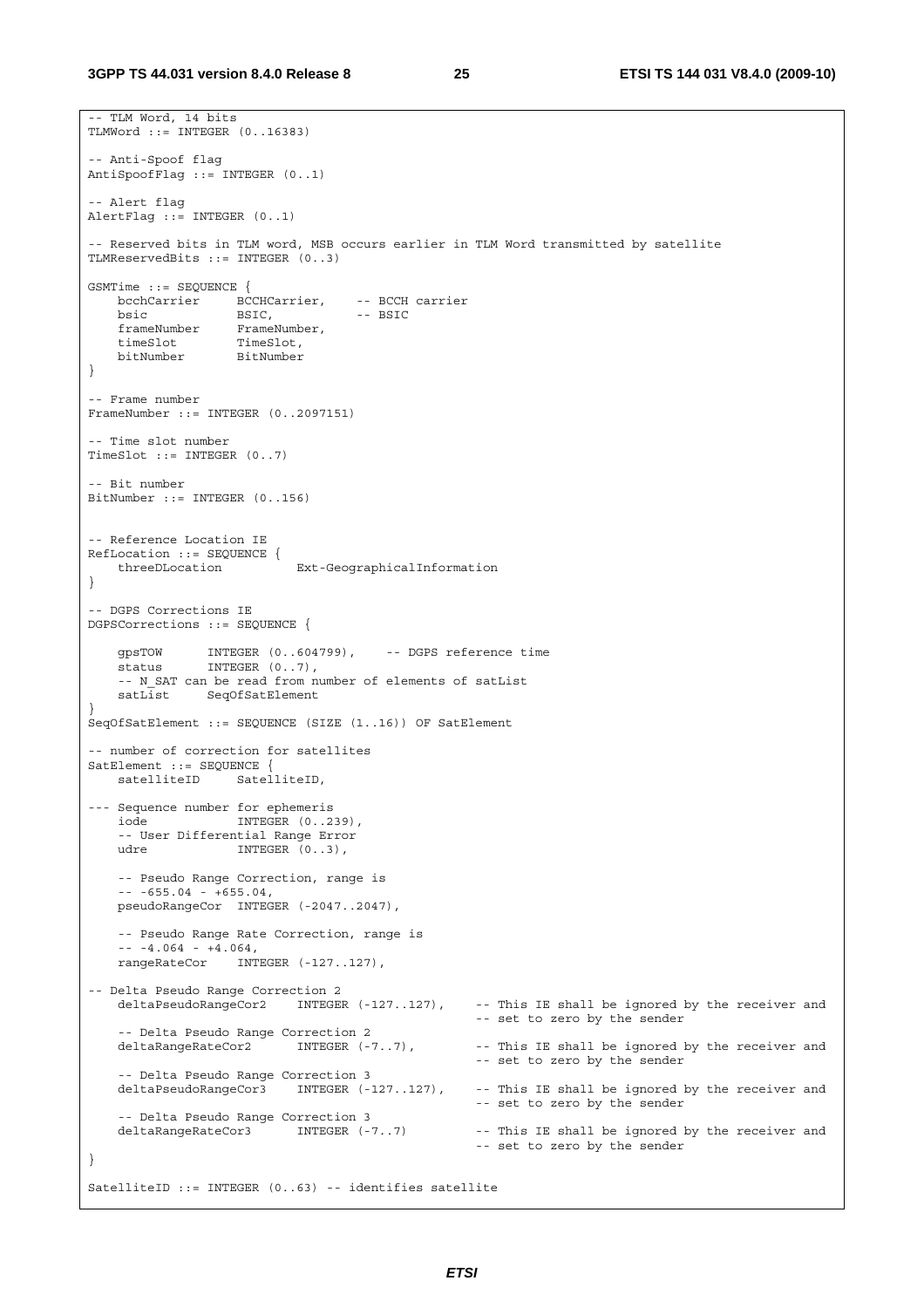```
-- TLM Word, 14 bits
TLMWord ::= INTEGER (0..16383)

-- Anti-Spoof flag
AntiSpoofFlag ::= INTEGER (0..1)

-- Alert flag
AlertFlag ::= INTEGER (0..1)

-- Reserved bits in TLM word, MSB occurs earlier in TLM Word transmitted by satellite
TLMReservedBits ::= INTEGER (0..3)

GSMTime ::= SEQUENCE {
    bcchCarrier     BCCHCarrier,    -- BCCH carrier
    bsic            BSIC,           -- BSIC
    frameNumber     FrameNumber,
    timeSlot        TimeSlot,
    bitNumber       BitNumber
}

-- Frame number
FrameNumber ::= INTEGER (0..2097151)

-- Time slot number
TimeSlot ::= INTEGER (0..7)

-- Bit number
BitNumber ::= INTEGER (0..156)


-- Reference Location IE
RefLocation ::= SEQUENCE {
    threeDLocation          Ext-GeographicalInformation
}

-- DGPS Corrections IE
DGPSCorrections ::= SEQUENCE {

    gpsTOW      INTEGER (0..604799),    -- DGPS reference time
    status      INTEGER (0..7),
    -- N_SAT can be read from number of elements of satList
    satList     SeqOfSatElement
}
SeqOfSatElement ::= SEQUENCE (SIZE (1..16)) OF SatElement

-- number of correction for satellites
SatElement ::= SEQUENCE {
    satelliteID     SatelliteID,

--- Sequence number for ephemeris
    iode            INTEGER (0..239),
    -- User Differential Range Error
    udre            INTEGER (0..3),

    -- Pseudo Range Correction, range is
    -- -655.04 - +655.04,
    pseudoRangeCor  INTEGER (-2047..2047),

    -- Pseudo Range Rate Correction, range is
    -- -4.064 - +4.064,
    rangeRateCor    INTEGER (-127..127),

-- Delta Pseudo Range Correction 2
    deltaPseudoRangeCor2    INTEGER (-127..127),    -- This IE shall be ignored by the receiver and
                                                    -- set to zero by the sender
    -- Delta Pseudo Range Correction 2
    deltaRangeRateCor2      INTEGER (-7..7),        -- This IE shall be ignored by the receiver and
                                                    -- set to zero by the sender
    -- Delta Pseudo Range Correction 3
    deltaPseudoRangeCor3    INTEGER (-127..127),    -- This IE shall be ignored by the receiver and
                                                    -- set to zero by the sender
    -- Delta Pseudo Range Correction 3
    deltaRangeRateCor3      INTEGER (-7..7)         -- This IE shall be ignored by the receiver and
                                                    -- set to zero by the sender
}

SatelliteID ::= INTEGER (0..63) -- identifies satellite
```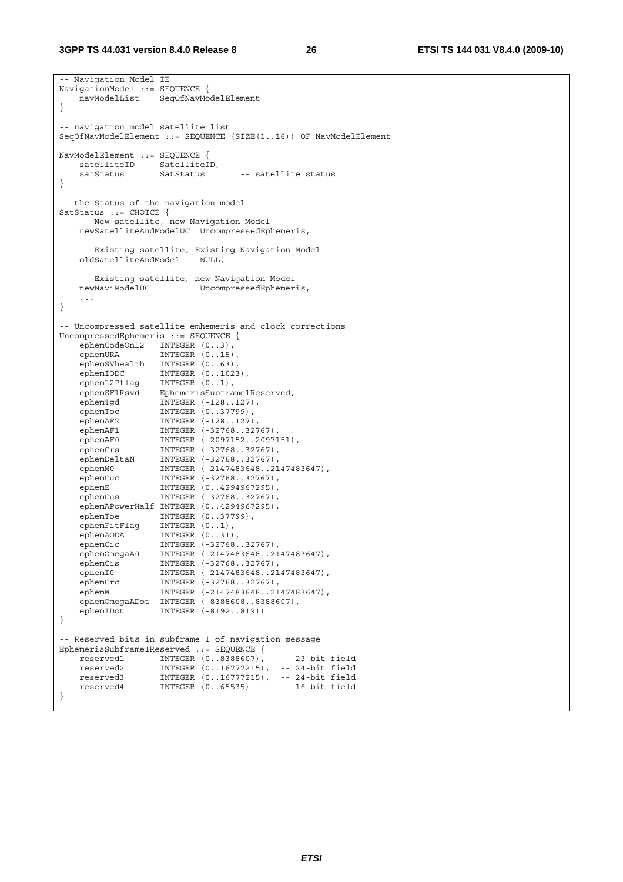```
-- Navigation Model IE
NavigationModel ::= SEQUENCE {
    navModelList    SeqOfNavModelElement
}

-- navigation model satellite list
SeqOfNavModelElement ::= SEQUENCE (SIZE(1..16)) OF NavModelElement

NavModelElement ::= SEQUENCE {
    satelliteID     SatelliteID,
    satStatus       SatStatus       -- satellite status
}

-- the Status of the navigation model
SatStatus ::= CHOICE {
    -- New satellite, new Navigation Model
    newSatelliteAndModelUC  UncompressedEphemeris,

    -- Existing satellite, Existing Navigation Model
    oldSatelliteAndModel    NULL,

    -- Existing satellite, new Navigation Model
    newNaviModelUC          UncompressedEphemeris,
    ...
}

-- Uncompressed satellite emhemeris and clock corrections
UncompressedEphemeris ::= SEQUENCE {
    ephemCodeOnL2   INTEGER (0..3),
    ephemURA        INTEGER (0..15),
    ephemSVhealth   INTEGER (0..63),
    ephemIODC       INTEGER (0..1023),
    ephemL2Pflag    INTEGER (0..1),
    ephemSF1Rsvd    EphemerisSubframe1Reserved,
    ephemTgd        INTEGER (-128..127),
    ephemToc        INTEGER (0..37799),
    ephemAF2        INTEGER (-128..127),
    ephemAF1        INTEGER (-32768..32767),
    ephemAF0        INTEGER (-2097152..2097151),
    ephemCrs        INTEGER (-32768..32767),
    ephemDeltaN     INTEGER (-32768..32767),
    ephemM0         INTEGER (-2147483648..2147483647),
    ephemCuc        INTEGER (-32768..32767),
    ephemE          INTEGER (0..4294967295),
    ephemCus        INTEGER (-32768..32767),
    ephemAPowerHalf INTEGER (0..4294967295),
    ephemToe        INTEGER (0..37799),
    ephemFitFlag    INTEGER (0..1),
    ephemAODA       INTEGER (0..31),
    ephemCic        INTEGER (-32768..32767),
    ephemOmegaA0    INTEGER (-2147483648..2147483647),
    ephemCis        INTEGER (-32768..32767),
    ephemI0         INTEGER (-2147483648..2147483647),
    ephemCrc        INTEGER (-32768..32767),
    ephemW          INTEGER (-2147483648..2147483647),
    ephemOmegaADot  INTEGER (-8388608..8388607),
    ephemIDot       INTEGER (-8192..8191)
}

-- Reserved bits in subframe 1 of navigation message
EphemerisSubframe1Reserved ::= SEQUENCE {
    reserved1       INTEGER (0..8388607),   -- 23-bit field
    reserved2       INTEGER (0..16777215),  -- 24-bit field
    reserved3       INTEGER (0..16777215),  -- 24-bit field
    reserved4       INTEGER (0..65535)      -- 16-bit field
}
```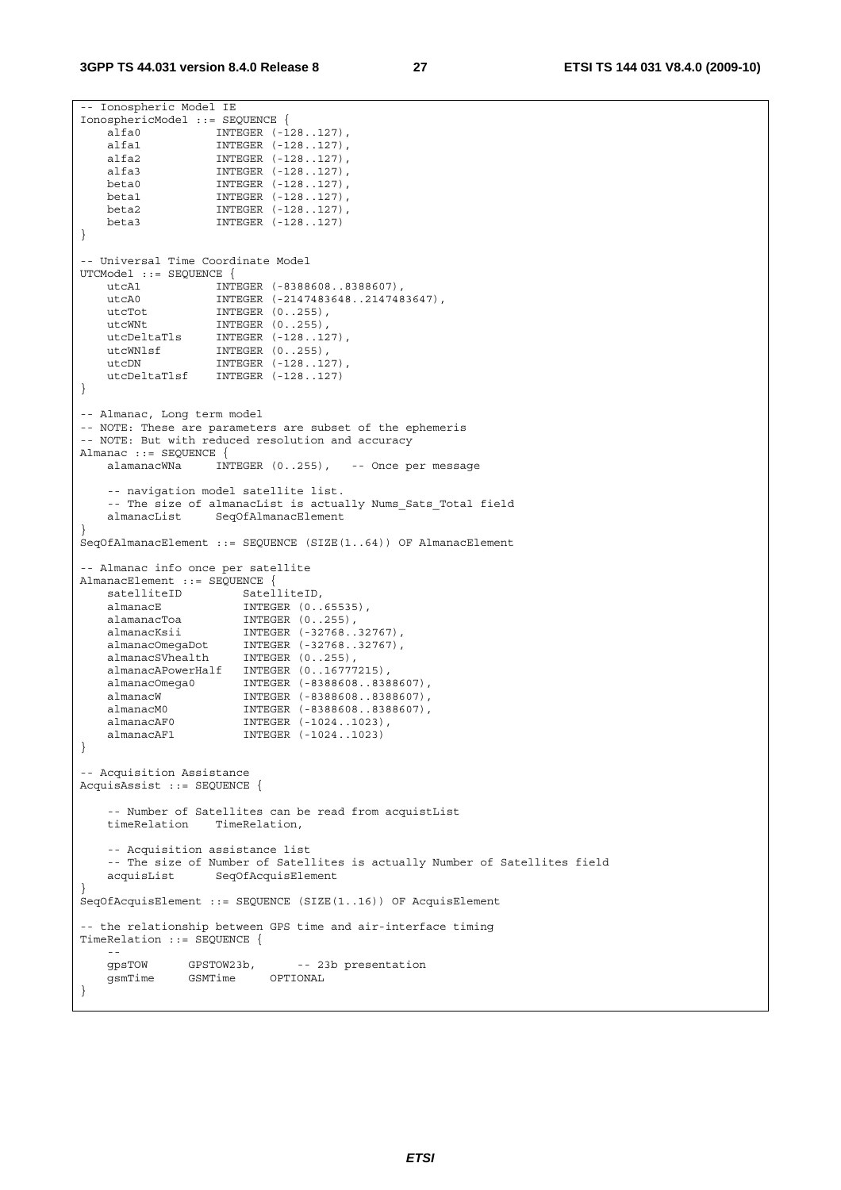```
-- Ionospheric Model IE
IonosphericModel ::= SEQUENCE {
    alfa0           INTEGER (-128..127),
    alfa1           INTEGER (-128..127),
    alfa2           INTEGER (-128..127),
    alfa3           INTEGER (-128..127),
    beta0           INTEGER (-128..127),
    beta1           INTEGER (-128..127),
    beta2           INTEGER (-128..127),
    beta3           INTEGER (-128..127)
}

-- Universal Time Coordinate Model
UTCModel ::= SEQUENCE {
    utcA1           INTEGER (-8388608..8388607),
    utcA0           INTEGER (-2147483648..2147483647),
    utcTot          INTEGER (0..255),
    utcWNt          INTEGER (0..255),
    utcDeltaTls     INTEGER (-128..127),
    utcWNlsf        INTEGER (0..255),
    utcDN           INTEGER (-128..127),
    utcDeltaTlsf    INTEGER (-128..127)
}

-- Almanac, Long term model
-- NOTE: These are parameters are subset of the ephemeris
-- NOTE: But with reduced resolution and accuracy
Almanac ::= SEQUENCE {
    alamanacWNa     INTEGER (0..255),   -- Once per message

    -- navigation model satellite list.
    -- The size of almanacList is actually Nums_Sats_Total field
    almanacList     SeqOfAlmanacElement
}
SeqOfAlmanacElement ::= SEQUENCE (SIZE(1..64)) OF AlmanacElement

-- Almanac info once per satellite
AlmanacElement ::= SEQUENCE {
    satelliteID         SatelliteID,
    almanacE            INTEGER (0..65535),
    alamanacToa         INTEGER (0..255),
    almanacKsii         INTEGER (-32768..32767),
    almanacOmegaDot     INTEGER (-32768..32767),
    almanacSVhealth     INTEGER (0..255),
    almanacAPowerHalf   INTEGER (0..16777215),
    almanacOmega0       INTEGER (-8388608..8388607),
    almanacW            INTEGER (-8388608..8388607),
    almanacM0           INTEGER (-8388608..8388607),
    almanacAF0          INTEGER (-1024..1023),
    almanacAF1          INTEGER (-1024..1023)
}

-- Acquisition Assistance
AcquisAssist ::= SEQUENCE {

    -- Number of Satellites can be read from acquistList
    timeRelation    TimeRelation,

    -- Acquisition assistance list
    -- The size of Number of Satellites is actually Number of Satellites field
    acquisList      SeqOfAcquisElement
}
SeqOfAcquisElement ::= SEQUENCE (SIZE(1..16)) OF AcquisElement

-- the relationship between GPS time and air-interface timing
TimeRelation ::= SEQUENCE {
    --
    gpsTOW      GPSTOW23b,      -- 23b presentation
    gsmTime     GSMTime     OPTIONAL
}
```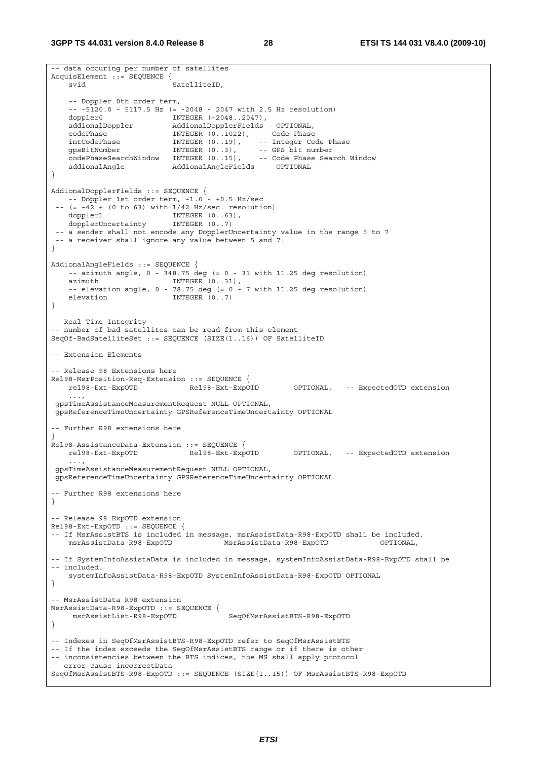```
-- data occuring per number of satellites
AcquisElement ::= SEQUENCE {
    svid                    SatelliteID,

    -- Doppler 0th order term,
    -- -5120.0 - 5117.5 Hz (= -2048 - 2047 with 2.5 Hz resolution)
    doppler0                INTEGER (-2048..2047),
    addionalDoppler         AddionalDopplerFields   OPTIONAL,
    codePhase               INTEGER (0..1022),  -- Code Phase
    intCodePhase            INTEGER (0..19),    -- Integer Code Phase
    gpsBitNumber            INTEGER (0..3),     -- GPS bit number
    codePhaseSearchWindow   INTEGER (0..15),    -- Code Phase Search Window
    addionalAngle           AddionalAngleFields     OPTIONAL
}

AddionalDopplerFields ::= SEQUENCE {
    -- Doppler 1st order term, -1.0 - +0.5 Hz/sec
 -- (= -42 + (0 to 63) with 1/42 Hz/sec. resolution)
    doppler1                INTEGER (0..63),
    dopplerUncertainty      INTEGER (0..7)
 -- a sender shall not encode any DopplerUncertainty value in the range 5 to 7
 -- a receiver shall ignore any value between 5 and 7.
}

AddionalAngleFields ::= SEQUENCE {
    -- azimuth angle, 0 - 348.75 deg (= 0 - 31 with 11.25 deg resolution)
    azimuth                 INTEGER (0..31),
    -- elevation angle, 0 - 78.75 deg (= 0 - 7 with 11.25 deg resolution)
    elevation               INTEGER (0..7)
}

-- Real-Time Integrity
-- number of bad satellites can be read from this element
SeqOf-BadSatelliteSet ::= SEQUENCE (SIZE(1..16)) OF SatelliteID

-- Extension Elements

-- Release 98 Extensions here
Rel98-MsrPosition-Req-Extension ::= SEQUENCE {
    rel98-Ext-ExpOTD            Rel98-Ext-ExpOTD        OPTIONAL,   -- ExpectedOTD extension
    ...,
 gpsTimeAssistanceMeasurementRequest NULL OPTIONAL,
 gpsReferenceTimeUncertainty GPSReferenceTimeUncertainty OPTIONAL

-- Further R98 extensions here
}
Rel98-AssistanceData-Extension ::= SEQUENCE {
    rel98-Ext-ExpOTD            Rel98-Ext-ExpOTD        OPTIONAL,   -- ExpectedOTD extension
    ...,
 gpsTimeAssistanceMeasurementRequest NULL OPTIONAL,
 gpsReferenceTimeUncertainty GPSReferenceTimeUncertainty OPTIONAL

-- Further R98 extensions here
}

-- Release 98 ExpOTD extension
Rel98-Ext-ExpOTD ::= SEQUENCE {
-- If MsrAssistBTS is included in message, msrAssistData-R98-ExpOTD shall be included.
    msrAssistData-R98-ExpOTD            MsrAssistData-R98-ExpOTD            OPTIONAL,

-- If SystemInfoAssistaData is included in message, systemInfoAssistData-R98-ExpOTD shall be
-- included.
    systemInfoAssistData-R98-ExpOTD SystemInfoAssistData-R98-ExpOTD OPTIONAL
}

-- MsrAssistData R98 extension
MsrAssistData-R98-ExpOTD ::= SEQUENCE {
     msrAssistList-R98-ExpOTD            SeqOfMsrAssistBTS-R98-ExpOTD
}

-- Indexes in SeqOfMsrAssistBTS-R98-ExpOTD refer to SeqOfMsrAssistBTS
-- If the index exceeds the SegOfMsrAssistBTS range or if there is other
-- inconsistencies between the BTS indices, the MS shall apply protocol
-- error cause incorrectData
SeqOfMsrAssistBTS-R98-ExpOTD ::= SEQUENCE (SIZE(1..15)) OF MsrAssistBTS-R98-ExpOTD
```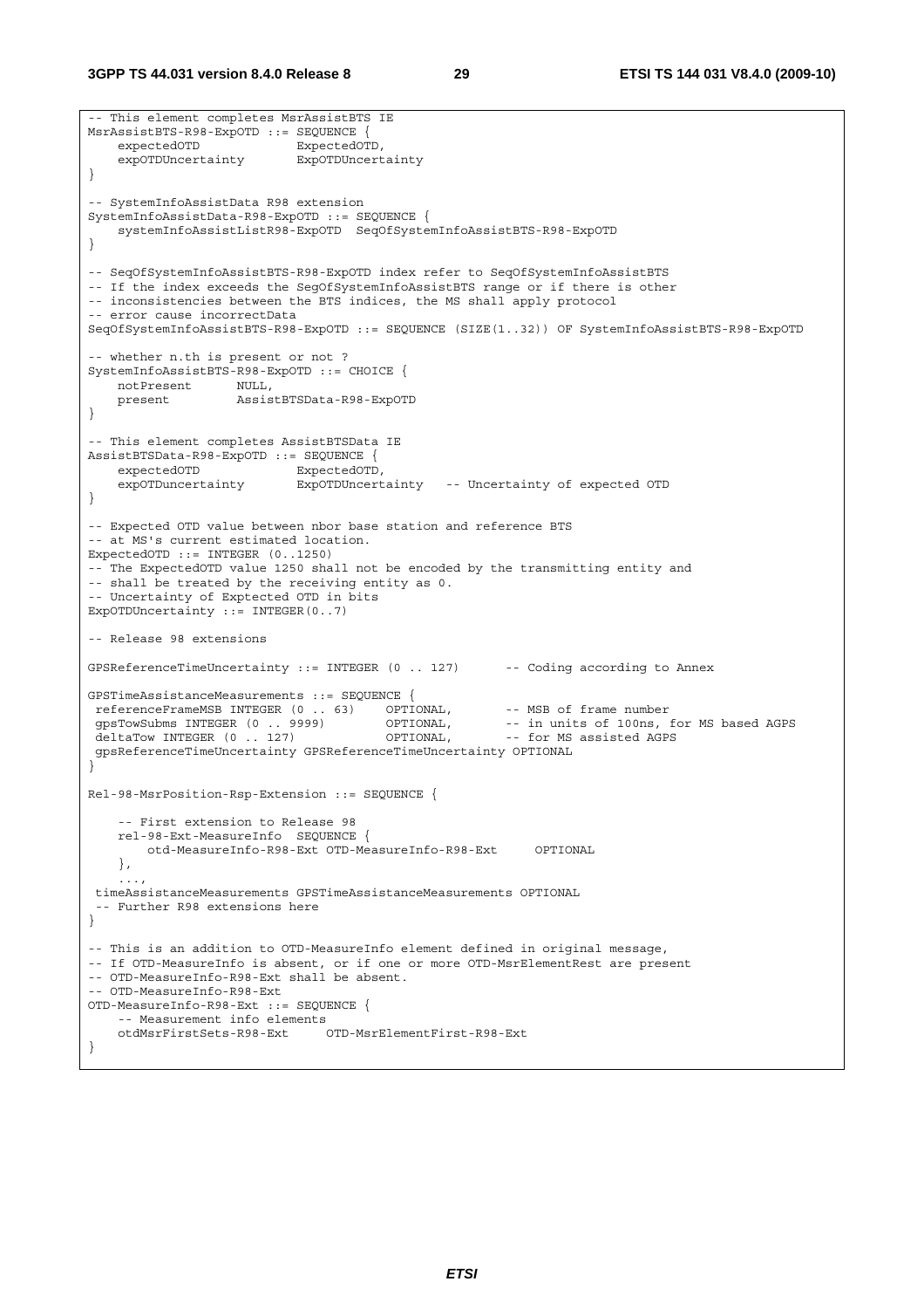```
-- This element completes MsrAssistBTS IE
MsrAssistBTS-R98-ExpOTD ::= SEQUENCE {
    expectedOTD             ExpectedOTD,
    expOTDUncertainty       ExpOTDUncertainty
}

-- SystemInfoAssistData R98 extension
SystemInfoAssistData-R98-ExpOTD ::= SEQUENCE {
    systemInfoAssistListR98-ExpOTD  SeqOfSystemInfoAssistBTS-R98-ExpOTD
}

-- SeqOfSystemInfoAssistBTS-R98-ExpOTD index refer to SeqOfSystemInfoAssistBTS
-- If the index exceeds the SegOfSystemInfoAssistBTS range or if there is other
-- inconsistencies between the BTS indices, the MS shall apply protocol
-- error cause incorrectData
SeqOfSystemInfoAssistBTS-R98-ExpOTD ::= SEQUENCE (SIZE(1..32)) OF SystemInfoAssistBTS-R98-ExpOTD

-- whether n.th is present or not ?
SystemInfoAssistBTS-R98-ExpOTD ::= CHOICE {
    notPresent      NULL,
    present         AssistBTSData-R98-ExpOTD
}

-- This element completes AssistBTSData IE
AssistBTSData-R98-ExpOTD ::= SEQUENCE {
    expectedOTD             ExpectedOTD,
    expOTDuncertainty       ExpOTDUncertainty   -- Uncertainty of expected OTD
}

-- Expected OTD value between nbor base station and reference BTS
-- at MS's current estimated location.
ExpectedOTD ::= INTEGER (0..1250)
-- The ExpectedOTD value 1250 shall not be encoded by the transmitting entity and
-- shall be treated by the receiving entity as 0.
-- Uncertainty of Exptected OTD in bits
ExpOTDUncertainty ::= INTEGER(0..7)

-- Release 98 extensions

GPSReferenceTimeUncertainty ::= INTEGER (0 .. 127)      -- Coding according to Annex

GPSTimeAssistanceMeasurements ::= SEQUENCE {
 referenceFrameMSB INTEGER (0 .. 63)    OPTIONAL,       -- MSB of frame number
 gpsTowSubms INTEGER (0 .. 9999)        OPTIONAL,       -- in units of 100ns, for MS based AGPS
 deltaTow INTEGER (0 .. 127)            OPTIONAL,       -- for MS assisted AGPS
 gpsReferenceTimeUncertainty GPSReferenceTimeUncertainty OPTIONAL
}

Rel-98-MsrPosition-Rsp-Extension ::= SEQUENCE {

    -- First extension to Release 98
    rel-98-Ext-MeasureInfo  SEQUENCE {
        otd-MeasureInfo-R98-Ext OTD-MeasureInfo-R98-Ext     OPTIONAL
    },
    ...,
 timeAssistanceMeasurements GPSTimeAssistanceMeasurements OPTIONAL
 -- Further R98 extensions here
}

-- This is an addition to OTD-MeasureInfo element defined in original message,
-- If OTD-MeasureInfo is absent, or if one or more OTD-MsrElementRest are present
-- OTD-MeasureInfo-R98-Ext shall be absent.
-- OTD-MeasureInfo-R98-Ext
OTD-MeasureInfo-R98-Ext ::= SEQUENCE {
    -- Measurement info elements
    otdMsrFirstSets-R98-Ext     OTD-MsrElementFirst-R98-Ext
}
```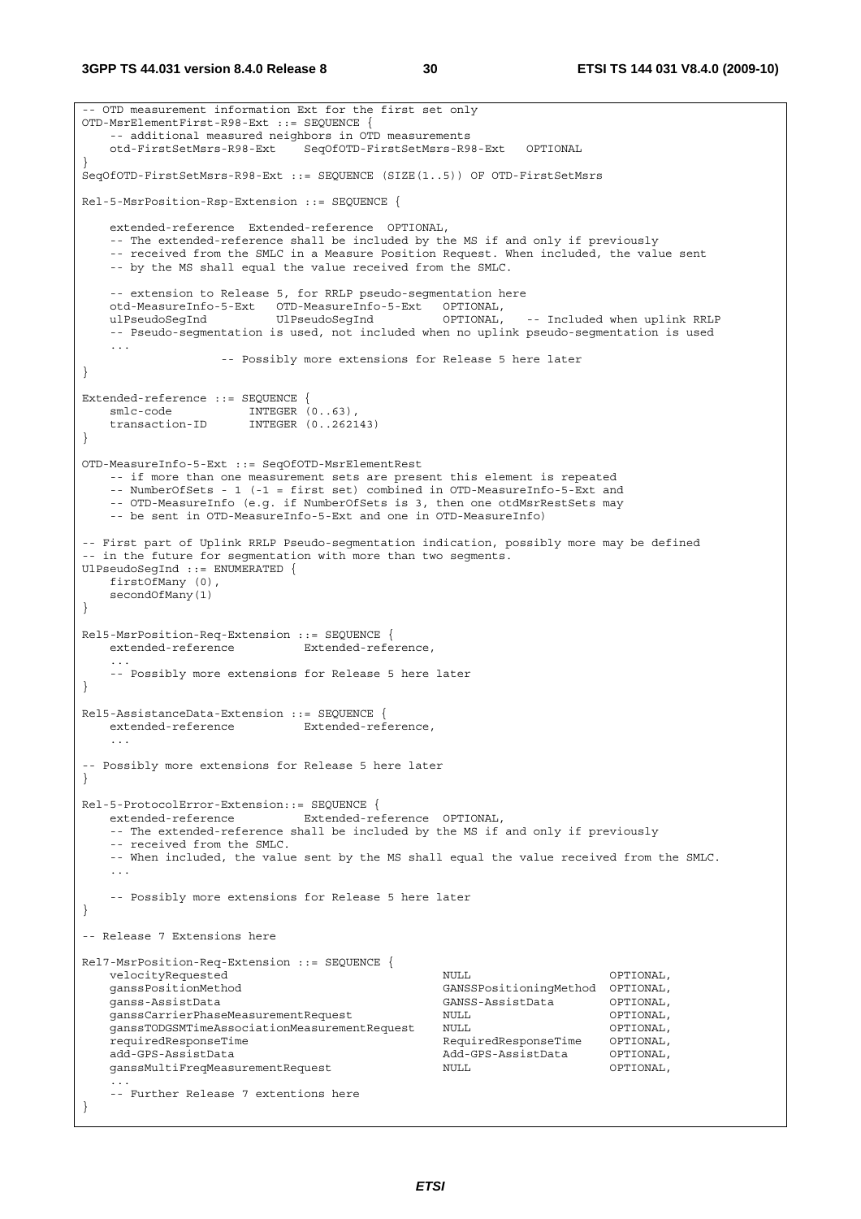```
-- OTD measurement information Ext for the first set only
OTD-MsrElementFirst-R98-Ext ::= SEQUENCE {
    -- additional measured neighbors in OTD measurements
    otd-FirstSetMsrs-R98-Ext    SeqOfOTD-FirstSetMsrs-R98-Ext   OPTIONAL
}
SeqOfOTD-FirstSetMsrs-R98-Ext ::= SEQUENCE (SIZE(1..5)) OF OTD-FirstSetMsrs

Rel-5-MsrPosition-Rsp-Extension ::= SEQUENCE {

    extended-reference  Extended-reference  OPTIONAL,
    -- The extended-reference shall be included by the MS if and only if previously
    -- received from the SMLC in a Measure Position Request. When included, the value sent
    -- by the MS shall equal the value received from the SMLC.

    -- extension to Release 5, for RRLP pseudo-segmentation here
    otd-MeasureInfo-5-Ext   OTD-MeasureInfo-5-Ext   OPTIONAL,
    ulPseudoSegInd          UlPseudoSegInd          OPTIONAL,   -- Included when uplink RRLP
    -- Pseudo-segmentation is used, not included when no uplink pseudo-segmentation is used
    ...
                    -- Possibly more extensions for Release 5 here later
}

Extended-reference ::= SEQUENCE {
    smlc-code           INTEGER (0..63),
    transaction-ID      INTEGER (0..262143)
}

OTD-MeasureInfo-5-Ext ::= SeqOfOTD-MsrElementRest
    -- if more than one measurement sets are present this element is repeated
    -- NumberOfSets - 1 (-1 = first set) combined in OTD-MeasureInfo-5-Ext and
    -- OTD-MeasureInfo (e.g. if NumberOfSets is 3, then one otdMsrRestSets may
    -- be sent in OTD-MeasureInfo-5-Ext and one in OTD-MeasureInfo)

-- First part of Uplink RRLP Pseudo-segmentation indication, possibly more may be defined
-- in the future for segmentation with more than two segments.
UlPseudoSegInd ::= ENUMERATED {
    firstOfMany (0),
    secondOfMany(1)
}

Rel5-MsrPosition-Req-Extension ::= SEQUENCE {
    extended-reference          Extended-reference,
    ...
    -- Possibly more extensions for Release 5 here later
}

Rel5-AssistanceData-Extension ::= SEQUENCE {
    extended-reference          Extended-reference,
    ...

-- Possibly more extensions for Release 5 here later
}

Rel-5-ProtocolError-Extension::= SEQUENCE {
    extended-reference          Extended-reference  OPTIONAL,
    -- The extended-reference shall be included by the MS if and only if previously
    -- received from the SMLC.
    -- When included, the value sent by the MS shall equal the value received from the SMLC.
    ...

    -- Possibly more extensions for Release 5 here later
}

-- Release 7 Extensions here

Rel7-MsrPosition-Req-Extension ::= SEQUENCE {
    velocityRequested                               NULL                    OPTIONAL,
    ganssPositionMethod                             GANSSPositioningMethod  OPTIONAL,
    ganss-AssistData                                GANSS-AssistData        OPTIONAL,
    ganssCarrierPhaseMeasurementRequest             NULL                    OPTIONAL,
    ganssTODGSMTimeAssociationMeasurementRequest    NULL                    OPTIONAL,
    requiredResponseTime                            RequiredResponseTime    OPTIONAL,
    add-GPS-AssistData                              Add-GPS-AssistData      OPTIONAL,
    ganssMultiFreqMeasurementRequest                NULL                    OPTIONAL,
    ...
    -- Further Release 7 extentions here
}
```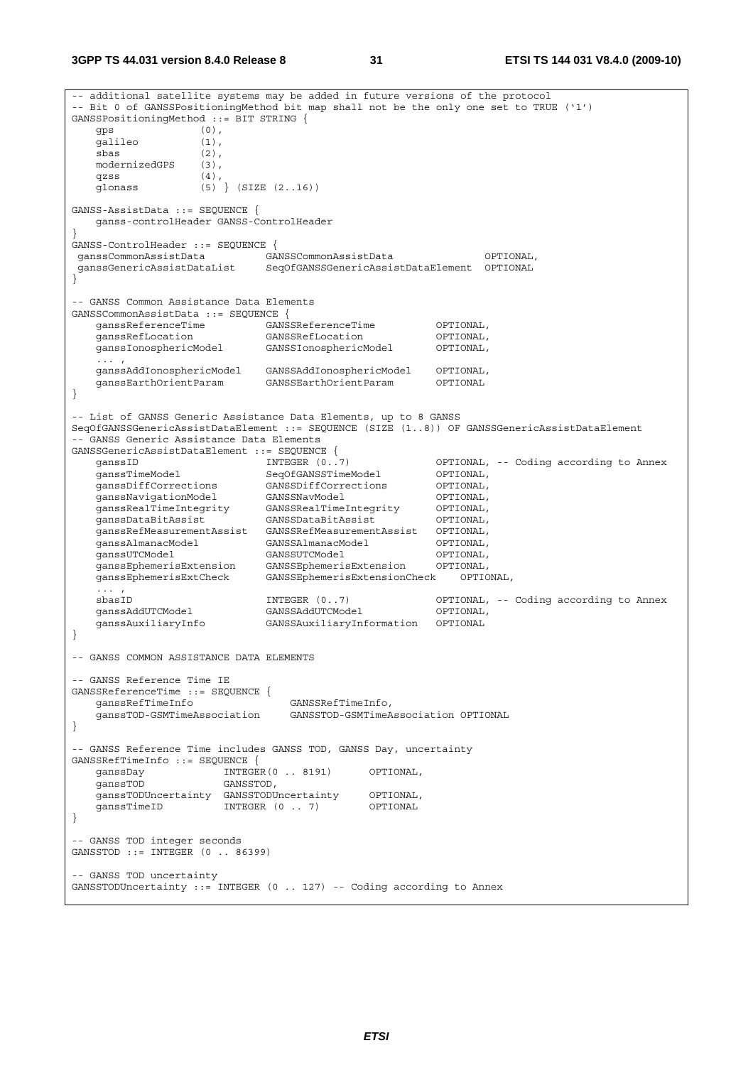```
-- additional satellite systems may be added in future versions of the protocol
-- Bit 0 of GANSSPositioningMethod bit map shall not be the only one set to TRUE ('1')
GANSSPositioningMethod ::= BIT STRING {
    gps             (0),
    galileo         (1),
    sbas            (2),
    modernizedGPS   (3),
    qzss            (4),
    glonass         (5) } (SIZE (2..16))

GANSS-AssistData ::= SEQUENCE {
    ganss-controlHeader GANSS-ControlHeader
}
GANSS-ControlHeader ::= SEQUENCE {
 ganssCommonAssistData          GANSSCommonAssistData               OPTIONAL,
 ganssGenericAssistDataList     SeqOfGANSSGenericAssistDataElement  OPTIONAL
}

-- GANSS Common Assistance Data Elements
GANSSCommonAssistData ::= SEQUENCE {
    ganssReferenceTime          GANSSReferenceTime          OPTIONAL,
    ganssRefLocation            GANSSRefLocation            OPTIONAL,
    ganssIonosphericModel       GANSSIonosphericModel       OPTIONAL,
    ... ,
    ganssAddIonosphericModel    GANSSAddIonosphericModel    OPTIONAL,
    ganssEarthOrientParam       GANSSEarthOrientParam       OPTIONAL
}

-- List of GANSS Generic Assistance Data Elements, up to 8 GANSS
SeqOfGANSSGenericAssistDataElement ::= SEQUENCE (SIZE (1..8)) OF GANSSGenericAssistDataElement
-- GANSS Generic Assistance Data Elements
GANSSGenericAssistDataElement ::= SEQUENCE {
    ganssID                     INTEGER (0..7)              OPTIONAL, -- Coding according to Annex
    ganssTimeModel              SeqOfGANSSTimeModel         OPTIONAL,
    ganssDiffCorrections        GANSSDiffCorrections        OPTIONAL,
    ganssNavigationModel        GANSSNavModel               OPTIONAL,
    ganssRealTimeIntegrity      GANSSRealTimeIntegrity      OPTIONAL,
    ganssDataBitAssist          GANSSDataBitAssist          OPTIONAL,
    ganssRefMeasurementAssist   GANSSRefMeasurementAssist   OPTIONAL,
    ganssAlmanacModel           GANSSAlmanacModel           OPTIONAL,
    ganssUTCModel               GANSSUTCModel               OPTIONAL,
    ganssEphemerisExtension     GANSSEphemerisExtension     OPTIONAL,
    ganssEphemerisExtCheck      GANSSEphemerisExtensionCheck    OPTIONAL,
    ... ,
    sbasID                      INTEGER (0..7)              OPTIONAL, -- Coding according to Annex
    ganssAddUTCModel            GANSSAddUTCModel            OPTIONAL,
    ganssAuxiliaryInfo          GANSSAuxiliaryInformation   OPTIONAL
}

-- GANSS COMMON ASSISTANCE DATA ELEMENTS

-- GANSS Reference Time IE
GANSSReferenceTime ::= SEQUENCE {
    ganssRefTimeInfo                GANSSRefTimeInfo,
    ganssTOD-GSMTimeAssociation     GANSSTOD-GSMTimeAssociation OPTIONAL
}

-- GANSS Reference Time includes GANSS TOD, GANSS Day, uncertainty
GANSSRefTimeInfo ::= SEQUENCE {
    ganssDay            INTEGER(0 .. 8191)      OPTIONAL,
    ganssTOD            GANSSTOD,
    ganssTODUncertainty GANSSTODUncertainty     OPTIONAL,
    ganssTimeID         INTEGER (0 .. 7)        OPTIONAL
}

-- GANSS TOD integer seconds
GANSSTOD ::= INTEGER (0 .. 86399)

-- GANSS TOD uncertainty
GANSSTODUncertainty ::= INTEGER (0 .. 127) -- Coding according to Annex
```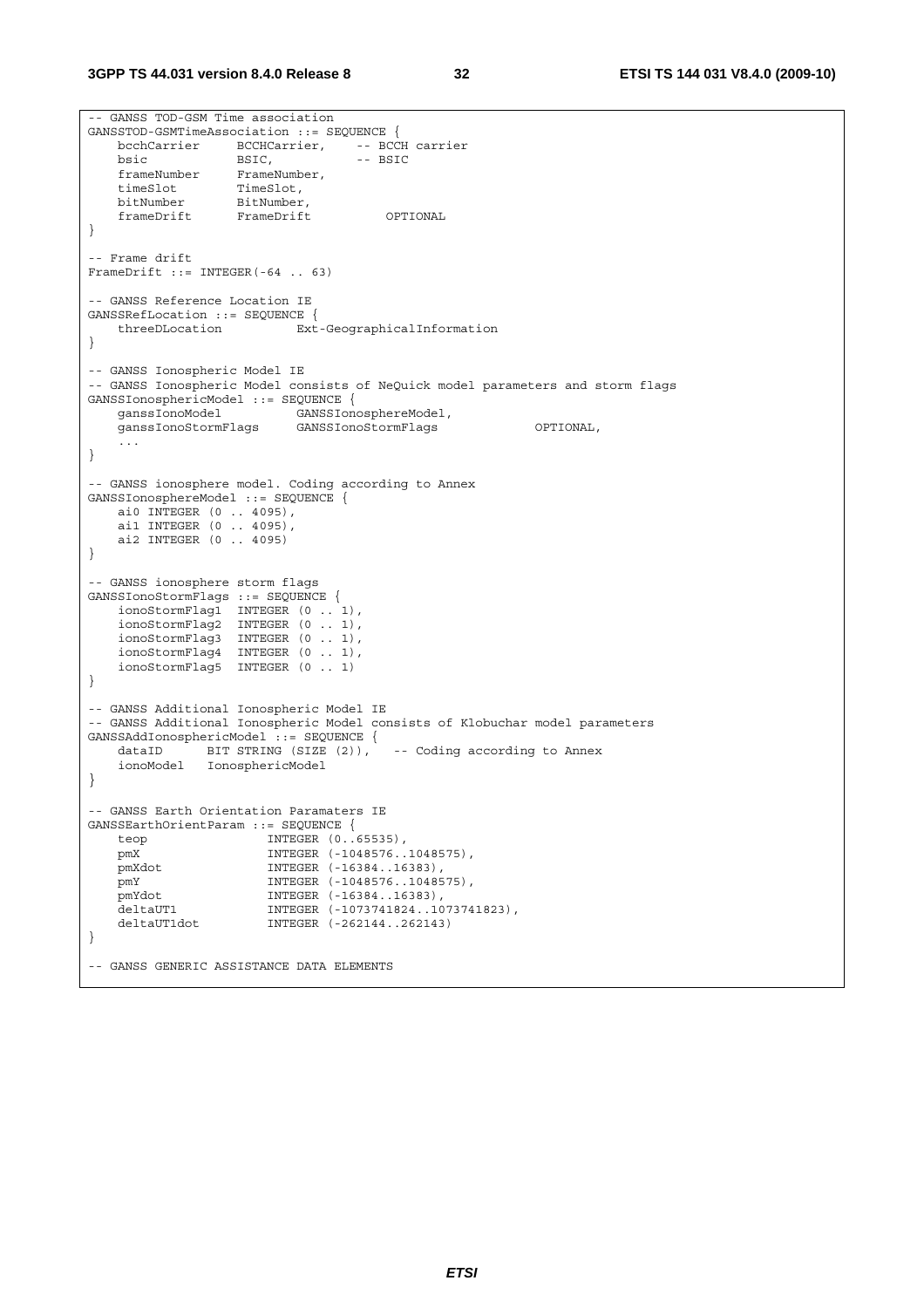```
-- GANSS TOD-GSM Time association
GANSSTOD-GSMTimeAssociation ::= SEQUENCE {
    bcchCarrier     BCCHCarrier,    -- BCCH carrier
    bsic            BSIC,           -- BSIC
    frameNumber     FrameNumber,
    timeSlot        TimeSlot,
    bitNumber       BitNumber,
    frameDrift      FrameDrift          OPTIONAL
}

-- Frame drift
FrameDrift ::= INTEGER(-64 .. 63)

-- GANSS Reference Location IE
GANSSRefLocation ::= SEQUENCE {
    threeDLocation          Ext-GeographicalInformation
}

-- GANSS Ionospheric Model IE
-- GANSS Ionospheric Model consists of NeQuick model parameters and storm flags
GANSSIonosphericModel ::= SEQUENCE {
    ganssIonoModel          GANSSIonosphereModel,
    ganssIonoStormFlags     GANSSIonoStormFlags             OPTIONAL,
    ...
}

-- GANSS ionosphere model. Coding according to Annex
GANSSIonosphereModel ::= SEQUENCE {
    ai0 INTEGER (0 .. 4095),
    ai1 INTEGER (0 .. 4095),
    ai2 INTEGER (0 .. 4095)
}

-- GANSS ionosphere storm flags
GANSSIonoStormFlags ::= SEQUENCE {
    ionoStormFlag1  INTEGER (0 .. 1),
    ionoStormFlag2  INTEGER (0 .. 1),
    ionoStormFlag3  INTEGER (0 .. 1),
    ionoStormFlag4  INTEGER (0 .. 1),
    ionoStormFlag5  INTEGER (0 .. 1)
}

-- GANSS Additional Ionospheric Model IE
-- GANSS Additional Ionospheric Model consists of Klobuchar model parameters
GANSSAddIonosphericModel ::= SEQUENCE {
    dataID      BIT STRING (SIZE (2)),   -- Coding according to Annex
    ionoModel   IonosphericModel
}

-- GANSS Earth Orientation Paramaters IE
GANSSEarthOrientParam ::= SEQUENCE {
    teop                INTEGER (0..65535),
    pmX                 INTEGER (-1048576..1048575),
    pmXdot              INTEGER (-16384..16383),
    pmY                 INTEGER (-1048576..1048575),
    pmYdot              INTEGER (-16384..16383),
    deltaUT1            INTEGER (-1073741824..1073741823),
    deltaUT1dot         INTEGER (-262144..262143)
}

-- GANSS GENERIC ASSISTANCE DATA ELEMENTS
```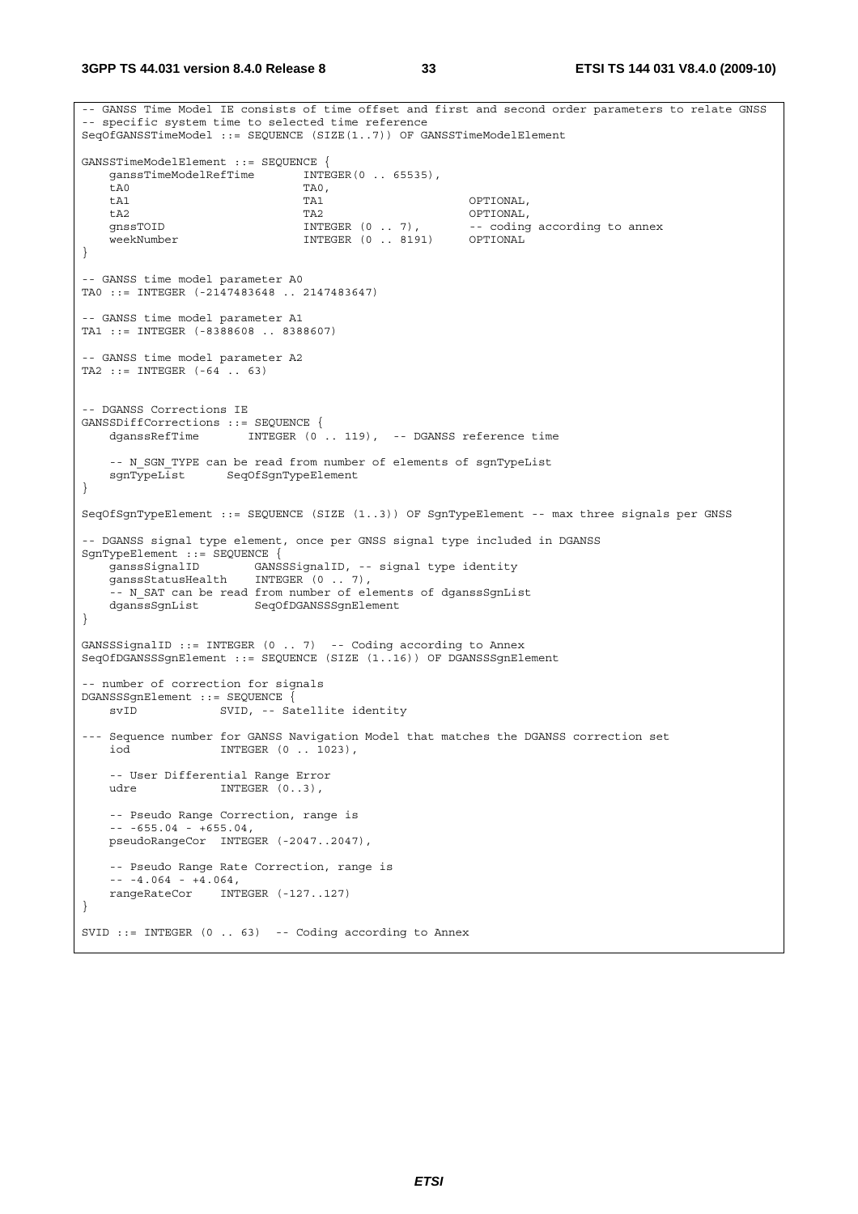```
-- GANSS Time Model IE consists of time offset and first and second order parameters to relate GNSS
-- specific system time to selected time reference
SeqOfGANSSTimeModel ::= SEQUENCE (SIZE(1..7)) OF GANSSTimeModelElement

GANSSTimeModelElement ::= SEQUENCE {
    ganssTimeModelRefTime       INTEGER(0 .. 65535),
    tA0                         TA0,
    tA1                         TA1                     OPTIONAL,
    tA2                         TA2                     OPTIONAL,
    gnssTOID                    INTEGER (0 .. 7),       -- coding according to annex
    weekNumber                  INTEGER (0 .. 8191)     OPTIONAL
}

-- GANSS time model parameter A0
TA0 ::= INTEGER (-2147483648 .. 2147483647)

-- GANSS time model parameter A1
TA1 ::= INTEGER (-8388608 .. 8388607)

-- GANSS time model parameter A2
TA2 ::= INTEGER (-64 .. 63)


-- DGANSS Corrections IE
GANSSDiffCorrections ::= SEQUENCE {
    dganssRefTime       INTEGER (0 .. 119),  -- DGANSS reference time

    -- N_SGN_TYPE can be read from number of elements of sgnTypeList
    sgnTypeList       SeqOfSgnTypeElement
}

SeqOfSgnTypeElement ::= SEQUENCE (SIZE (1..3)) OF SgnTypeElement -- max three signals per GNSS

-- DGANSS signal type element, once per GNSS signal type included in DGANSS
SgnTypeElement ::= SEQUENCE {
    ganssSignalID        GANSSSignalID, -- signal type identity
    ganssStatusHealth    INTEGER (0 .. 7),
    -- N_SAT can be read from number of elements of dganssSgnList
    dganssSgnList        SeqOfDGANSSSgnElement
}

GANSSSignalID ::= INTEGER (0 .. 7)  -- Coding according to Annex
SeqOfDGANSSSgnElement ::= SEQUENCE (SIZE (1..16)) OF DGANSSSgnElement

-- number of correction for signals
DGANSSSgnElement ::= SEQUENCE {
    svID            SVID, -- Satellite identity

--- Sequence number for GANSS Navigation Model that matches the DGANSS correction set
    iod             INTEGER (0 .. 1023),

    -- User Differential Range Error
    udre            INTEGER (0..3),

    -- Pseudo Range Correction, range is
    -- -655.04 - +655.04,
    pseudoRangeCor  INTEGER (-2047..2047),

    -- Pseudo Range Rate Correction, range is
    -- -4.064 - +4.064,
    rangeRateCor    INTEGER (-127..127)
}

SVID ::= INTEGER (0 .. 63)  -- Coding according to Annex
```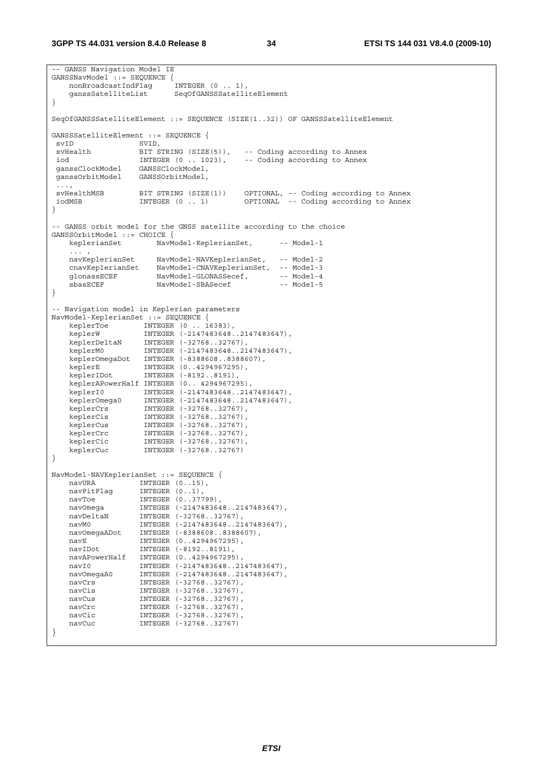```
-- GANSS Navigation Model IE
GANSSNavModel ::= SEQUENCE {
    nonBroadcastIndFlag     INTEGER (0 .. 1),
    ganssSatelliteList      SeqOfGANSSSatelliteElement
}

SeqOfGANSSSatelliteElement ::= SEQUENCE (SIZE(1..32)) OF GANSSSatelliteElement

GANSSSatelliteElement ::= SEQUENCE {
 svID              SVID,
 svHealth          BIT STRING (SIZE(5)),   -- Coding according to Annex
 iod               INTEGER (0 .. 1023),    -- Coding according to Annex
 ganssClockModel   GANSSClockModel,
 ganssOrbitModel   GANSSOrbitModel,
 ...,
 svHealthMSB       BIT STRING (SIZE(1))    OPTIONAL, -- Coding according to Annex
 iodMSB            INTEGER (0 .. 1)        OPTIONAL  -- Coding according to Annex
}

-- GANSS orbit model for the GNSS satellite according to the choice
GANSSOrbitModel ::= CHOICE {
    keplerianSet        NavModel-KeplerianSet,      -- Model-1
    ... ,
    navKeplerianSet     NavModel-NAVKeplerianSet,   -- Model-2
    cnavKeplerianSet    NavModel-CNAVKeplerianSet,  -- Model-3
    glonassECEF         NavModel-GLONASSecef,       -- Model-4
    sbasECEF            NavModel-SBASecef           -- Model-5
}

-- Navigation model in Keplerian parameters
NavModel-KeplerianSet ::= SEQUENCE {
    keplerToe         INTEGER (0 .. 16383),
    keplerW           INTEGER (-2147483648..2147483647),
    keplerDeltaN      INTEGER (-32768..32767),
    keplerM0          INTEGER (-2147483648..2147483647),
    keplerOmegaDot    INTEGER (-8388608..8388607),
    keplerE           INTEGER (0..4294967295),
    keplerIDot        INTEGER (-8192..8191),
    keplerAPowerHalf  INTEGER (0.. 4294967295),
    keplerI0          INTEGER (-2147483648..2147483647),
    keplerOmega0      INTEGER (-2147483648..2147483647),
    keplerCrs         INTEGER (-32768..32767),
    keplerCis         INTEGER (-32768..32767),
    keplerCus         INTEGER (-32768..32767),
    keplerCrc         INTEGER (-32768..32767),
    keplerCic         INTEGER (-32768..32767),
    keplerCuc         INTEGER (-32768..32767)
}

NavModel-NAVKeplerianSet ::= SEQUENCE {
    navURA          INTEGER (0..15),
    navFitFlag      INTEGER (0..1),
    navToe          INTEGER (0..37799),
    navOmega        INTEGER (-2147483648..2147483647),
    navDeltaN       INTEGER (-32768..32767),
    navM0           INTEGER (-2147483648..2147483647),
    navOmegaADot    INTEGER (-8388608..8388607),
    navE            INTEGER (0..4294967295),
    navIDot         INTEGER (-8192..8191),
    navAPowerHalf   INTEGER (0..4294967295),
    navI0           INTEGER (-2147483648..2147483647),
    navOmegaA0      INTEGER (-2147483648..2147483647),
    navCrs          INTEGER (-32768..32767),
    navCis          INTEGER (-32768..32767),
    navCus          INTEGER (-32768..32767),
    navCrc          INTEGER (-32768..32767),
    navCic          INTEGER (-32768..32767),
    navCuc          INTEGER (-32768..32767)
}
```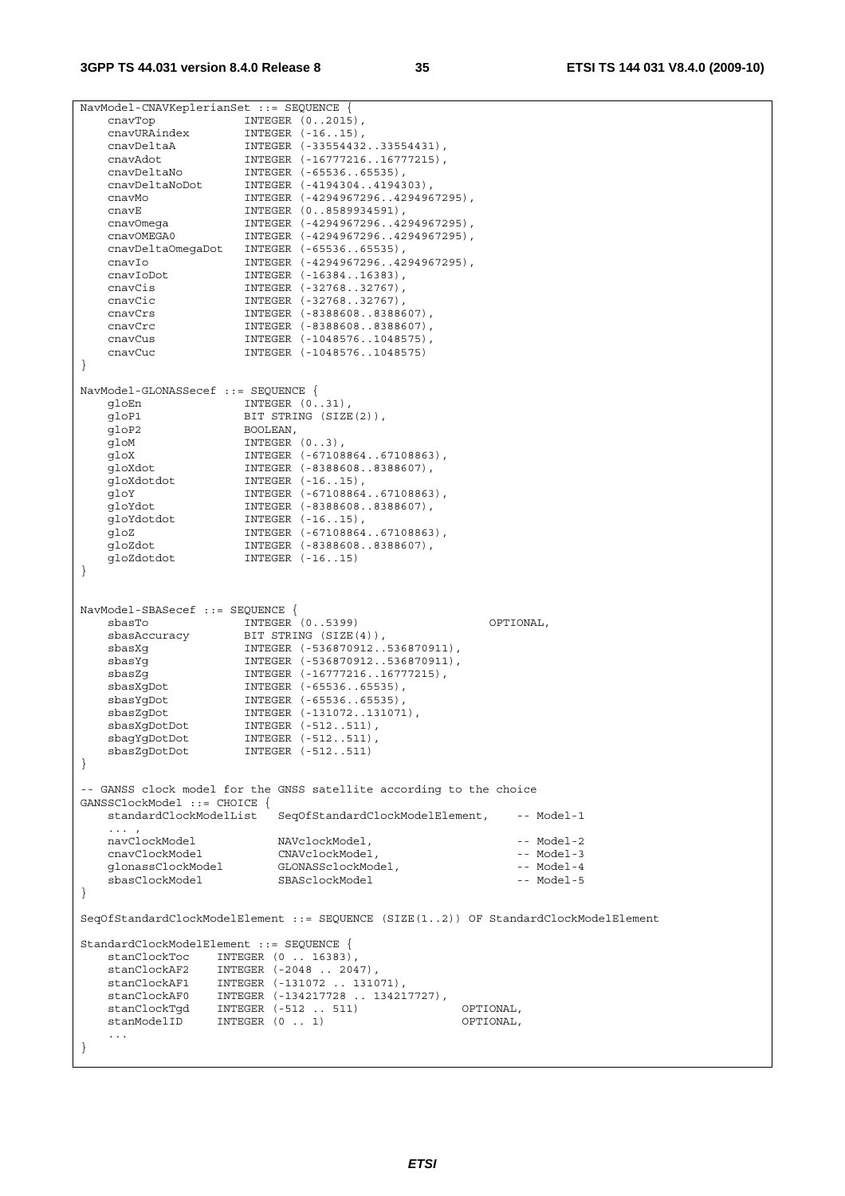```
NavModel-CNAVKeplerianSet ::= SEQUENCE {
    cnavTop             INTEGER (0..2015),
    cnavURAindex        INTEGER (-16..15),
    cnavDeltaA          INTEGER (-33554432..33554431),
    cnavAdot            INTEGER (-16777216..16777215),
    cnavDeltaNo         INTEGER (-65536..65535),
    cnavDeltaNoDot      INTEGER (-4194304..4194303),
    cnavMo              INTEGER (-4294967296..4294967295),
    cnavE               INTEGER (0..8589934591),
    cnavOmega           INTEGER (-4294967296..4294967295),
    cnavOMEGA0          INTEGER (-4294967296..4294967295),
    cnavDeltaOmegaDot   INTEGER (-65536..65535),
    cnavIo              INTEGER (-4294967296..4294967295),
    cnavIoDot           INTEGER (-16384..16383),
    cnavCis             INTEGER (-32768..32767),
    cnavCic             INTEGER (-32768..32767),
    cnavCrs             INTEGER (-8388608..8388607),
    cnavCrc             INTEGER (-8388608..8388607),
    cnavCus             INTEGER (-1048576..1048575),
    cnavCuc             INTEGER (-1048576..1048575)
}

NavModel-GLONASSecef ::= SEQUENCE {
    gloEn               INTEGER (0..31),
    gloP1               BIT STRING (SIZE(2)),
    gloP2               BOOLEAN,
    gloM                INTEGER (0..3),
    gloX                INTEGER (-67108864..67108863),
    gloXdot             INTEGER (-8388608..8388607),
    gloXdotdot          INTEGER (-16..15),
    gloY                INTEGER (-67108864..67108863),
    gloYdot             INTEGER (-8388608..8388607),
    gloYdotdot          INTEGER (-16..15),
    gloZ                INTEGER (-67108864..67108863),
    gloZdot             INTEGER (-8388608..8388607),
    gloZdotdot          INTEGER (-16..15)
}


NavModel-SBASecef ::= SEQUENCE {
    sbasTo              INTEGER (0..5399)                   OPTIONAL,
    sbasAccuracy        BIT STRING (SIZE(4)),
    sbasXg              INTEGER (-536870912..536870911),
    sbasYg              INTEGER (-536870912..536870911),
    sbasZg              INTEGER (-16777216..16777215),
    sbasXgDot           INTEGER (-65536..65535),
    sbasYgDot           INTEGER (-65536..65535),
    sbasZgDot           INTEGER (-131072..131071),
    sbasXgDotDot        INTEGER (-512..511),
    sbagYgDotDot        INTEGER (-512..511),
    sbasZgDotDot        INTEGER (-512..511)
}

-- GANSS clock model for the GNSS satellite according to the choice
GANSSClockModel ::= CHOICE {
    standardClockModelList   SeqOfStandardClockModelElement,    -- Model-1
    ... ,
    navClockModel            NAVclockModel,                     -- Model-2
    cnavClockModel           CNAVclockModel,                    -- Model-3
    glonassClockModel        GLONASSclockModel,                 -- Model-4
    sbasClockModel           SBASclockModel                     -- Model-5
}

SeqOfStandardClockModelElement ::= SEQUENCE (SIZE(1..2)) OF StandardClockModelElement

StandardClockModelElement ::= SEQUENCE {
    stanClockToc     INTEGER (0 .. 16383),
    stanClockAF2     INTEGER (-2048 .. 2047),
    stanClockAF1     INTEGER (-131072 .. 131071),
    stanClockAF0     INTEGER (-134217728 .. 134217727),
    stanClockTgd     INTEGER (-512 .. 511)              OPTIONAL,
    stanModelID      INTEGER (0 .. 1)                   OPTIONAL,
    ...
}
```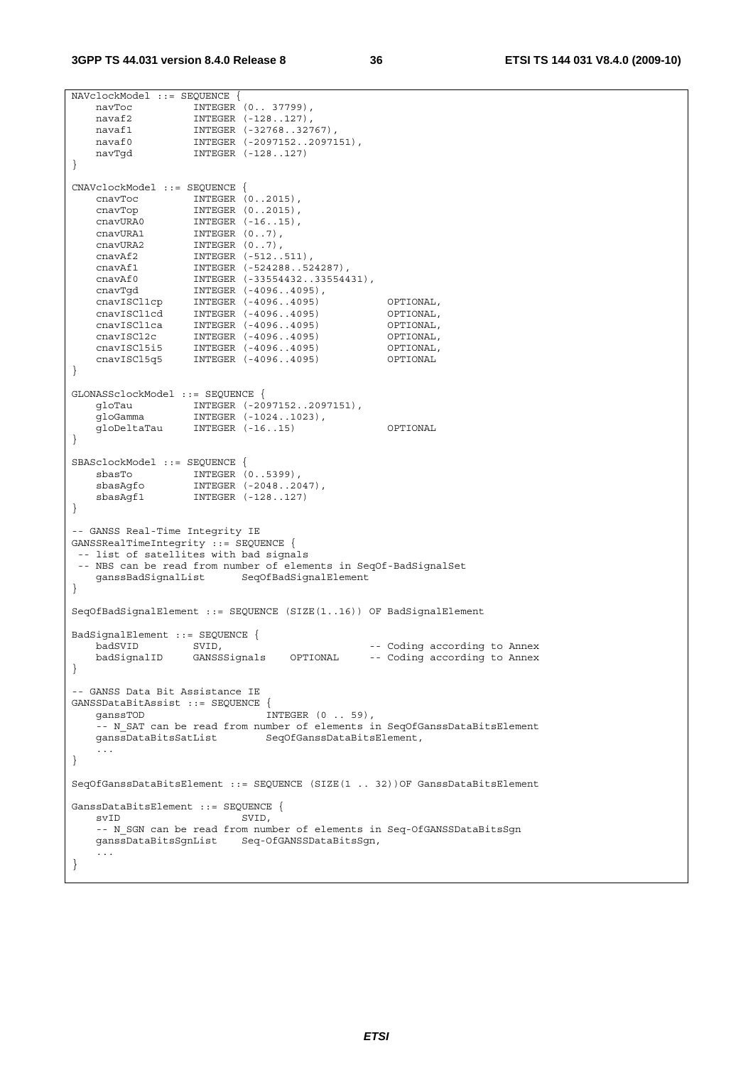```
NAVclockModel ::= SEQUENCE {
    navToc          INTEGER (0.. 37799),
    navaf2          INTEGER (-128..127),
    navaf1          INTEGER (-32768..32767),
    navaf0          INTEGER (-2097152..2097151),
    navTgd          INTEGER (-128..127)
}

CNAVclockModel ::= SEQUENCE {
    cnavToc         INTEGER (0..2015),
    cnavTop         INTEGER (0..2015),
    cnavURA0        INTEGER (-16..15),
    cnavURA1        INTEGER (0..7),
    cnavURA2        INTEGER (0..7),
    cnavAf2         INTEGER (-512..511),
    cnavAf1         INTEGER (-524288..524287),
    cnavAf0         INTEGER (-33554432..33554431),
    cnavTgd         INTEGER (-4096..4095),
    cnavISCl1cp     INTEGER (-4096..4095)           OPTIONAL,
    cnavISCl1cd     INTEGER (-4096..4095)           OPTIONAL,
    cnavISCl1ca     INTEGER (-4096..4095)           OPTIONAL,
    cnavISCl2c      INTEGER (-4096..4095)           OPTIONAL,
    cnavISCl5i5     INTEGER (-4096..4095)           OPTIONAL,
    cnavISCl5q5     INTEGER (-4096..4095)           OPTIONAL
}

GLONASSclockModel ::= SEQUENCE {
    gloTau          INTEGER (-2097152..2097151),
    gloGamma        INTEGER (-1024..1023),
    gloDeltaTau     INTEGER (-16..15)               OPTIONAL
}

SBASclockModel ::= SEQUENCE {
    sbasTo          INTEGER (0..5399),
    sbasAgfo        INTEGER (-2048..2047),
    sbasAgf1        INTEGER (-128..127)
}

-- GANSS Real-Time Integrity IE
GANSSRealTimeIntegrity ::= SEQUENCE {
 -- list of satellites with bad signals
 -- NBS can be read from number of elements in SeqOf-BadSignalSet
    ganssBadSignalList      SeqOfBadSignalElement
}

SeqOfBadSignalElement ::= SEQUENCE (SIZE(1..16)) OF BadSignalElement

BadSignalElement ::= SEQUENCE {
    badSVID         SVID,                           -- Coding according to Annex
    badSignalID     GANSSSignals    OPTIONAL        -- Coding according to Annex
}

-- GANSS Data Bit Assistance IE
GANSSDataBitAssist ::= SEQUENCE {
    ganssTOD                    INTEGER (0 .. 59),
    -- N_SAT can be read from number of elements in SeqOfGanssDataBitsElement
    ganssDataBitsSatList        SeqOfGanssDataBitsElement,
    ...
}

SeqOfGanssDataBitsElement ::= SEQUENCE (SIZE(1 .. 32))OF GanssDataBitsElement

GanssDataBitsElement ::= SEQUENCE {
    svID                    SVID,
    -- N_SGN can be read from number of elements in Seq-OfGANSSDataBitsSgn
    ganssDataBitsSgnList    Seq-OfGANSSDataBitsSgn,
    ...
}
```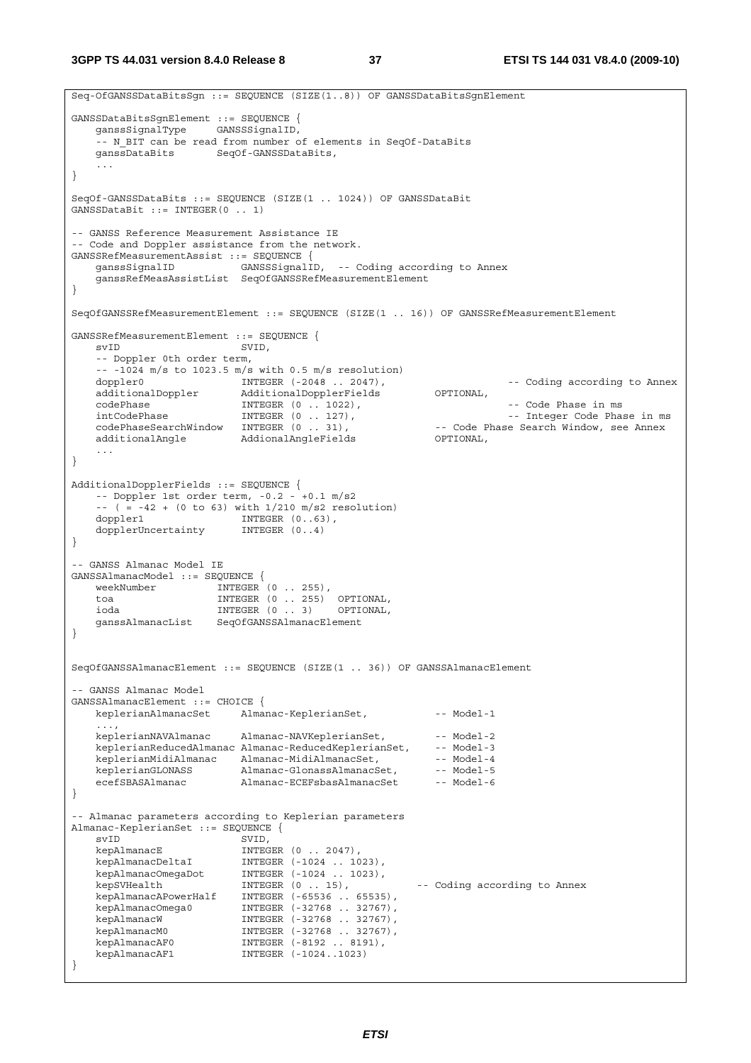```
Seq-OfGANSSDataBitsSgn ::= SEQUENCE (SIZE(1..8)) OF GANSSDataBitsSgnElement

GANSSDataBitsSgnElement ::= SEQUENCE {
    ganssSignalType     GANSSSignalID,
    -- N_BIT can be read from number of elements in SeqOf-DataBits
    ganssDataBits       SeqOf-GANSSDataBits,
    ...
}

SeqOf-GANSSDataBits ::= SEQUENCE (SIZE(1 .. 1024)) OF GANSSDataBit
GANSSDataBit ::= INTEGER(0 .. 1)

-- GANSS Reference Measurement Assistance IE
-- Code and Doppler assistance from the network.
GANSSRefMeasurementAssist ::= SEQUENCE {
    ganssSignalID           GANSSSignalID,  -- Coding according to Annex
    ganssRefMeasAssistList  SeqOfGANSSRefMeasurementElement
}

SeqOfGANSSRefMeasurementElement ::= SEQUENCE (SIZE(1 .. 16)) OF GANSSRefMeasurementElement

GANSSRefMeasurementElement ::= SEQUENCE {
    svID                    SVID,
    -- Doppler 0th order term,
    -- -1024 m/s to 1023.5 m/s with 0.5 m/s resolution)
    doppler0                INTEGER (-2048 .. 2047),                  -- Coding according to Annex
    additionalDoppler       AdditionalDopplerFields         OPTIONAL,
    codePhase               INTEGER (0 .. 1022),                      -- Code Phase in ms
    intCodePhase            INTEGER (0 .. 127),                       -- Integer Code Phase in ms
    codePhaseSearchWindow   INTEGER (0 .. 31),              -- Code Phase Search Window, see Annex
    additionalAngle         AddionalAngleFields             OPTIONAL,
    ...
}

AdditionalDopplerFields ::= SEQUENCE {
    -- Doppler 1st order term, -0.2 - +0.1 m/s2
    -- ( = -42 + (0 to 63) with 1/210 m/s2 resolution)
    doppler1                INTEGER (0..63),
    dopplerUncertainty      INTEGER (0..4)
}

-- GANSS Almanac Model IE
GANSSAlmanacModel ::= SEQUENCE {
    weekNumber          INTEGER (0 .. 255),
    toa                 INTEGER (0 .. 255)  OPTIONAL,
    ioda                INTEGER (0 .. 3)    OPTIONAL,
    ganssAlmanacList    SeqOfGANSSAlmanacElement
}


SeqOfGANSSAlmanacElement ::= SEQUENCE (SIZE(1 .. 36)) OF GANSSAlmanacElement

-- GANSS Almanac Model
GANSSAlmanacElement ::= CHOICE {
    keplerianAlmanacSet     Almanac-KeplerianSet,           -- Model-1
    ...,
    keplerianNAVAlmanac     Almanac-NAVKeplerianSet,        -- Model-2
    keplerianReducedAlmanac Almanac-ReducedKeplerianSet,    -- Model-3
    keplerianMidiAlmanac    Almanac-MidiAlmanacSet,         -- Model-4
    keplerianGLONASS        Almanac-GlonassAlmanacSet,      -- Model-5
    ecefSBASAlmanac         Almanac-ECEFsbasAlmanacSet      -- Model-6
}

-- Almanac parameters according to Keplerian parameters
Almanac-KeplerianSet ::= SEQUENCE {
    svID                    SVID,
    kepAlmanacE             INTEGER (0 .. 2047),
    kepAlmanacDeltaI        INTEGER (-1024 .. 1023),
    kepAlmanacOmegaDot      INTEGER (-1024 .. 1023),
    kepSVHealth             INTEGER (0 .. 15),          -- Coding according to Annex
    kepAlmanacAPowerHalf    INTEGER (-65536 .. 65535),
    kepAlmanacOmega0        INTEGER (-32768 .. 32767),
    kepAlmanacW             INTEGER (-32768 .. 32767),
    kepAlmanacM0            INTEGER (-32768 .. 32767),
    kepAlmanacAF0           INTEGER (-8192 .. 8191),
    kepAlmanacAF1           INTEGER (-1024..1023)
}
```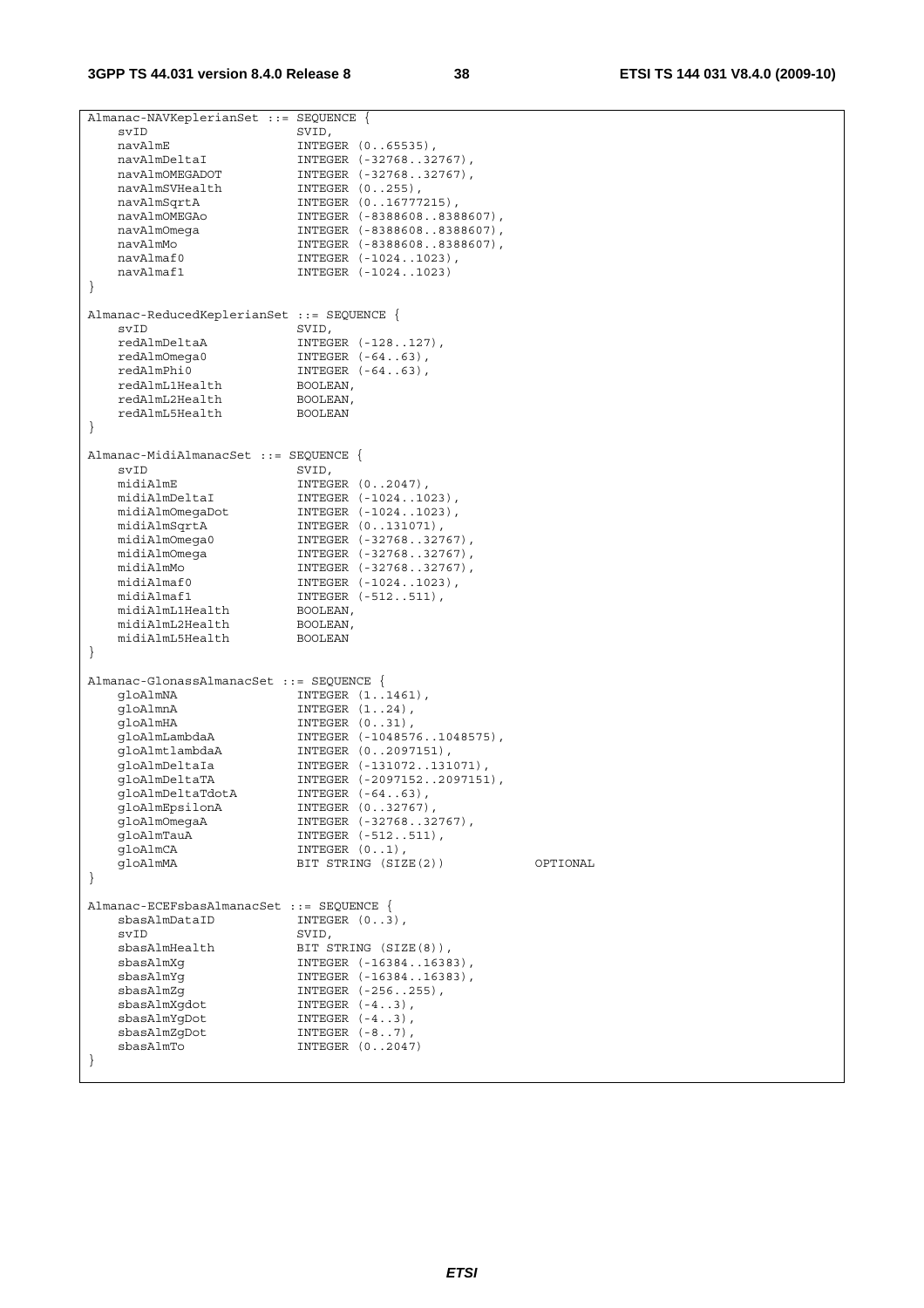```
Almanac-NAVKeplerianSet ::= SEQUENCE {
    svID                    SVID,
    navAlmE                 INTEGER (0..65535),
    navAlmDeltaI            INTEGER (-32768..32767),
    navAlmOMEGADOT          INTEGER (-32768..32767),
    navAlmSVHealth          INTEGER (0..255),
    navAlmSqrtA             INTEGER (0..16777215),
    navAlmOMEGAo            INTEGER (-8388608..8388607),
    navAlmOmega             INTEGER (-8388608..8388607),
    navAlmMo                INTEGER (-8388608..8388607),
    navAlmaf0               INTEGER (-1024..1023),
    navAlmaf1               INTEGER (-1024..1023)
}

Almanac-ReducedKeplerianSet ::= SEQUENCE {
    svID                    SVID,
    redAlmDeltaA            INTEGER (-128..127),
    redAlmOmega0            INTEGER (-64..63),
    redAlmPhi0              INTEGER (-64..63),
    redAlmL1Health          BOOLEAN,
    redAlmL2Health          BOOLEAN,
    redAlmL5Health          BOOLEAN
}

Almanac-MidiAlmanacSet ::= SEQUENCE {
    svID                    SVID,
    midiAlmE                INTEGER (0..2047),
    midiAlmDeltaI           INTEGER (-1024..1023),
    midiAlmOmegaDot         INTEGER (-1024..1023),
    midiAlmSqrtA            INTEGER (0..131071),
    midiAlmOmega0           INTEGER (-32768..32767),
    midiAlmOmega            INTEGER (-32768..32767),
    midiAlmMo               INTEGER (-32768..32767),
    midiAlmaf0              INTEGER (-1024..1023),
    midiAlmaf1              INTEGER (-512..511),
    midiAlmL1Health         BOOLEAN,
    midiAlmL2Health         BOOLEAN,
    midiAlmL5Health         BOOLEAN
}

Almanac-GlonassAlmanacSet ::= SEQUENCE {
    gloAlmNA                INTEGER (1..1461),
    gloAlmnA                INTEGER (1..24),
    gloAlmHA                INTEGER (0..31),
    gloAlmLambdaA           INTEGER (-1048576..1048575),
    gloAlmtlambdaA          INTEGER (0..2097151),
    gloAlmDeltaIa           INTEGER (-131072..131071),
    gloAlmDeltaTA           INTEGER (-2097152..2097151),
    gloAlmDeltaTdotA        INTEGER (-64..63),
    gloAlmEpsilonA          INTEGER (0..32767),
    gloAlmOmegaA            INTEGER (-32768..32767),
    gloAlmTauA              INTEGER (-512..511),
    gloAlmCA                INTEGER (0..1),
    gloAlmMA                BIT STRING (SIZE(2))            OPTIONAL
}

Almanac-ECEFsbasAlmanacSet ::= SEQUENCE {
    sbasAlmDataID           INTEGER (0..3),
    svID                    SVID,
    sbasAlmHealth           BIT STRING (SIZE(8)),
    sbasAlmXg               INTEGER (-16384..16383),
    sbasAlmYg               INTEGER (-16384..16383),
    sbasAlmZg               INTEGER (-256..255),
    sbasAlmXgdot            INTEGER (-4..3),
    sbasAlmYgDot            INTEGER (-4..3),
    sbasAlmZgDot            INTEGER (-8..7),
    sbasAlmTo               INTEGER (0..2047)
}
```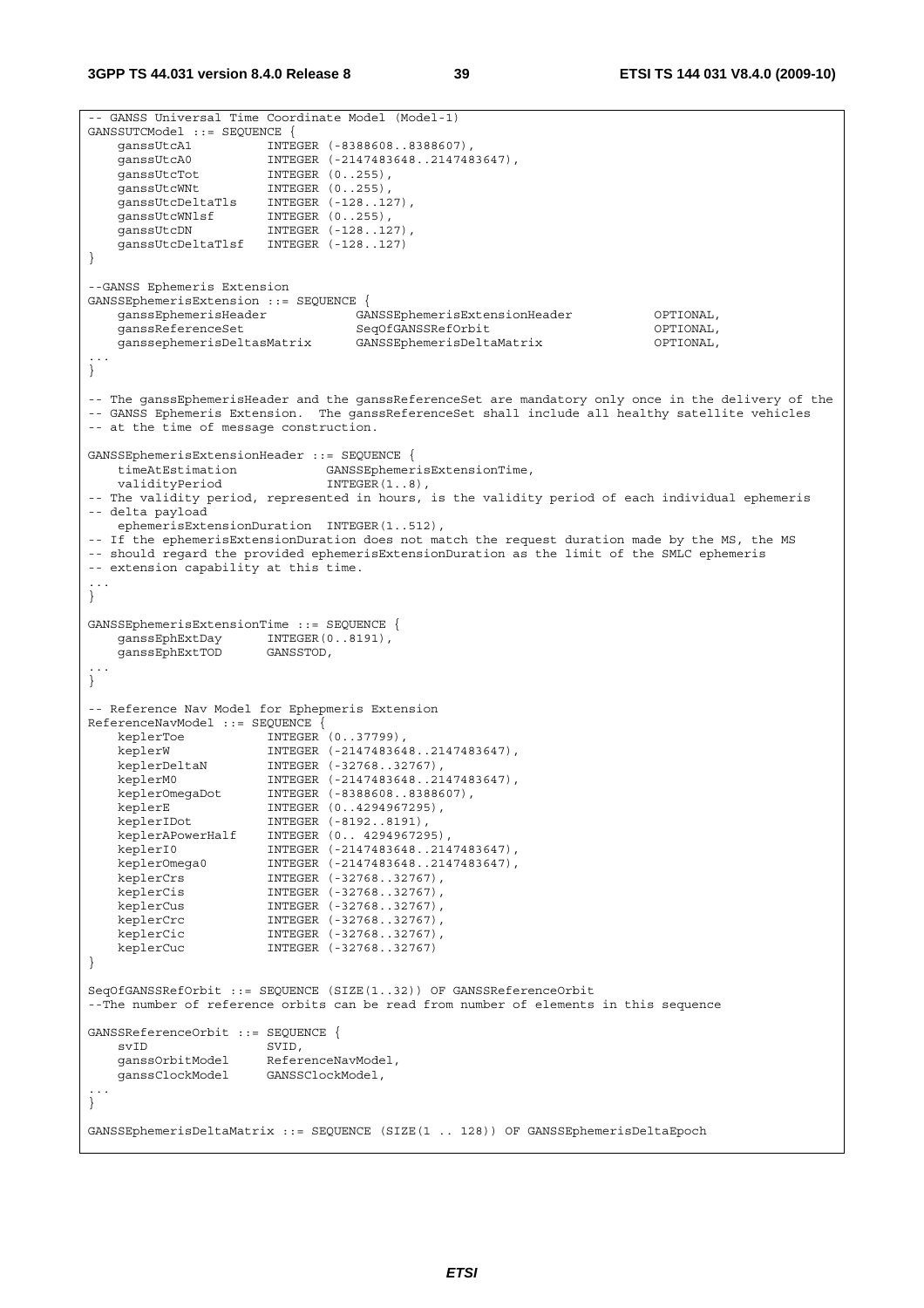```
-- GANSS Universal Time Coordinate Model (Model-1)
GANSSUTCModel ::= SEQUENCE {
    ganssUtcA1          INTEGER (-8388608..8388607),
    ganssUtcA0          INTEGER (-2147483648..2147483647),
    ganssUtcTot         INTEGER (0..255),
    ganssUtcWNt         INTEGER (0..255),
    ganssUtcDeltaTls    INTEGER (-128..127),
    ganssUtcWNlsf       INTEGER (0..255),
    ganssUtcDN          INTEGER (-128..127),
    ganssUtcDeltaTlsf   INTEGER (-128..127)
}

--GANSS Ephemeris Extension
GANSSEphemerisExtension ::= SEQUENCE {
    ganssEphemerisHeader            GANSSEphemerisExtensionHeader           OPTIONAL,
    ganssReferenceSet               SeqOfGANSSRefOrbit                      OPTIONAL,
    ganssephemerisDeltasMatrix      GANSSEphemerisDeltaMatrix               OPTIONAL,
...
}

-- The ganssEphemerisHeader and the ganssReferenceSet are mandatory only once in the delivery of the
-- GANSS Ephemeris Extension.  The ganssReferenceSet shall include all healthy satellite vehicles
-- at the time of message construction.

GANSSEphemerisExtensionHeader ::= SEQUENCE {
    timeAtEstimation            GANSSEphemerisExtensionTime,
    validityPeriod              INTEGER(1..8),
-- The validity period, represented in hours, is the validity period of each individual ephemeris
-- delta payload
    ephemerisExtensionDuration  INTEGER(1..512),
-- If the ephemerisExtensionDuration does not match the request duration made by the MS, the MS
-- should regard the provided ephemerisExtensionDuration as the limit of the SMLC ephemeris
-- extension capability at this time.
...
}

GANSSEphemerisExtensionTime ::= SEQUENCE {
    ganssEphExtDay      INTEGER(0..8191),
    ganssEphExtTOD      GANSSTOD,
...
}

-- Reference Nav Model for Ephepmeris Extension
ReferenceNavModel ::= SEQUENCE {
    keplerToe           INTEGER (0..37799),
    keplerW             INTEGER (-2147483648..2147483647),
    keplerDeltaN        INTEGER (-32768..32767),
    keplerM0            INTEGER (-2147483648..2147483647),
    keplerOmegaDot      INTEGER (-8388608..8388607),
    keplerE             INTEGER (0..4294967295),
    keplerIDot          INTEGER (-8192..8191),
    keplerAPowerHalf    INTEGER (0.. 4294967295),
    keplerI0            INTEGER (-2147483648..2147483647),
    keplerOmega0        INTEGER (-2147483648..2147483647),
    keplerCrs           INTEGER (-32768..32767),
    keplerCis           INTEGER (-32768..32767),
    keplerCus           INTEGER (-32768..32767),
    keplerCrc           INTEGER (-32768..32767),
    keplerCic           INTEGER (-32768..32767),
    keplerCuc           INTEGER (-32768..32767)
}

SeqOfGANSSRefOrbit ::= SEQUENCE (SIZE(1..32)) OF GANSSReferenceOrbit
--The number of reference orbits can be read from number of elements in this sequence

GANSSReferenceOrbit ::= SEQUENCE {
    svID                SVID,
    ganssOrbitModel     ReferenceNavModel,
    ganssClockModel     GANSSClockModel,
...
}

GANSSEphemerisDeltaMatrix ::= SEQUENCE (SIZE(1 .. 128)) OF GANSSEphemerisDeltaEpoch
```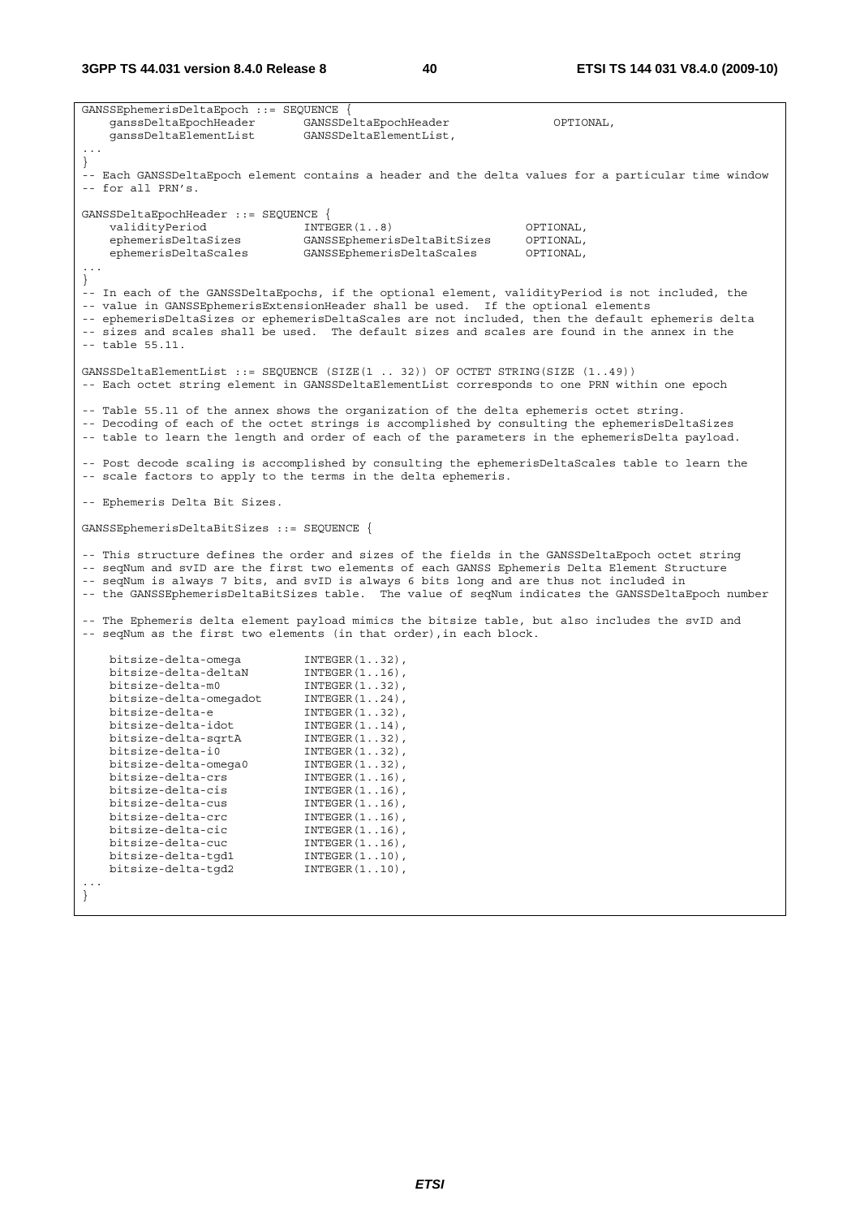```
GANSSEphemerisDeltaEpoch ::= SEQUENCE {
    ganssDeltaEpochHeader       GANSSDeltaEpochHeader               OPTIONAL,
    ganssDeltaElementList       GANSSDeltaElementList,
...
}
-- Each GANSSDeltaEpoch element contains a header and the delta values for a particular time window
-- for all PRN's.

GANSSDeltaEpochHeader ::= SEQUENCE {
    validityPeriod              INTEGER(1..8)                       OPTIONAL,
    ephemerisDeltaSizes         GANSSEphemerisDeltaBitSizes         OPTIONAL,
    ephemerisDeltaScales        GANSSEphemerisDeltaScales           OPTIONAL,
...
}
-- In each of the GANSSDeltaEpochs, if the optional element, validityPeriod is not included, the
-- value in GANSSEphemerisExtensionHeader shall be used.  If the optional elements
-- ephemerisDeltaSizes or ephemerisDeltaScales are not included, then the default ephemeris delta
-- sizes and scales shall be used.  The default sizes and scales are found in the annex in the
-- table 55.11.

GANSSDeltaElementList ::= SEQUENCE (SIZE(1 .. 32)) OF OCTET STRING(SIZE (1..49))
-- Each octet string element in GANSSDeltaElementList corresponds to one PRN within one epoch

-- Table 55.11 of the annex shows the organization of the delta ephemeris octet string.
-- Decoding of each of the octet strings is accomplished by consulting the ephemerisDeltaSizes
-- table to learn the length and order of each of the parameters in the ephemerisDelta payload.

-- Post decode scaling is accomplished by consulting the ephemerisDeltaScales table to learn the
-- scale factors to apply to the terms in the delta ephemeris.

-- Ephemeris Delta Bit Sizes.

GANSSEphemerisDeltaBitSizes ::= SEQUENCE {

-- This structure defines the order and sizes of the fields in the GANSSDeltaEpoch octet string
-- seqNum and svID are the first two elements of each GANSS Ephemeris Delta Element Structure
-- seqNum is always 7 bits, and svID is always 6 bits long and are thus not included in
-- the GANSSEphemerisDeltaBitSizes table.  The value of seqNum indicates the GANSSDeltaEpoch number

-- The Ephemeris delta element payload mimics the bitsize table, but also includes the svID and
-- seqNum as the first two elements (in that order),in each block.

    bitsize-delta-omega         INTEGER(1..32),
    bitsize-delta-deltaN        INTEGER(1..16),
    bitsize-delta-m0            INTEGER(1..32),
    bitsize-delta-omegadot      INTEGER(1..24),
    bitsize-delta-e             INTEGER(1..32),
    bitsize-delta-idot          INTEGER(1..14),
    bitsize-delta-sqrtA         INTEGER(1..32),
    bitsize-delta-i0            INTEGER(1..32),
    bitsize-delta-omega0        INTEGER(1..32),
    bitsize-delta-crs           INTEGER(1..16),
    bitsize-delta-cis           INTEGER(1..16),
    bitsize-delta-cus           INTEGER(1..16),
    bitsize-delta-crc           INTEGER(1..16),
    bitsize-delta-cic           INTEGER(1..16),
    bitsize-delta-cuc           INTEGER(1..16),
    bitsize-delta-tgd1          INTEGER(1..10),
    bitsize-delta-tgd2          INTEGER(1..10),
...
}
```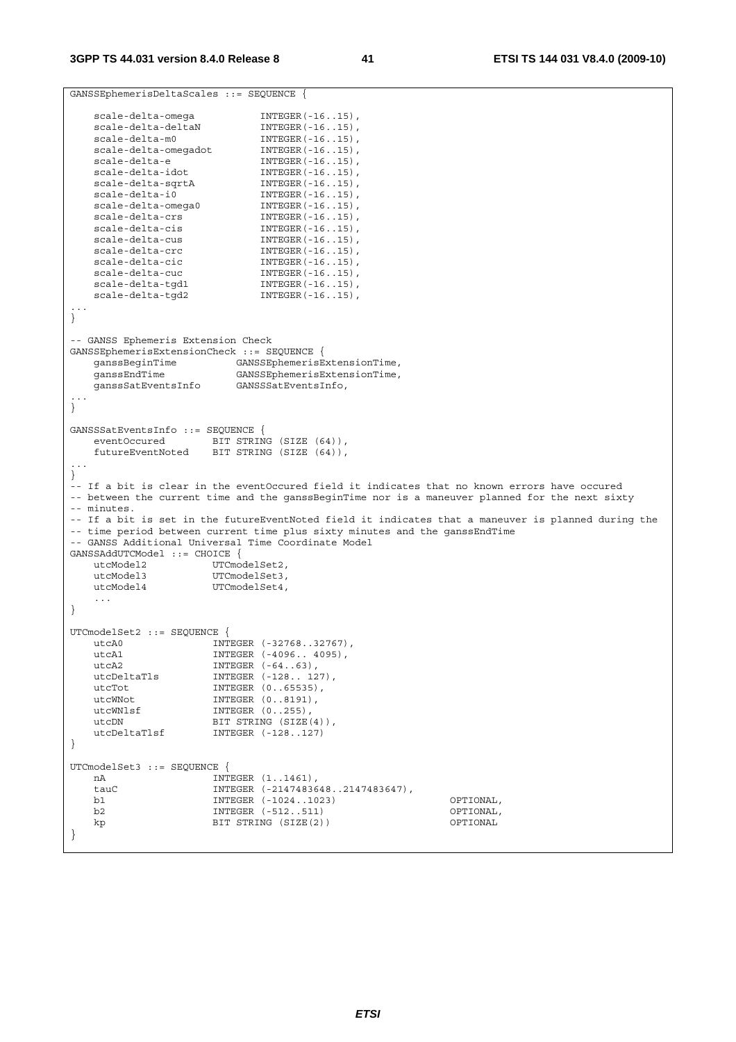```
GANSSEphemerisDeltaScales ::= SEQUENCE {

    scale-delta-omega           INTEGER(-16..15),
    scale-delta-deltaN          INTEGER(-16..15),
    scale-delta-m0              INTEGER(-16..15),
    scale-delta-omegadot        INTEGER(-16..15),
    scale-delta-e               INTEGER(-16..15),
    scale-delta-idot            INTEGER(-16..15),
    scale-delta-sqrtA           INTEGER(-16..15),
    scale-delta-i0              INTEGER(-16..15),
    scale-delta-omega0          INTEGER(-16..15),
    scale-delta-crs             INTEGER(-16..15),
    scale-delta-cis             INTEGER(-16..15),
    scale-delta-cus             INTEGER(-16..15),
    scale-delta-crc             INTEGER(-16..15),
    scale-delta-cic             INTEGER(-16..15),
    scale-delta-cuc             INTEGER(-16..15),
    scale-delta-tgd1            INTEGER(-16..15),
    scale-delta-tgd2            INTEGER(-16..15),
...
}

-- GANSS Ephemeris Extension Check
GANSSEphemerisExtensionCheck ::= SEQUENCE {
    ganssBeginTime          GANSSEphemerisExtensionTime,
    ganssEndTime            GANSSEphemerisExtensionTime,
    ganssSatEventsInfo      GANSSSatEventsInfo,
...
}

GANSSSatEventsInfo ::= SEQUENCE {
    eventOccured        BIT STRING (SIZE (64)),
    futureEventNoted    BIT STRING (SIZE (64)),
...
}
-- If a bit is clear in the eventOccured field it indicates that no known errors have occured
-- between the current time and the ganssBeginTime nor is a maneuver planned for the next sixty
-- minutes.
-- If a bit is set in the futureEventNoted field it indicates that a maneuver is planned during the
-- time period between current time plus sixty minutes and the ganssEndTime
-- GANSS Additional Universal Time Coordinate Model
GANSSAddUTCModel ::= CHOICE {
    utcModel2           UTCmodelSet2,
    utcModel3           UTCmodelSet3,
    utcModel4           UTCmodelSet4,
    ...
}

UTCmodelSet2 ::= SEQUENCE {
    utcA0               INTEGER (-32768..32767),
    utcA1               INTEGER (-4096.. 4095),
    utcA2               INTEGER (-64..63),
    utcDeltaTls         INTEGER (-128.. 127),
    utcTot              INTEGER (0..65535),
    utcWNot             INTEGER (0..8191),
    utcWNlsf            INTEGER (0..255),
    utcDN               BIT STRING (SIZE(4)),
    utcDeltaTlsf        INTEGER (-128..127)
}

UTCmodelSet3 ::= SEQUENCE {
    nA                  INTEGER (1..1461),
    tauC                INTEGER (-2147483648..2147483647),
    b1                  INTEGER (-1024..1023)                   OPTIONAL,
    b2                  INTEGER (-512..511)                     OPTIONAL,
    kp                  BIT STRING (SIZE(2))                    OPTIONAL
}
```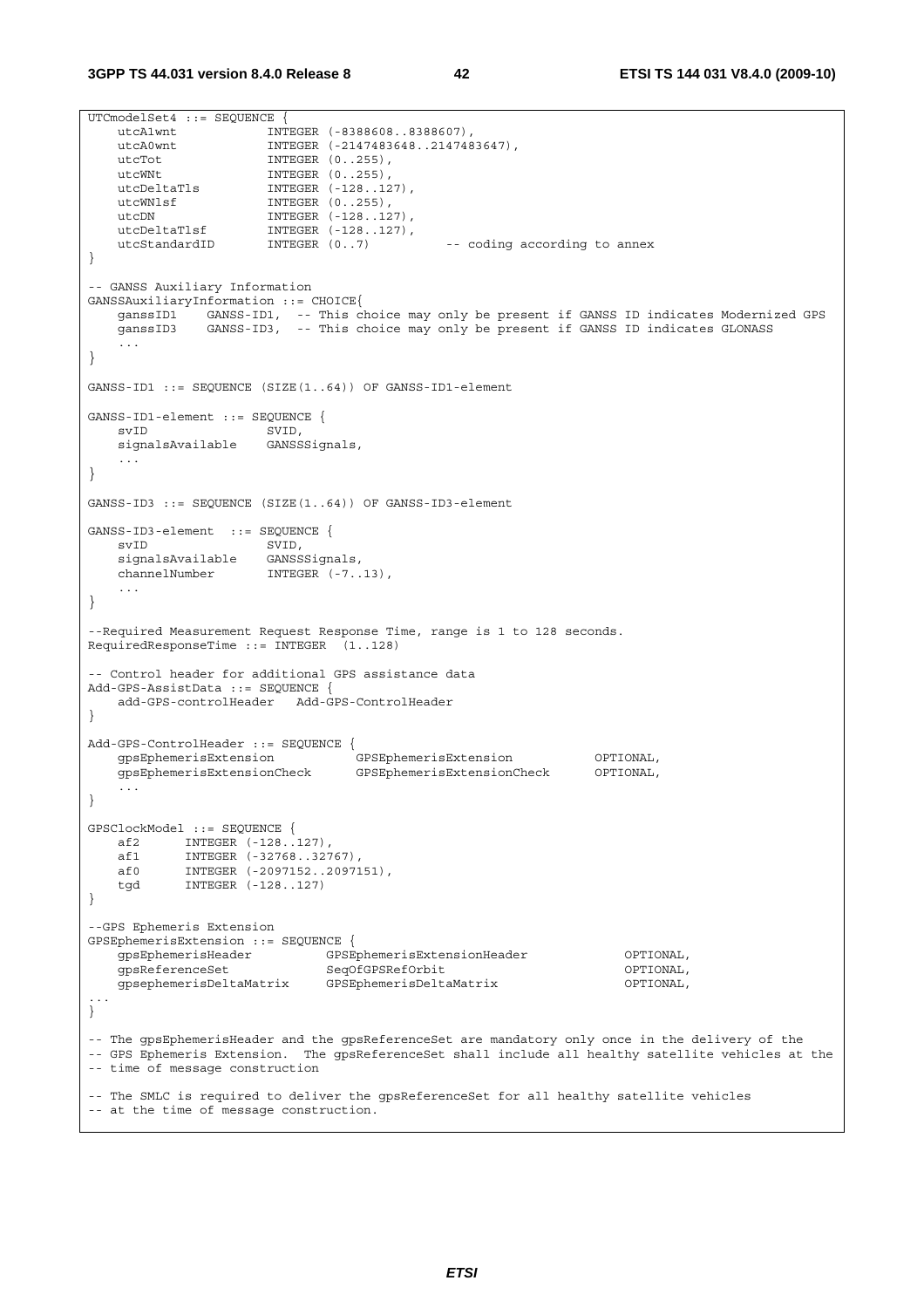```
UTCmodelSet4 ::= SEQUENCE {
    utcA1wnt            INTEGER (-8388608..8388607),
    utcA0wnt            INTEGER (-2147483648..2147483647),
    utcTot              INTEGER (0..255),
    utcWNt              INTEGER (0..255),
    utcDeltaTls         INTEGER (-128..127),
    utcWNlsf            INTEGER (0..255),
    utcDN               INTEGER (-128..127),
    utcDeltaTlsf        INTEGER (-128..127),
    utcStandardID       INTEGER (0..7)          -- coding according to annex
}

-- GANSS Auxiliary Information
GANSSAuxiliaryInformation ::= CHOICE{
    ganssID1    GANSS-ID1,  -- This choice may only be present if GANSS ID indicates Modernized GPS
    ganssID3    GANSS-ID3,  -- This choice may only be present if GANSS ID indicates GLONASS
    ...
}

GANSS-ID1 ::= SEQUENCE (SIZE(1..64)) OF GANSS-ID1-element

GANSS-ID1-element ::= SEQUENCE {
    svID                SVID,
    signalsAvailable    GANSSSignals,
    ...
}

GANSS-ID3 ::= SEQUENCE (SIZE(1..64)) OF GANSS-ID3-element

GANSS-ID3-element  ::= SEQUENCE {
    svID                SVID,
    signalsAvailable    GANSSSignals,
    channelNumber       INTEGER (-7..13),
    ...
}

--Required Measurement Request Response Time, range is 1 to 128 seconds.
RequiredResponseTime ::= INTEGER  (1..128)

-- Control header for additional GPS assistance data
Add-GPS-AssistData ::= SEQUENCE {
    add-GPS-controlHeader   Add-GPS-ControlHeader
}

Add-GPS-ControlHeader ::= SEQUENCE {
    gpsEphemerisExtension           GPSEphemerisExtension           OPTIONAL,
    gpsEphemerisExtensionCheck      GPSEphemerisExtensionCheck      OPTIONAL,
    ...
}

GPSClockModel ::= SEQUENCE {
    af2      INTEGER (-128..127),
    af1      INTEGER (-32768..32767),
    af0      INTEGER (-2097152..2097151),
    tgd      INTEGER (-128..127)
}

--GPS Ephemeris Extension
GPSEphemerisExtension ::= SEQUENCE {
    gpsEphemerisHeader          GPSEphemerisExtensionHeader             OPTIONAL,
    gpsReferenceSet             SeqOfGPSRefOrbit                        OPTIONAL,
    gpsephemerisDeltaMatrix     GPSEphemerisDeltaMatrix                 OPTIONAL,
...
}

-- The gpsEphemerisHeader and the gpsReferenceSet are mandatory only once in the delivery of the
-- GPS Ephemeris Extension.  The gpsReferenceSet shall include all healthy satellite vehicles at the
-- time of message construction

-- The SMLC is required to deliver the gpsReferenceSet for all healthy satellite vehicles
-- at the time of message construction.
```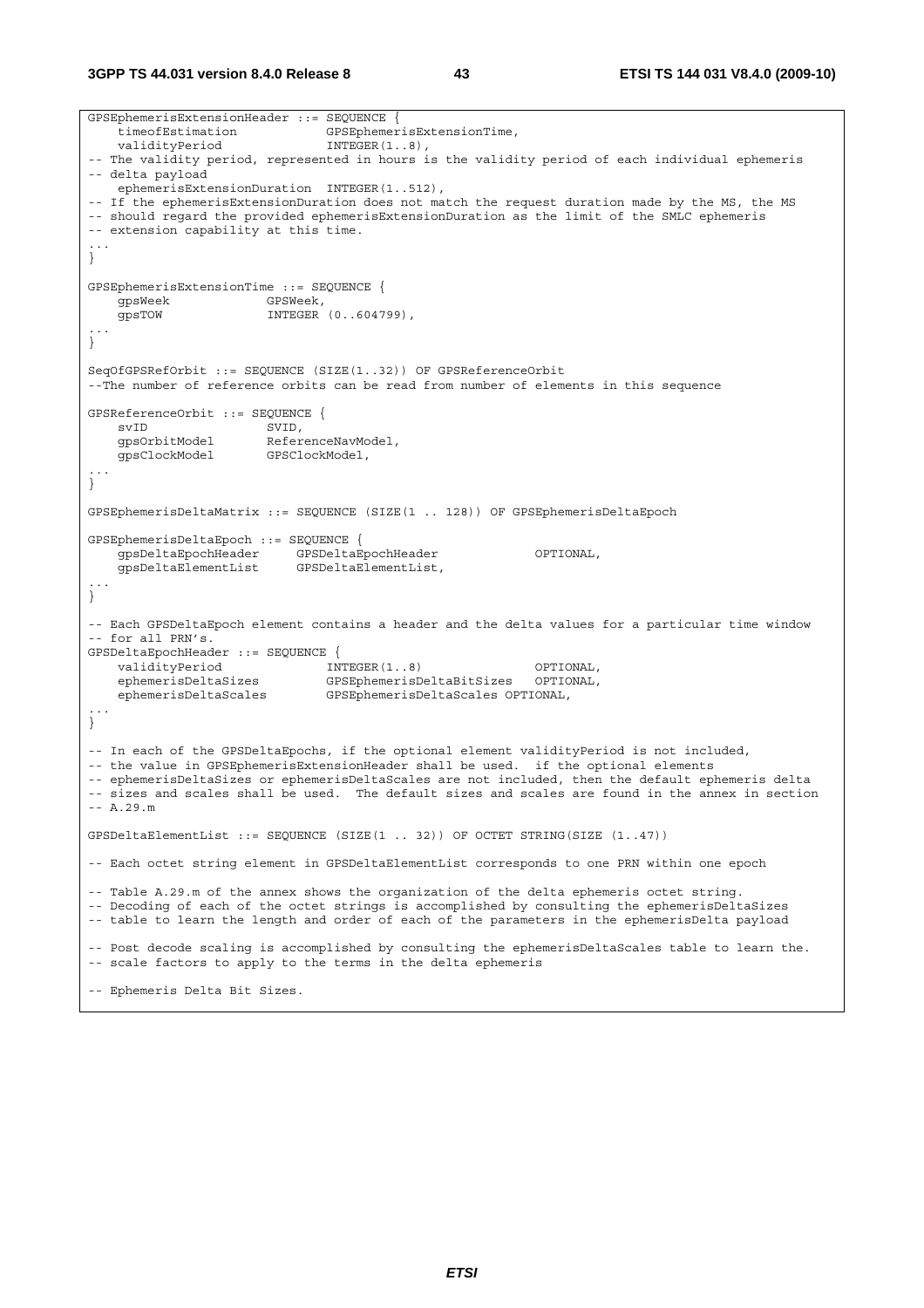```
GPSEphemerisExtensionHeader ::= SEQUENCE {
    timeofEstimation            GPSEphemerisExtensionTime,
    validityPeriod              INTEGER(1..8),
-- The validity period, represented in hours is the validity period of each individual ephemeris
-- delta payload
    ephemerisExtensionDuration  INTEGER(1..512),
-- If the ephemerisExtensionDuration does not match the request duration made by the MS, the MS
-- should regard the provided ephemerisExtensionDuration as the limit of the SMLC ephemeris
-- extension capability at this time.
...
}

GPSEphemerisExtensionTime ::= SEQUENCE {
    gpsWeek             GPSWeek,
    gpsTOW              INTEGER (0..604799),
...
}

SeqOfGPSRefOrbit ::= SEQUENCE (SIZE(1..32)) OF GPSReferenceOrbit
--The number of reference orbits can be read from number of elements in this sequence

GPSReferenceOrbit ::= SEQUENCE {
    svID                SVID,
    gpsOrbitModel       ReferenceNavModel,
    gpsClockModel       GPSClockModel,
...
}

GPSEphemerisDeltaMatrix ::= SEQUENCE (SIZE(1 .. 128)) OF GPSEphemerisDeltaEpoch

GPSEphemerisDeltaEpoch ::= SEQUENCE {
    gpsDeltaEpochHeader     GPSDeltaEpochHeader             OPTIONAL,
    gpsDeltaElementList     GPSDeltaElementList,
...
}

-- Each GPSDeltaEpoch element contains a header and the delta values for a particular time window
-- for all PRN's.
GPSDeltaEpochHeader ::= SEQUENCE {
    validityPeriod              INTEGER(1..8)               OPTIONAL,
    ephemerisDeltaSizes         GPSEphemerisDeltaBitSizes   OPTIONAL,
    ephemerisDeltaScales        GPSEphemerisDeltaScales OPTIONAL,
...
}

-- In each of the GPSDeltaEpochs, if the optional element validityPeriod is not included,
-- the value in GPSEphemerisExtensionHeader shall be used.  if the optional elements
-- ephemerisDeltaSizes or ephemerisDeltaScales are not included, then the default ephemeris delta
-- sizes and scales shall be used.  The default sizes and scales are found in the annex in section
-- A.29.m

GPSDeltaElementList ::= SEQUENCE (SIZE(1 .. 32)) OF OCTET STRING(SIZE (1..47))

-- Each octet string element in GPSDeltaElementList corresponds to one PRN within one epoch

-- Table A.29.m of the annex shows the organization of the delta ephemeris octet string.
-- Decoding of each of the octet strings is accomplished by consulting the ephemerisDeltaSizes
-- table to learn the length and order of each of the parameters in the ephemerisDelta payload

-- Post decode scaling is accomplished by consulting the ephemerisDeltaScales table to learn the.
-- scale factors to apply to the terms in the delta ephemeris

-- Ephemeris Delta Bit Sizes.
```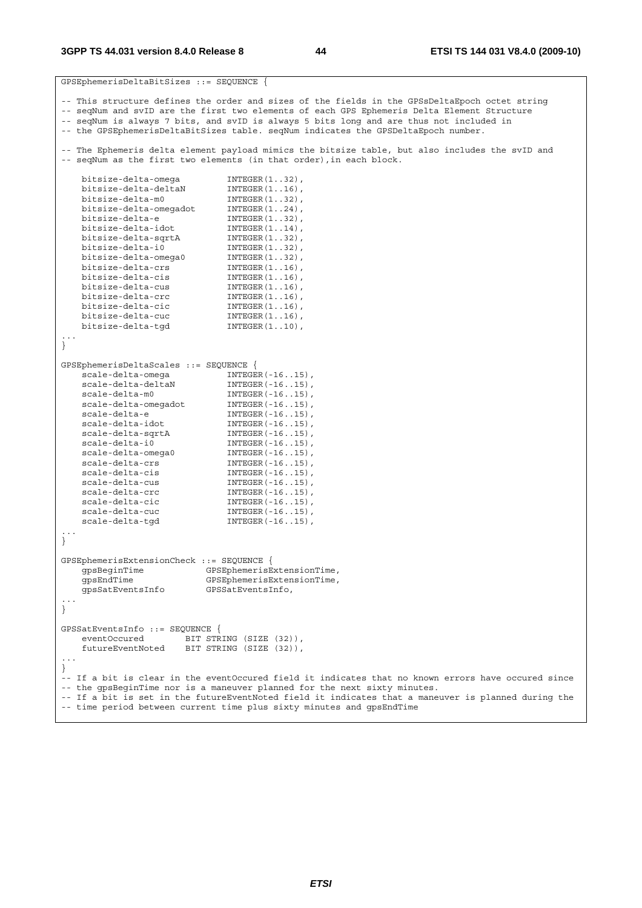```
GPSEphemerisDeltaBitSizes ::= SEQUENCE {

-- This structure defines the order and sizes of the fields in the GPSsDeltaEpoch octet string
-- seqNum and svID are the first two elements of each GPS Ephemeris Delta Element Structure
-- seqNum is always 7 bits, and svID is always 5 bits long and are thus not included in
-- the GPSEphemerisDeltaBitSizes table. seqNum indicates the GPSDeltaEpoch number.

-- The Ephemeris delta element payload mimics the bitsize table, but also includes the svID and
-- seqNum as the first two elements (in that order),in each block.

    bitsize-delta-omega         INTEGER(1..32),
    bitsize-delta-deltaN        INTEGER(1..16),
    bitsize-delta-m0            INTEGER(1..32),
    bitsize-delta-omegadot      INTEGER(1..24),
    bitsize-delta-e             INTEGER(1..32),
    bitsize-delta-idot          INTEGER(1..14),
    bitsize-delta-sqrtA         INTEGER(1..32),
    bitsize-delta-i0            INTEGER(1..32),
    bitsize-delta-omega0        INTEGER(1..32),
    bitsize-delta-crs           INTEGER(1..16),
    bitsize-delta-cis           INTEGER(1..16),
    bitsize-delta-cus           INTEGER(1..16),
    bitsize-delta-crc           INTEGER(1..16),
    bitsize-delta-cic           INTEGER(1..16),
    bitsize-delta-cuc           INTEGER(1..16),
    bitsize-delta-tgd           INTEGER(1..10),
...
}

GPSEphemerisDeltaScales ::= SEQUENCE {
    scale-delta-omega           INTEGER(-16..15),
    scale-delta-deltaN          INTEGER(-16..15),
    scale-delta-m0              INTEGER(-16..15),
    scale-delta-omegadot        INTEGER(-16..15),
    scale-delta-e               INTEGER(-16..15),
    scale-delta-idot            INTEGER(-16..15),
    scale-delta-sqrtA           INTEGER(-16..15),
    scale-delta-i0              INTEGER(-16..15),
    scale-delta-omega0          INTEGER(-16..15),
    scale-delta-crs             INTEGER(-16..15),
    scale-delta-cis             INTEGER(-16..15),
    scale-delta-cus             INTEGER(-16..15),
    scale-delta-crc             INTEGER(-16..15),
    scale-delta-cic             INTEGER(-16..15),
    scale-delta-cuc             INTEGER(-16..15),
    scale-delta-tgd             INTEGER(-16..15),
...
}

GPSEphemerisExtensionCheck ::= SEQUENCE {
    gpsBeginTime            GPSEphemerisExtensionTime,
    gpsEndTime              GPSEphemerisExtensionTime,
    gpsSatEventsInfo        GPSSatEventsInfo,
...
}

GPSSatEventsInfo ::= SEQUENCE {
    eventOccured        BIT STRING (SIZE (32)),
    futureEventNoted    BIT STRING (SIZE (32)),
...
}
-- If a bit is clear in the eventOccured field it indicates that no known errors have occured since
-- the gpsBeginTime nor is a maneuver planned for the next sixty minutes.
-- If a bit is set in the futureEventNoted field it indicates that a maneuver is planned during the
-- time period between current time plus sixty minutes and gpsEndTime
```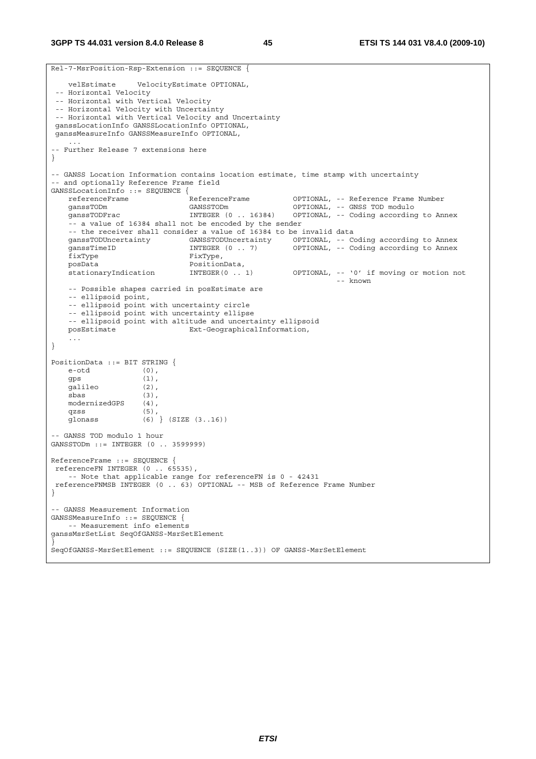```
Rel-7-MsrPosition-Rsp-Extension ::= SEQUENCE {

    velEstimate     VelocityEstimate OPTIONAL,
 -- Horizontal Velocity
 -- Horizontal with Vertical Velocity
 -- Horizontal Velocity with Uncertainty
 -- Horizontal with Vertical Velocity and Uncertainty
 ganssLocationInfo GANSSLocationInfo OPTIONAL,
 ganssMeasureInfo GANSSMeasureInfo OPTIONAL,
    ...
-- Further Release 7 extensions here
}

-- GANSS Location Information contains location estimate, time stamp with uncertainty
-- and optionally Reference Frame field
GANSSLocationInfo ::= SEQUENCE {
    referenceFrame              ReferenceFrame          OPTIONAL, -- Reference Frame Number
    ganssTODm                   GANSSTODm               OPTIONAL, -- GNSS TOD modulo
    ganssTODFrac                INTEGER (0 .. 16384)    OPTIONAL, -- Coding according to Annex
    -- a value of 16384 shall not be encoded by the sender
    -- the receiver shall consider a value of 16384 to be invalid data
    ganssTODUncertainty         GANSSTODUncertainty     OPTIONAL, -- Coding according to Annex
    ganssTimeID                 INTEGER (0 .. 7)        OPTIONAL, -- Coding according to Annex
    fixType                     FixType,
    posData                     PositionData,
    stationaryIndication        INTEGER(0 .. 1)         OPTIONAL, -- '0' if moving or motion not
                                                                   -- known
    -- Possible shapes carried in posEstimate are
    -- ellipsoid point,
    -- ellipsoid point with uncertainty circle
    -- ellipsoid point with uncertainty ellipse
    -- ellipsoid point with altitude and uncertainty ellipsoid
    posEstimate                 Ext-GeographicalInformation,
    ...
}

PositionData ::= BIT STRING {
    e-otd           (0),
    gps             (1),
    galileo         (2),
    sbas            (3),
    modernizedGPS   (4),
    qzss            (5),
    glonass         (6) } (SIZE (3..16))

-- GANSS TOD modulo 1 hour
GANSSTODm ::= INTEGER (0 .. 3599999)

ReferenceFrame ::= SEQUENCE {
 referenceFN INTEGER (0 .. 65535),
    -- Note that applicable range for referenceFN is 0 - 42431
 referenceFNMSB INTEGER (0 .. 63) OPTIONAL -- MSB of Reference Frame Number
}

-- GANSS Measurement Information
GANSSMeasureInfo ::= SEQUENCE {
    -- Measurement info elements
ganssMsrSetList SeqOfGANSS-MsrSetElement
}
SeqOfGANSS-MsrSetElement ::= SEQUENCE (SIZE(1..3)) OF GANSS-MsrSetElement
```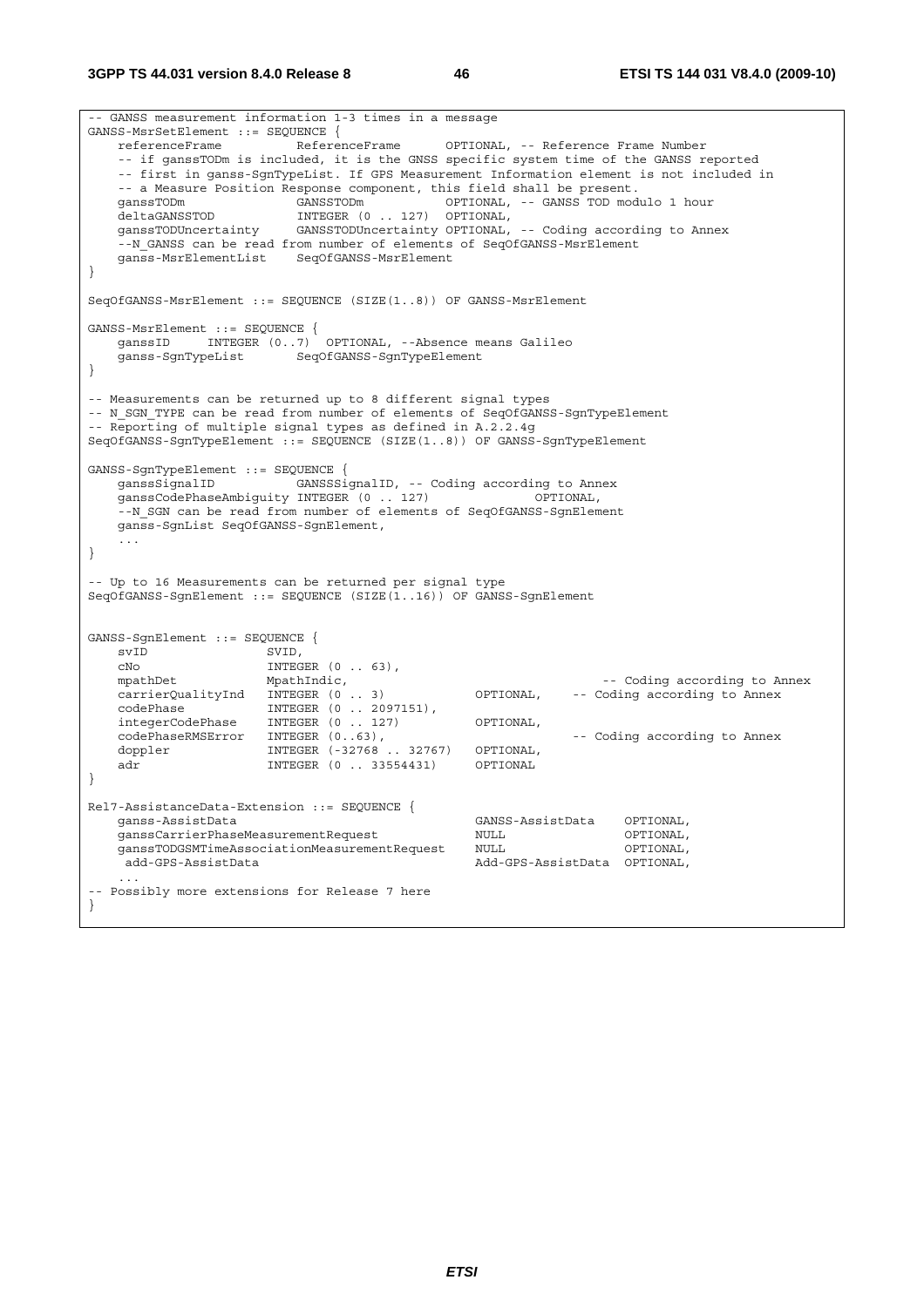```
-- GANSS measurement information 1-3 times in a message
GANSS-MsrSetElement ::= SEQUENCE {
    referenceFrame          ReferenceFrame      OPTIONAL, -- Reference Frame Number
    -- if ganssTODm is included, it is the GNSS specific system time of the GANSS reported
    -- first in ganss-SgnTypeList. If GPS Measurement Information element is not included in
    -- a Measure Position Response component, this field shall be present.
    ganssTODm               GANSSTODm           OPTIONAL, -- GANSS TOD modulo 1 hour
    deltaGANSSTOD           INTEGER (0 .. 127)  OPTIONAL,
    ganssTODUncertainty     GANSSTODUncertainty OPTIONAL, -- Coding according to Annex
    --N_GANSS can be read from number of elements of SeqOfGANSS-MsrElement
    ganss-MsrElementList    SeqOfGANSS-MsrElement
}

SeqOfGANSS-MsrElement ::= SEQUENCE (SIZE(1..8)) OF GANSS-MsrElement

GANSS-MsrElement ::= SEQUENCE {
    ganssID     INTEGER (0..7)  OPTIONAL, --Absence means Galileo
    ganss-SgnTypeList       SeqOfGANSS-SgnTypeElement
}

-- Measurements can be returned up to 8 different signal types
-- N_SGN_TYPE can be read from number of elements of SeqOfGANSS-SgnTypeElement
-- Reporting of multiple signal types as defined in A.2.2.4g
SeqOfGANSS-SgnTypeElement ::= SEQUENCE (SIZE(1..8)) OF GANSS-SgnTypeElement

GANSS-SgnTypeElement ::= SEQUENCE {
    ganssSignalID           GANSSSignalID, -- Coding according to Annex
    ganssCodePhaseAmbiguity INTEGER (0 .. 127)              OPTIONAL,
    --N_SGN can be read from number of elements of SeqOfGANSS-SgnElement
    ganss-SgnList SeqOfGANSS-SgnElement,
    ...
}

-- Up to 16 Measurements can be returned per signal type
SeqOfGANSS-SgnElement ::= SEQUENCE (SIZE(1..16)) OF GANSS-SgnElement


GANSS-SgnElement ::= SEQUENCE {
    svID                SVID,
    cNo                 INTEGER (0 .. 63),
    mpathDet            MpathIndic,                                 -- Coding according to Annex
    carrierQualityInd   INTEGER (0 .. 3)            OPTIONAL,    -- Coding according to Annex
    codePhase           INTEGER (0 .. 2097151),
    integerCodePhase    INTEGER (0 .. 127)          OPTIONAL,
    codePhaseRMSError   INTEGER (0..63),                            -- Coding according to Annex
    doppler             INTEGER (-32768 .. 32767)   OPTIONAL,
    adr                 INTEGER (0 .. 33554431)     OPTIONAL
}

Rel7-AssistanceData-Extension ::= SEQUENCE {
    ganss-AssistData                                GANSS-AssistData    OPTIONAL,
    ganssCarrierPhaseMeasurementRequest             NULL                OPTIONAL,
    ganssTODGSMTimeAssociationMeasurementRequest    NULL                OPTIONAL,
     add-GPS-AssistData                             Add-GPS-AssistData  OPTIONAL,
    ...
-- Possibly more extensions for Release 7 here
}
```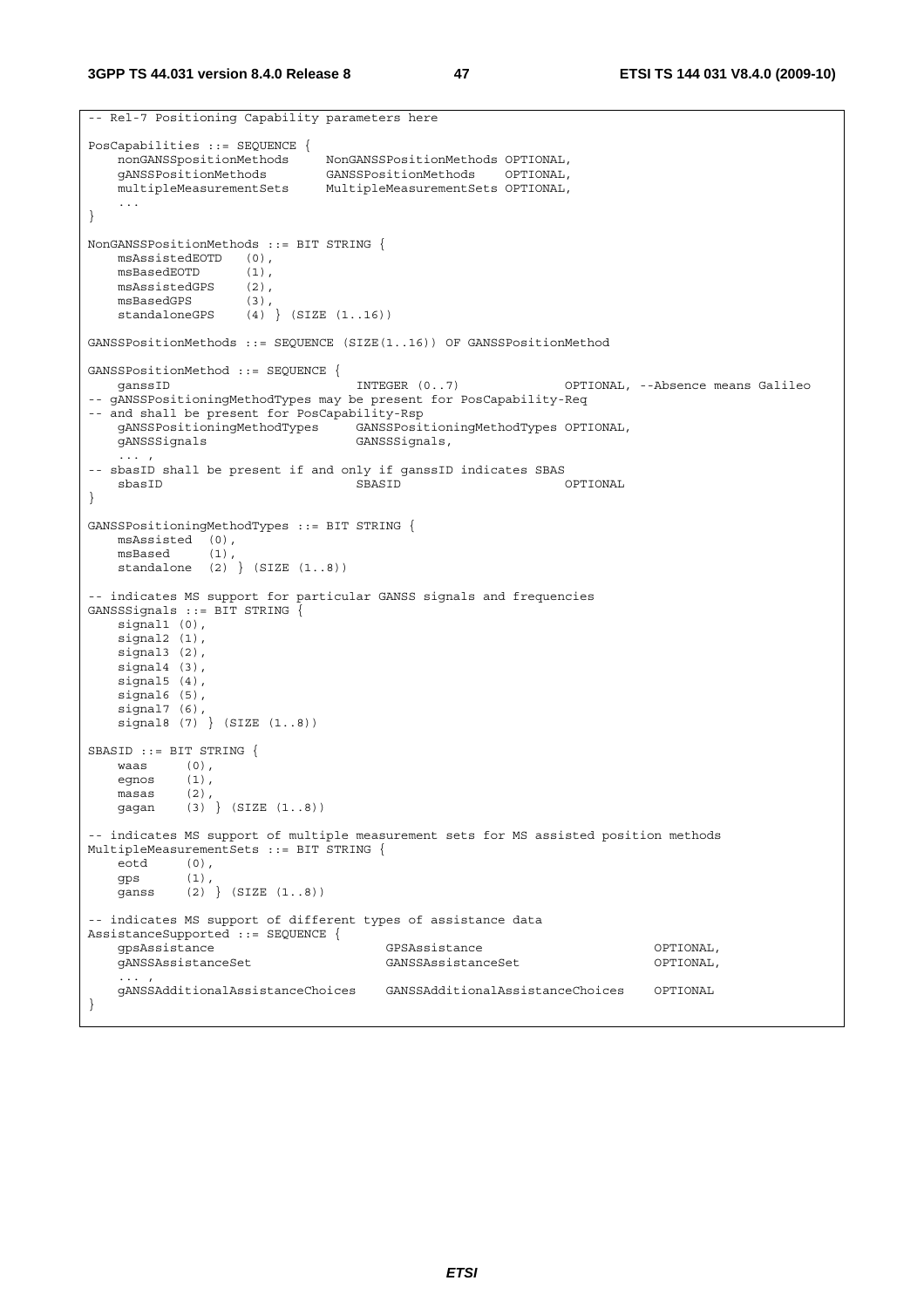```
-- Rel-7 Positioning Capability parameters here

PosCapabilities ::= SEQUENCE {
    nonGANSSpositionMethods     NonGANSSPositionMethods OPTIONAL,
    gANSSPositionMethods        GANSSPositionMethods    OPTIONAL,
    multipleMeasurementSets     MultipleMeasurementSets OPTIONAL,
    ...
}

NonGANSSPositionMethods ::= BIT STRING {
    msAssistedEOTD   (0),
    msBasedEOTD      (1),
    msAssistedGPS    (2),
    msBasedGPS       (3),
    standaloneGPS    (4) } (SIZE (1..16))

GANSSPositionMethods ::= SEQUENCE (SIZE(1..16)) OF GANSSPositionMethod

GANSSPositionMethod ::= SEQUENCE {
    ganssID                         INTEGER (0..7)              OPTIONAL, --Absence means Galileo
-- gANSSPositioningMethodTypes may be present for PosCapability-Req
-- and shall be present for PosCapability-Rsp
    gANSSPositioningMethodTypes     GANSSPositioningMethodTypes OPTIONAL,
    gANSSSignals                    GANSSSignals,
    ... ,
-- sbasID shall be present if and only if ganssID indicates SBAS
    sbasID                          SBASID                      OPTIONAL
}

GANSSPositioningMethodTypes ::= BIT STRING {
    msAssisted  (0),
    msBased     (1),
    standalone  (2) } (SIZE (1..8))

-- indicates MS support for particular GANSS signals and frequencies
GANSSSignals ::= BIT STRING {
    signal1 (0),
    signal2 (1),
    signal3 (2),
    signal4 (3),
    signal5 (4),
    signal6 (5),
    signal7 (6),
    signal8 (7) } (SIZE (1..8))

SBASID ::= BIT STRING {
    waas     (0),
    egnos    (1),
    masas    (2),
    gagan    (3) } (SIZE (1..8))

-- indicates MS support of multiple measurement sets for MS assisted position methods
MultipleMeasurementSets ::= BIT STRING {
    eotd     (0),
    gps      (1),
    ganss    (2) } (SIZE (1..8))

-- indicates MS support of different types of assistance data
AssistanceSupported ::= SEQUENCE {
    gpsAssistance                       GPSAssistance                       OPTIONAL,
    gANSSAssistanceSet                  GANSSAssistanceSet                  OPTIONAL,
    ... ,
    gANSSAdditionalAssistanceChoices    GANSSAdditionalAssistanceChoices    OPTIONAL
}
```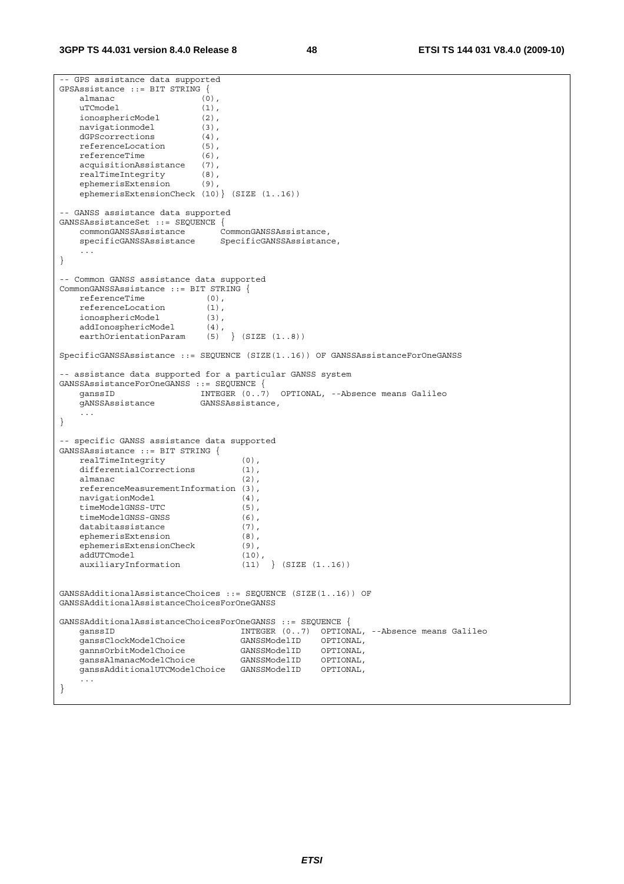```
-- GPS assistance data supported
GPSAssistance ::= BIT STRING {
    almanac                 (0),
    uTCmodel                (1),
    ionosphericModel        (2),
    navigationmodel         (3),
    dGPScorrections         (4),
    referenceLocation       (5),
    referenceTime           (6),
    acquisitionAssistance   (7),
    realTimeIntegrity       (8),
    ephemerisExtension      (9),
    ephemerisExtensionCheck (10)} (SIZE (1..16))

-- GANSS assistance data supported
GANSSAssistanceSet ::= SEQUENCE {
    commonGANSSAssistance       CommonGANSSAssistance,
    specificGANSSAssistance     SpecificGANSSAssistance,
    ...
}

-- Common GANSS assistance data supported
CommonGANSSAssistance ::= BIT STRING {
    referenceTime           (0),
    referenceLocation       (1),
    ionosphericModel        (3),
    addIonosphericModel     (4),
    earthOrientationParam   (5)  } (SIZE (1..8))

SpecificGANSSAssistance ::= SEQUENCE (SIZE(1..16)) OF GANSSAssistanceForOneGANSS

-- assistance data supported for a particular GANSS system
GANSSAssistanceForOneGANSS ::= SEQUENCE {
    ganssID                 INTEGER (0..7)  OPTIONAL, --Absence means Galileo
    gANSSAssistance         GANSSAssistance,
    ...
}

-- specific GANSS assistance data supported
GANSSAssistance ::= BIT STRING {
    realTimeIntegrity                (0),
    differentialCorrections          (1),
    almanac                          (2),
    referenceMeasurementInformation (3),
    navigationModel                  (4),
    timeModelGNSS-UTC                (5),
    timeModelGNSS-GNSS               (6),
    databitassistance                (7),
    ephemerisExtension               (8),
    ephemerisExtensionCheck          (9),
    addUTCmodel                      (10),
    auxiliaryInformation             (11)  } (SIZE (1..16))


GANSSAdditionalAssistanceChoices ::= SEQUENCE (SIZE(1..16)) OF
GANSSAdditionalAssistanceChoicesForOneGANSS

GANSSAdditionalAssistanceChoicesForOneGANSS ::= SEQUENCE {
    ganssID                          INTEGER (0..7)  OPTIONAL, --Absence means Galileo
    ganssClockModelChoice            GANSSModelID    OPTIONAL,
    gannsOrbitModelChoice            GANSSModelID    OPTIONAL,
    ganssAlmanacModelChoice          GANSSModelID    OPTIONAL,
    ganssAdditionalUTCModelChoice    GANSSModelID    OPTIONAL,
    ...
}
```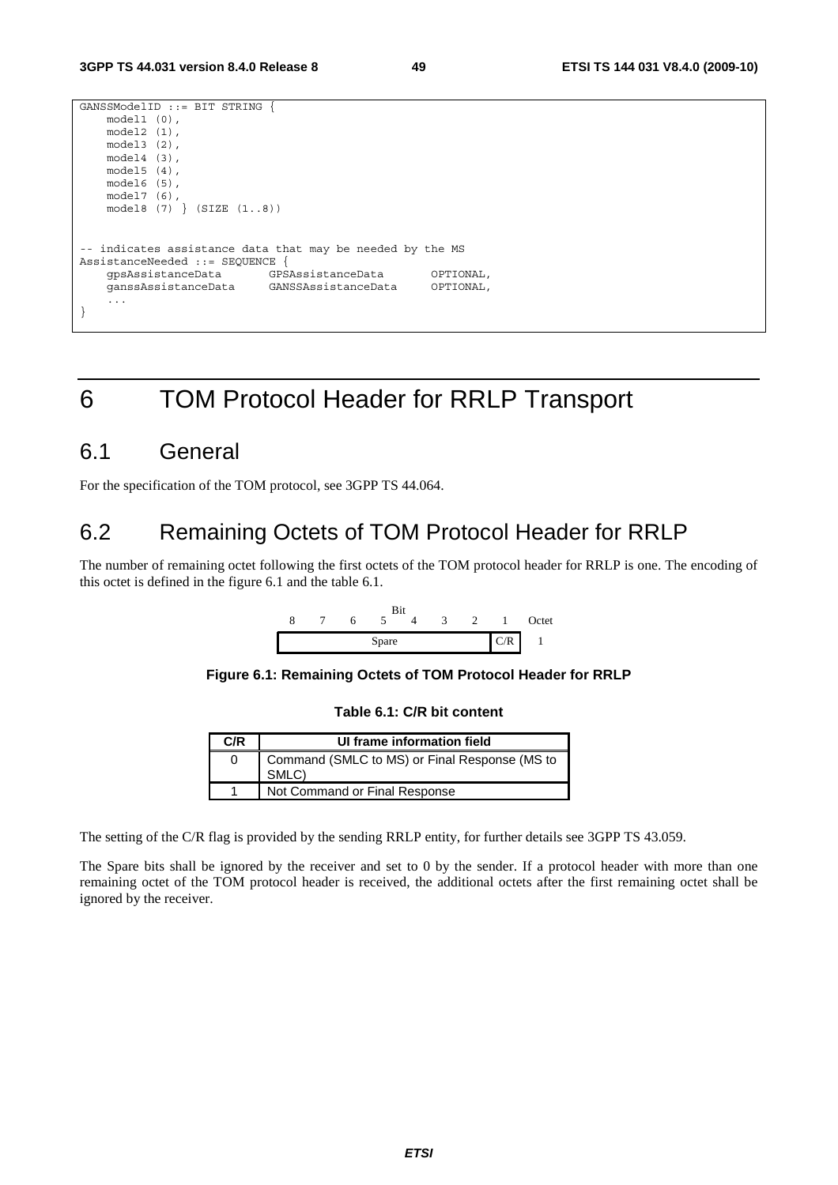```
GANSSModelID ::= BIT STRING {
    model1 (0),
    model2 (1),
    model3 (2),
    model4 (3),
    model5 (4),
    model6 (5),
    model7 (6),
    model8 (7) } (SIZE (1..8))


-- indicates assistance data that may be needed by the MS
AssistanceNeeded ::= SEQUENCE {
    gpsAssistanceData       GPSAssistanceData       OPTIONAL,
    ganssAssistanceData     GANSSAssistanceData     OPTIONAL,
    ...
}
```

# 6 TOM Protocol Header for RRLP Transport

## 6.1 General

For the specification of the TOM protocol, see 3GPP TS 44.064.

## 6.2 Remaining Octets of TOM Protocol Header for RRLP

The number of remaining octet following the first octets of the TOM protocol header for RRLP is one. The encoding of this octet is defined in the figure 6.1 and the table 6.1.

| Bit 8 | 7 | 6 | 5 | 4 | 3 | 2 | 1 | Octet |
|---|---|---|---|---|---|---|---|---|
| Spare | | | | | | | C/R | 1 |

**Figure 6.1: Remaining Octets of TOM Protocol Header for RRLP**

**Table 6.1: C/R bit content**

| C/R | UI frame information field |
|---|---|
| 0 | Command (SMLC to MS) or Final Response (MS to SMLC) |
| 1 | Not Command or Final Response |

The setting of the C/R flag is provided by the sending RRLP entity, for further details see 3GPP TS 43.059.

The Spare bits shall be ignored by the receiver and set to 0 by the sender. If a protocol header with more than one remaining octet of the TOM protocol header is received, the additional octets after the first remaining octet shall be ignored by the receiver.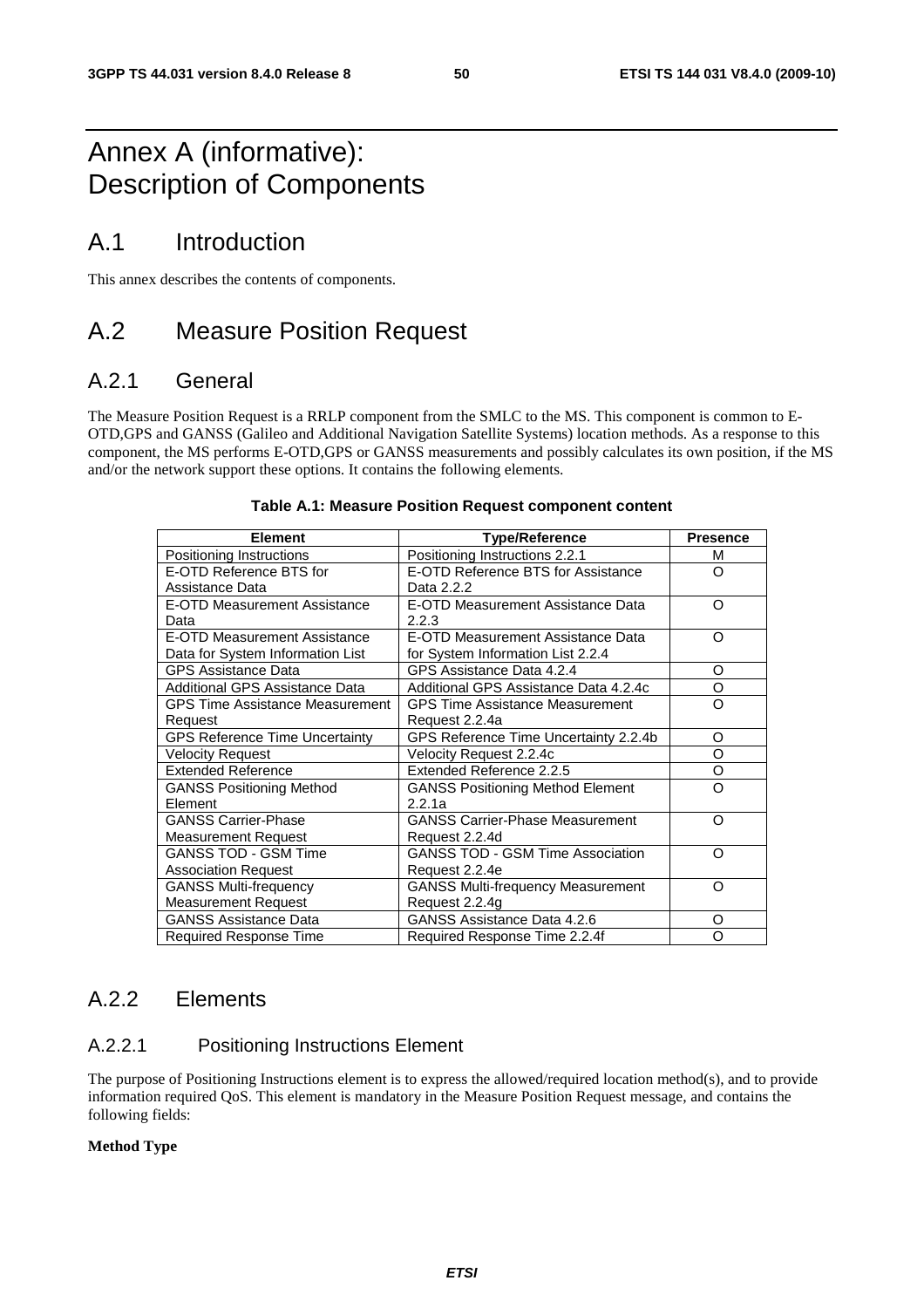# Annex A (informative): Description of Components

## A.1 Introduction

This annex describes the contents of components.

## A.2 Measure Position Request

### A.2.1 General

The Measure Position Request is a RRLP component from the SMLC to the MS. This component is common to E-OTD,GPS and GANSS (Galileo and Additional Navigation Satellite Systems) location methods. As a response to this component, the MS performs E-OTD,GPS or GANSS measurements and possibly calculates its own position, if the MS and/or the network support these options. It contains the following elements.

**Table A.1: Measure Position Request component content**

| Element | Type/Reference | Presence |
|---|---|---|
| Positioning Instructions | Positioning Instructions 2.2.1 | M |
| E-OTD Reference BTS for Assistance Data | E-OTD Reference BTS for Assistance Data 2.2.2 | O |
| E-OTD Measurement Assistance Data | E-OTD Measurement Assistance Data 2.2.3 | O |
| E-OTD Measurement Assistance Data for System Information List | E-OTD Measurement Assistance Data for System Information List 2.2.4 | O |
| GPS Assistance Data | GPS Assistance Data 4.2.4 | O |
| Additional GPS Assistance Data | Additional GPS Assistance Data 4.2.4c | O |
| GPS Time Assistance Measurement Request | GPS Time Assistance Measurement Request 2.2.4a | O |
| GPS Reference Time Uncertainty | GPS Reference Time Uncertainty 2.2.4b | O |
| Velocity Request | Velocity Request 2.2.4c | O |
| Extended Reference | Extended Reference 2.2.5 | O |
| GANSS Positioning Method Element | GANSS Positioning Method Element 2.2.1a | O |
| GANSS Carrier-Phase Measurement Request | GANSS Carrier-Phase Measurement Request 2.2.4d | O |
| GANSS TOD - GSM Time Association Request | GANSS TOD - GSM Time Association Request 2.2.4e | O |
| GANSS Multi-frequency Measurement Request | GANSS Multi-frequency Measurement Request 2.2.4g | O |
| GANSS Assistance Data | GANSS Assistance Data 4.2.6 | O |
| Required Response Time | Required Response Time 2.2.4f | O |

### A.2.2 Elements

#### A.2.2.1 Positioning Instructions Element

The purpose of Positioning Instructions element is to express the allowed/required location method(s), and to provide information required QoS. This element is mandatory in the Measure Position Request message, and contains the following fields:

**Method Type**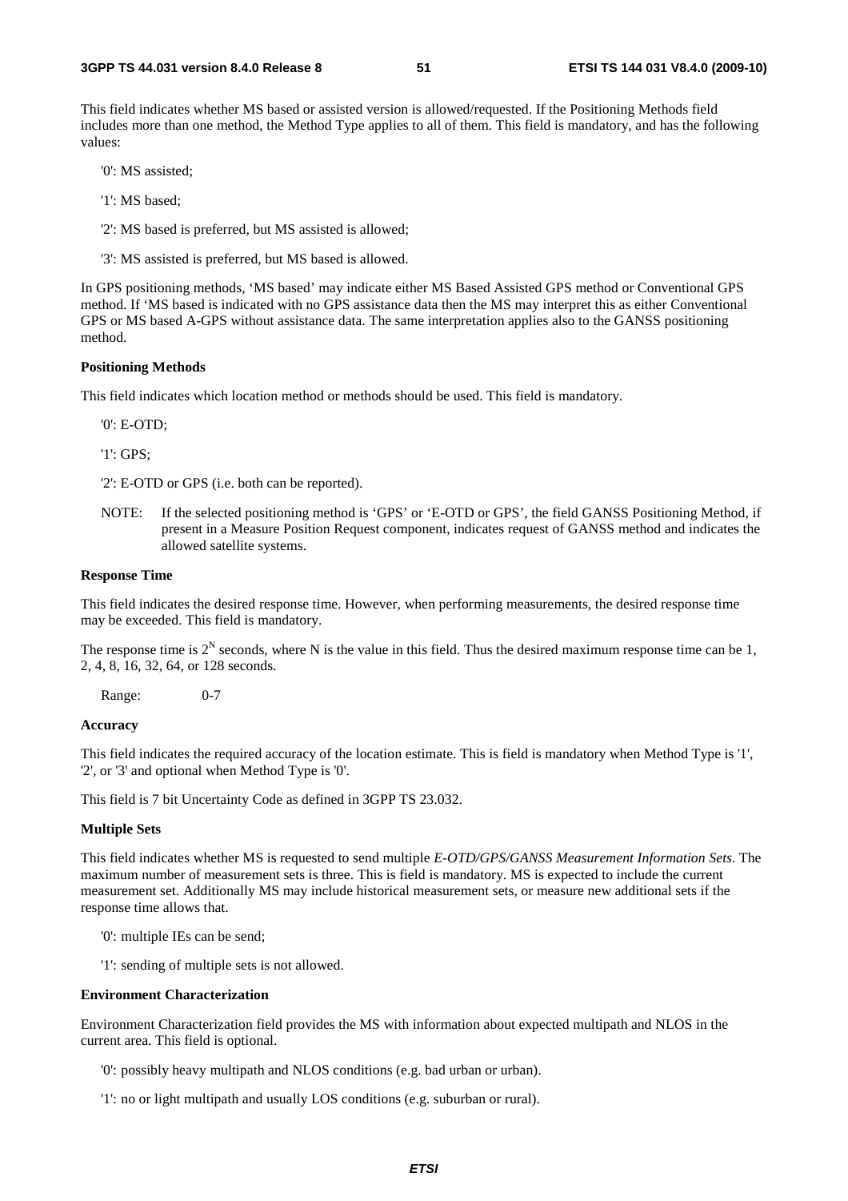This field indicates whether MS based or assisted version is allowed/requested. If the Positioning Methods field includes more than one method, the Method Type applies to all of them. This field is mandatory, and has the following values:

'0': MS assisted;

'1': MS based;

'2': MS based is preferred, but MS assisted is allowed;

'3': MS assisted is preferred, but MS based is allowed.

In GPS positioning methods, 'MS based' may indicate either MS Based Assisted GPS method or Conventional GPS method. If 'MS based is indicated with no GPS assistance data then the MS may interpret this as either Conventional GPS or MS based A-GPS without assistance data. The same interpretation applies also to the GANSS positioning method.

**Positioning Methods**

This field indicates which location method or methods should be used. This field is mandatory.

'0': E-OTD;

'1': GPS;

'2': E-OTD or GPS (i.e. both can be reported).

NOTE: If the selected positioning method is 'GPS' or 'E-OTD or GPS', the field GANSS Positioning Method, if present in a Measure Position Request component, indicates request of GANSS method and indicates the allowed satellite systems.

**Response Time**

This field indicates the desired response time. However, when performing measurements, the desired response time may be exceeded. This field is mandatory.

The response time is $2^N$ seconds, where N is the value in this field. Thus the desired maximum response time can be 1, 2, 4, 8, 16, 32, 64, or 128 seconds.

Range: 0-7

**Accuracy**

This field indicates the required accuracy of the location estimate. This is field is mandatory when Method Type is '1', '2', or '3' and optional when Method Type is '0'.

This field is 7 bit Uncertainty Code as defined in 3GPP TS 23.032.

**Multiple Sets**

This field indicates whether MS is requested to send multiple *E-OTD/GPS/GANSS Measurement Information Sets*. The maximum number of measurement sets is three. This is field is mandatory. MS is expected to include the current measurement set. Additionally MS may include historical measurement sets, or measure new additional sets if the response time allows that.

'0': multiple IEs can be send;

'1': sending of multiple sets is not allowed.

**Environment Characterization**

Environment Characterization field provides the MS with information about expected multipath and NLOS in the current area. This field is optional.

'0': possibly heavy multipath and NLOS conditions (e.g. bad urban or urban).

'1': no or light multipath and usually LOS conditions (e.g. suburban or rural).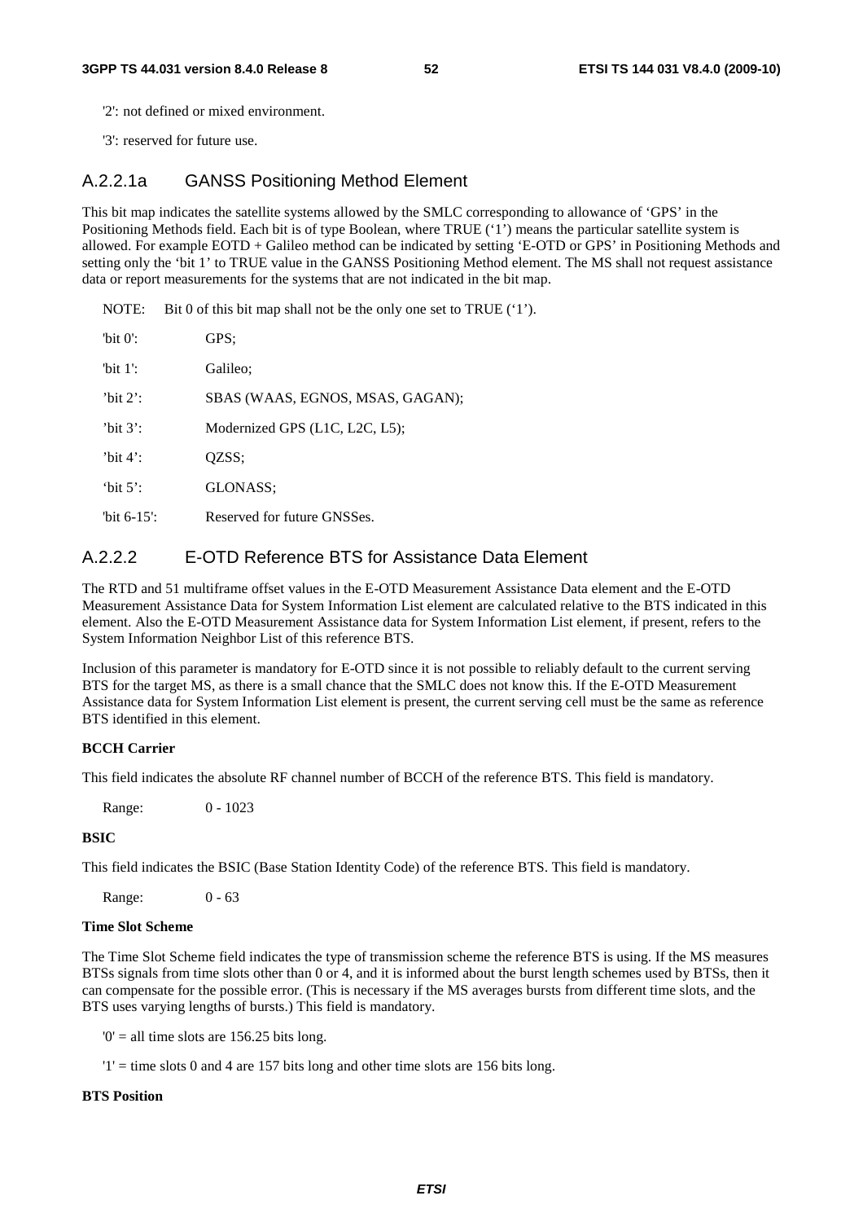'2': not defined or mixed environment.

'3': reserved for future use.

### A.2.2.1a GANSS Positioning Method Element

This bit map indicates the satellite systems allowed by the SMLC corresponding to allowance of 'GPS' in the Positioning Methods field. Each bit is of type Boolean, where TRUE ('1') means the particular satellite system is allowed. For example EOTD + Galileo method can be indicated by setting 'E-OTD or GPS' in Positioning Methods and setting only the 'bit 1' to TRUE value in the GANSS Positioning Method element. The MS shall not request assistance data or report measurements for the systems that are not indicated in the bit map.

NOTE: Bit 0 of this bit map shall not be the only one set to TRUE ('1').

'bit 0': GPS;

'bit 1': Galileo;

'bit 2': SBAS (WAAS, EGNOS, MSAS, GAGAN);

'bit 3': Modernized GPS (L1C, L2C, L5);

'bit 4': QZSS;

'bit 5': GLONASS;

'bit 6-15': Reserved for future GNSSes.

### A.2.2.2 E-OTD Reference BTS for Assistance Data Element

The RTD and 51 multiframe offset values in the E-OTD Measurement Assistance Data element and the E-OTD Measurement Assistance Data for System Information List element are calculated relative to the BTS indicated in this element. Also the E-OTD Measurement Assistance data for System Information List element, if present, refers to the System Information Neighbor List of this reference BTS.

Inclusion of this parameter is mandatory for E-OTD since it is not possible to reliably default to the current serving BTS for the target MS, as there is a small chance that the SMLC does not know this. If the E-OTD Measurement Assistance data for System Information List element is present, the current serving cell must be the same as reference BTS identified in this element.

**BCCH Carrier**

This field indicates the absolute RF channel number of BCCH of the reference BTS. This field is mandatory.

Range: 0 - 1023

**BSIC**

This field indicates the BSIC (Base Station Identity Code) of the reference BTS. This field is mandatory.

Range: 0 - 63

**Time Slot Scheme**

The Time Slot Scheme field indicates the type of transmission scheme the reference BTS is using. If the MS measures BTSs signals from time slots other than 0 or 4, and it is informed about the burst length schemes used by BTSs, then it can compensate for the possible error. (This is necessary if the MS averages bursts from different time slots, and the BTS uses varying lengths of bursts.) This field is mandatory.

'0' = all time slots are 156.25 bits long.

'1' = time slots 0 and 4 are 157 bits long and other time slots are 156 bits long.

**BTS Position**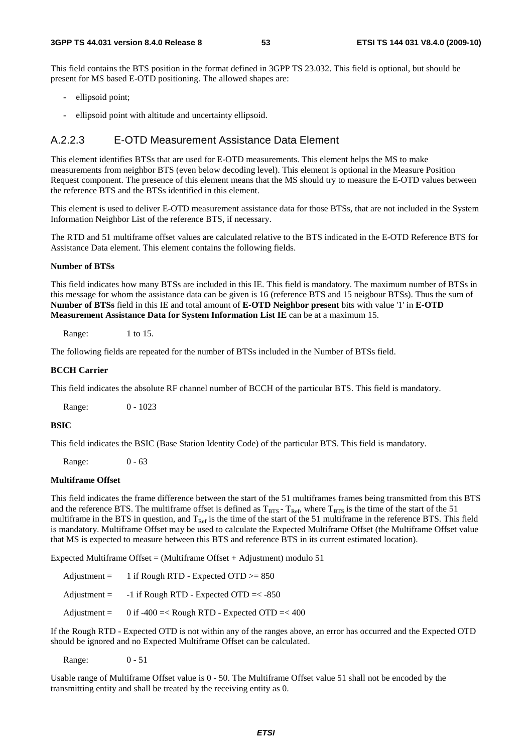This field contains the BTS position in the format defined in 3GPP TS 23.032. This field is optional, but should be present for MS based E-OTD positioning. The allowed shapes are:

- ellipsoid point;
- ellipsoid point with altitude and uncertainty ellipsoid.

### A.2.2.3 E-OTD Measurement Assistance Data Element

This element identifies BTSs that are used for E-OTD measurements. This element helps the MS to make measurements from neighbor BTS (even below decoding level). This element is optional in the Measure Position Request component. The presence of this element means that the MS should try to measure the E-OTD values between the reference BTS and the BTSs identified in this element.

This element is used to deliver E-OTD measurement assistance data for those BTSs, that are not included in the System Information Neighbor List of the reference BTS, if necessary.

The RTD and 51 multiframe offset values are calculated relative to the BTS indicated in the E-OTD Reference BTS for Assistance Data element. This element contains the following fields.

**Number of BTSs**

This field indicates how many BTSs are included in this IE. This field is mandatory. The maximum number of BTSs in this message for whom the assistance data can be given is 16 (reference BTS and 15 neigbour BTSs). Thus the sum of **Number of BTSs** field in this IE and total amount of **E-OTD Neighbor present** bits with value '1' in **E-OTD Measurement Assistance Data for System Information List IE** can be at a maximum 15.

Range: 1 to 15.

The following fields are repeated for the number of BTSs included in the Number of BTSs field.

**BCCH Carrier**

This field indicates the absolute RF channel number of BCCH of the particular BTS. This field is mandatory.

Range: 0 - 1023

**BSIC**

This field indicates the BSIC (Base Station Identity Code) of the particular BTS. This field is mandatory.

Range: 0 - 63

**Multiframe Offset**

This field indicates the frame difference between the start of the 51 multiframes frames being transmitted from this BTS and the reference BTS. The multiframe offset is defined as $T_{BTS} - T_{Ref}$, where $T_{BTS}$ is the time of the start of the 51 multiframe in the BTS in question, and $T_{Ref}$ is the time of the start of the 51 multiframe in the reference BTS. This field is mandatory. Multiframe Offset may be used to calculate the Expected Multiframe Offset (the Multiframe Offset value that MS is expected to measure between this BTS and reference BTS in its current estimated location).

Expected Multiframe Offset = (Multiframe Offset + Adjustment) modulo 51

Adjustment = 1 if Rough RTD - Expected OTD >= 850

Adjustment = -1 if Rough RTD - Expected OTD =< -850

Adjustment = 0 if -400 =< Rough RTD - Expected OTD =< 400

If the Rough RTD - Expected OTD is not within any of the ranges above, an error has occurred and the Expected OTD should be ignored and no Expected Multiframe Offset can be calculated.

Range: 0 - 51

Usable range of Multiframe Offset value is 0 - 50. The Multiframe Offset value 51 shall not be encoded by the transmitting entity and shall be treated by the receiving entity as 0.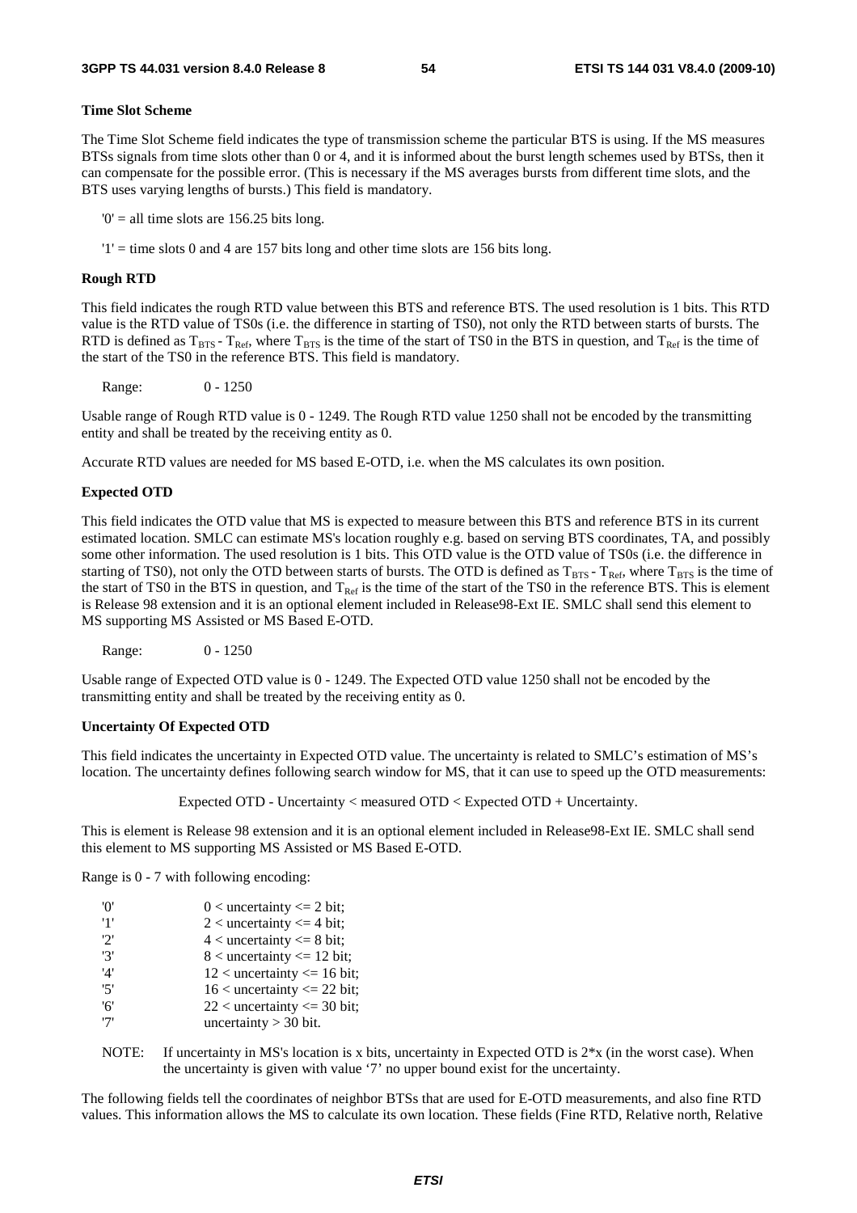**Time Slot Scheme**

The Time Slot Scheme field indicates the type of transmission scheme the particular BTS is using. If the MS measures BTSs signals from time slots other than 0 or 4, and it is informed about the burst length schemes used by BTSs, then it can compensate for the possible error. (This is necessary if the MS averages bursts from different time slots, and the BTS uses varying lengths of bursts.) This field is mandatory.

'0' = all time slots are 156.25 bits long.

'1' = time slots 0 and 4 are 157 bits long and other time slots are 156 bits long.

**Rough RTD**

This field indicates the rough RTD value between this BTS and reference BTS. The used resolution is 1 bits. This RTD value is the RTD value of TS0s (i.e. the difference in starting of TS0), not only the RTD between starts of bursts. The RTD is defined as $T_{BTS} - T_{Ref}$, where $T_{BTS}$ is the time of the start of TS0 in the BTS in question, and $T_{Ref}$ is the time of the start of the TS0 in the reference BTS. This field is mandatory.

Range: 0 - 1250

Usable range of Rough RTD value is 0 - 1249. The Rough RTD value 1250 shall not be encoded by the transmitting entity and shall be treated by the receiving entity as 0.

Accurate RTD values are needed for MS based E-OTD, i.e. when the MS calculates its own position.

**Expected OTD**

This field indicates the OTD value that MS is expected to measure between this BTS and reference BTS in its current estimated location. SMLC can estimate MS's location roughly e.g. based on serving BTS coordinates, TA, and possibly some other information. The used resolution is 1 bits. This OTD value is the OTD value of TS0s (i.e. the difference in starting of TS0), not only the OTD between starts of bursts. The OTD is defined as $T_{BTS} - T_{Ref}$, where $T_{BTS}$ is the time of the start of TS0 in the BTS in question, and $T_{Ref}$ is the time of the start of the TS0 in the reference BTS. This is element is Release 98 extension and it is an optional element included in Release98-Ext IE. SMLC shall send this element to MS supporting MS Assisted or MS Based E-OTD.

Range: 0 - 1250

Usable range of Expected OTD value is 0 - 1249. The Expected OTD value 1250 shall not be encoded by the transmitting entity and shall be treated by the receiving entity as 0.

**Uncertainty Of Expected OTD**

This field indicates the uncertainty in Expected OTD value. The uncertainty is related to SMLC's estimation of MS's location. The uncertainty defines following search window for MS, that it can use to speed up the OTD measurements:

Expected OTD - Uncertainty < measured OTD < Expected OTD + Uncertainty.

This is element is Release 98 extension and it is an optional element included in Release98-Ext IE. SMLC shall send this element to MS supporting MS Assisted or MS Based E-OTD.

Range is 0 - 7 with following encoding:

| | |
|---|---|
| '0' | 0 < uncertainty <= 2 bit; |
| '1' | 2 < uncertainty <= 4 bit; |
| '2' | 4 < uncertainty <= 8 bit; |
| '3' | 8 < uncertainty <= 12 bit; |
| '4' | 12 < uncertainty <= 16 bit; |
| '5' | 16 < uncertainty <= 22 bit; |
| '6' | 22 < uncertainty <= 30 bit; |
| '7' | uncertainty > 30 bit. |

NOTE: If uncertainty in MS's location is x bits, uncertainty in Expected OTD is 2*x (in the worst case). When the uncertainty is given with value '7' no upper bound exist for the uncertainty.

The following fields tell the coordinates of neighbor BTSs that are used for E-OTD measurements, and also fine RTD values. This information allows the MS to calculate its own location. These fields (Fine RTD, Relative north, Relative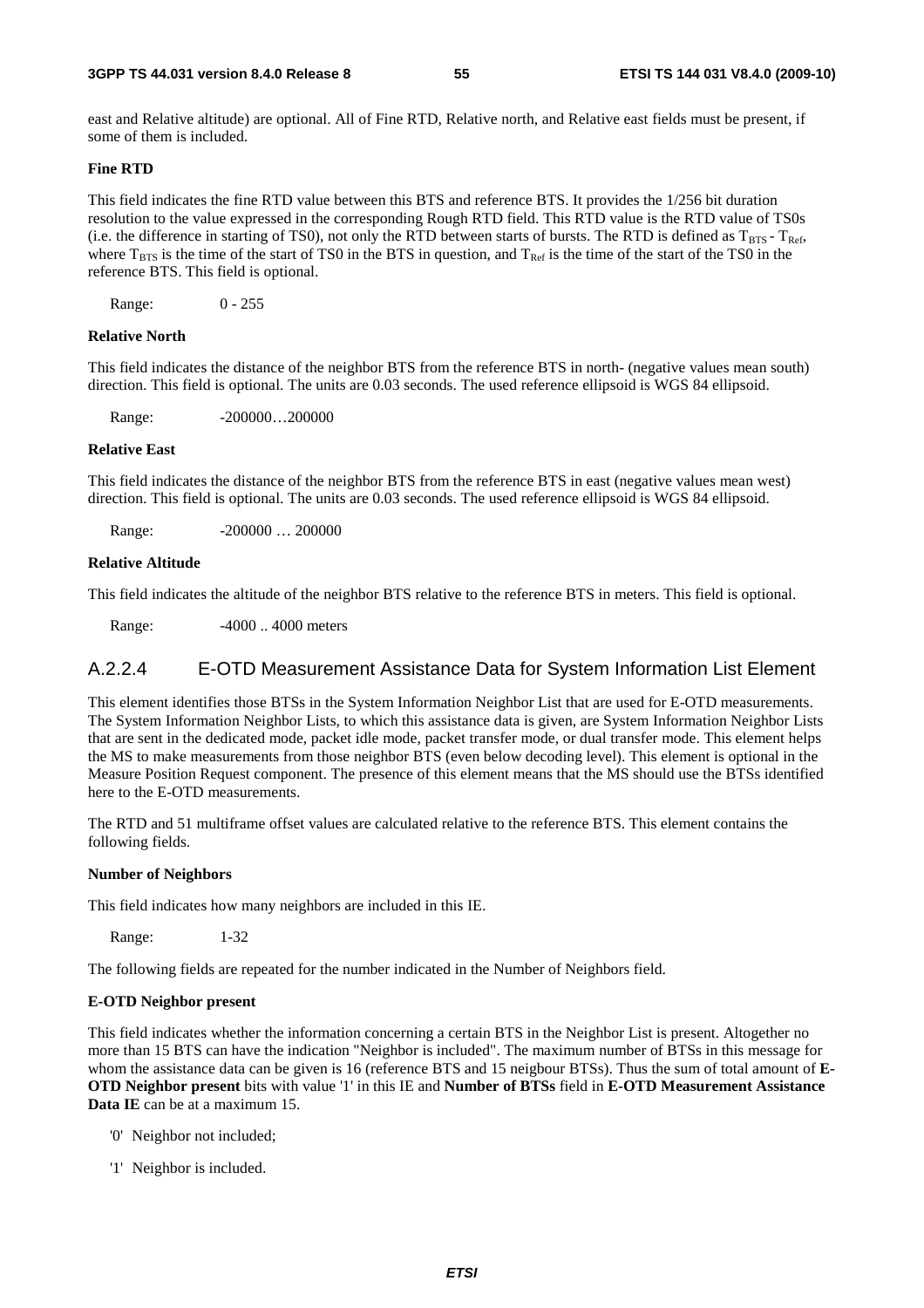east and Relative altitude) are optional. All of Fine RTD, Relative north, and Relative east fields must be present, if some of them is included.

**Fine RTD**

This field indicates the fine RTD value between this BTS and reference BTS. It provides the 1/256 bit duration resolution to the value expressed in the corresponding Rough RTD field. This RTD value is the RTD value of TS0s (i.e. the difference in starting of TS0), not only the RTD between starts of bursts. The RTD is defined as $T_{BTS}$ - $T_{Ref}$, where $T_{BTS}$ is the time of the start of TS0 in the BTS in question, and $T_{Ref}$ is the time of the start of the TS0 in the reference BTS. This field is optional.

Range: 0 - 255

**Relative North**

This field indicates the distance of the neighbor BTS from the reference BTS in north- (negative values mean south) direction. This field is optional. The units are 0.03 seconds. The used reference ellipsoid is WGS 84 ellipsoid.

Range: -200000…200000

**Relative East**

This field indicates the distance of the neighbor BTS from the reference BTS in east (negative values mean west) direction. This field is optional. The units are 0.03 seconds. The used reference ellipsoid is WGS 84 ellipsoid.

Range: -200000 … 200000

**Relative Altitude**

This field indicates the altitude of the neighbor BTS relative to the reference BTS in meters. This field is optional.

Range: -4000 .. 4000 meters

### A.2.2.4 E-OTD Measurement Assistance Data for System Information List Element

This element identifies those BTSs in the System Information Neighbor List that are used for E-OTD measurements. The System Information Neighbor Lists, to which this assistance data is given, are System Information Neighbor Lists that are sent in the dedicated mode, packet idle mode, packet transfer mode, or dual transfer mode. This element helps the MS to make measurements from those neighbor BTS (even below decoding level). This element is optional in the Measure Position Request component. The presence of this element means that the MS should use the BTSs identified here to the E-OTD measurements.

The RTD and 51 multiframe offset values are calculated relative to the reference BTS. This element contains the following fields.

**Number of Neighbors**

This field indicates how many neighbors are included in this IE.

Range: 1-32

The following fields are repeated for the number indicated in the Number of Neighbors field.

**E-OTD Neighbor present**

This field indicates whether the information concerning a certain BTS in the Neighbor List is present. Altogether no more than 15 BTS can have the indication "Neighbor is included". The maximum number of BTSs in this message for whom the assistance data can be given is 16 (reference BTS and 15 neigbour BTSs). Thus the sum of total amount of **E-OTD Neighbor present** bits with value '1' in this IE and **Number of BTSs** field in **E-OTD Measurement Assistance Data IE** can be at a maximum 15.

- '0' Neighbor not included;
- '1' Neighbor is included.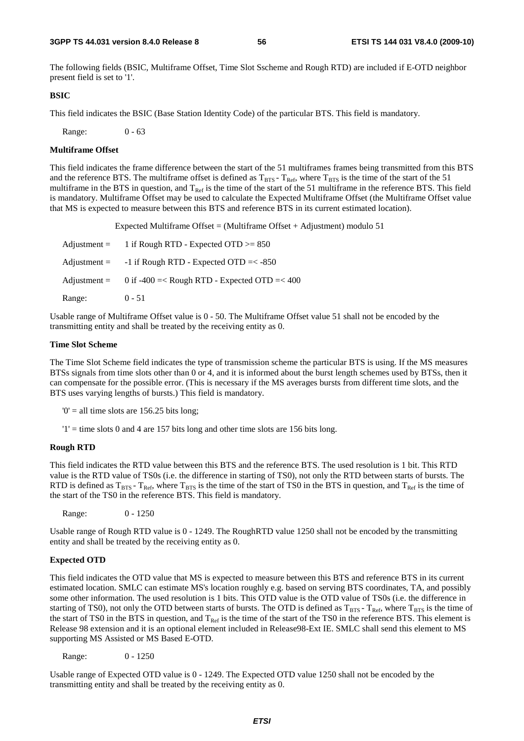The following fields (BSIC, Multiframe Offset, Time Slot Sscheme and Rough RTD) are included if E-OTD neighbor present field is set to '1'.

**BSIC**

This field indicates the BSIC (Base Station Identity Code) of the particular BTS. This field is mandatory.

Range: 0 - 63

**Multiframe Offset**

This field indicates the frame difference between the start of the 51 multiframes frames being transmitted from this BTS and the reference BTS. The multiframe offset is defined as $T_{BTS} - T_{Ref}$, where $T_{BTS}$ is the time of the start of the 51 multiframe in the BTS in question, and $T_{Ref}$ is the time of the start of the 51 multiframe in the reference BTS. This field is mandatory. Multiframe Offset may be used to calculate the Expected Multiframe Offset (the Multiframe Offset value that MS is expected to measure between this BTS and reference BTS in its current estimated location).

Expected Multiframe Offset = (Multiframe Offset + Adjustment) modulo 51

Adjustment = 1 if Rough RTD - Expected OTD >= 850

Adjustment = -1 if Rough RTD - Expected OTD =< -850

Adjustment = 0 if -400 =< Rough RTD - Expected OTD =< 400

Range: 0 - 51

Usable range of Multiframe Offset value is 0 - 50. The Multiframe Offset value 51 shall not be encoded by the transmitting entity and shall be treated by the receiving entity as 0.

**Time Slot Scheme**

The Time Slot Scheme field indicates the type of transmission scheme the particular BTS is using. If the MS measures BTSs signals from time slots other than 0 or 4, and it is informed about the burst length schemes used by BTSs, then it can compensate for the possible error. (This is necessary if the MS averages bursts from different time slots, and the BTS uses varying lengths of bursts.) This field is mandatory.

'0' = all time slots are 156.25 bits long;

'1' = time slots 0 and 4 are 157 bits long and other time slots are 156 bits long.

**Rough RTD**

This field indicates the RTD value between this BTS and the reference BTS. The used resolution is 1 bit. This RTD value is the RTD value of TS0s (i.e. the difference in starting of TS0), not only the RTD between starts of bursts. The RTD is defined as $T_{BTS} - T_{Ref}$, where $T_{BTS}$ is the time of the start of TS0 in the BTS in question, and $T_{Ref}$ is the time of the start of the TS0 in the reference BTS. This field is mandatory.

Range: 0 - 1250

Usable range of Rough RTD value is 0 - 1249. The RoughRTD value 1250 shall not be encoded by the transmitting entity and shall be treated by the receiving entity as 0.

**Expected OTD**

This field indicates the OTD value that MS is expected to measure between this BTS and reference BTS in its current estimated location. SMLC can estimate MS's location roughly e.g. based on serving BTS coordinates, TA, and possibly some other information. The used resolution is 1 bits. This OTD value is the OTD value of TS0s (i.e. the difference in starting of TS0), not only the OTD between starts of bursts. The OTD is defined as $T_{BTS} - T_{Ref}$, where $T_{BTS}$ is the time of the start of TS0 in the BTS in question, and $T_{Ref}$ is the time of the start of the TS0 in the reference BTS. This element is Release 98 extension and it is an optional element included in Release98-Ext IE. SMLC shall send this element to MS supporting MS Assisted or MS Based E-OTD.

Range: 0 - 1250

Usable range of Expected OTD value is 0 - 1249. The Expected OTD value 1250 shall not be encoded by the transmitting entity and shall be treated by the receiving entity as 0.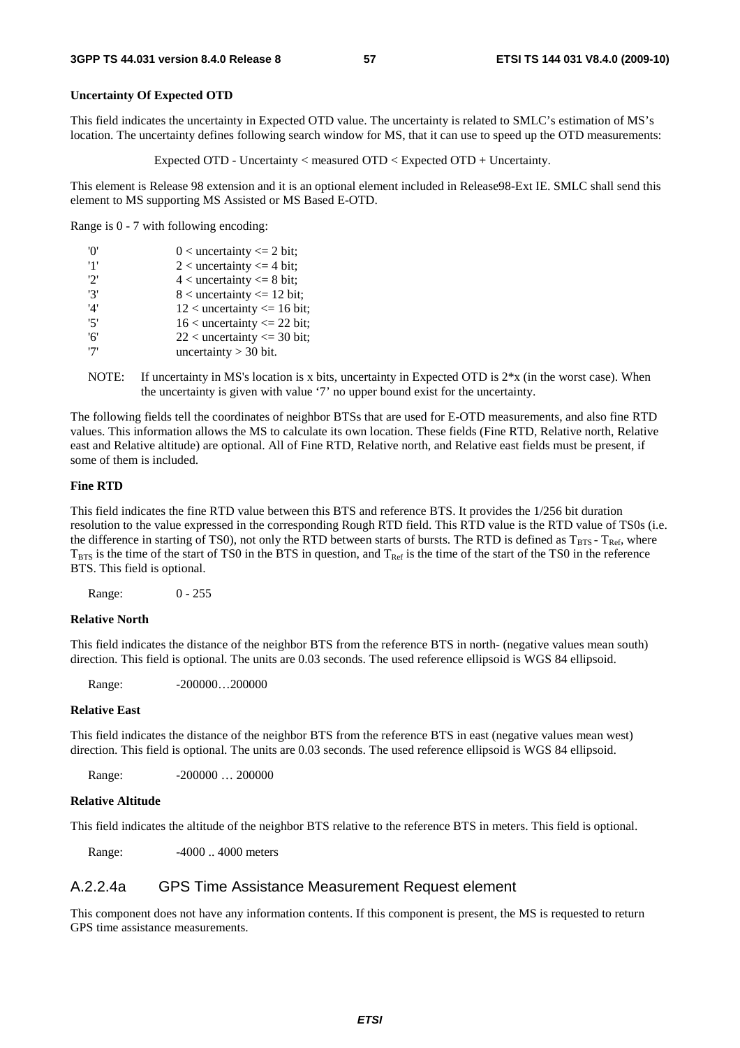**Uncertainty Of Expected OTD**

This field indicates the uncertainty in Expected OTD value. The uncertainty is related to SMLC's estimation of MS's location. The uncertainty defines following search window for MS, that it can use to speed up the OTD measurements:

Expected OTD - Uncertainty < measured OTD < Expected OTD + Uncertainty.

This element is Release 98 extension and it is an optional element included in Release98-Ext IE. SMLC shall send this element to MS supporting MS Assisted or MS Based E-OTD.

Range is 0 - 7 with following encoding:

| | |
|---|---|
| '0' | 0 < uncertainty <= 2 bit; |
| '1' | 2 < uncertainty <= 4 bit; |
| '2' | 4 < uncertainty <= 8 bit; |
| '3' | 8 < uncertainty <= 12 bit; |
| '4' | 12 < uncertainty <= 16 bit; |
| '5' | 16 < uncertainty <= 22 bit; |
| '6' | 22 < uncertainty <= 30 bit; |
| '7' | uncertainty > 30 bit. |

NOTE: If uncertainty in MS's location is x bits, uncertainty in Expected OTD is 2*x (in the worst case). When the uncertainty is given with value '7' no upper bound exist for the uncertainty.

The following fields tell the coordinates of neighbor BTSs that are used for E-OTD measurements, and also fine RTD values. This information allows the MS to calculate its own location. These fields (Fine RTD, Relative north, Relative east and Relative altitude) are optional. All of Fine RTD, Relative north, and Relative east fields must be present, if some of them is included.

**Fine RTD**

This field indicates the fine RTD value between this BTS and reference BTS. It provides the 1/256 bit duration resolution to the value expressed in the corresponding Rough RTD field. This RTD value is the RTD value of TS0s (i.e. the difference in starting of TS0), not only the RTD between starts of bursts. The RTD is defined as $T_{BTS} - T_{Ref}$, where $T_{BTS}$ is the time of the start of TS0 in the BTS in question, and $T_{Ref}$ is the time of the start of the TS0 in the reference BTS. This field is optional.

Range: 0 - 255

**Relative North**

This field indicates the distance of the neighbor BTS from the reference BTS in north- (negative values mean south) direction. This field is optional. The units are 0.03 seconds. The used reference ellipsoid is WGS 84 ellipsoid.

Range: -200000…200000

**Relative East**

This field indicates the distance of the neighbor BTS from the reference BTS in east (negative values mean west) direction. This field is optional. The units are 0.03 seconds. The used reference ellipsoid is WGS 84 ellipsoid.

Range: -200000 … 200000

**Relative Altitude**

This field indicates the altitude of the neighbor BTS relative to the reference BTS in meters. This field is optional.

Range: -4000 .. 4000 meters

### A.2.2.4a GPS Time Assistance Measurement Request element

This component does not have any information contents. If this component is present, the MS is requested to return GPS time assistance measurements.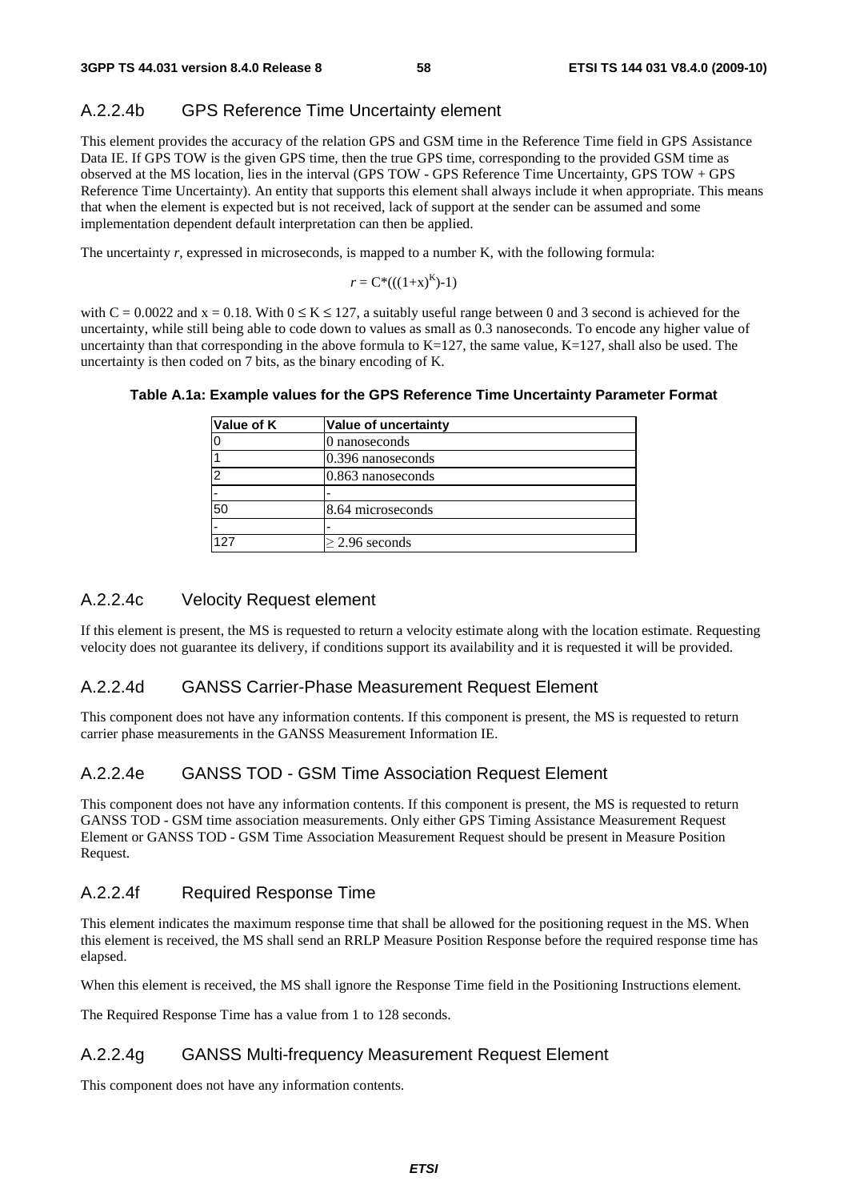### A.2.2.4b GPS Reference Time Uncertainty element

This element provides the accuracy of the relation GPS and GSM time in the Reference Time field in GPS Assistance Data IE. If GPS TOW is the given GPS time, then the true GPS time, corresponding to the provided GSM time as observed at the MS location, lies in the interval (GPS TOW - GPS Reference Time Uncertainty, GPS TOW + GPS Reference Time Uncertainty). An entity that supports this element shall always include it when appropriate. This means that when the element is expected but is not received, lack of support at the sender can be assumed and some implementation dependent default interpretation can then be applied.

The uncertainty $r$, expressed in microseconds, is mapped to a number K, with the following formula:

$$r = C*(((1+x)^K)-1)$$

with C = 0.0022 and x = 0.18. With $0 \leq K \leq 127$, a suitably useful range between 0 and 3 second is achieved for the uncertainty, while still being able to code down to values as small as 0.3 nanoseconds. To encode any higher value of uncertainty than that corresponding in the above formula to K=127, the same value, K=127, shall also be used. The uncertainty is then coded on 7 bits, as the binary encoding of K.

**Table A.1a: Example values for the GPS Reference Time Uncertainty Parameter Format**

| Value of K | Value of uncertainty |
|---|---|
| 0 | 0 nanoseconds |
| 1 | 0.396 nanoseconds |
| 2 | 0.863 nanoseconds |
| - | - |
| 50 | 8.64 microseconds |
| - | - |
| 127 | ≥ 2.96 seconds |

### A.2.2.4c Velocity Request element

If this element is present, the MS is requested to return a velocity estimate along with the location estimate. Requesting velocity does not guarantee its delivery, if conditions support its availability and it is requested it will be provided.

### A.2.2.4d GANSS Carrier-Phase Measurement Request Element

This component does not have any information contents. If this component is present, the MS is requested to return carrier phase measurements in the GANSS Measurement Information IE.

### A.2.2.4e GANSS TOD - GSM Time Association Request Element

This component does not have any information contents. If this component is present, the MS is requested to return GANSS TOD - GSM time association measurements. Only either GPS Timing Assistance Measurement Request Element or GANSS TOD - GSM Time Association Measurement Request should be present in Measure Position Request.

### A.2.2.4f Required Response Time

This element indicates the maximum response time that shall be allowed for the positioning request in the MS. When this element is received, the MS shall send an RRLP Measure Position Response before the required response time has elapsed.

When this element is received, the MS shall ignore the Response Time field in the Positioning Instructions element.

The Required Response Time has a value from 1 to 128 seconds.

### A.2.2.4g GANSS Multi-frequency Measurement Request Element

This component does not have any information contents.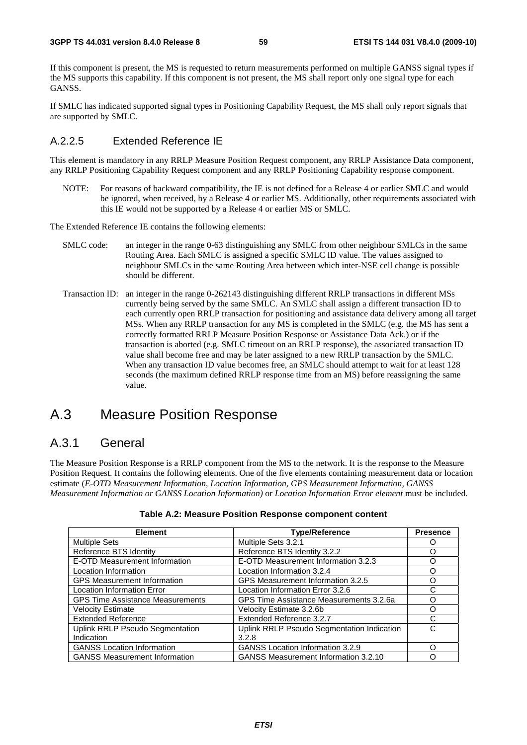If this component is present, the MS is requested to return measurements performed on multiple GANSS signal types if the MS supports this capability. If this component is not present, the MS shall report only one signal type for each GANSS.

If SMLC has indicated supported signal types in Positioning Capability Request, the MS shall only report signals that are supported by SMLC.

### A.2.2.5 Extended Reference IE

This element is mandatory in any RRLP Measure Position Request component, any RRLP Assistance Data component, any RRLP Positioning Capability Request component and any RRLP Positioning Capability response component.

NOTE: For reasons of backward compatibility, the IE is not defined for a Release 4 or earlier SMLC and would be ignored, when received, by a Release 4 or earlier MS. Additionally, other requirements associated with this IE would not be supported by a Release 4 or earlier MS or SMLC.

The Extended Reference IE contains the following elements:

SMLC code: an integer in the range 0-63 distinguishing any SMLC from other neighbour SMLCs in the same Routing Area. Each SMLC is assigned a specific SMLC ID value. The values assigned to neighbour SMLCs in the same Routing Area between which inter-NSE cell change is possible should be different.

Transaction ID: an integer in the range 0-262143 distinguishing different RRLP transactions in different MSs currently being served by the same SMLC. An SMLC shall assign a different transaction ID to each currently open RRLP transaction for positioning and assistance data delivery among all target MSs. When any RRLP transaction for any MS is completed in the SMLC (e.g. the MS has sent a correctly formatted RRLP Measure Position Response or Assistance Data Ack.) or if the transaction is aborted (e.g. SMLC timeout on an RRLP response), the associated transaction ID value shall become free and may be later assigned to a new RRLP transaction by the SMLC. When any transaction ID value becomes free, an SMLC should attempt to wait for at least 128 seconds (the maximum defined RRLP response time from an MS) before reassigning the same value.

# A.3 Measure Position Response

## A.3.1 General

The Measure Position Response is a RRLP component from the MS to the network. It is the response to the Measure Position Request. It contains the following elements. One of the five elements containing measurement data or location estimate (*E-OTD Measurement Information*, *Location Information*, *GPS Measurement Information*, *GANSS Measurement Information or GANSS Location Information)* or *Location Information Error element* must be included.

**Table A.2: Measure Position Response component content**

| Element | Type/Reference | Presence |
|---|---|---|
| Multiple Sets | Multiple Sets 3.2.1 | O |
| Reference BTS Identity | Reference BTS Identity 3.2.2 | O |
| E-OTD Measurement Information | E-OTD Measurement Information 3.2.3 | O |
| Location Information | Location Information 3.2.4 | O |
| GPS Measurement Information | GPS Measurement Information 3.2.5 | O |
| Location Information Error | Location Information Error 3.2.6 | C |
| GPS Time Assistance Measurements | GPS Time Assistance Measurements 3.2.6a | O |
| Velocity Estimate | Velocity Estimate 3.2.6b | O |
| Extended Reference | Extended Reference 3.2.7 | C |
| Uplink RRLP Pseudo Segmentation Indication | Uplink RRLP Pseudo Segmentation Indication 3.2.8 | C |
| GANSS Location Information | GANSS Location Information 3.2.9 | O |
| GANSS Measurement Information | GANSS Measurement Information 3.2.10 | O |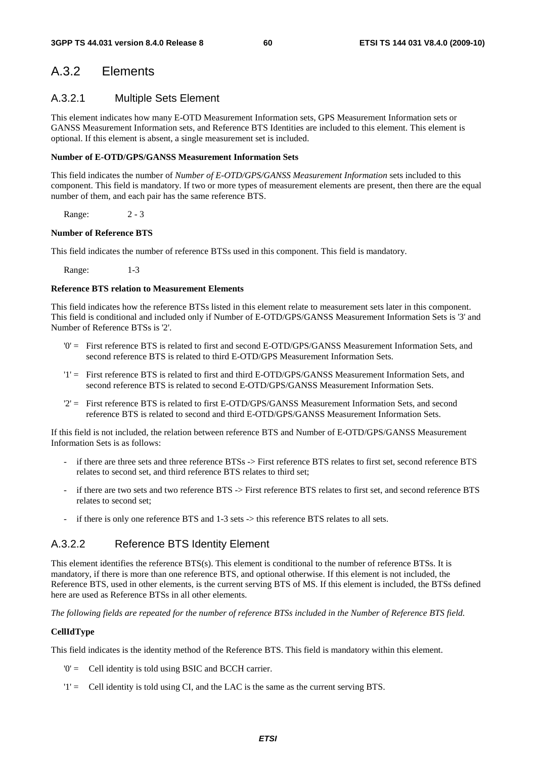## A.3.2 Elements

### A.3.2.1 Multiple Sets Element

This element indicates how many E-OTD Measurement Information sets, GPS Measurement Information sets or GANSS Measurement Information sets, and Reference BTS Identities are included to this element. This element is optional. If this element is absent, a single measurement set is included.

**Number of E-OTD/GPS/GANSS Measurement Information Sets**

This field indicates the number of *Number of E-OTD/GPS/GANSS Measurement Information* sets included to this component. This field is mandatory. If two or more types of measurement elements are present, then there are the equal number of them, and each pair has the same reference BTS.

Range: 2 - 3

**Number of Reference BTS**

This field indicates the number of reference BTSs used in this component. This field is mandatory.

Range: 1-3

**Reference BTS relation to Measurement Elements**

This field indicates how the reference BTSs listed in this element relate to measurement sets later in this component. This field is conditional and included only if Number of E-OTD/GPS/GANSS Measurement Information Sets is '3' and Number of Reference BTSs is '2'.

- '0' = First reference BTS is related to first and second E-OTD/GPS/GANSS Measurement Information Sets, and second reference BTS is related to third E-OTD/GPS Measurement Information Sets.
- '1' = First reference BTS is related to first and third E-OTD/GPS/GANSS Measurement Information Sets, and second reference BTS is related to second E-OTD/GPS/GANSS Measurement Information Sets.
- '2' = First reference BTS is related to first E-OTD/GPS/GANSS Measurement Information Sets, and second reference BTS is related to second and third E-OTD/GPS/GANSS Measurement Information Sets.

If this field is not included, the relation between reference BTS and Number of E-OTD/GPS/GANSS Measurement Information Sets is as follows:

- if there are three sets and three reference BTSs -> First reference BTS relates to first set, second reference BTS relates to second set, and third reference BTS relates to third set;
- if there are two sets and two reference BTS -> First reference BTS relates to first set, and second reference BTS relates to second set;
- if there is only one reference BTS and 1-3 sets -> this reference BTS relates to all sets.

### A.3.2.2 Reference BTS Identity Element

This element identifies the reference BTS(s). This element is conditional to the number of reference BTSs. It is mandatory, if there is more than one reference BTS, and optional otherwise. If this element is not included, the Reference BTS, used in other elements, is the current serving BTS of MS. If this element is included, the BTSs defined here are used as Reference BTSs in all other elements.

*The following fields are repeated for the number of reference BTSs included in the Number of Reference BTS field.*

**CellIdType**

This field indicates is the identity method of the Reference BTS. This field is mandatory within this element.

- '0' = Cell identity is told using BSIC and BCCH carrier.
- '1' = Cell identity is told using CI, and the LAC is the same as the current serving BTS.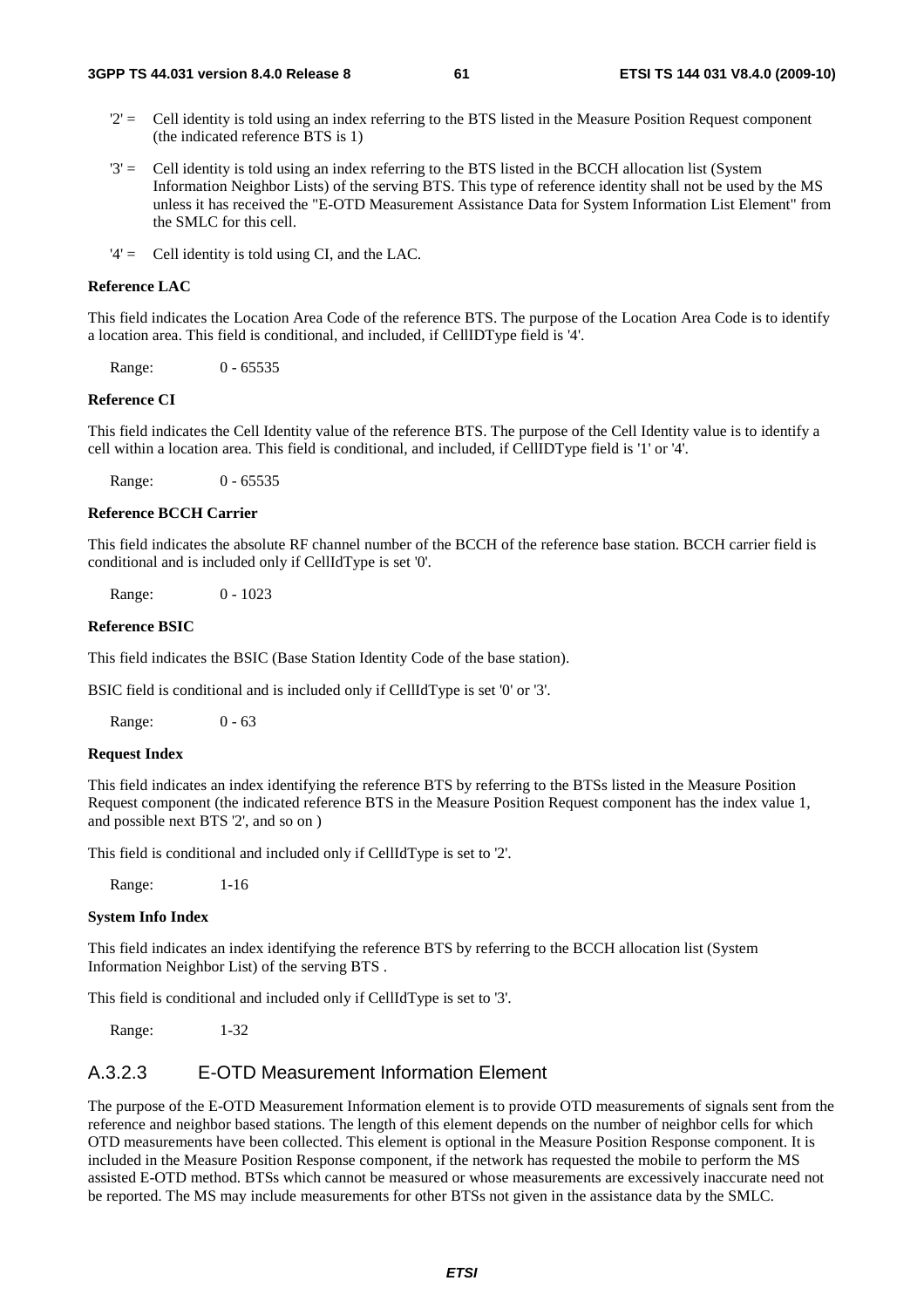- '2' = Cell identity is told using an index referring to the BTS listed in the Measure Position Request component (the indicated reference BTS is 1)
- '3' = Cell identity is told using an index referring to the BTS listed in the BCCH allocation list (System Information Neighbor Lists) of the serving BTS. This type of reference identity shall not be used by the MS unless it has received the "E-OTD Measurement Assistance Data for System Information List Element" from the SMLC for this cell.
- '4' = Cell identity is told using CI, and the LAC.

**Reference LAC**

This field indicates the Location Area Code of the reference BTS. The purpose of the Location Area Code is to identify a location area. This field is conditional, and included, if CellIDType field is '4'.

Range: 0 - 65535

**Reference CI**

This field indicates the Cell Identity value of the reference BTS. The purpose of the Cell Identity value is to identify a cell within a location area. This field is conditional, and included, if CellIDType field is '1' or '4'.

Range: 0 - 65535

**Reference BCCH Carrier**

This field indicates the absolute RF channel number of the BCCH of the reference base station. BCCH carrier field is conditional and is included only if CellIdType is set '0'.

Range: 0 - 1023

**Reference BSIC**

This field indicates the BSIC (Base Station Identity Code of the base station).

BSIC field is conditional and is included only if CellIdType is set '0' or '3'.

Range: 0 - 63

**Request Index**

This field indicates an index identifying the reference BTS by referring to the BTSs listed in the Measure Position Request component (the indicated reference BTS in the Measure Position Request component has the index value 1, and possible next BTS '2', and so on )

This field is conditional and included only if CellIdType is set to '2'.

Range: 1-16

**System Info Index**

This field indicates an index identifying the reference BTS by referring to the BCCH allocation list (System Information Neighbor List) of the serving BTS .

This field is conditional and included only if CellIdType is set to '3'.

Range: 1-32

### A.3.2.3 E-OTD Measurement Information Element

The purpose of the E-OTD Measurement Information element is to provide OTD measurements of signals sent from the reference and neighbor based stations. The length of this element depends on the number of neighbor cells for which OTD measurements have been collected. This element is optional in the Measure Position Response component. It is included in the Measure Position Response component, if the network has requested the mobile to perform the MS assisted E-OTD method. BTSs which cannot be measured or whose measurements are excessively inaccurate need not be reported. The MS may include measurements for other BTSs not given in the assistance data by the SMLC.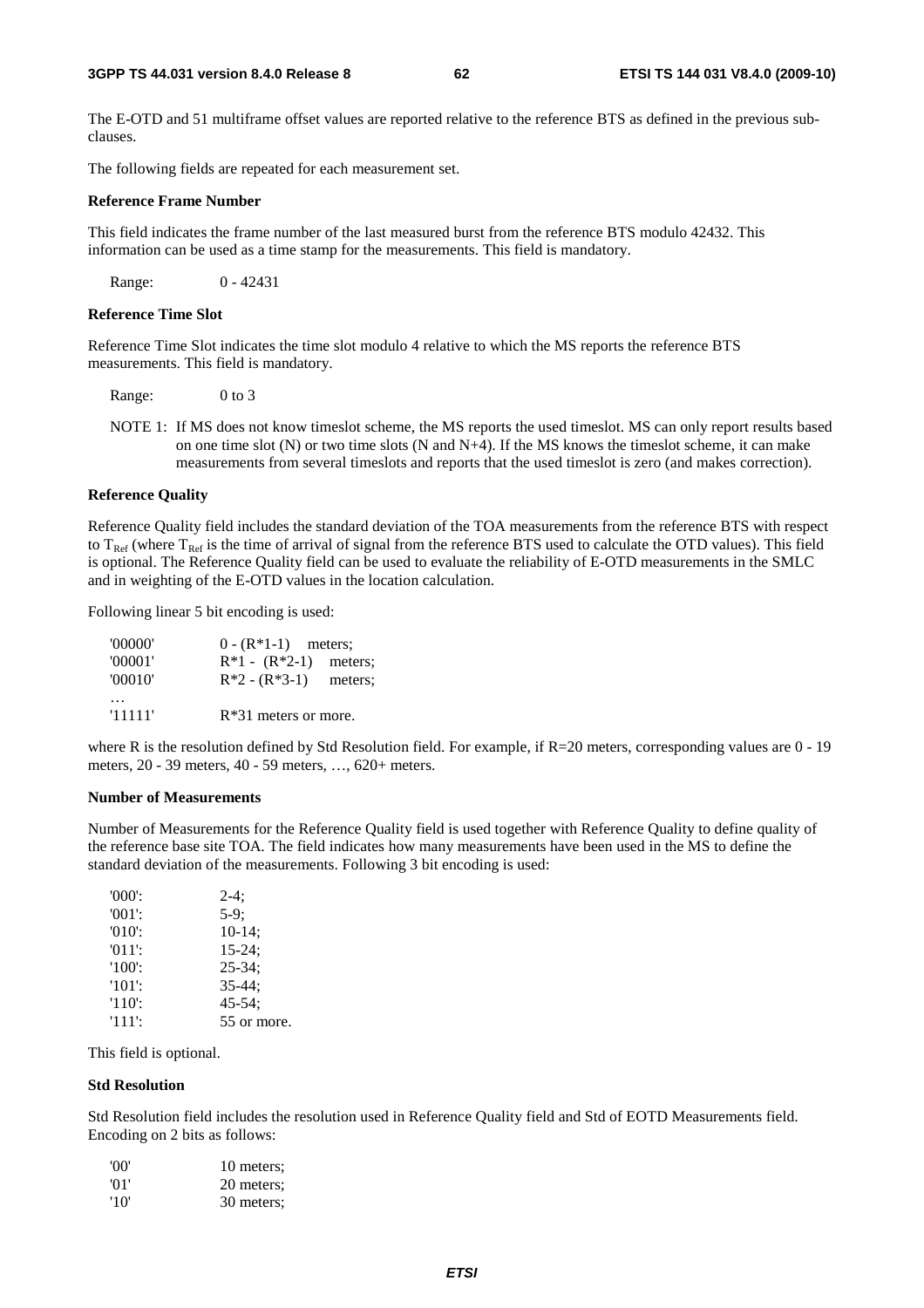The E-OTD and 51 multiframe offset values are reported relative to the reference BTS as defined in the previous sub-clauses.

The following fields are repeated for each measurement set.

**Reference Frame Number**

This field indicates the frame number of the last measured burst from the reference BTS modulo 42432. This information can be used as a time stamp for the measurements. This field is mandatory.

Range: 0 - 42431

**Reference Time Slot**

Reference Time Slot indicates the time slot modulo 4 relative to which the MS reports the reference BTS measurements. This field is mandatory.

Range: 0 to 3

NOTE 1: If MS does not know timeslot scheme, the MS reports the used timeslot. MS can only report results based on one time slot (N) or two time slots (N and N+4). If the MS knows the timeslot scheme, it can make measurements from several timeslots and reports that the used timeslot is zero (and makes correction).

**Reference Quality**

Reference Quality field includes the standard deviation of the TOA measurements from the reference BTS with respect to $T_{Ref}$ (where $T_{Ref}$ is the time of arrival of signal from the reference BTS used to calculate the OTD values). This field is optional. The Reference Quality field can be used to evaluate the reliability of E-OTD measurements in the SMLC and in weighting of the E-OTD values in the location calculation.

Following linear 5 bit encoding is used:

| | |
|---|---|
| '00000' | 0 - (R*1-1) meters; |
| '00001' | R*1 - (R*2-1) meters; |
| '00010' | R*2 - (R*3-1) meters; |
| … | |
| '11111' | R*31 meters or more. |

where R is the resolution defined by Std Resolution field. For example, if R=20 meters, corresponding values are 0 - 19 meters, 20 - 39 meters, 40 - 59 meters, …, 620+ meters.

**Number of Measurements**

Number of Measurements for the Reference Quality field is used together with Reference Quality to define quality of the reference base site TOA. The field indicates how many measurements have been used in the MS to define the standard deviation of the measurements. Following 3 bit encoding is used:

| | |
|---|---|
| '000': | 2-4; |
| '001': | 5-9; |
| '010': | 10-14; |
| '011': | 15-24; |
| '100': | 25-34; |
| '101': | 35-44; |
| '110': | 45-54; |
| '111': | 55 or more. |

This field is optional.

**Std Resolution**

Std Resolution field includes the resolution used in Reference Quality field and Std of EOTD Measurements field. Encoding on 2 bits as follows:

| | |
|---|---|
| '00' | 10 meters; |
| '01' | 20 meters; |
| '10' | 30 meters; |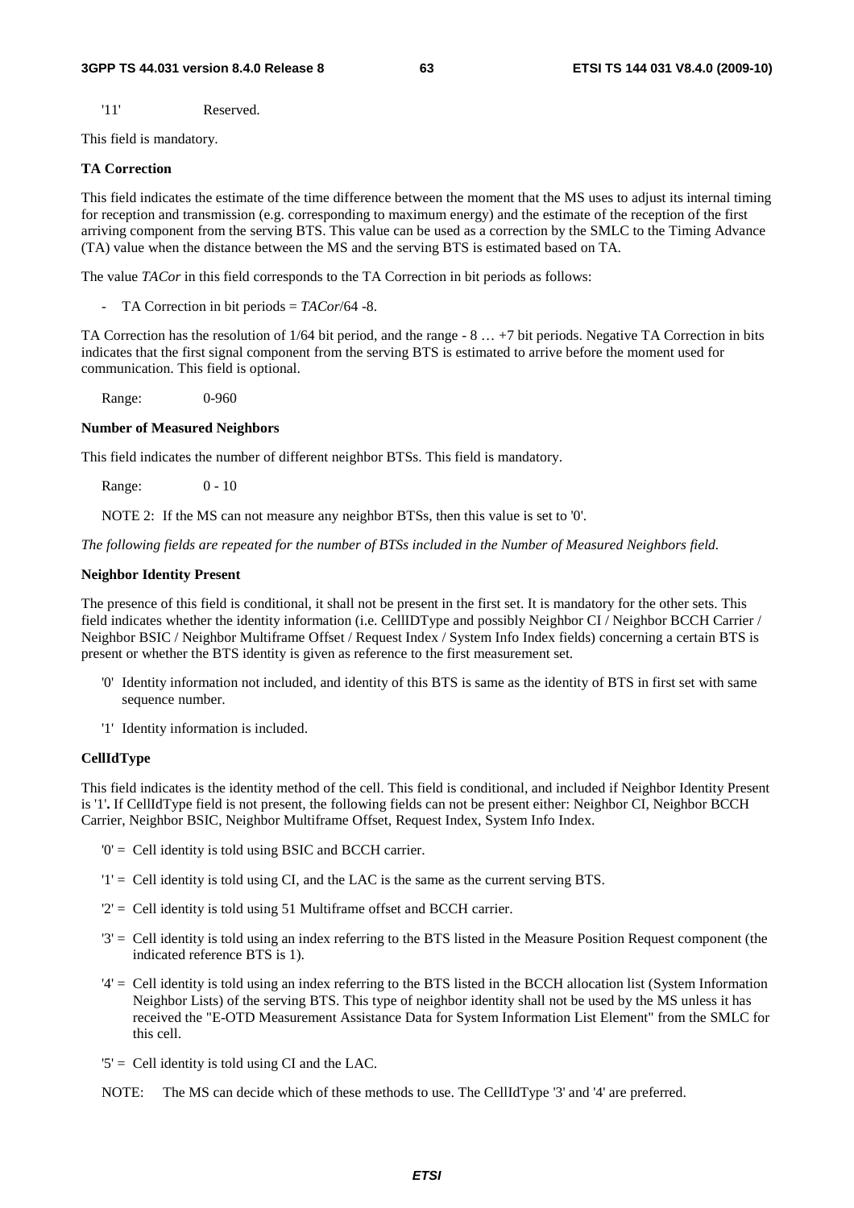'11' Reserved.

This field is mandatory.

**TA Correction**

This field indicates the estimate of the time difference between the moment that the MS uses to adjust its internal timing for reception and transmission (e.g. corresponding to maximum energy) and the estimate of the reception of the first arriving component from the serving BTS. This value can be used as a correction by the SMLC to the Timing Advance (TA) value when the distance between the MS and the serving BTS is estimated based on TA.

The value *TACor* in this field corresponds to the TA Correction in bit periods as follows:

- TA Correction in bit periods = *TACor*/64 -8.

TA Correction has the resolution of 1/64 bit period, and the range - 8 … +7 bit periods. Negative TA Correction in bits indicates that the first signal component from the serving BTS is estimated to arrive before the moment used for communication. This field is optional.

Range: 0-960

**Number of Measured Neighbors**

This field indicates the number of different neighbor BTSs. This field is mandatory.

Range: 0 - 10

NOTE 2: If the MS can not measure any neighbor BTSs, then this value is set to '0'.

*The following fields are repeated for the number of BTSs included in the Number of Measured Neighbors field.*

**Neighbor Identity Present**

The presence of this field is conditional, it shall not be present in the first set. It is mandatory for the other sets. This field indicates whether the identity information (i.e. CellIDType and possibly Neighbor CI / Neighbor BCCH Carrier / Neighbor BSIC / Neighbor Multiframe Offset / Request Index / System Info Index fields) concerning a certain BTS is present or whether the BTS identity is given as reference to the first measurement set.

- '0' Identity information not included, and identity of this BTS is same as the identity of BTS in first set with same sequence number.
- '1' Identity information is included.

**CellIdType**

This field indicates is the identity method of the cell. This field is conditional, and included if Neighbor Identity Present is '1'**.** If CellIdType field is not present, the following fields can not be present either: Neighbor CI, Neighbor BCCH Carrier, Neighbor BSIC, Neighbor Multiframe Offset, Request Index, System Info Index.

- '0' = Cell identity is told using BSIC and BCCH carrier.
- '1' = Cell identity is told using CI, and the LAC is the same as the current serving BTS.
- '2' = Cell identity is told using 51 Multiframe offset and BCCH carrier.
- '3' = Cell identity is told using an index referring to the BTS listed in the Measure Position Request component (the indicated reference BTS is 1).
- '4' = Cell identity is told using an index referring to the BTS listed in the BCCH allocation list (System Information Neighbor Lists) of the serving BTS. This type of neighbor identity shall not be used by the MS unless it has received the "E-OTD Measurement Assistance Data for System Information List Element" from the SMLC for this cell.
- '5' = Cell identity is told using CI and the LAC.

NOTE: The MS can decide which of these methods to use. The CellIdType '3' and '4' are preferred.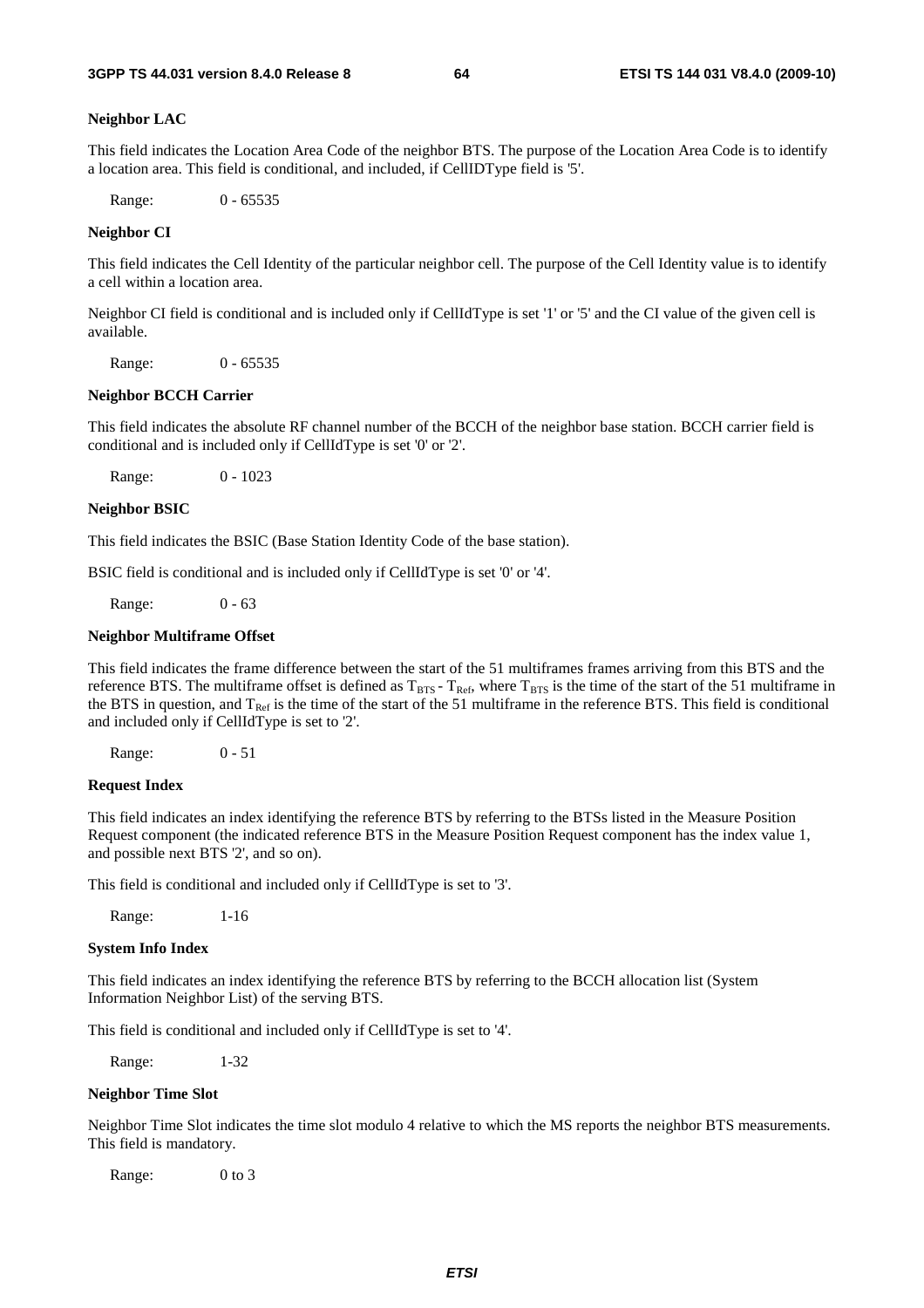**Neighbor LAC**

This field indicates the Location Area Code of the neighbor BTS. The purpose of the Location Area Code is to identify a location area. This field is conditional, and included, if CellIDType field is '5'.

Range: 0 - 65535

**Neighbor CI**

This field indicates the Cell Identity of the particular neighbor cell. The purpose of the Cell Identity value is to identify a cell within a location area.

Neighbor CI field is conditional and is included only if CellIdType is set '1' or '5' and the CI value of the given cell is available.

Range: 0 - 65535

**Neighbor BCCH Carrier**

This field indicates the absolute RF channel number of the BCCH of the neighbor base station. BCCH carrier field is conditional and is included only if CellIdType is set '0' or '2'.

Range: 0 - 1023

**Neighbor BSIC**

This field indicates the BSIC (Base Station Identity Code of the base station).

BSIC field is conditional and is included only if CellIdType is set '0' or '4'.

Range: 0 - 63

**Neighbor Multiframe Offset**

This field indicates the frame difference between the start of the 51 multiframes frames arriving from this BTS and the reference BTS. The multiframe offset is defined as $T_{BTS} - T_{Ref}$, where $T_{BTS}$ is the time of the start of the 51 multiframe in the BTS in question, and $T_{Ref}$ is the time of the start of the 51 multiframe in the reference BTS. This field is conditional and included only if CellIdType is set to '2'.

Range: 0 - 51

**Request Index**

This field indicates an index identifying the reference BTS by referring to the BTSs listed in the Measure Position Request component (the indicated reference BTS in the Measure Position Request component has the index value 1, and possible next BTS '2', and so on).

This field is conditional and included only if CellIdType is set to '3'.

Range: 1-16

**System Info Index**

This field indicates an index identifying the reference BTS by referring to the BCCH allocation list (System Information Neighbor List) of the serving BTS.

This field is conditional and included only if CellIdType is set to '4'.

Range: 1-32

**Neighbor Time Slot**

Neighbor Time Slot indicates the time slot modulo 4 relative to which the MS reports the neighbor BTS measurements. This field is mandatory.

Range: 0 to 3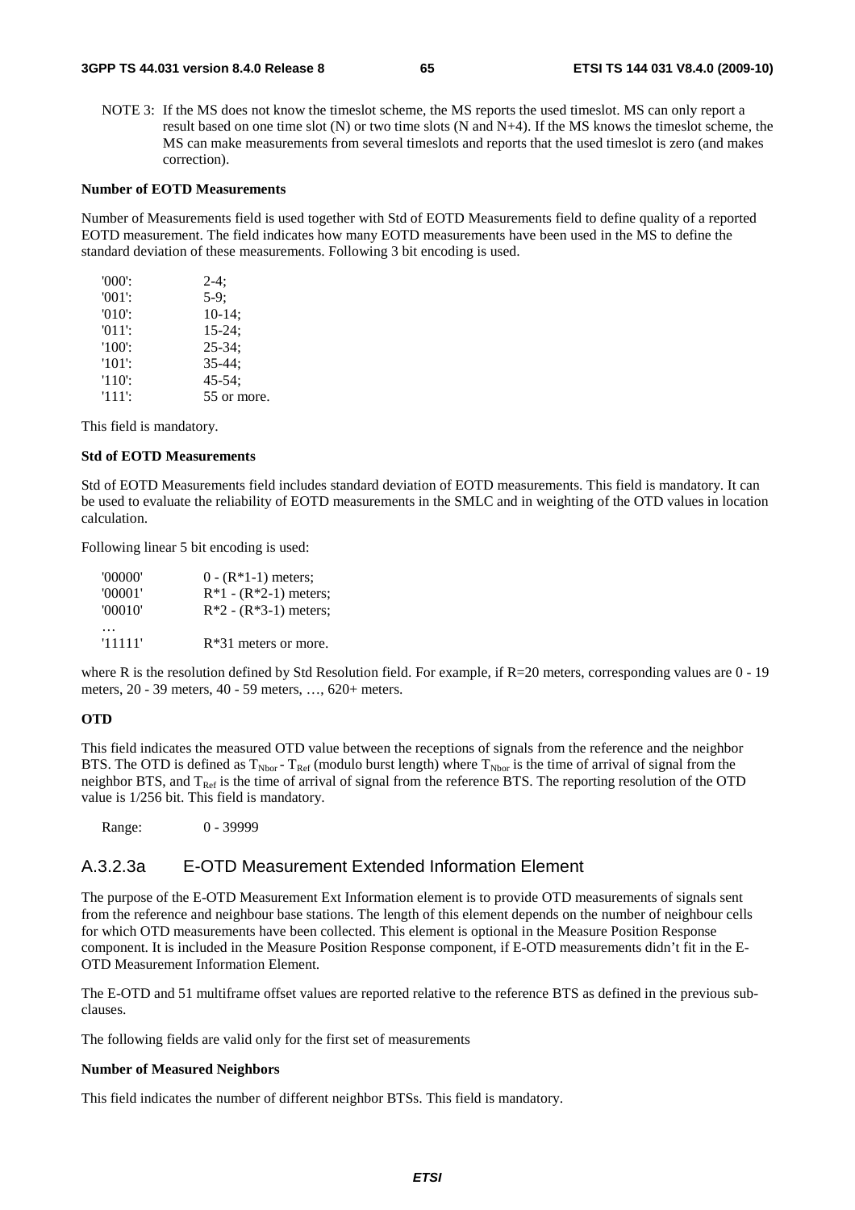NOTE 3: If the MS does not know the timeslot scheme, the MS reports the used timeslot. MS can only report a result based on one time slot (N) or two time slots (N and N+4). If the MS knows the timeslot scheme, the MS can make measurements from several timeslots and reports that the used timeslot is zero (and makes correction).

**Number of EOTD Measurements**

Number of Measurements field is used together with Std of EOTD Measurements field to define quality of a reported EOTD measurement. The field indicates how many EOTD measurements have been used in the MS to define the standard deviation of these measurements. Following 3 bit encoding is used.

| | |
|---|---|
| '000': | 2-4; |
| '001': | 5-9; |
| '010': | 10-14; |
| '011': | 15-24; |
| '100': | 25-34; |
| '101': | 35-44; |
| '110': | 45-54; |
| '111': | 55 or more. |

This field is mandatory.

**Std of EOTD Measurements**

Std of EOTD Measurements field includes standard deviation of EOTD measurements. This field is mandatory. It can be used to evaluate the reliability of EOTD measurements in the SMLC and in weighting of the OTD values in location calculation.

Following linear 5 bit encoding is used:

| | |
|---|---|
| '00000' | 0 - (R*1-1) meters; |
| '00001' | R*1 - (R*2-1) meters; |
| '00010' | R*2 - (R*3-1) meters; |
| … | |
| '11111' | R*31 meters or more. |

where R is the resolution defined by Std Resolution field. For example, if R=20 meters, corresponding values are 0 - 19 meters, 20 - 39 meters, 40 - 59 meters, …, 620+ meters.

**OTD**

This field indicates the measured OTD value between the receptions of signals from the reference and the neighbor BTS. The OTD is defined as $T_{Nbor} - T_{Ref}$ (modulo burst length) where $T_{Nbor}$ is the time of arrival of signal from the neighbor BTS, and $T_{Ref}$ is the time of arrival of signal from the reference BTS. The reporting resolution of the OTD value is 1/256 bit. This field is mandatory.

Range: 0 - 39999

## A.3.2.3a E-OTD Measurement Extended Information Element

The purpose of the E-OTD Measurement Ext Information element is to provide OTD measurements of signals sent from the reference and neighbour base stations. The length of this element depends on the number of neighbour cells for which OTD measurements have been collected. This element is optional in the Measure Position Response component. It is included in the Measure Position Response component, if E-OTD measurements didn't fit in the E-OTD Measurement Information Element.

The E-OTD and 51 multiframe offset values are reported relative to the reference BTS as defined in the previous sub-clauses.

The following fields are valid only for the first set of measurements

**Number of Measured Neighbors**

This field indicates the number of different neighbor BTSs. This field is mandatory.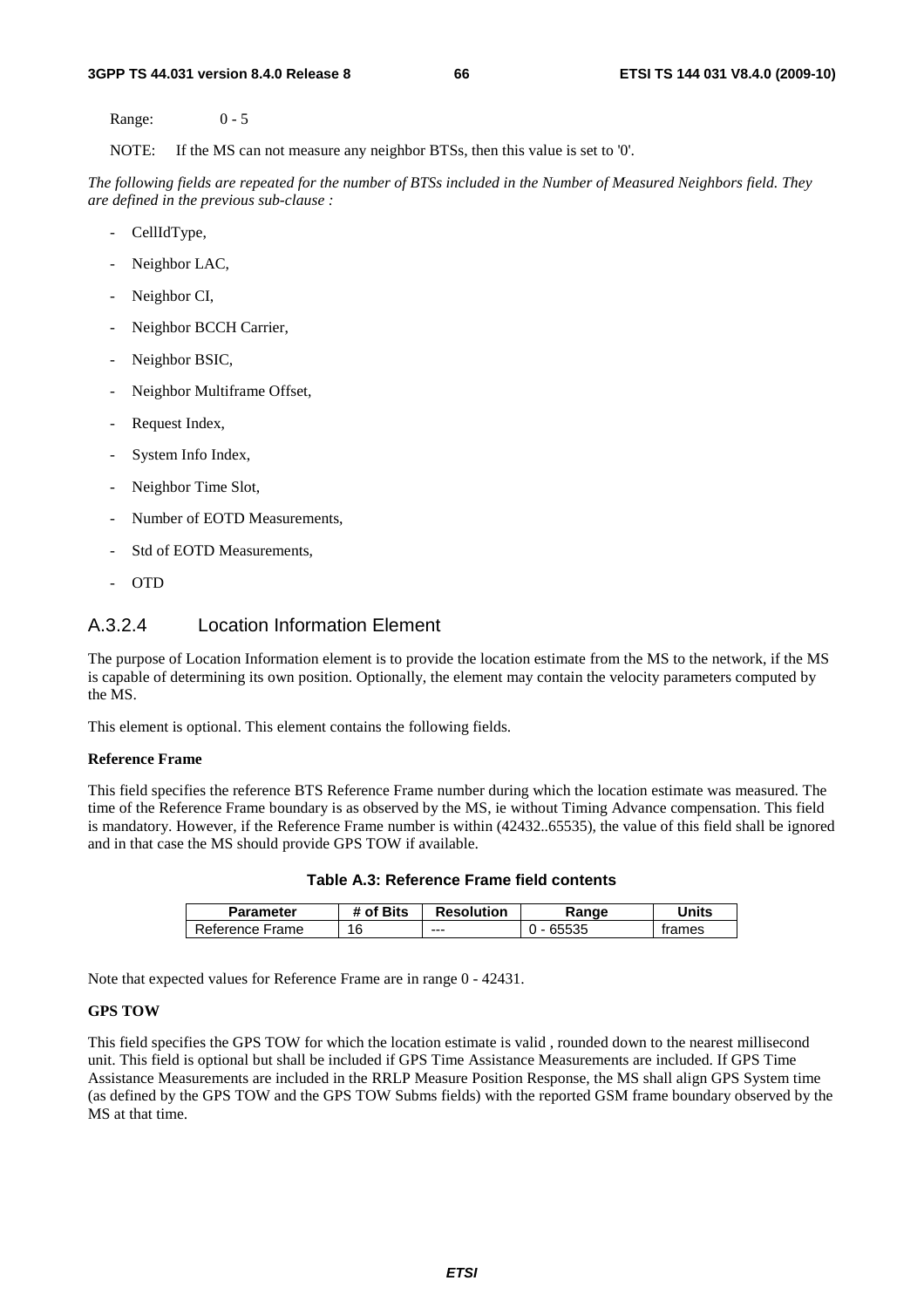Range: 0 - 5

NOTE: If the MS can not measure any neighbor BTSs, then this value is set to '0'.

*The following fields are repeated for the number of BTSs included in the Number of Measured Neighbors field. They are defined in the previous sub-clause :*

- CellIdType,
- Neighbor LAC,
- Neighbor CI,
- Neighbor BCCH Carrier,
- Neighbor BSIC,
- Neighbor Multiframe Offset,
- Request Index,
- System Info Index,
- Neighbor Time Slot,
- Number of EOTD Measurements,
- Std of EOTD Measurements,
- OTD

## A.3.2.4 Location Information Element

The purpose of Location Information element is to provide the location estimate from the MS to the network, if the MS is capable of determining its own position. Optionally, the element may contain the velocity parameters computed by the MS.

This element is optional. This element contains the following fields.

**Reference Frame**

This field specifies the reference BTS Reference Frame number during which the location estimate was measured. The time of the Reference Frame boundary is as observed by the MS, ie without Timing Advance compensation. This field is mandatory. However, if the Reference Frame number is within (42432..65535), the value of this field shall be ignored and in that case the MS should provide GPS TOW if available.

**Table A.3: Reference Frame field contents**

| Parameter | # of Bits | Resolution | Range | Units |
|---|---|---|---|---|
| Reference Frame | 16 | --- | 0 - 65535 | frames |

Note that expected values for Reference Frame are in range 0 - 42431.

**GPS TOW**

This field specifies the GPS TOW for which the location estimate is valid , rounded down to the nearest millisecond unit. This field is optional but shall be included if GPS Time Assistance Measurements are included. If GPS Time Assistance Measurements are included in the RRLP Measure Position Response, the MS shall align GPS System time (as defined by the GPS TOW and the GPS TOW Subms fields) with the reported GSM frame boundary observed by the MS at that time.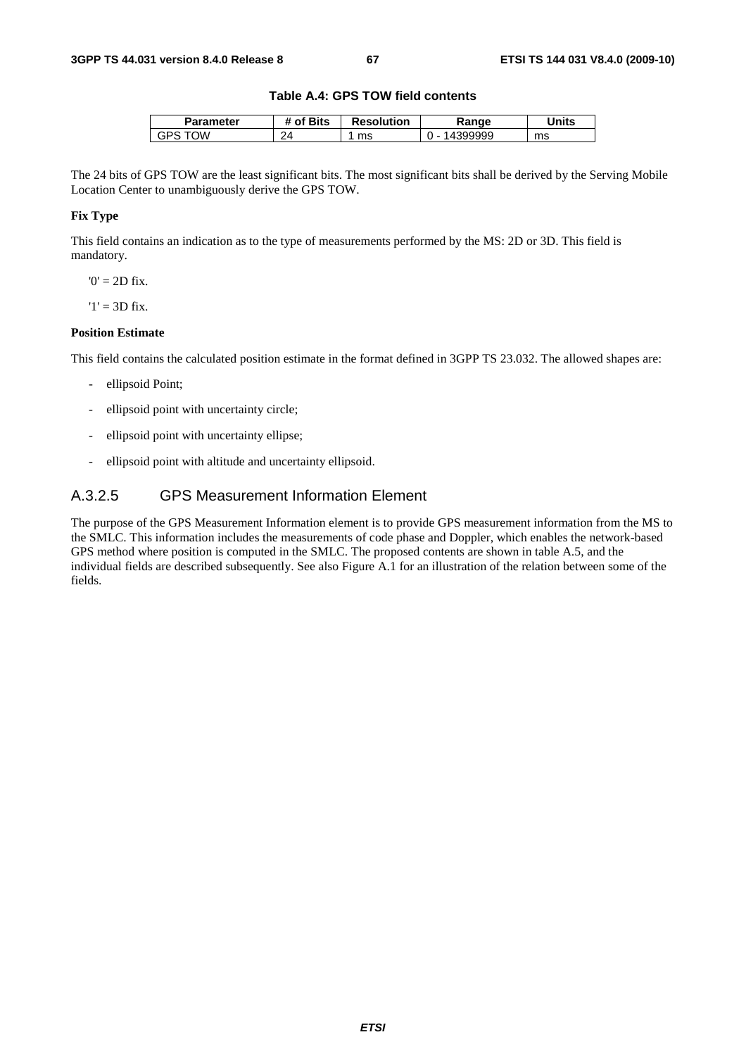**Table A.4: GPS TOW field contents**

| Parameter | # of Bits | Resolution | Range | Units |
|---|---|---|---|---|
| GPS TOW | 24 | 1 ms | 0 - 14399999 | ms |

The 24 bits of GPS TOW are the least significant bits. The most significant bits shall be derived by the Serving Mobile Location Center to unambiguously derive the GPS TOW.

**Fix Type**

This field contains an indication as to the type of measurements performed by the MS: 2D or 3D. This field is mandatory.

'0' = 2D fix.

'1' = 3D fix.

**Position Estimate**

This field contains the calculated position estimate in the format defined in 3GPP TS 23.032. The allowed shapes are:

- ellipsoid Point;
- ellipsoid point with uncertainty circle;
- ellipsoid point with uncertainty ellipse;
- ellipsoid point with altitude and uncertainty ellipsoid.

### A.3.2.5 GPS Measurement Information Element

The purpose of the GPS Measurement Information element is to provide GPS measurement information from the MS to the SMLC. This information includes the measurements of code phase and Doppler, which enables the network-based GPS method where position is computed in the SMLC. The proposed contents are shown in table A.5, and the individual fields are described subsequently. See also Figure A.1 for an illustration of the relation between some of the fields.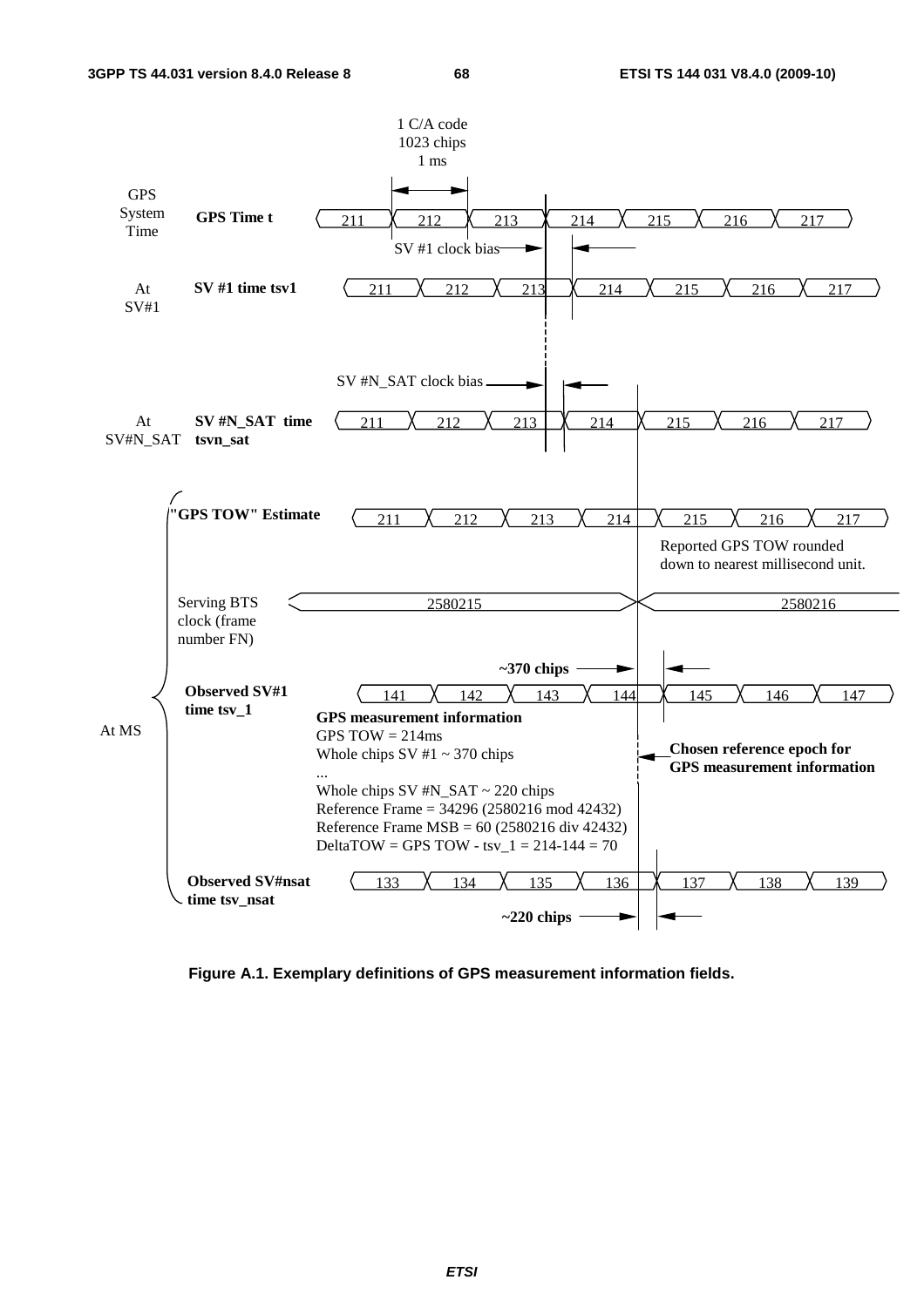1 C/A code
1023 chips
1 ms

GPS System Time — **GPS Time t**: 211, 212, 213, 214, 215, 216, 217

SV #1 clock bias

At SV#1 — **SV #1 time tsv1**: 211, 212, 213, 214, 215, 216, 217

SV #N_SAT clock bias

At SV#N_SAT — **SV #N_SAT time tsvn_sat**: 211, 212, 213, 214, 215, 216, 217

At MS:

**"GPS TOW" Estimate**: 211, 212, 213, 214, 215, 216, 217

Reported GPS TOW rounded down to nearest millisecond unit.

Serving BTS clock (frame number FN): 2580215, 2580216

**~370 chips**

**Observed SV#1 time tsv_1**: 141, 142, 143, 144, 145, 146, 147

**GPS measurement information**
GPS TOW = 214ms
Whole chips SV #1 ~ 370 chips
...
Whole chips SV #N_SAT ~ 220 chips
Reference Frame = 34296 (2580216 mod 42432)
Reference Frame MSB = 60 (2580216 div 42432)
DeltaTOW = GPS TOW - tsv_1 = 214-144 = 70

**Chosen reference epoch for GPS measurement information**

**Observed SV#nsat time tsv_nsat**: 133, 134, 135, 136, 137, 138, 139

**~220 chips**

**Figure A.1. Exemplary definitions of GPS measurement information fields.**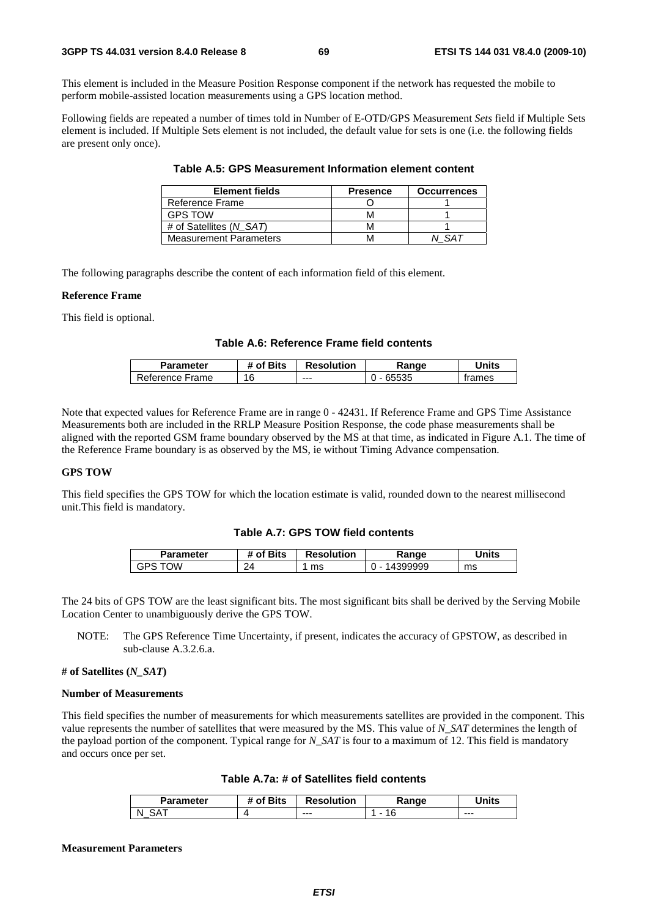This element is included in the Measure Position Response component if the network has requested the mobile to perform mobile-assisted location measurements using a GPS location method.

Following fields are repeated a number of times told in Number of E-OTD/GPS Measurement *Sets* field if Multiple Sets element is included. If Multiple Sets element is not included, the default value for sets is one (i.e. the following fields are present only once).

**Table A.5: GPS Measurement Information element content**

| Element fields | Presence | Occurrences |
|---|---|---|
| Reference Frame | O | 1 |
| GPS TOW | M | 1 |
| # of Satellites (*N_SAT*) | M | 1 |
| Measurement Parameters | M | *N_SAT* |

The following paragraphs describe the content of each information field of this element.

**Reference Frame**

This field is optional.

**Table A.6: Reference Frame field contents**

| Parameter | # of Bits | Resolution | Range | Units |
|---|---|---|---|---|
| Reference Frame | 16 | --- | 0 - 65535 | frames |

Note that expected values for Reference Frame are in range 0 - 42431. If Reference Frame and GPS Time Assistance Measurements both are included in the RRLP Measure Position Response, the code phase measurements shall be aligned with the reported GSM frame boundary observed by the MS at that time, as indicated in Figure A.1. The time of the Reference Frame boundary is as observed by the MS, ie without Timing Advance compensation.

**GPS TOW**

This field specifies the GPS TOW for which the location estimate is valid, rounded down to the nearest millisecond unit.This field is mandatory.

**Table A.7: GPS TOW field contents**

| Parameter | # of Bits | Resolution | Range | Units |
|---|---|---|---|---|
| GPS TOW | 24 | 1 ms | 0 - 14399999 | ms |

The 24 bits of GPS TOW are the least significant bits. The most significant bits shall be derived by the Serving Mobile Location Center to unambiguously derive the GPS TOW.

NOTE: The GPS Reference Time Uncertainty, if present, indicates the accuracy of GPSTOW, as described in sub-clause A.3.2.6.a.

**# of Satellites (*N_SAT*)**

**Number of Measurements**

This field specifies the number of measurements for which measurements satellites are provided in the component. This value represents the number of satellites that were measured by the MS. This value of *N_SAT* determines the length of the payload portion of the component. Typical range for *N_SAT* is four to a maximum of 12. This field is mandatory and occurs once per set.

**Table A.7a: # of Satellites field contents**

| Parameter | # of Bits | Resolution | Range | Units |
|---|---|---|---|---|
| N_SAT | 4 | --- | 1 - 16 | --- |

**Measurement Parameters**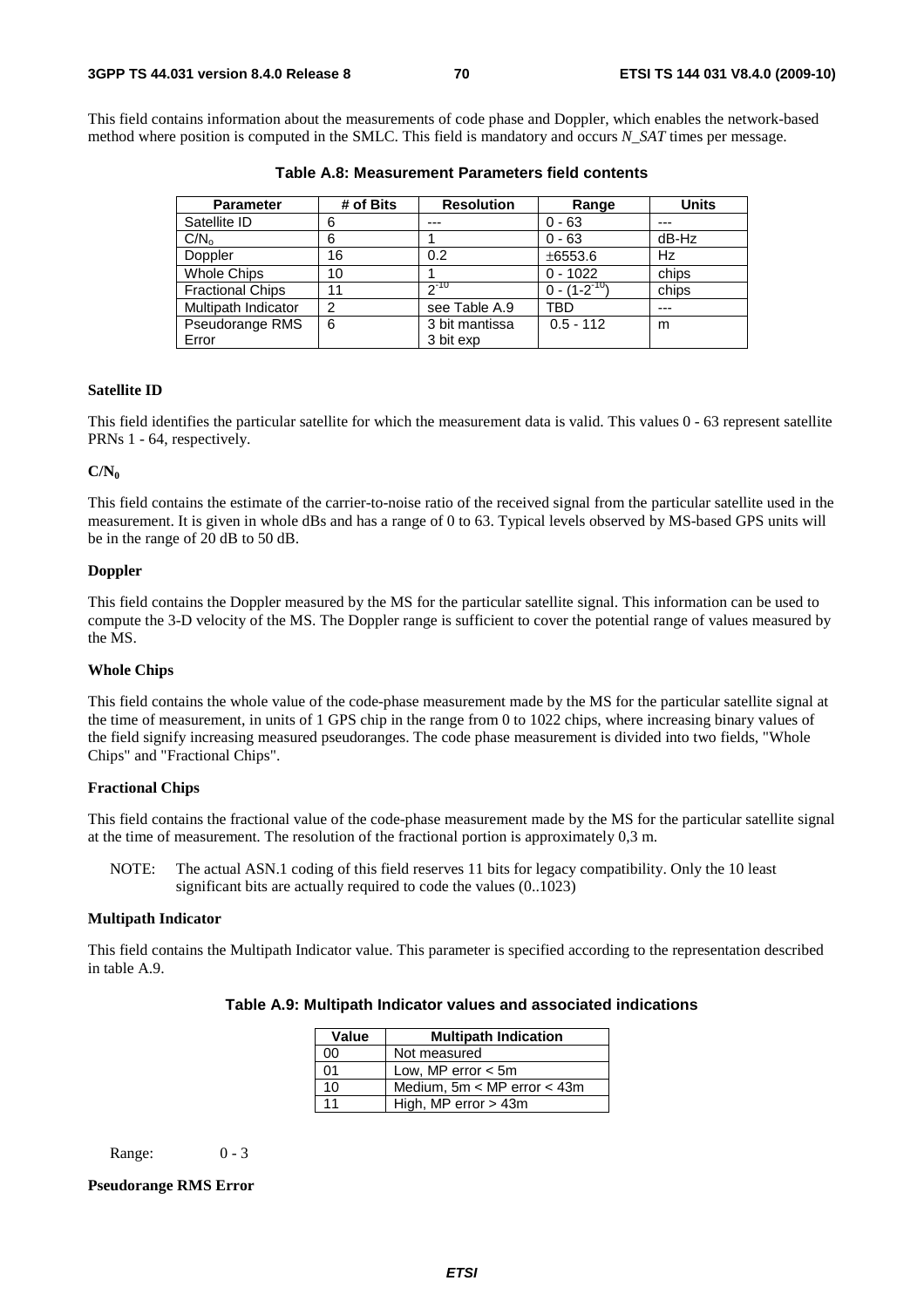This field contains information about the measurements of code phase and Doppler, which enables the network-based method where position is computed in the SMLC. This field is mandatory and occurs *N_SAT* times per message.

**Table A.8: Measurement Parameters field contents**

| Parameter | # of Bits | Resolution | Range | Units |
|---|---|---|---|---|
| Satellite ID | 6 | --- | 0 - 63 | --- |
| $C/N_o$ | 6 | 1 | 0 - 63 | dB-Hz |
| Doppler | 16 | 0.2 | ±6553.6 | Hz |
| Whole Chips | 10 | 1 | 0 - 1022 | chips |
| Fractional Chips | 11 | $2^{-10}$ | $0 - (1-2^{-10})$ | chips |
| Multipath Indicator | 2 | see Table A.9 | TBD | --- |
| Pseudorange RMS Error | 6 | 3 bit mantissa 3 bit exp | 0.5 - 112 | m |

**Satellite ID**

This field identifies the particular satellite for which the measurement data is valid. This values 0 - 63 represent satellite PRNs 1 - 64, respectively.

**$C/N_0$**

This field contains the estimate of the carrier-to-noise ratio of the received signal from the particular satellite used in the measurement. It is given in whole dBs and has a range of 0 to 63. Typical levels observed by MS-based GPS units will be in the range of 20 dB to 50 dB.

**Doppler**

This field contains the Doppler measured by the MS for the particular satellite signal. This information can be used to compute the 3-D velocity of the MS. The Doppler range is sufficient to cover the potential range of values measured by the MS.

**Whole Chips**

This field contains the whole value of the code-phase measurement made by the MS for the particular satellite signal at the time of measurement, in units of 1 GPS chip in the range from 0 to 1022 chips, where increasing binary values of the field signify increasing measured pseudoranges. The code phase measurement is divided into two fields, "Whole Chips" and "Fractional Chips".

**Fractional Chips**

This field contains the fractional value of the code-phase measurement made by the MS for the particular satellite signal at the time of measurement. The resolution of the fractional portion is approximately 0,3 m.

NOTE: The actual ASN.1 coding of this field reserves 11 bits for legacy compatibility. Only the 10 least significant bits are actually required to code the values (0..1023)

**Multipath Indicator**

This field contains the Multipath Indicator value. This parameter is specified according to the representation described in table A.9.

**Table A.9: Multipath Indicator values and associated indications**

| Value | Multipath Indication |
|---|---|
| 00 | Not measured |
| 01 | Low, MP error < 5m |
| 10 | Medium, 5m < MP error < 43m |
| 11 | High, MP error > 43m |

Range: 0 - 3

**Pseudorange RMS Error**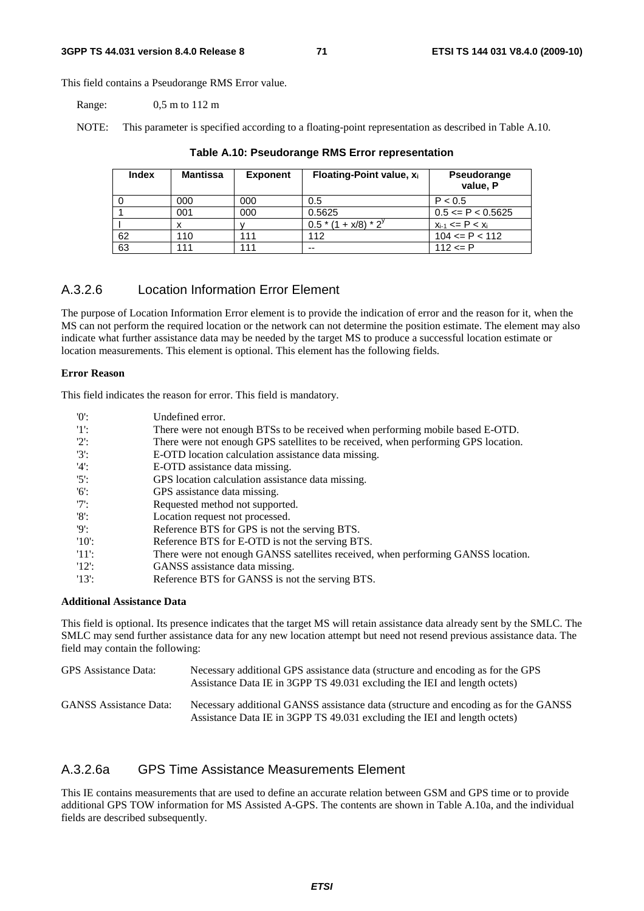This field contains a Pseudorange RMS Error value.

Range: 0,5 m to 112 m

NOTE: This parameter is specified according to a floating-point representation as described in Table A.10.

**Table A.10: Pseudorange RMS Error representation**

| Index | Mantissa | Exponent | Floating-Point value, $x_i$ | Pseudorange value, P |
|---|---|---|---|---|
| 0 | 000 | 000 | 0.5 | P < 0.5 |
| 1 | 001 | 000 | 0.5625 | 0.5 <= P < 0.5625 |
| I | x | y | $0.5 * (1 + x/8) * 2^y$ | $x_{i-1} <= P < x_i$ |
| 62 | 110 | 111 | 112 | 104 <= P < 112 |
| 63 | 111 | 111 | -- | 112 <= P |

## A.3.2.6 Location Information Error Element

The purpose of Location Information Error element is to provide the indication of error and the reason for it, when the MS can not perform the required location or the network can not determine the position estimate. The element may also indicate what further assistance data may be needed by the target MS to produce a successful location estimate or location measurements. This element is optional. This element has the following fields.

**Error Reason**

This field indicates the reason for error. This field is mandatory.

- '0': Undefined error.
- '1': There were not enough BTSs to be received when performing mobile based E-OTD.
- '2': There were not enough GPS satellites to be received, when performing GPS location.
- '3': E-OTD location calculation assistance data missing.
- '4': E-OTD assistance data missing.
- '5': GPS location calculation assistance data missing.
- '6': GPS assistance data missing.
- '7': Requested method not supported.
- '8': Location request not processed.
- '9': Reference BTS for GPS is not the serving BTS.
- '10': Reference BTS for E-OTD is not the serving BTS.
- '11': There were not enough GANSS satellites received, when performing GANSS location.
- '12': GANSS assistance data missing.
- '13': Reference BTS for GANSS is not the serving BTS.

**Additional Assistance Data**

This field is optional. Its presence indicates that the target MS will retain assistance data already sent by the SMLC. The SMLC may send further assistance data for any new location attempt but need not resend previous assistance data. The field may contain the following:

GPS Assistance Data: Necessary additional GPS assistance data (structure and encoding as for the GPS Assistance Data IE in 3GPP TS 49.031 excluding the IEI and length octets)

GANSS Assistance Data: Necessary additional GANSS assistance data (structure and encoding as for the GANSS Assistance Data IE in 3GPP TS 49.031 excluding the IEI and length octets)

## A.3.2.6a GPS Time Assistance Measurements Element

This IE contains measurements that are used to define an accurate relation between GSM and GPS time or to provide additional GPS TOW information for MS Assisted A-GPS. The contents are shown in Table A.10a, and the individual fields are described subsequently.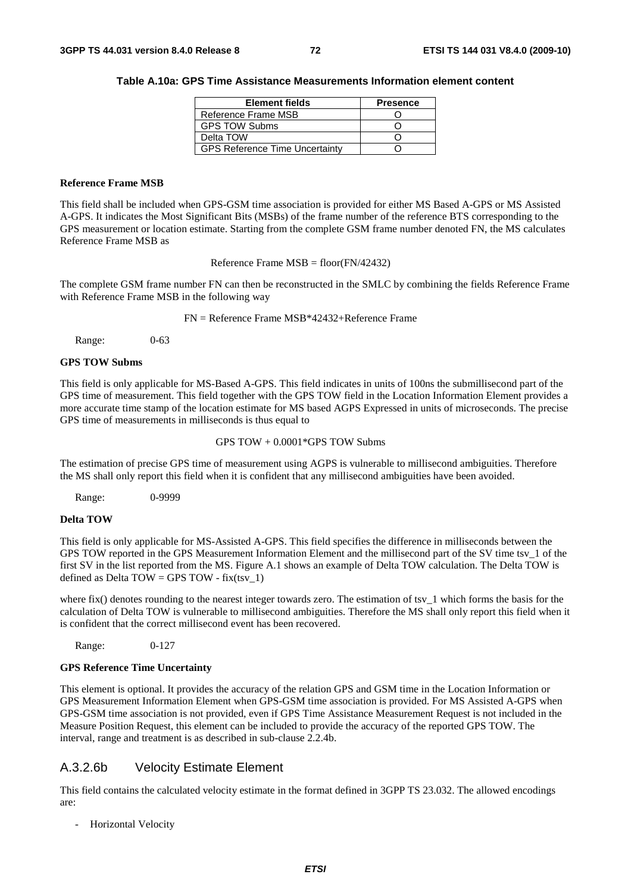**Table A.10a: GPS Time Assistance Measurements Information element content**

| Element fields | Presence |
| --- | --- |
| Reference Frame MSB | O |
| GPS TOW Subms | O |
| Delta TOW | O |
| GPS Reference Time Uncertainty | O |

**Reference Frame MSB**

This field shall be included when GPS-GSM time association is provided for either MS Based A-GPS or MS Assisted A-GPS. It indicates the Most Significant Bits (MSBs) of the frame number of the reference BTS corresponding to the GPS measurement or location estimate. Starting from the complete GSM frame number denoted FN, the MS calculates Reference Frame MSB as

$$\text{Reference Frame MSB} = \text{floor}(FN/42432)$$

The complete GSM frame number FN can then be reconstructed in the SMLC by combining the fields Reference Frame with Reference Frame MSB in the following way

$$FN = \text{Reference Frame MSB}*42432+\text{Reference Frame}$$

Range: 0-63

**GPS TOW Subms**

This field is only applicable for MS-Based A-GPS. This field indicates in units of 100ns the submillisecond part of the GPS time of measurement. This field together with the GPS TOW field in the Location Information Element provides a more accurate time stamp of the location estimate for MS based AGPS Expressed in units of microseconds. The precise GPS time of measurements in milliseconds is thus equal to

$$\text{GPS TOW} + 0.0001*\text{GPS TOW Subms}$$

The estimation of precise GPS time of measurement using AGPS is vulnerable to millisecond ambiguities. Therefore the MS shall only report this field when it is confident that any millisecond ambiguities have been avoided.

Range: 0-9999

**Delta TOW**

This field is only applicable for MS-Assisted A-GPS. This field specifies the difference in milliseconds between the GPS TOW reported in the GPS Measurement Information Element and the millisecond part of the SV time $tsv\_1$ of the first SV in the list reported from the MS. Figure A.1 shows an example of Delta TOW calculation. The Delta TOW is defined as Delta TOW = GPS TOW - fix($tsv\_1$)

where fix() denotes rounding to the nearest integer towards zero. The estimation of $tsv\_1$ which forms the basis for the calculation of Delta TOW is vulnerable to millisecond ambiguities. Therefore the MS shall only report this field when it is confident that the correct millisecond event has been recovered.

Range: 0-127

**GPS Reference Time Uncertainty**

This element is optional. It provides the accuracy of the relation GPS and GSM time in the Location Information or GPS Measurement Information Element when GPS-GSM time association is provided. For MS Assisted A-GPS when GPS-GSM time association is not provided, even if GPS Time Assistance Measurement Request is not included in the Measure Position Request, this element can be included to provide the accuracy of the reported GPS TOW. The interval, range and treatment is as described in sub-clause 2.2.4b.

## A.3.2.6b Velocity Estimate Element

This field contains the calculated velocity estimate in the format defined in 3GPP TS 23.032. The allowed encodings are:

- Horizontal Velocity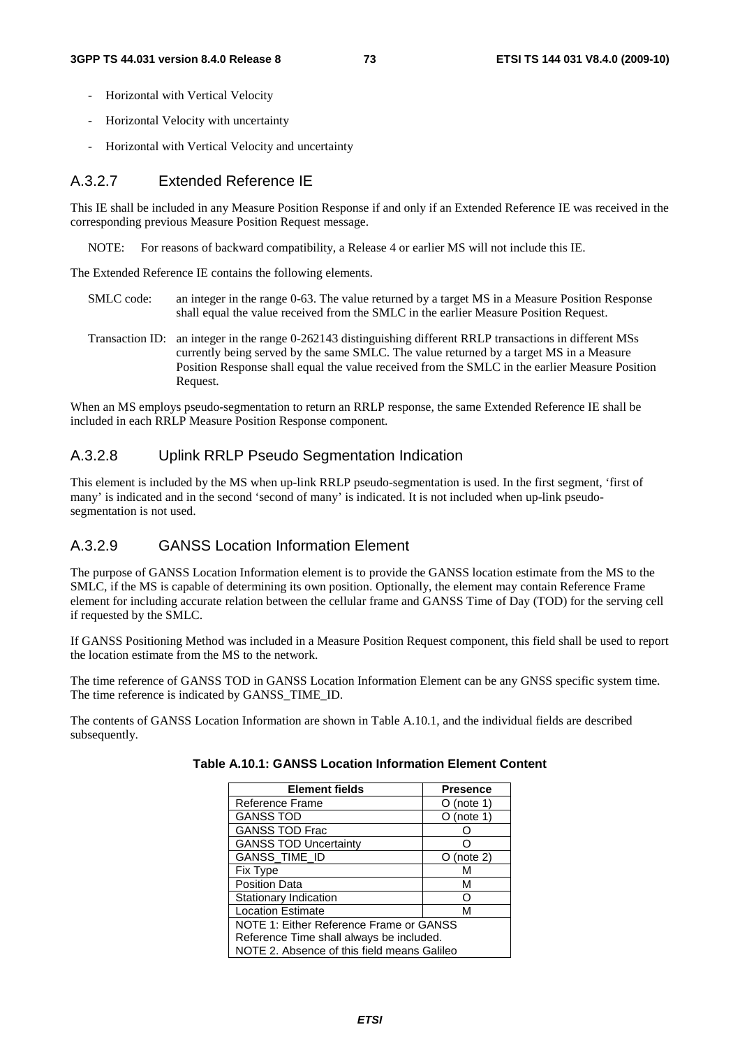- Horizontal with Vertical Velocity
- Horizontal Velocity with uncertainty
- Horizontal with Vertical Velocity and uncertainty

### A.3.2.7 Extended Reference IE

This IE shall be included in any Measure Position Response if and only if an Extended Reference IE was received in the corresponding previous Measure Position Request message.

NOTE: For reasons of backward compatibility, a Release 4 or earlier MS will not include this IE.

The Extended Reference IE contains the following elements.

SMLC code: an integer in the range 0-63. The value returned by a target MS in a Measure Position Response shall equal the value received from the SMLC in the earlier Measure Position Request.

Transaction ID: an integer in the range 0-262143 distinguishing different RRLP transactions in different MSs currently being served by the same SMLC. The value returned by a target MS in a Measure Position Response shall equal the value received from the SMLC in the earlier Measure Position Request.

When an MS employs pseudo-segmentation to return an RRLP response, the same Extended Reference IE shall be included in each RRLP Measure Position Response component.

### A.3.2.8 Uplink RRLP Pseudo Segmentation Indication

This element is included by the MS when up-link RRLP pseudo-segmentation is used. In the first segment, 'first of many' is indicated and in the second 'second of many' is indicated. It is not included when up-link pseudo-segmentation is not used.

### A.3.2.9 GANSS Location Information Element

The purpose of GANSS Location Information element is to provide the GANSS location estimate from the MS to the SMLC, if the MS is capable of determining its own position. Optionally, the element may contain Reference Frame element for including accurate relation between the cellular frame and GANSS Time of Day (TOD) for the serving cell if requested by the SMLC.

If GANSS Positioning Method was included in a Measure Position Request component, this field shall be used to report the location estimate from the MS to the network.

The time reference of GANSS TOD in GANSS Location Information Element can be any GNSS specific system time. The time reference is indicated by GANSS_TIME_ID.

The contents of GANSS Location Information are shown in Table A.10.1, and the individual fields are described subsequently.

**Table A.10.1: GANSS Location Information Element Content**

| Element fields | Presence |
|---|---|
| Reference Frame | O (note 1) |
| GANSS TOD | O (note 1) |
| GANSS TOD Frac | O |
| GANSS TOD Uncertainty | O |
| GANSS_TIME_ID | O (note 2) |
| Fix Type | M |
| Position Data | M |
| Stationary Indication | O |
| Location Estimate | M |
| NOTE 1: Either Reference Frame or GANSS Reference Time shall always be included. NOTE 2. Absence of this field means Galileo | |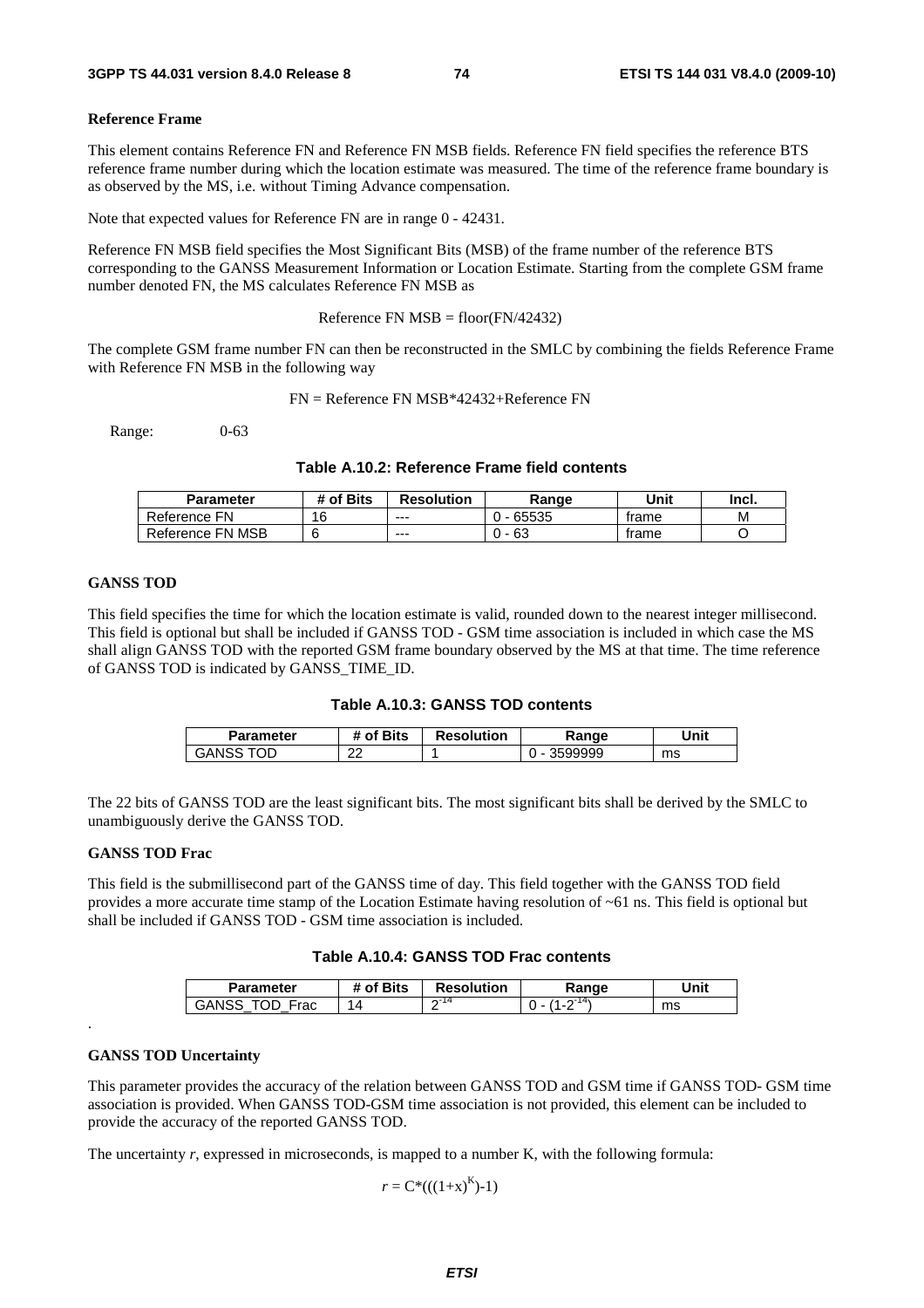**Reference Frame**

This element contains Reference FN and Reference FN MSB fields. Reference FN field specifies the reference BTS reference frame number during which the location estimate was measured. The time of the reference frame boundary is as observed by the MS, i.e. without Timing Advance compensation.

Note that expected values for Reference FN are in range 0 - 42431.

Reference FN MSB field specifies the Most Significant Bits (MSB) of the frame number of the reference BTS corresponding to the GANSS Measurement Information or Location Estimate. Starting from the complete GSM frame number denoted FN, the MS calculates Reference FN MSB as

Reference FN MSB = floor(FN/42432)

The complete GSM frame number FN can then be reconstructed in the SMLC by combining the fields Reference Frame with Reference FN MSB in the following way

FN = Reference FN MSB*42432+Reference FN

Range: 0-63

**Table A.10.2: Reference Frame field contents**

| Parameter | # of Bits | Resolution | Range | Unit | Incl. |
|---|---|---|---|---|---|
| Reference FN | 16 | --- | 0 - 65535 | frame | M |
| Reference FN MSB | 6 | --- | 0 - 63 | frame | O |

**GANSS TOD**

This field specifies the time for which the location estimate is valid, rounded down to the nearest integer millisecond. This field is optional but shall be included if GANSS TOD - GSM time association is included in which case the MS shall align GANSS TOD with the reported GSM frame boundary observed by the MS at that time. The time reference of GANSS TOD is indicated by GANSS_TIME_ID.

**Table A.10.3: GANSS TOD contents**

| Parameter | # of Bits | Resolution | Range | Unit |
|---|---|---|---|---|
| GANSS TOD | 22 | 1 | 0 - 3599999 | ms |

The 22 bits of GANSS TOD are the least significant bits. The most significant bits shall be derived by the SMLC to unambiguously derive the GANSS TOD.

**GANSS TOD Frac**

This field is the submillisecond part of the GANSS time of day. This field together with the GANSS TOD field provides a more accurate time stamp of the Location Estimate having resolution of ~61 ns. This field is optional but shall be included if GANSS TOD - GSM time association is included.

**Table A.10.4: GANSS TOD Frac contents**

| Parameter | # of Bits | Resolution | Range | Unit |
|---|---|---|---|---|
| GANSS_TOD_Frac | 14 | $2^{-14}$ | $0 - (1-2^{-14})$ | ms |

.

**GANSS TOD Uncertainty**

This parameter provides the accuracy of the relation between GANSS TOD and GSM time if GANSS TOD- GSM time association is provided. When GANSS TOD-GSM time association is not provided, this element can be included to provide the accuracy of the reported GANSS TOD.

The uncertainty *r*, expressed in microseconds, is mapped to a number K, with the following formula:

$$r = C*(((1+x)^K)-1)$$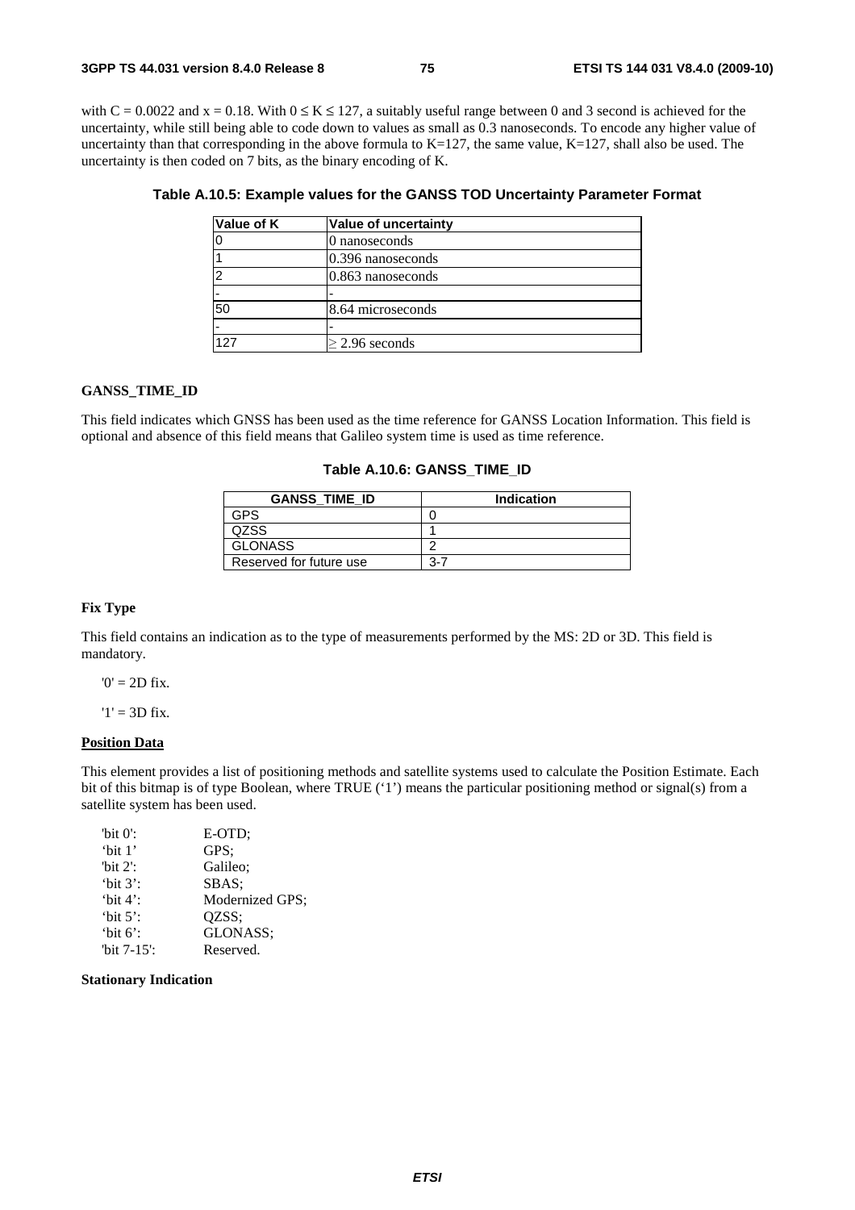with $C = 0.0022$ and $x = 0.18$. With $0 \leq K \leq 127$, a suitably useful range between 0 and 3 second is achieved for the uncertainty, while still being able to code down to values as small as 0.3 nanoseconds. To encode any higher value of uncertainty than that corresponding in the above formula to K=127, the same value, K=127, shall also be used. The uncertainty is then coded on 7 bits, as the binary encoding of K.

**Table A.10.5: Example values for the GANSS TOD Uncertainty Parameter Format**

| Value of K | Value of uncertainty |
|---|---|
| 0 | 0 nanoseconds |
| 1 | 0.396 nanoseconds |
| 2 | 0.863 nanoseconds |
| - | - |
| 50 | 8.64 microseconds |
| - | - |
| 127 | ≥ 2.96 seconds |

**GANSS_TIME_ID**

This field indicates which GNSS has been used as the time reference for GANSS Location Information. This field is optional and absence of this field means that Galileo system time is used as time reference.

**Table A.10.6: GANSS_TIME_ID**

| GANSS_TIME_ID | Indication |
|---|---|
| GPS | 0 |
| QZSS | 1 |
| GLONASS | 2 |
| Reserved for future use | 3-7 |

**Fix Type**

This field contains an indication as to the type of measurements performed by the MS: 2D or 3D. This field is mandatory.

'0' = 2D fix.

'1' = 3D fix.

**Position Data**

This element provides a list of positioning methods and satellite systems used to calculate the Position Estimate. Each bit of this bitmap is of type Boolean, where TRUE ('1') means the particular positioning method or signal(s) from a satellite system has been used.

'bit 0': E-OTD;
'bit 1' GPS;
'bit 2': Galileo;
'bit 3': SBAS;
'bit 4': Modernized GPS;
'bit 5': QZSS;
'bit 6': GLONASS;
'bit 7-15': Reserved.

**Stationary Indication**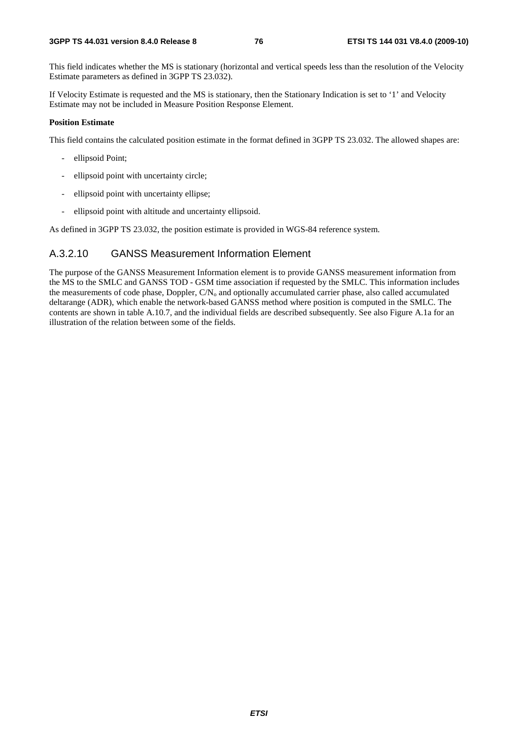This field indicates whether the MS is stationary (horizontal and vertical speeds less than the resolution of the Velocity Estimate parameters as defined in 3GPP TS 23.032).

If Velocity Estimate is requested and the MS is stationary, then the Stationary Indication is set to '1' and Velocity Estimate may not be included in Measure Position Response Element.

**Position Estimate**

This field contains the calculated position estimate in the format defined in 3GPP TS 23.032. The allowed shapes are:

- ellipsoid Point;
- ellipsoid point with uncertainty circle;
- ellipsoid point with uncertainty ellipse;
- ellipsoid point with altitude and uncertainty ellipsoid.

As defined in 3GPP TS 23.032, the position estimate is provided in WGS-84 reference system.

### A.3.2.10 GANSS Measurement Information Element

The purpose of the GANSS Measurement Information element is to provide GANSS measurement information from the MS to the SMLC and GANSS TOD - GSM time association if requested by the SMLC. This information includes the measurements of code phase, Doppler, $C/N_o$ and optionally accumulated carrier phase, also called accumulated deltarange (ADR), which enable the network-based GANSS method where position is computed in the SMLC. The contents are shown in table A.10.7, and the individual fields are described subsequently. See also Figure A.1a for an illustration of the relation between some of the fields.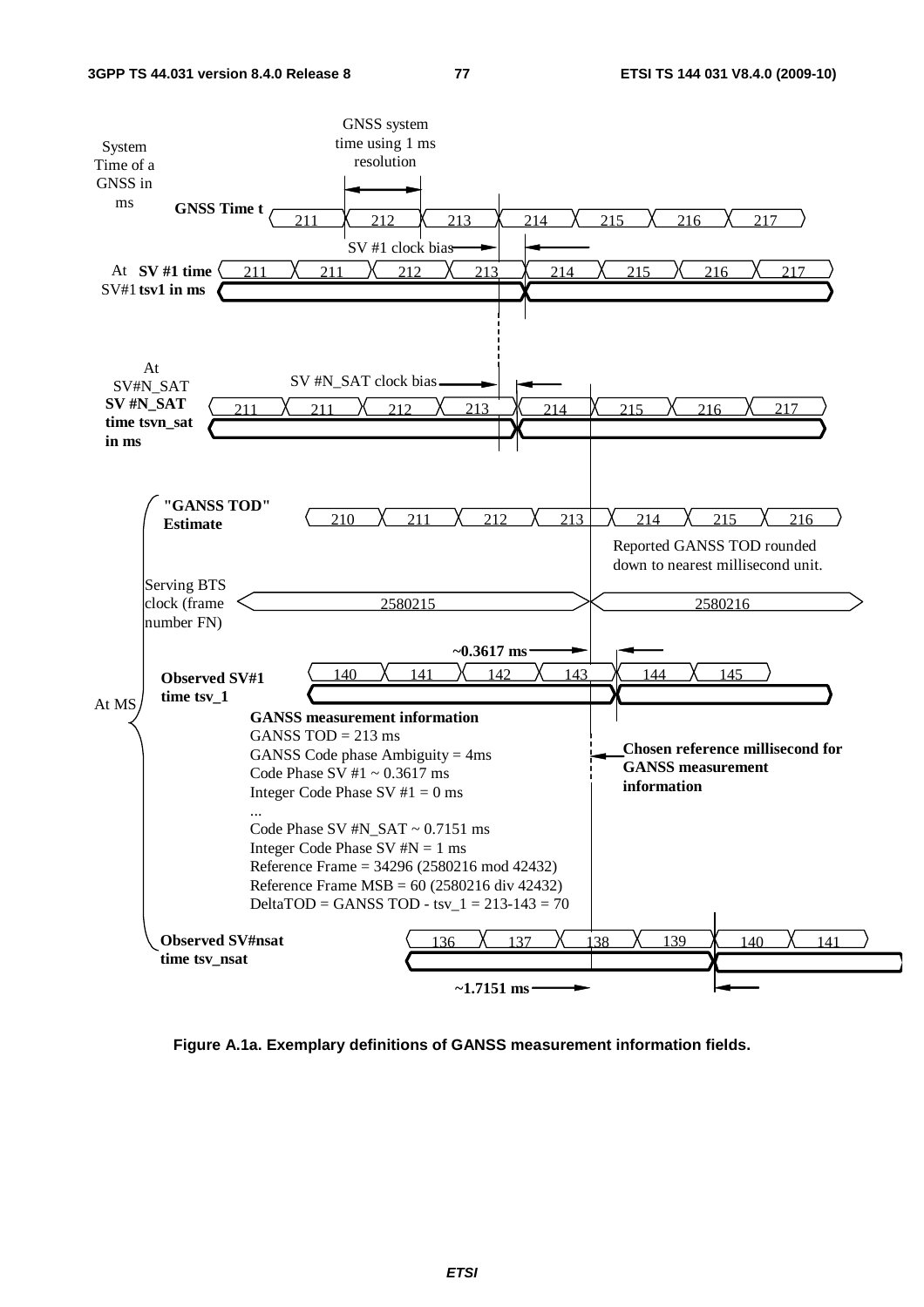System Time of a GNSS in ms

GNSS system time using 1 ms resolution

**GNSS Time t** 211 212 213 214 215 216 217

SV #1 clock bias

At SV#1 **SV #1 time tsv1 in ms** 211 211 212 213 214 215 216 217

At SV#N_SAT

SV #N_SAT clock bias

**SV #N_SAT time tsvn_sat in ms** 211 211 212 213 214 215 216 217

**"GANSS TOD" Estimate** 210 211 212 213 214 215 216

Reported GANSS TOD rounded down to nearest millisecond unit.

Serving BTS clock (frame number FN) 2580215 2580216

**~0.3617 ms**

**Observed SV#1 time tsv_1** 140 141 142 143 144 145

At MS

**GANSS measurement information**

GANSS TOD = 213 ms
GANSS Code phase Ambiguity = 4ms
Code Phase SV #1 ~ 0.3617 ms
Integer Code Phase SV #1 = 0 ms
...
Code Phase SV #N_SAT ~ 0.7151 ms
Integer Code Phase SV #N = 1 ms
Reference Frame = 34296 (2580216 mod 42432)
Reference Frame MSB = 60 (2580216 div 42432)
DeltaTOD = GANSS TOD - tsv_1 = 213-143 = 70

**Chosen reference millisecond for GANSS measurement information**

**Observed SV#nsat time tsv_nsat** 136 137 138 139 140 141

**~1.7151 ms**

**Figure A.1a. Exemplary definitions of GANSS measurement information fields.**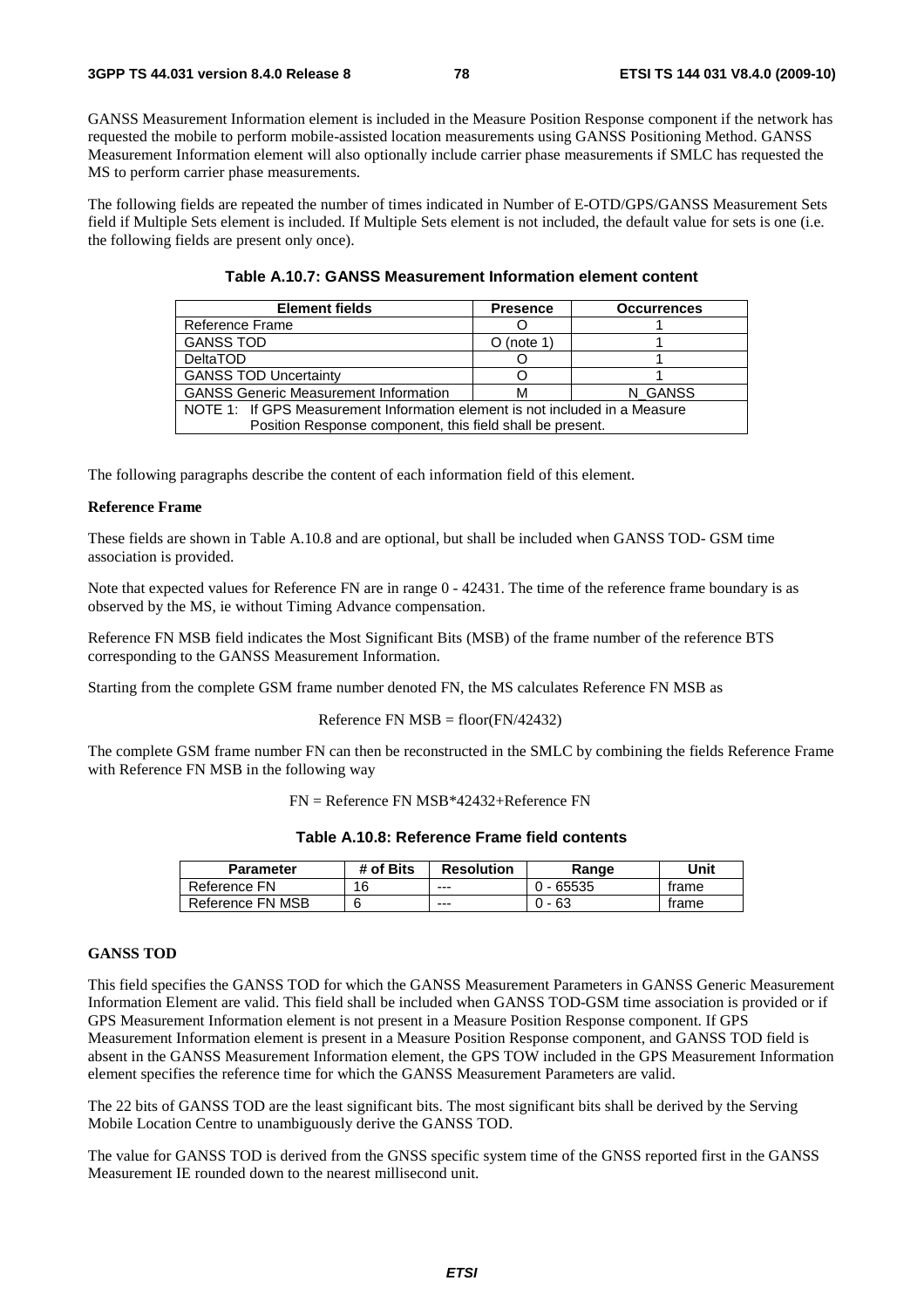GANSS Measurement Information element is included in the Measure Position Response component if the network has requested the mobile to perform mobile-assisted location measurements using GANSS Positioning Method. GANSS Measurement Information element will also optionally include carrier phase measurements if SMLC has requested the MS to perform carrier phase measurements.

The following fields are repeated the number of times indicated in Number of E-OTD/GPS/GANSS Measurement Sets field if Multiple Sets element is included. If Multiple Sets element is not included, the default value for sets is one (i.e. the following fields are present only once).

**Table A.10.7: GANSS Measurement Information element content**

| Element fields | Presence | Occurrences |
|---|---|---|
| Reference Frame | O | 1 |
| GANSS TOD | O (note 1) | 1 |
| DeltaTOD | O | 1 |
| GANSS TOD Uncertainty | O | 1 |
| GANSS Generic Measurement Information | M | N_GANSS |
| NOTE 1: If GPS Measurement Information element is not included in a Measure Position Response component, this field shall be present. | | |

The following paragraphs describe the content of each information field of this element.

**Reference Frame**

These fields are shown in Table A.10.8 and are optional, but shall be included when GANSS TOD- GSM time association is provided.

Note that expected values for Reference FN are in range 0 - 42431. The time of the reference frame boundary is as observed by the MS, ie without Timing Advance compensation.

Reference FN MSB field indicates the Most Significant Bits (MSB) of the frame number of the reference BTS corresponding to the GANSS Measurement Information.

Starting from the complete GSM frame number denoted FN, the MS calculates Reference FN MSB as

$$\text{Reference FN MSB} = \text{floor}(FN/42432)$$

The complete GSM frame number FN can then be reconstructed in the SMLC by combining the fields Reference Frame with Reference FN MSB in the following way

$$FN = \text{Reference FN MSB}*42432+\text{Reference FN}$$

**Table A.10.8: Reference Frame field contents**

| Parameter | # of Bits | Resolution | Range | Unit |
|---|---|---|---|---|
| Reference FN | 16 | --- | 0 - 65535 | frame |
| Reference FN MSB | 6 | --- | 0 - 63 | frame |

**GANSS TOD**

This field specifies the GANSS TOD for which the GANSS Measurement Parameters in GANSS Generic Measurement Information Element are valid. This field shall be included when GANSS TOD-GSM time association is provided or if GPS Measurement Information element is not present in a Measure Position Response component. If GPS Measurement Information element is present in a Measure Position Response component, and GANSS TOD field is absent in the GANSS Measurement Information element, the GPS TOW included in the GPS Measurement Information element specifies the reference time for which the GANSS Measurement Parameters are valid.

The 22 bits of GANSS TOD are the least significant bits. The most significant bits shall be derived by the Serving Mobile Location Centre to unambiguously derive the GANSS TOD.

The value for GANSS TOD is derived from the GNSS specific system time of the GNSS reported first in the GANSS Measurement IE rounded down to the nearest millisecond unit.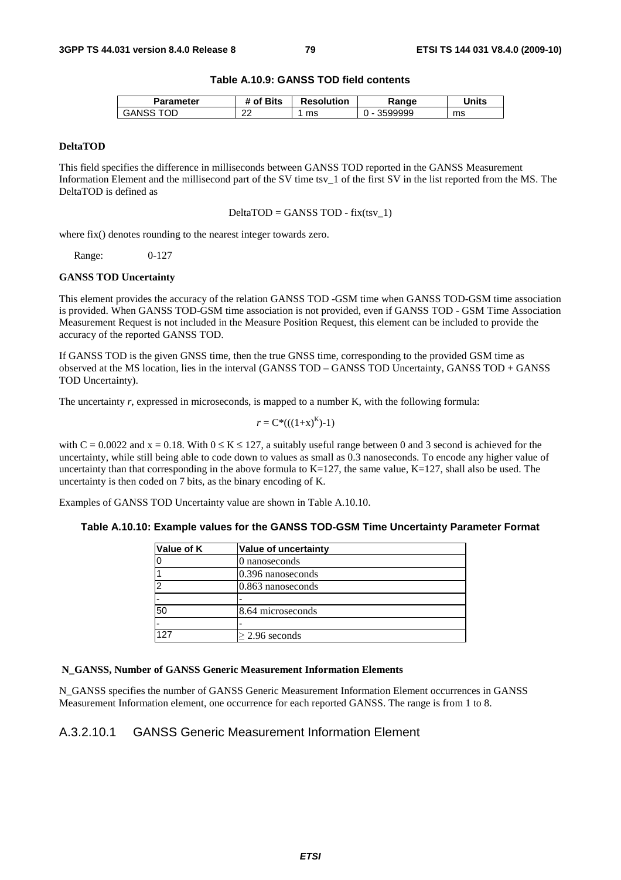**Table A.10.9: GANSS TOD field contents**

| Parameter | # of Bits | Resolution | Range | Units |
|---|---|---|---|---|
| GANSS TOD | 22 | 1 ms | 0 - 3599999 | ms |

**DeltaTOD**

This field specifies the difference in milliseconds between GANSS TOD reported in the GANSS Measurement Information Element and the millisecond part of the SV time tsv_1 of the first SV in the list reported from the MS. The DeltaTOD is defined as

$$\text{DeltaTOD} = \text{GANSS TOD} - \text{fix}(tsv\_1)$$

where fix() denotes rounding to the nearest integer towards zero.

Range: 0-127

**GANSS TOD Uncertainty**

This element provides the accuracy of the relation GANSS TOD -GSM time when GANSS TOD-GSM time association is provided. When GANSS TOD-GSM time association is not provided, even if GANSS TOD - GSM Time Association Measurement Request is not included in the Measure Position Request, this element can be included to provide the accuracy of the reported GANSS TOD.

If GANSS TOD is the given GNSS time, then the true GNSS time, corresponding to the provided GSM time as observed at the MS location, lies in the interval (GANSS TOD – GANSS TOD Uncertainty, GANSS TOD + GANSS TOD Uncertainty).

The uncertainty *r*, expressed in microseconds, is mapped to a number K, with the following formula:

$$r = C*(((1+x)^K)-1)$$

with C = 0.0022 and x = 0.18. With $0 \leq K \leq 127$, a suitably useful range between 0 and 3 second is achieved for the uncertainty, while still being able to code down to values as small as 0.3 nanoseconds. To encode any higher value of uncertainty than that corresponding in the above formula to K=127, the same value, K=127, shall also be used. The uncertainty is then coded on 7 bits, as the binary encoding of K.

Examples of GANSS TOD Uncertainty value are shown in Table A.10.10.

**Table A.10.10: Example values for the GANSS TOD-GSM Time Uncertainty Parameter Format**

| Value of K | Value of uncertainty |
|---|---|
| 0 | 0 nanoseconds |
| 1 | 0.396 nanoseconds |
| 2 | 0.863 nanoseconds |
| - | - |
| 50 | 8.64 microseconds |
| - | - |
| 127 | ≥ 2.96 seconds |

**N_GANSS, Number of GANSS Generic Measurement Information Elements**

N_GANSS specifies the number of GANSS Generic Measurement Information Element occurrences in GANSS Measurement Information element, one occurrence for each reported GANSS. The range is from 1 to 8.

### A.3.2.10.1 GANSS Generic Measurement Information Element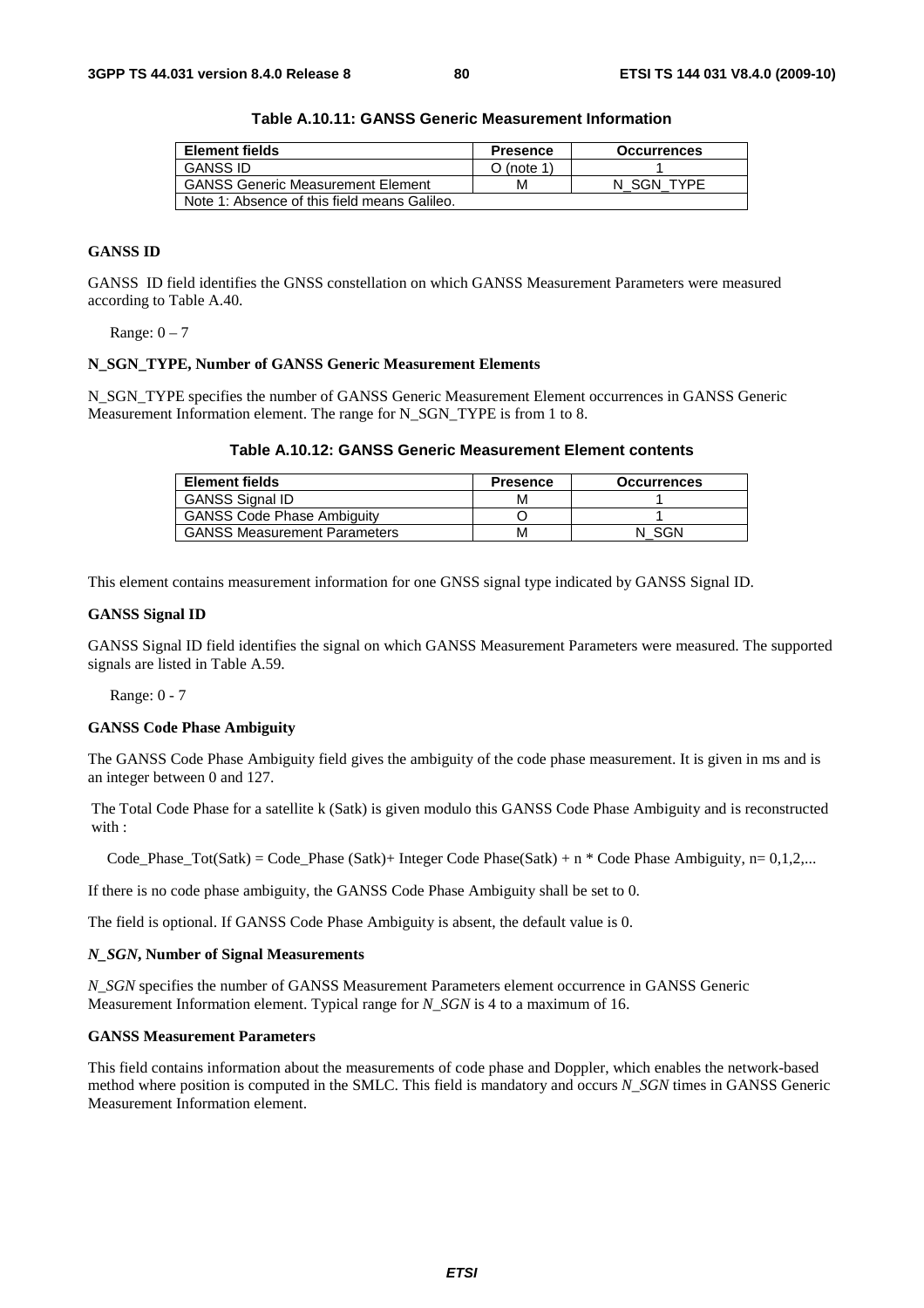**Table A.10.11: GANSS Generic Measurement Information**

| Element fields | Presence | Occurrences |
|---|---|---|
| GANSS ID | O (note 1) | 1 |
| GANSS Generic Measurement Element | M | N_SGN_TYPE |
| Note 1: Absence of this field means Galileo. | | |

**GANSS ID**

GANSS ID field identifies the GNSS constellation on which GANSS Measurement Parameters were measured according to Table A.40.

Range: 0 – 7

**N_SGN_TYPE, Number of GANSS Generic Measurement Elements**

N_SGN_TYPE specifies the number of GANSS Generic Measurement Element occurrences in GANSS Generic Measurement Information element. The range for N_SGN_TYPE is from 1 to 8.

**Table A.10.12: GANSS Generic Measurement Element contents**

| Element fields | Presence | Occurrences |
|---|---|---|
| GANSS Signal ID | M | 1 |
| GANSS Code Phase Ambiguity | O | 1 |
| GANSS Measurement Parameters | M | N_SGN |

This element contains measurement information for one GNSS signal type indicated by GANSS Signal ID.

**GANSS Signal ID**

GANSS Signal ID field identifies the signal on which GANSS Measurement Parameters were measured. The supported signals are listed in Table A.59.

Range: 0 - 7

**GANSS Code Phase Ambiguity**

The GANSS Code Phase Ambiguity field gives the ambiguity of the code phase measurement. It is given in ms and is an integer between 0 and 127.

The Total Code Phase for a satellite k (Satk) is given modulo this GANSS Code Phase Ambiguity and is reconstructed with :

Code_Phase_Tot(Satk) = Code_Phase (Satk)+ Integer Code Phase(Satk) + n * Code Phase Ambiguity, n= 0,1,2,...

If there is no code phase ambiguity, the GANSS Code Phase Ambiguity shall be set to 0.

The field is optional. If GANSS Code Phase Ambiguity is absent, the default value is 0.

***N_SGN*, Number of Signal Measurements**

*N_SGN* specifies the number of GANSS Measurement Parameters element occurrence in GANSS Generic Measurement Information element. Typical range for *N_SGN* is 4 to a maximum of 16.

**GANSS Measurement Parameters**

This field contains information about the measurements of code phase and Doppler, which enables the network-based method where position is computed in the SMLC. This field is mandatory and occurs *N_SGN* times in GANSS Generic Measurement Information element.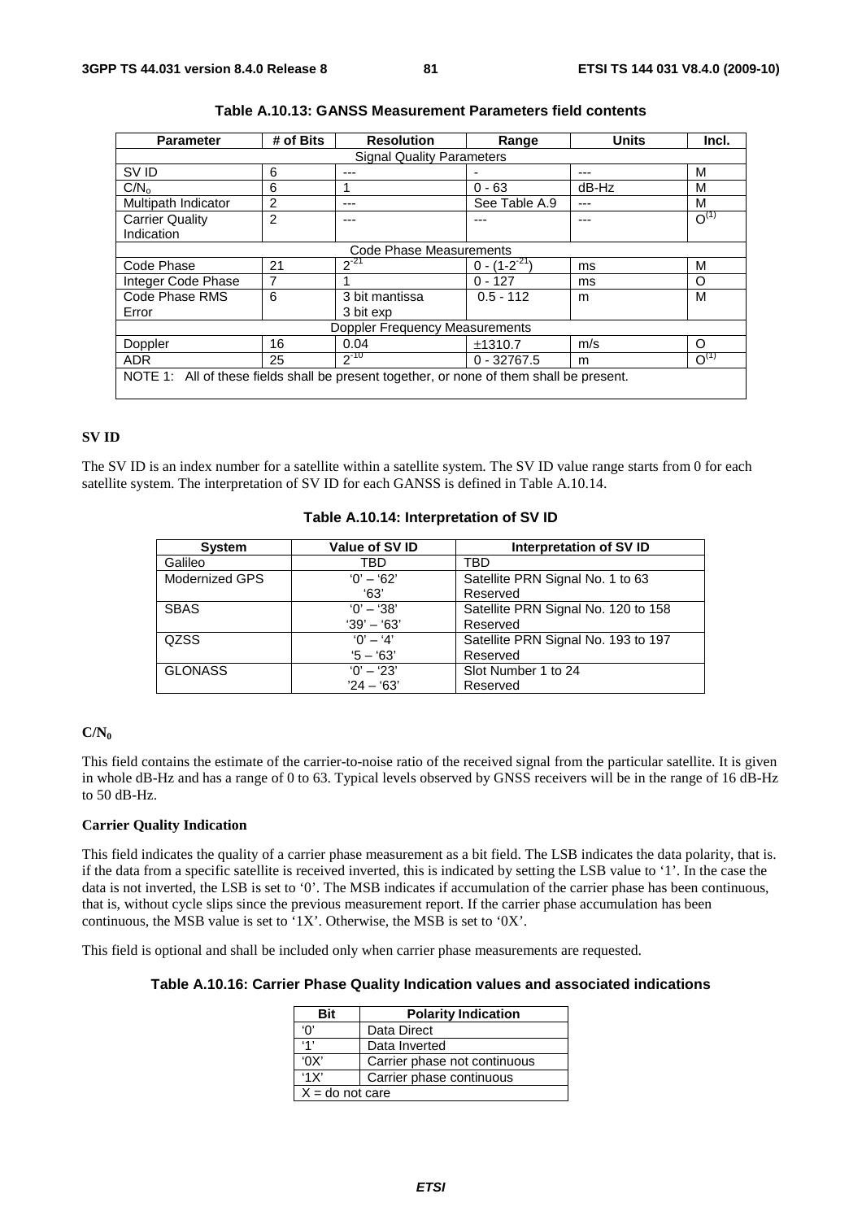**Table A.10.13: GANSS Measurement Parameters field contents**

| Parameter | # of Bits | Resolution | Range | Units | Incl. |
|---|---|---|---|---|---|
| Signal Quality Parameters | | | | | |
| SV ID | 6 | --- | - | --- | M |
| $C/N_o$ | 6 | 1 | 0 - 63 | dB-Hz | M |
| Multipath Indicator | 2 | --- | See Table A.9 | --- | M |
| Carrier Quality Indication | 2 | --- | --- | --- | $O^{(1)}$ |
| Code Phase Measurements | | | | | |
| Code Phase | 21 | $2^{-21}$ | $0 - (1-2^{-21})$ | ms | M |
| Integer Code Phase | 7 | 1 | 0 - 127 | ms | O |
| Code Phase RMS Error | 6 | 3 bit mantissa 3 bit exp | 0.5 - 112 | m | M |
| Doppler Frequency Measurements | | | | | |
| Doppler | 16 | 0.04 | ±1310.7 | m/s | O |
| ADR | 25 | $2^{-10}$ | 0 - 32767.5 | m | $O^{(1)}$ |
| NOTE 1: All of these fields shall be present together, or none of them shall be present. | | | | | |

**SV ID**

The SV ID is an index number for a satellite within a satellite system. The SV ID value range starts from 0 for each satellite system. The interpretation of SV ID for each GANSS is defined in Table A.10.14.

**Table A.10.14: Interpretation of SV ID**

| System | Value of SV ID | Interpretation of SV ID |
|---|---|---|
| Galileo | TBD | TBD |
| Modernized GPS | '0' – '62'<br>'63' | Satellite PRN Signal No. 1 to 63<br>Reserved |
| SBAS | '0' – '38'<br>'39' – '63' | Satellite PRN Signal No. 120 to 158<br>Reserved |
| QZSS | '0' – '4'<br>'5 – '63' | Satellite PRN Signal No. 193 to 197<br>Reserved |
| GLONASS | '0' – '23'<br>'24 – '63' | Slot Number 1 to 24<br>Reserved |

**$C/N_0$**

This field contains the estimate of the carrier-to-noise ratio of the received signal from the particular satellite. It is given in whole dB-Hz and has a range of 0 to 63. Typical levels observed by GNSS receivers will be in the range of 16 dB-Hz to 50 dB-Hz.

**Carrier Quality Indication**

This field indicates the quality of a carrier phase measurement as a bit field. The LSB indicates the data polarity, that is. if the data from a specific satellite is received inverted, this is indicated by setting the LSB value to '1'. In the case the data is not inverted, the LSB is set to '0'. The MSB indicates if accumulation of the carrier phase has been continuous, that is, without cycle slips since the previous measurement report. If the carrier phase accumulation has been continuous, the MSB value is set to '1X'. Otherwise, the MSB is set to '0X'.

This field is optional and shall be included only when carrier phase measurements are requested.

**Table A.10.16: Carrier Phase Quality Indication values and associated indications**

| Bit | Polarity Indication |
|---|---|
| '0' | Data Direct |
| '1' | Data Inverted |
| '0X' | Carrier phase not continuous |
| '1X' | Carrier phase continuous |
| X = do not care | |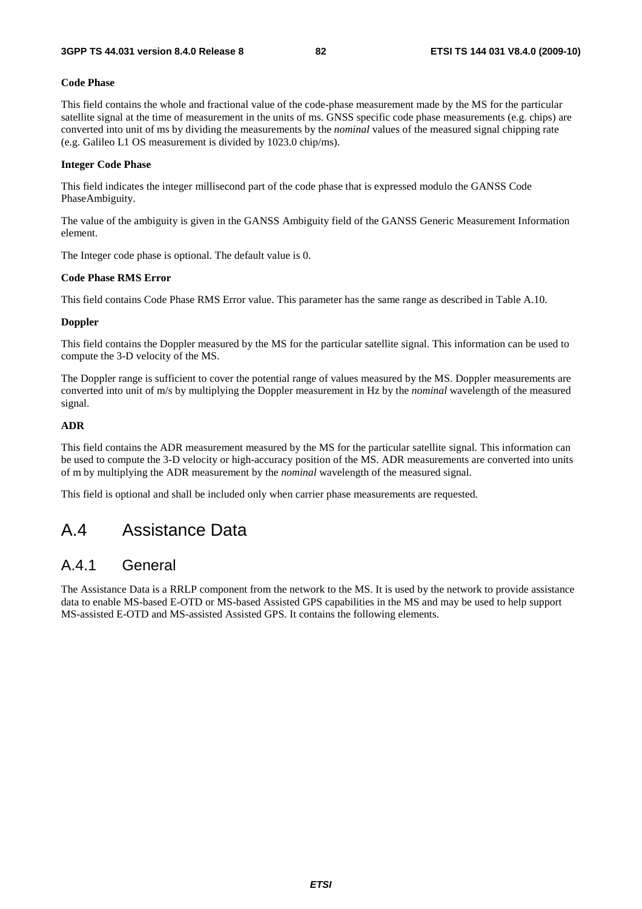**Code Phase**

This field contains the whole and fractional value of the code-phase measurement made by the MS for the particular satellite signal at the time of measurement in the units of ms. GNSS specific code phase measurements (e.g. chips) are converted into unit of ms by dividing the measurements by the *nominal* values of the measured signal chipping rate (e.g. Galileo L1 OS measurement is divided by 1023.0 chip/ms).

**Integer Code Phase**

This field indicates the integer millisecond part of the code phase that is expressed modulo the GANSS Code PhaseAmbiguity.

The value of the ambiguity is given in the GANSS Ambiguity field of the GANSS Generic Measurement Information element.

The Integer code phase is optional. The default value is 0.

**Code Phase RMS Error**

This field contains Code Phase RMS Error value. This parameter has the same range as described in Table A.10.

**Doppler**

This field contains the Doppler measured by the MS for the particular satellite signal. This information can be used to compute the 3-D velocity of the MS.

The Doppler range is sufficient to cover the potential range of values measured by the MS. Doppler measurements are converted into unit of m/s by multiplying the Doppler measurement in Hz by the *nominal* wavelength of the measured signal.

**ADR**

This field contains the ADR measurement measured by the MS for the particular satellite signal. This information can be used to compute the 3-D velocity or high-accuracy position of the MS. ADR measurements are converted into units of m by multiplying the ADR measurement by the *nominal* wavelength of the measured signal.

This field is optional and shall be included only when carrier phase measurements are requested.

# A.4 Assistance Data

## A.4.1 General

The Assistance Data is a RRLP component from the network to the MS. It is used by the network to provide assistance data to enable MS-based E-OTD or MS-based Assisted GPS capabilities in the MS and may be used to help support MS-assisted E-OTD and MS-assisted Assisted GPS. It contains the following elements.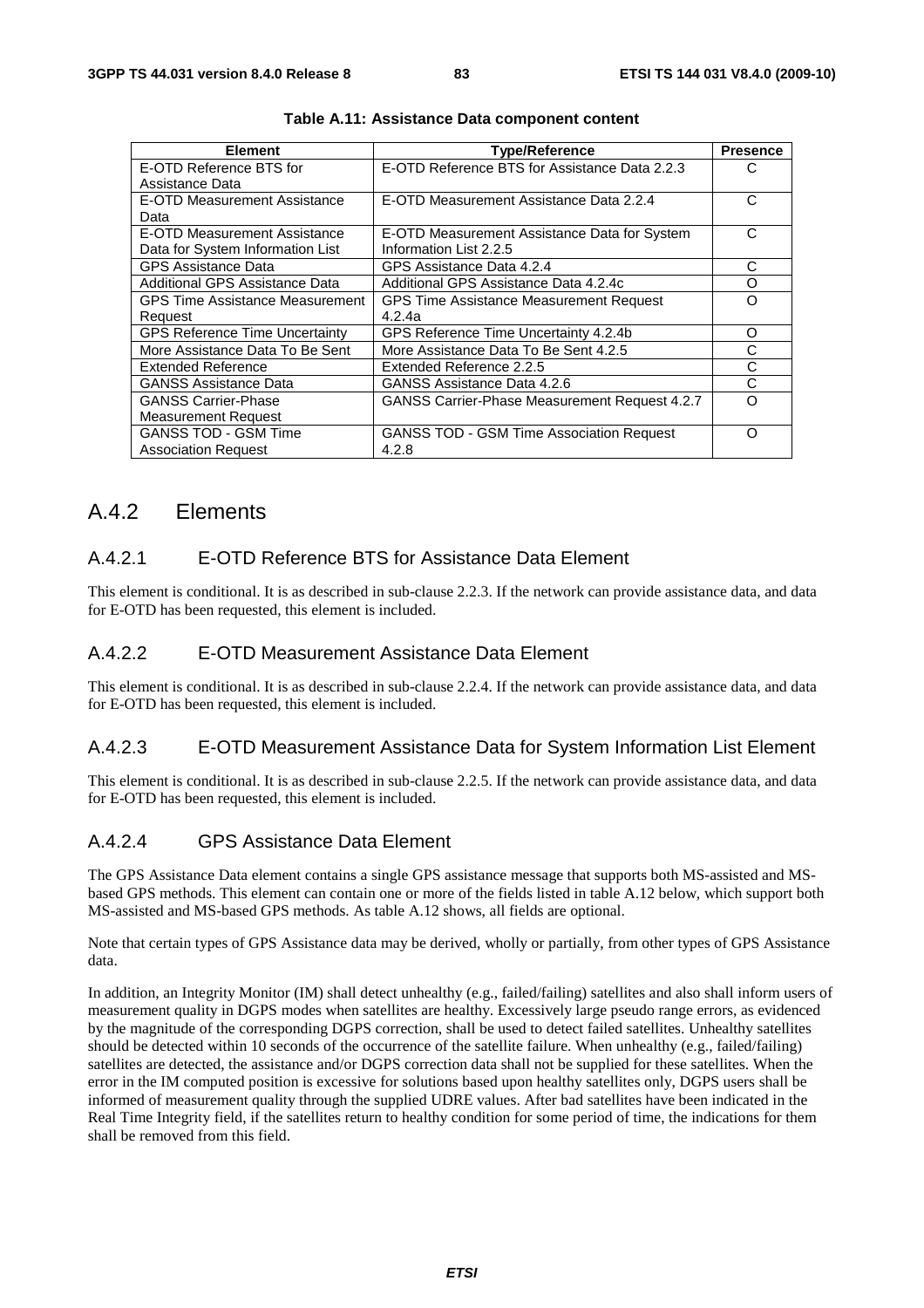**Table A.11: Assistance Data component content**

| Element | Type/Reference | Presence |
|---|---|---|
| E-OTD Reference BTS for Assistance Data | E-OTD Reference BTS for Assistance Data 2.2.3 | C |
| E-OTD Measurement Assistance Data | E-OTD Measurement Assistance Data 2.2.4 | C |
| E-OTD Measurement Assistance Data for System Information List | E-OTD Measurement Assistance Data for System Information List 2.2.5 | C |
| GPS Assistance Data | GPS Assistance Data 4.2.4 | C |
| Additional GPS Assistance Data | Additional GPS Assistance Data 4.2.4c | O |
| GPS Time Assistance Measurement Request | GPS Time Assistance Measurement Request 4.2.4a | O |
| GPS Reference Time Uncertainty | GPS Reference Time Uncertainty 4.2.4b | O |
| More Assistance Data To Be Sent | More Assistance Data To Be Sent 4.2.5 | C |
| Extended Reference | Extended Reference 2.2.5 | C |
| GANSS Assistance Data | GANSS Assistance Data 4.2.6 | C |
| GANSS Carrier-Phase Measurement Request | GANSS Carrier-Phase Measurement Request 4.2.7 | O |
| GANSS TOD - GSM Time Association Request | GANSS TOD - GSM Time Association Request 4.2.8 | O |

## A.4.2 Elements

### A.4.2.1 E-OTD Reference BTS for Assistance Data Element

This element is conditional. It is as described in sub-clause 2.2.3. If the network can provide assistance data, and data for E-OTD has been requested, this element is included.

### A.4.2.2 E-OTD Measurement Assistance Data Element

This element is conditional. It is as described in sub-clause 2.2.4. If the network can provide assistance data, and data for E-OTD has been requested, this element is included.

### A.4.2.3 E-OTD Measurement Assistance Data for System Information List Element

This element is conditional. It is as described in sub-clause 2.2.5. If the network can provide assistance data, and data for E-OTD has been requested, this element is included.

### A.4.2.4 GPS Assistance Data Element

The GPS Assistance Data element contains a single GPS assistance message that supports both MS-assisted and MS-based GPS methods. This element can contain one or more of the fields listed in table A.12 below, which support both MS-assisted and MS-based GPS methods. As table A.12 shows, all fields are optional.

Note that certain types of GPS Assistance data may be derived, wholly or partially, from other types of GPS Assistance data.

In addition, an Integrity Monitor (IM) shall detect unhealthy (e.g., failed/failing) satellites and also shall inform users of measurement quality in DGPS modes when satellites are healthy. Excessively large pseudo range errors, as evidenced by the magnitude of the corresponding DGPS correction, shall be used to detect failed satellites. Unhealthy satellites should be detected within 10 seconds of the occurrence of the satellite failure. When unhealthy (e.g., failed/failing) satellites are detected, the assistance and/or DGPS correction data shall not be supplied for these satellites. When the error in the IM computed position is excessive for solutions based upon healthy satellites only, DGPS users shall be informed of measurement quality through the supplied UDRE values. After bad satellites have been indicated in the Real Time Integrity field, if the satellites return to healthy condition for some period of time, the indications for them shall be removed from this field.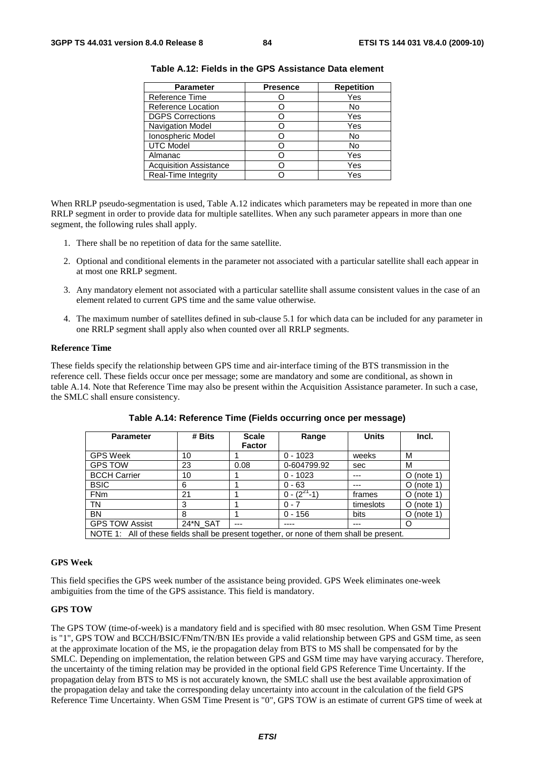**Table A.12: Fields in the GPS Assistance Data element**

| Parameter | Presence | Repetition |
| --- | --- | --- |
| Reference Time | O | Yes |
| Reference Location | O | No |
| DGPS Corrections | O | Yes |
| Navigation Model | O | Yes |
| Ionospheric Model | O | No |
| UTC Model | O | No |
| Almanac | O | Yes |
| Acquisition Assistance | O | Yes |
| Real-Time Integrity | O | Yes |

When RRLP pseudo-segmentation is used, Table A.12 indicates which parameters may be repeated in more than one RRLP segment in order to provide data for multiple satellites. When any such parameter appears in more than one segment, the following rules shall apply.

1. There shall be no repetition of data for the same satellite.
2. Optional and conditional elements in the parameter not associated with a particular satellite shall each appear in at most one RRLP segment.
3. Any mandatory element not associated with a particular satellite shall assume consistent values in the case of an element related to current GPS time and the same value otherwise.
4. The maximum number of satellites defined in sub-clause 5.1 for which data can be included for any parameter in one RRLP segment shall apply also when counted over all RRLP segments.

**Reference Time**

These fields specify the relationship between GPS time and air-interface timing of the BTS transmission in the reference cell. These fields occur once per message; some are mandatory and some are conditional, as shown in table A.14. Note that Reference Time may also be present within the Acquisition Assistance parameter. In such a case, the SMLC shall ensure consistency.

**Table A.14: Reference Time (Fields occurring once per message)**

| Parameter | # Bits | Scale Factor | Range | Units | Incl. |
| --- | --- | --- | --- | --- | --- |
| GPS Week | 10 | 1 | 0 - 1023 | weeks | M |
| GPS TOW | 23 | 0.08 | 0-604799.92 | sec | M |
| BCCH Carrier | 10 | 1 | 0 - 1023 | --- | O (note 1) |
| BSIC | 6 | 1 | 0 - 63 | --- | O (note 1) |
| FNm | 21 | 1 | 0 - $(2^{21}-1)$ | frames | O (note 1) |
| TN | 3 | 1 | 0 - 7 | timeslots | O (note 1) |
| BN | 8 | 1 | 0 - 156 | bits | O (note 1) |
| GPS TOW Assist | 24*N_SAT | --- | ---- | --- | O |
| NOTE 1: All of these fields shall be present together, or none of them shall be present. | | | | | |

**GPS Week**

This field specifies the GPS week number of the assistance being provided. GPS Week eliminates one-week ambiguities from the time of the GPS assistance. This field is mandatory.

**GPS TOW**

The GPS TOW (time-of-week) is a mandatory field and is specified with 80 msec resolution. When GSM Time Present is "1", GPS TOW and BCCH/BSIC/FNm/TN/BN IEs provide a valid relationship between GPS and GSM time, as seen at the approximate location of the MS, ie the propagation delay from BTS to MS shall be compensated for by the SMLC. Depending on implementation, the relation between GPS and GSM time may have varying accuracy. Therefore, the uncertainty of the timing relation may be provided in the optional field GPS Reference Time Uncertainty. If the propagation delay from BTS to MS is not accurately known, the SMLC shall use the best available approximation of the propagation delay and take the corresponding delay uncertainty into account in the calculation of the field GPS Reference Time Uncertainty. When GSM Time Present is "0", GPS TOW is an estimate of current GPS time of week at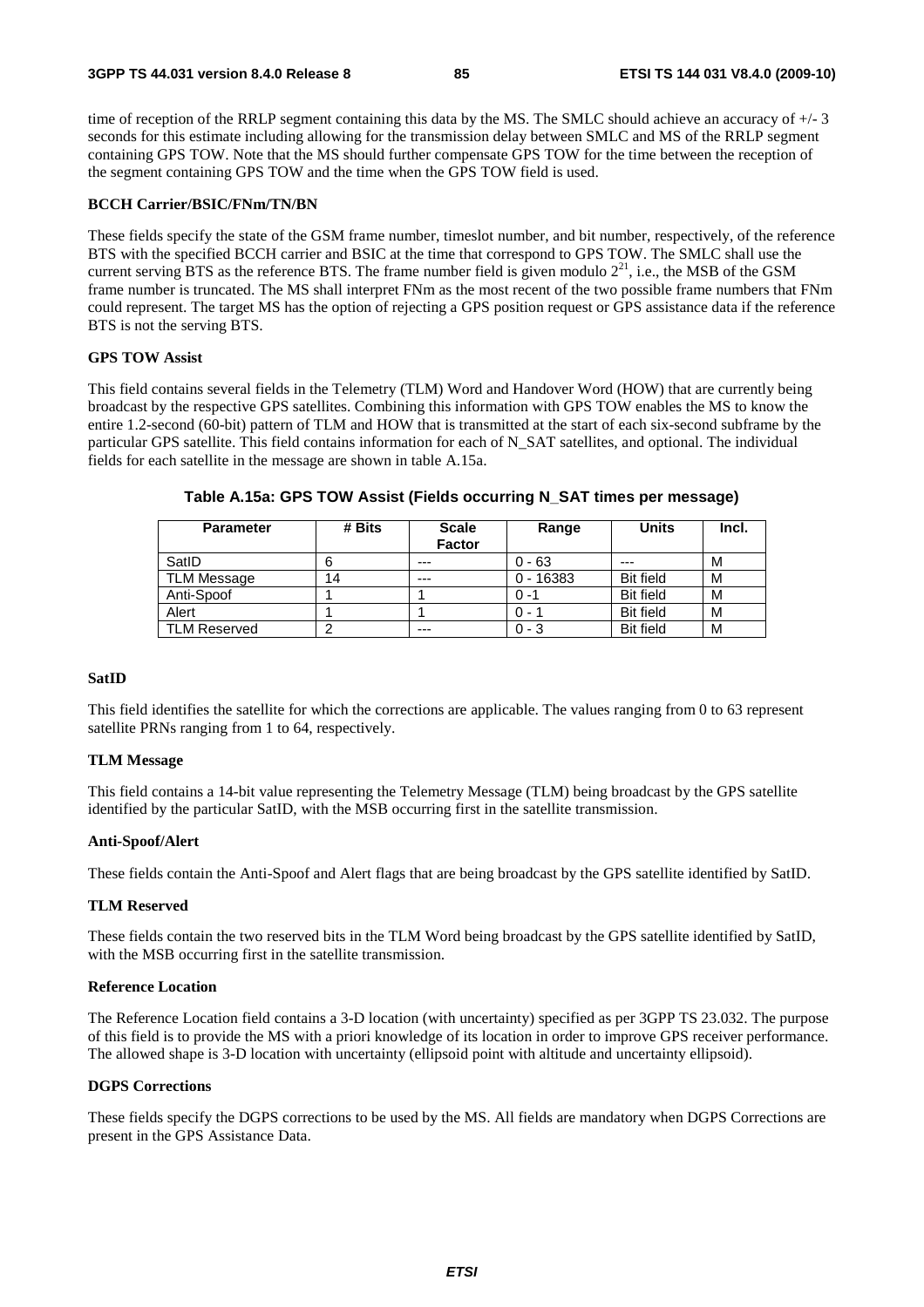time of reception of the RRLP segment containing this data by the MS. The SMLC should achieve an accuracy of +/- 3 seconds for this estimate including allowing for the transmission delay between SMLC and MS of the RRLP segment containing GPS TOW. Note that the MS should further compensate GPS TOW for the time between the reception of the segment containing GPS TOW and the time when the GPS TOW field is used.

**BCCH Carrier/BSIC/FNm/TN/BN**

These fields specify the state of the GSM frame number, timeslot number, and bit number, respectively, of the reference BTS with the specified BCCH carrier and BSIC at the time that correspond to GPS TOW. The SMLC shall use the current serving BTS as the reference BTS. The frame number field is given modulo $2^{21}$, i.e., the MSB of the GSM frame number is truncated. The MS shall interpret FNm as the most recent of the two possible frame numbers that FNm could represent. The target MS has the option of rejecting a GPS position request or GPS assistance data if the reference BTS is not the serving BTS.

**GPS TOW Assist**

This field contains several fields in the Telemetry (TLM) Word and Handover Word (HOW) that are currently being broadcast by the respective GPS satellites. Combining this information with GPS TOW enables the MS to know the entire 1.2-second (60-bit) pattern of TLM and HOW that is transmitted at the start of each six-second subframe by the particular GPS satellite. This field contains information for each of N_SAT satellites, and optional. The individual fields for each satellite in the message are shown in table A.15a.

**Table A.15a: GPS TOW Assist (Fields occurring N_SAT times per message)**

| Parameter | # Bits | Scale Factor | Range | Units | Incl. |
|---|---|---|---|---|---|
| SatID | 6 | --- | 0 - 63 | --- | M |
| TLM Message | 14 | --- | 0 - 16383 | Bit field | M |
| Anti-Spoof | 1 | 1 | 0 -1 | Bit field | M |
| Alert | 1 | 1 | 0 - 1 | Bit field | M |
| TLM Reserved | 2 | --- | 0 - 3 | Bit field | M |

**SatID**

This field identifies the satellite for which the corrections are applicable. The values ranging from 0 to 63 represent satellite PRNs ranging from 1 to 64, respectively.

**TLM Message**

This field contains a 14-bit value representing the Telemetry Message (TLM) being broadcast by the GPS satellite identified by the particular SatID, with the MSB occurring first in the satellite transmission.

**Anti-Spoof/Alert**

These fields contain the Anti-Spoof and Alert flags that are being broadcast by the GPS satellite identified by SatID.

**TLM Reserved**

These fields contain the two reserved bits in the TLM Word being broadcast by the GPS satellite identified by SatID, with the MSB occurring first in the satellite transmission.

**Reference Location**

The Reference Location field contains a 3-D location (with uncertainty) specified as per 3GPP TS 23.032. The purpose of this field is to provide the MS with a priori knowledge of its location in order to improve GPS receiver performance. The allowed shape is 3-D location with uncertainty (ellipsoid point with altitude and uncertainty ellipsoid).

**DGPS Corrections**

These fields specify the DGPS corrections to be used by the MS. All fields are mandatory when DGPS Corrections are present in the GPS Assistance Data.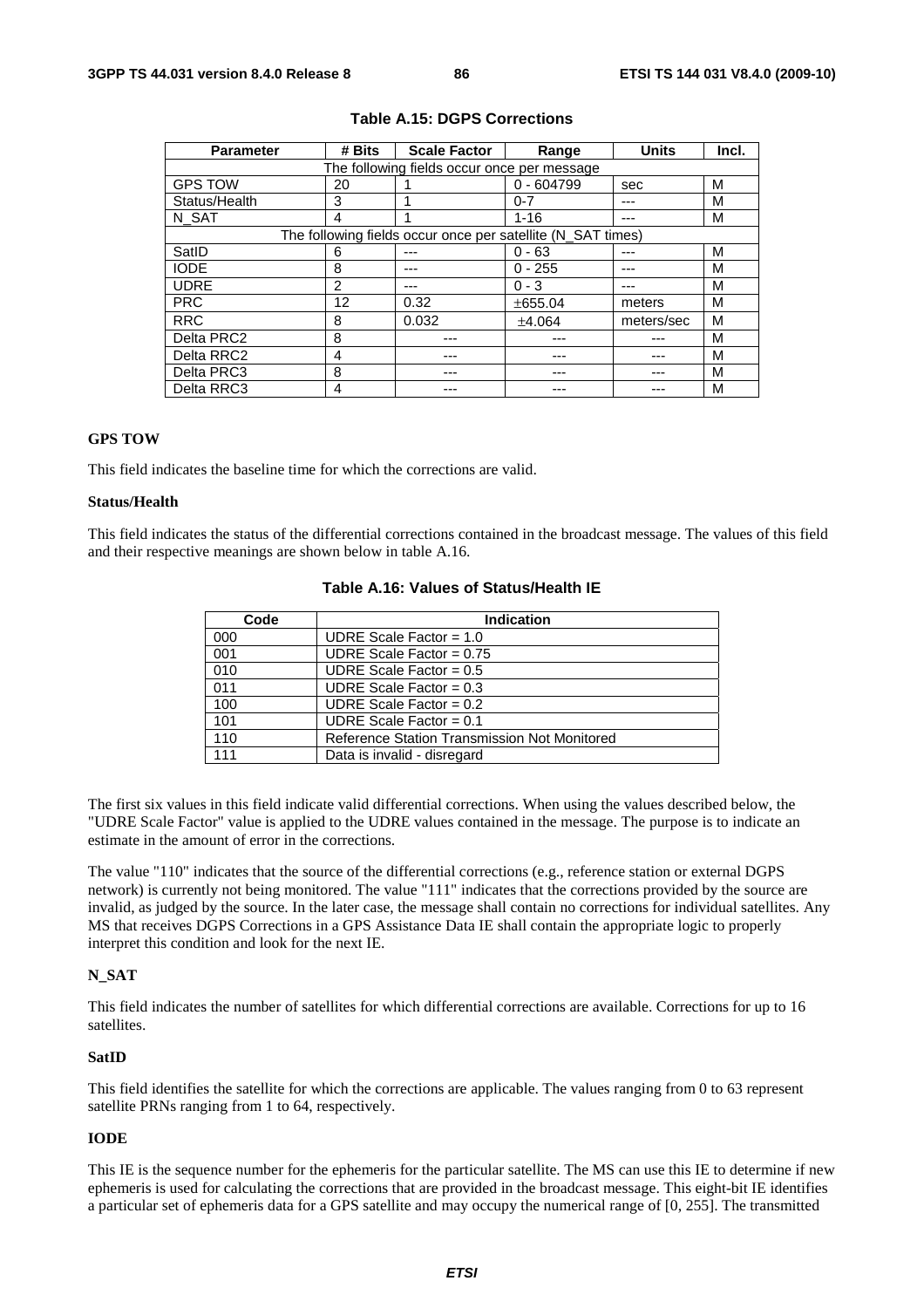**Table A.15: DGPS Corrections**

| Parameter | # Bits | Scale Factor | Range | Units | Incl. |
|---|---|---|---|---|---|
| The following fields occur once per message | | | | | |
| GPS TOW | 20 | 1 | 0 - 604799 | sec | M |
| Status/Health | 3 | 1 | 0-7 | --- | M |
| N_SAT | 4 | 1 | 1-16 | --- | M |
| The following fields occur once per satellite (N_SAT times) | | | | | |
| SatID | 6 | --- | 0 - 63 | --- | M |
| IODE | 8 | --- | 0 - 255 | --- | M |
| UDRE | 2 | --- | 0 - 3 | --- | M |
| PRC | 12 | 0.32 | ±655.04 | meters | M |
| RRC | 8 | 0.032 | ±4.064 | meters/sec | M |
| Delta PRC2 | 8 | --- | --- | --- | M |
| Delta RRC2 | 4 | --- | --- | --- | M |
| Delta PRC3 | 8 | --- | --- | --- | M |
| Delta RRC3 | 4 | --- | --- | --- | M |

**GPS TOW**

This field indicates the baseline time for which the corrections are valid.

**Status/Health**

This field indicates the status of the differential corrections contained in the broadcast message. The values of this field and their respective meanings are shown below in table A.16.

**Table A.16: Values of Status/Health IE**

| Code | Indication |
|---|---|
| 000 | UDRE Scale Factor = 1.0 |
| 001 | UDRE Scale Factor = 0.75 |
| 010 | UDRE Scale Factor = 0.5 |
| 011 | UDRE Scale Factor = 0.3 |
| 100 | UDRE Scale Factor = 0.2 |
| 101 | UDRE Scale Factor = 0.1 |
| 110 | Reference Station Transmission Not Monitored |
| 111 | Data is invalid - disregard |

The first six values in this field indicate valid differential corrections. When using the values described below, the "UDRE Scale Factor" value is applied to the UDRE values contained in the message. The purpose is to indicate an estimate in the amount of error in the corrections.

The value "110" indicates that the source of the differential corrections (e.g., reference station or external DGPS network) is currently not being monitored. The value "111" indicates that the corrections provided by the source are invalid, as judged by the source. In the later case, the message shall contain no corrections for individual satellites. Any MS that receives DGPS Corrections in a GPS Assistance Data IE shall contain the appropriate logic to properly interpret this condition and look for the next IE.

**N_SAT**

This field indicates the number of satellites for which differential corrections are available. Corrections for up to 16 satellites.

**SatID**

This field identifies the satellite for which the corrections are applicable. The values ranging from 0 to 63 represent satellite PRNs ranging from 1 to 64, respectively.

**IODE**

This IE is the sequence number for the ephemeris for the particular satellite. The MS can use this IE to determine if new ephemeris is used for calculating the corrections that are provided in the broadcast message. This eight-bit IE identifies a particular set of ephemeris data for a GPS satellite and may occupy the numerical range of [0, 255]. The transmitted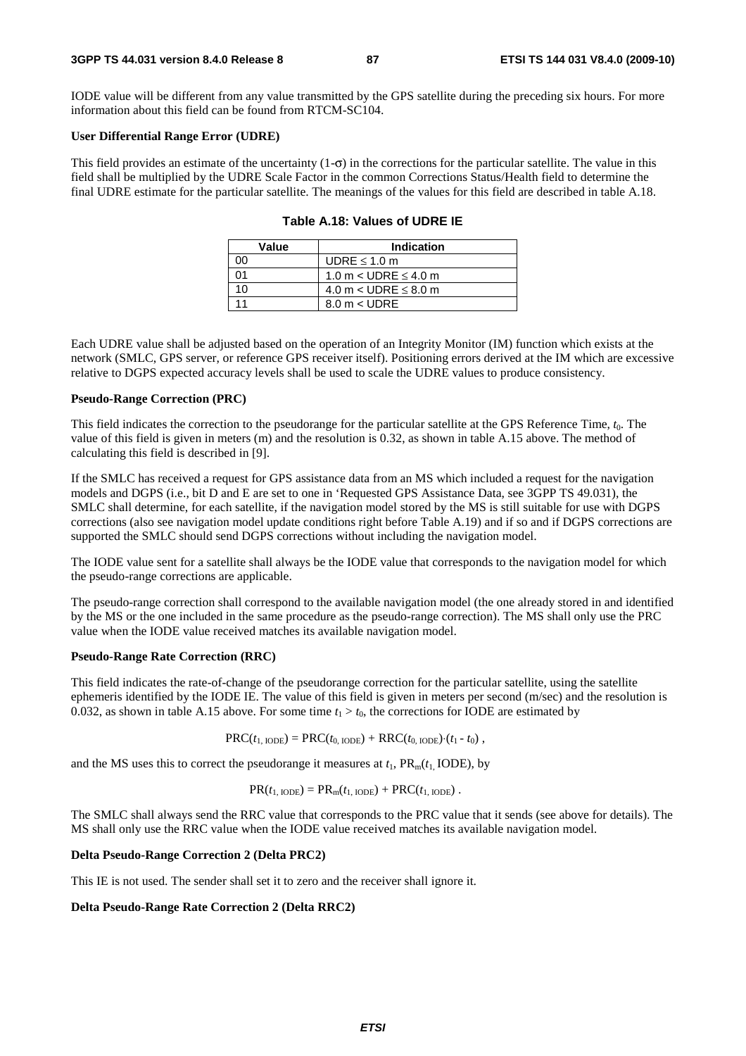IODE value will be different from any value transmitted by the GPS satellite during the preceding six hours. For more information about this field can be found from RTCM-SC104.

**User Differential Range Error (UDRE)**

This field provides an estimate of the uncertainty (1-$\sigma$) in the corrections for the particular satellite. The value in this field shall be multiplied by the UDRE Scale Factor in the common Corrections Status/Health field to determine the final UDRE estimate for the particular satellite. The meanings of the values for this field are described in table A.18.

**Table A.18: Values of UDRE IE**

| Value | Indication |
|---|---|
| 00 | UDRE ≤ 1.0 m |
| 01 | 1.0 m < UDRE ≤ 4.0 m |
| 10 | 4.0 m < UDRE ≤ 8.0 m |
| 11 | 8.0 m < UDRE |

Each UDRE value shall be adjusted based on the operation of an Integrity Monitor (IM) function which exists at the network (SMLC, GPS server, or reference GPS receiver itself). Positioning errors derived at the IM which are excessive relative to DGPS expected accuracy levels shall be used to scale the UDRE values to produce consistency.

**Pseudo-Range Correction (PRC)**

This field indicates the correction to the pseudorange for the particular satellite at the GPS Reference Time, $t_0$. The value of this field is given in meters (m) and the resolution is 0.32, as shown in table A.15 above. The method of calculating this field is described in [9].

If the SMLC has received a request for GPS assistance data from an MS which included a request for the navigation models and DGPS (i.e., bit D and E are set to one in 'Requested GPS Assistance Data, see 3GPP TS 49.031), the SMLC shall determine, for each satellite, if the navigation model stored by the MS is still suitable for use with DGPS corrections (also see navigation model update conditions right before Table A.19) and if so and if DGPS corrections are supported the SMLC should send DGPS corrections without including the navigation model.

The IODE value sent for a satellite shall always be the IODE value that corresponds to the navigation model for which the pseudo-range corrections are applicable.

The pseudo-range correction shall correspond to the available navigation model (the one already stored in and identified by the MS or the one included in the same procedure as the pseudo-range correction). The MS shall only use the PRC value when the IODE value received matches its available navigation model.

**Pseudo-Range Rate Correction (RRC)**

This field indicates the rate-of-change of the pseudorange correction for the particular satellite, using the satellite ephemeris identified by the IODE IE. The value of this field is given in meters per second (m/sec) and the resolution is 0.032, as shown in table A.15 above. For some time $t_1 > t_0$, the corrections for IODE are estimated by

$$\mathrm{PRC}(t_{1,\,\mathrm{IODE}}) = \mathrm{PRC}(t_{0,\,\mathrm{IODE}}) + \mathrm{RRC}(t_{0,\,\mathrm{IODE}})\cdot(t_1 - t_0)\ ,$$

and the MS uses this to correct the pseudorange it measures at $t_1$, $\mathrm{PR_m}(t_{1,}\ \mathrm{IODE})$, by

$$\mathrm{PR}(t_{1,\,\mathrm{IODE}}) = \mathrm{PR_m}(t_{1,\,\mathrm{IODE}}) + \mathrm{PRC}(t_{1,\,\mathrm{IODE}})\ .$$

The SMLC shall always send the RRC value that corresponds to the PRC value that it sends (see above for details). The MS shall only use the RRC value when the IODE value received matches its available navigation model.

**Delta Pseudo-Range Correction 2 (Delta PRC2)**

This IE is not used. The sender shall set it to zero and the receiver shall ignore it.

**Delta Pseudo-Range Rate Correction 2 (Delta RRC2)**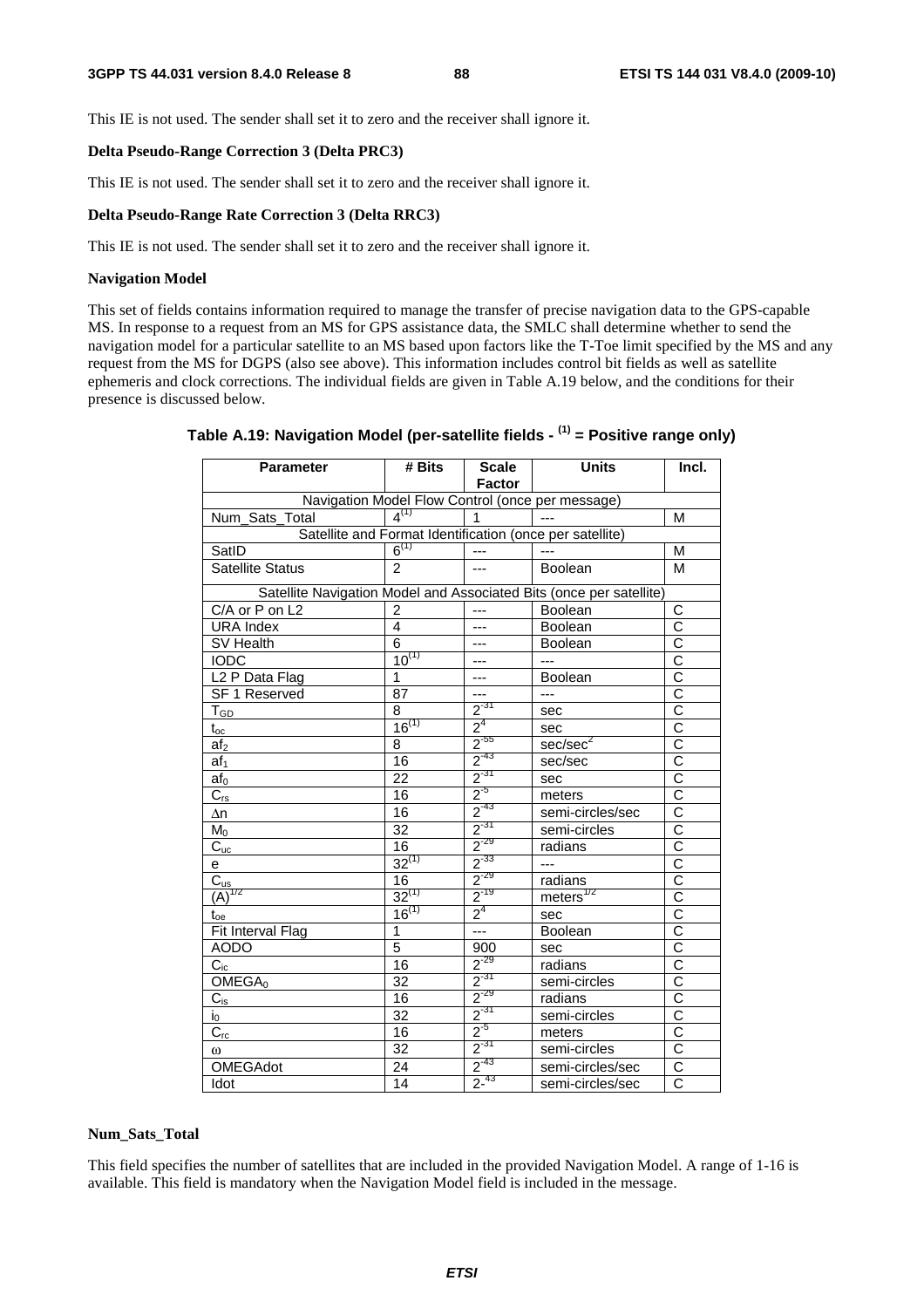This IE is not used. The sender shall set it to zero and the receiver shall ignore it.

**Delta Pseudo-Range Correction 3 (Delta PRC3)**

This IE is not used. The sender shall set it to zero and the receiver shall ignore it.

**Delta Pseudo-Range Rate Correction 3 (Delta RRC3)**

This IE is not used. The sender shall set it to zero and the receiver shall ignore it.

**Navigation Model**

This set of fields contains information required to manage the transfer of precise navigation data to the GPS-capable MS. In response to a request from an MS for GPS assistance data, the SMLC shall determine whether to send the navigation model for a particular satellite to an MS based upon factors like the T-Toe limit specified by the MS and any request from the MS for DGPS (also see above). This information includes control bit fields as well as satellite ephemeris and clock corrections. The individual fields are given in Table A.19 below, and the conditions for their presence is discussed below.

**Table A.19: Navigation Model (per-satellite fields - (1) = Positive range only)**

| Parameter | # Bits | Scale Factor | Units | Incl. |
|---|---|---|---|---|
| Navigation Model Flow Control (once per message) | | | | |
| Num_Sats_Total | $4^{(1)}$ | 1 | --- | M |
| Satellite and Format Identification (once per satellite) | | | | |
| SatID | $6^{(1)}$ | --- | --- | M |
| Satellite Status | 2 | --- | Boolean | M |
| Satellite Navigation Model and Associated Bits (once per satellite) | | | | |
| C/A or P on L2 | 2 | --- | Boolean | C |
| URA Index | 4 | --- | Boolean | C |
| SV Health | 6 | --- | Boolean | C |
| IODC | $10^{(1)}$ | --- | --- | C |
| L2 P Data Flag | 1 | --- | Boolean | C |
| SF 1 Reserved | 87 | --- | --- | C |
| $T_{GD}$ | 8 | $2^{-31}$ | sec | C |
| $t_{oc}$ | $16^{(1)}$ | $2^{4}$ | sec | C |
| $af_2$ | 8 | $2^{-55}$ | sec/sec$^2$ | C |
| $af_1$ | 16 | $2^{-43}$ | sec/sec | C |
| $af_0$ | 22 | $2^{-31}$ | sec | C |
| $C_{rs}$ | 16 | $2^{-5}$ | meters | C |
| $\Delta n$ | 16 | $2^{-43}$ | semi-circles/sec | C |
| $M_0$ | 32 | $2^{-31}$ | semi-circles | C |
| $C_{uc}$ | 16 | $2^{-29}$ | radians | C |
| e | $32^{(1)}$ | $2^{-33}$ | --- | C |
| $C_{us}$ | 16 | $2^{-29}$ | radians | C |
| $(A)^{1/2}$ | $32^{(1)}$ | $2^{-19}$ | meters$^{1/2}$ | C |
| $t_{oe}$ | $16^{(1)}$ | $2^{4}$ | sec | C |
| Fit Interval Flag | 1 | --- | Boolean | C |
| AODO | 5 | 900 | sec | C |
| $C_{ic}$ | 16 | $2^{-29}$ | radians | C |
| $OMEGA_0$ | 32 | $2^{-31}$ | semi-circles | C |
| $C_{is}$ | 16 | $2^{-29}$ | radians | C |
| $i_0$ | 32 | $2^{-31}$ | semi-circles | C |
| $C_{rc}$ | 16 | $2^{-5}$ | meters | C |
| $\omega$ | 32 | $2^{-31}$ | semi-circles | C |
| OMEGAdot | 24 | $2^{-43}$ | semi-circles/sec | C |
| Idot | 14 | $2^{-43}$ | semi-circles/sec | C |

**Num_Sats_Total**

This field specifies the number of satellites that are included in the provided Navigation Model. A range of 1-16 is available. This field is mandatory when the Navigation Model field is included in the message.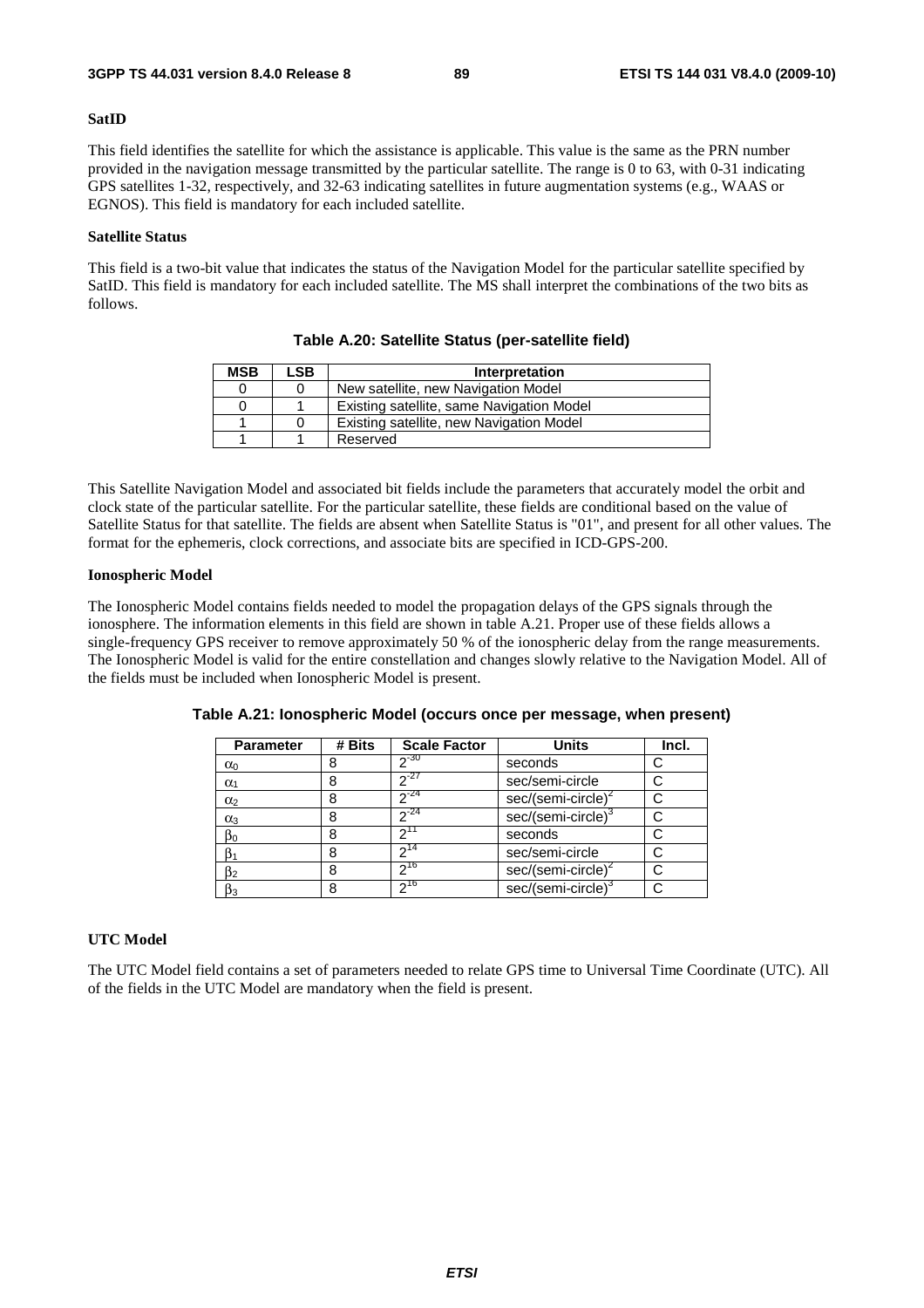**SatID**

This field identifies the satellite for which the assistance is applicable. This value is the same as the PRN number provided in the navigation message transmitted by the particular satellite. The range is 0 to 63, with 0-31 indicating GPS satellites 1-32, respectively, and 32-63 indicating satellites in future augmentation systems (e.g., WAAS or EGNOS). This field is mandatory for each included satellite.

**Satellite Status**

This field is a two-bit value that indicates the status of the Navigation Model for the particular satellite specified by SatID. This field is mandatory for each included satellite. The MS shall interpret the combinations of the two bits as follows.

**Table A.20: Satellite Status (per-satellite field)**

| MSB | LSB | Interpretation |
|---|---|---|
| 0 | 0 | New satellite, new Navigation Model |
| 0 | 1 | Existing satellite, same Navigation Model |
| 1 | 0 | Existing satellite, new Navigation Model |
| 1 | 1 | Reserved |

This Satellite Navigation Model and associated bit fields include the parameters that accurately model the orbit and clock state of the particular satellite. For the particular satellite, these fields are conditional based on the value of Satellite Status for that satellite. The fields are absent when Satellite Status is "01", and present for all other values. The format for the ephemeris, clock corrections, and associate bits are specified in ICD-GPS-200.

**Ionospheric Model**

The Ionospheric Model contains fields needed to model the propagation delays of the GPS signals through the ionosphere. The information elements in this field are shown in table A.21. Proper use of these fields allows a single-frequency GPS receiver to remove approximately 50 % of the ionospheric delay from the range measurements. The Ionospheric Model is valid for the entire constellation and changes slowly relative to the Navigation Model. All of the fields must be included when Ionospheric Model is present.

**Table A.21: Ionospheric Model (occurs once per message, when present)**

| Parameter | # Bits | Scale Factor | Units | Incl. |
|---|---|---|---|---|
| $\alpha_0$ | 8 | $2^{-30}$ | seconds | C |
| $\alpha_1$ | 8 | $2^{-27}$ | sec/semi-circle | C |
| $\alpha_2$ | 8 | $2^{-24}$ | sec/(semi-circle)$^2$ | C |
| $\alpha_3$ | 8 | $2^{-24}$ | sec/(semi-circle)$^3$ | C |
| $\beta_0$ | 8 | $2^{11}$ | seconds | C |
| $\beta_1$ | 8 | $2^{14}$ | sec/semi-circle | C |
| $\beta_2$ | 8 | $2^{16}$ | sec/(semi-circle)$^2$ | C |
| $\beta_3$ | 8 | $2^{16}$ | sec/(semi-circle)$^3$ | C |

**UTC Model**

The UTC Model field contains a set of parameters needed to relate GPS time to Universal Time Coordinate (UTC). All of the fields in the UTC Model are mandatory when the field is present.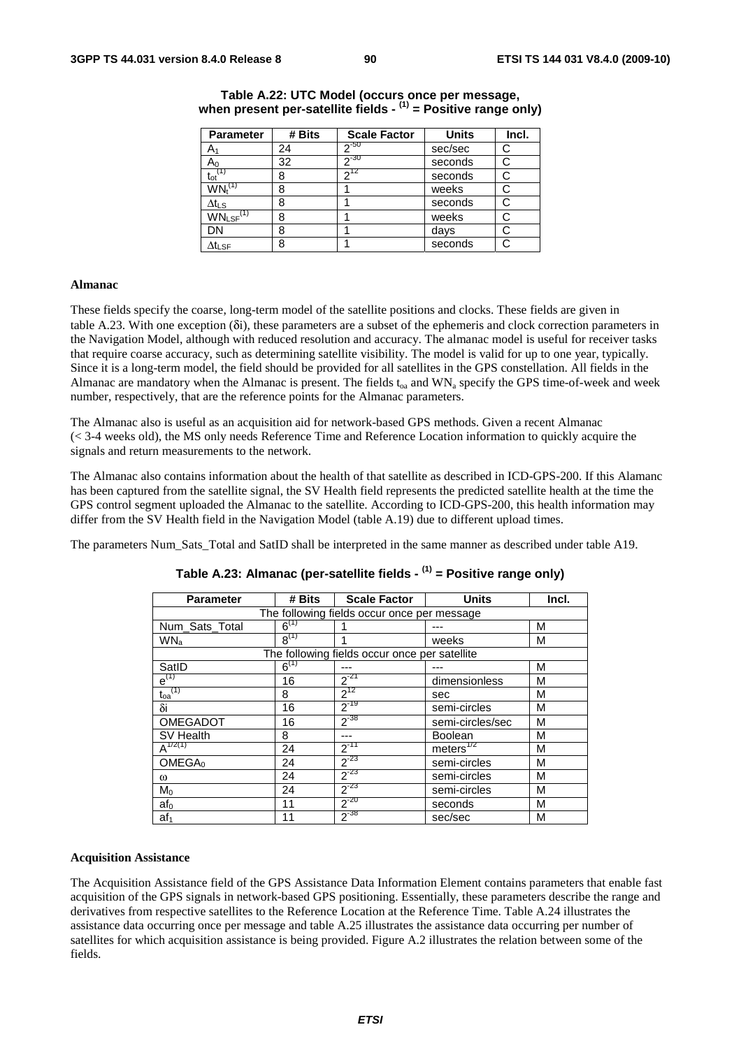**Table A.22: UTC Model (occurs once per message, when present per-satellite fields - (1) = Positive range only)**

| Parameter | # Bits | Scale Factor | Units | Incl. |
|---|---|---|---|---|
| $A_1$ | 24 | $2^{-50}$ | sec/sec | C |
| $A_0$ | 32 | $2^{-30}$ | seconds | C |
| $t_{ot}^{(1)}$ | 8 | $2^{12}$ | seconds | C |
| $WN_t^{(1)}$ | 8 | 1 | weeks | C |
| $\Delta t_{LS}$ | 8 | 1 | seconds | C |
| $WN_{LSF}^{(1)}$ | 8 | 1 | weeks | C |
| DN | 8 | 1 | days | C |
| $\Delta t_{LSF}$ | 8 | 1 | seconds | C |

**Almanac**

These fields specify the coarse, long-term model of the satellite positions and clocks. These fields are given in table A.23. With one exception (δi), these parameters are a subset of the ephemeris and clock correction parameters in the Navigation Model, although with reduced resolution and accuracy. The almanac model is useful for receiver tasks that require coarse accuracy, such as determining satellite visibility. The model is valid for up to one year, typically. Since it is a long-term model, the field should be provided for all satellites in the GPS constellation. All fields in the Almanac are mandatory when the Almanac is present. The fields $t_{oa}$ and $WN_a$ specify the GPS time-of-week and week number, respectively, that are the reference points for the Almanac parameters.

The Almanac also is useful as an acquisition aid for network-based GPS methods. Given a recent Almanac (< 3-4 weeks old), the MS only needs Reference Time and Reference Location information to quickly acquire the signals and return measurements to the network.

The Almanac also contains information about the health of that satellite as described in ICD-GPS-200. If this Alamanc has been captured from the satellite signal, the SV Health field represents the predicted satellite health at the time the GPS control segment uploaded the Almanac to the satellite. According to ICD-GPS-200, this health information may differ from the SV Health field in the Navigation Model (table A.19) due to different upload times.

The parameters Num_Sats_Total and SatID shall be interpreted in the same manner as described under table A19.

**Table A.23: Almanac (per-satellite fields - (1) = Positive range only)**

| Parameter | # Bits | Scale Factor | Units | Incl. |
|---|---|---|---|---|
| The following fields occur once per message | | | | |
| Num_Sats_Total | $6^{(1)}$ | 1 | --- | M |
| $WN_a$ | $8^{(1)}$ | 1 | weeks | M |
| The following fields occur once per satellite | | | | |
| SatID | $6^{(1)}$ | --- | --- | M |
| $e^{(1)}$ | 16 | $2^{-21}$ | dimensionless | M |
| $t_{oa}^{(1)}$ | 8 | $2^{12}$ | sec | M |
| δi | 16 | $2^{-19}$ | semi-circles | M |
| OMEGADOT | 16 | $2^{-38}$ | semi-circles/sec | M |
| SV Health | 8 | --- | Boolean | M |
| $A^{1/2(1)}$ | 24 | $2^{-11}$ | $meters^{1/2}$ | M |
| $OMEGA_0$ | 24 | $2^{-23}$ | semi-circles | M |
| ω | 24 | $2^{-23}$ | semi-circles | M |
| $M_0$ | 24 | $2^{-23}$ | semi-circles | M |
| $af_0$ | 11 | $2^{-20}$ | seconds | M |
| $af_1$ | 11 | $2^{-38}$ | sec/sec | M |

**Acquisition Assistance**

The Acquisition Assistance field of the GPS Assistance Data Information Element contains parameters that enable fast acquisition of the GPS signals in network-based GPS positioning. Essentially, these parameters describe the range and derivatives from respective satellites to the Reference Location at the Reference Time. Table A.24 illustrates the assistance data occurring once per message and table A.25 illustrates the assistance data occurring per number of satellites for which acquisition assistance is being provided. Figure A.2 illustrates the relation between some of the fields.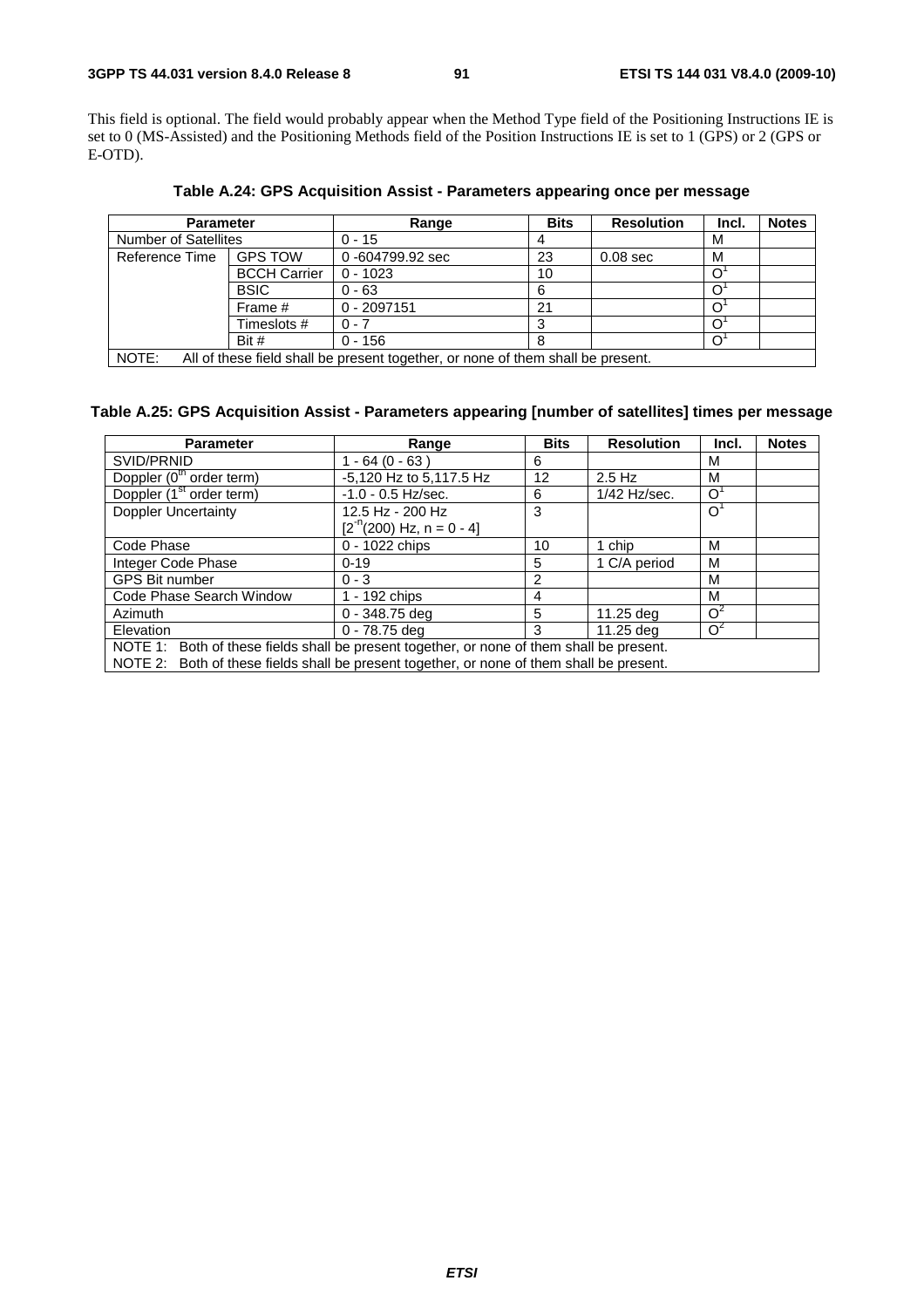This field is optional. The field would probably appear when the Method Type field of the Positioning Instructions IE is set to 0 (MS-Assisted) and the Positioning Methods field of the Position Instructions IE is set to 1 (GPS) or 2 (GPS or E-OTD).

**Table A.24: GPS Acquisition Assist - Parameters appearing once per message**

| Parameter | | Range | Bits | Resolution | Incl. | Notes |
|---|---|---|---|---|---|---|
| Number of Satellites | | 0 - 15 | 4 | | M | |
| Reference Time | GPS TOW | 0 -604799.92 sec | 23 | 0.08 sec | M | |
| | BCCH Carrier | 0 - 1023 | 10 | | O[1] | |
| | BSIC | 0 - 63 | 6 | | O[1] | |
| | Frame # | 0 - 2097151 | 21 | | O[1] | |
| | Timeslots # | 0 - 7 | 3 | | O[1] | |
| | Bit # | 0 - 156 | 8 | | O[1] | |
| NOTE: All of these field shall be present together, or none of them shall be present. | | | | | | |

**Table A.25: GPS Acquisition Assist - Parameters appearing [number of satellites] times per message**

| Parameter | Range | Bits | Resolution | Incl. | Notes |
|---|---|---|---|---|---|
| SVID/PRNID | 1 - 64 (0 - 63 ) | 6 | | M | |
| Doppler ($0^{th}$ order term) | -5,120 Hz to 5,117.5 Hz | 12 | 2.5 Hz | M | |
| Doppler ($1^{st}$ order term) | -1.0 - 0.5 Hz/sec. | 6 | 1/42 Hz/sec. | O[1] | |
| Doppler Uncertainty | 12.5 Hz - 200 Hz [$2^{-n}$(200) Hz, n = 0 - 4] | 3 | | O[1] | |
| Code Phase | 0 - 1022 chips | 10 | 1 chip | M | |
| Integer Code Phase | 0-19 | 5 | 1 C/A period | M | |
| GPS Bit number | 0 - 3 | 2 | | M | |
| Code Phase Search Window | 1 - 192 chips | 4 | | M | |
| Azimuth | 0 - 348.75 deg | 5 | 11.25 deg | O[2] | |
| Elevation | 0 - 78.75 deg | 3 | 11.25 deg | O[2] | |
| NOTE 1: Both of these fields shall be present together, or none of them shall be present.<br>NOTE 2: Both of these fields shall be present together, or none of them shall be present. | | | | | |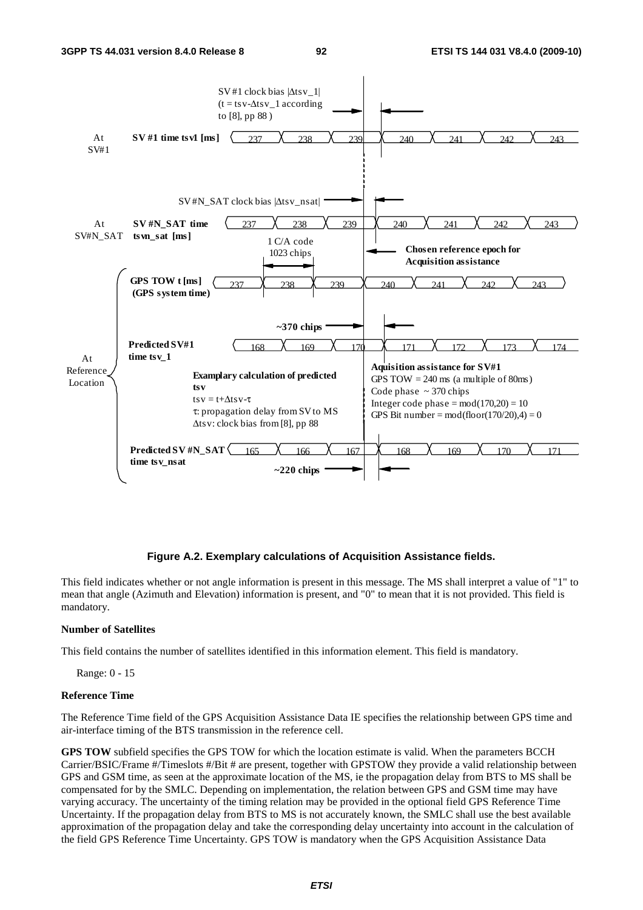**Figure A.2. Exemplary calculations of Acquisition Assistance fields.**

This field indicates whether or not angle information is present in this message. The MS shall interpret a value of "1" to mean that angle (Azimuth and Elevation) information is present, and "0" to mean that it is not provided. This field is mandatory.

**Number of Satellites**

This field contains the number of satellites identified in this information element. This field is mandatory.

Range: 0 - 15

**Reference Time**

The Reference Time field of the GPS Acquisition Assistance Data IE specifies the relationship between GPS time and air-interface timing of the BTS transmission in the reference cell.

**GPS TOW** subfield specifies the GPS TOW for which the location estimate is valid. When the parameters BCCH Carrier/BSIC/Frame #/Timeslots #/Bit # are present, together with GPSTOW they provide a valid relationship between GPS and GSM time, as seen at the approximate location of the MS, ie the propagation delay from BTS to MS shall be compensated for by the SMLC. Depending on implementation, the relation between GPS and GSM time may have varying accuracy. The uncertainty of the timing relation may be provided in the optional field GPS Reference Time Uncertainty. If the propagation delay from BTS to MS is not accurately known, the SMLC shall use the best available approximation of the propagation delay and take the corresponding delay uncertainty into account in the calculation of the field GPS Reference Time Uncertainty. GPS TOW is mandatory when the GPS Acquisition Assistance Data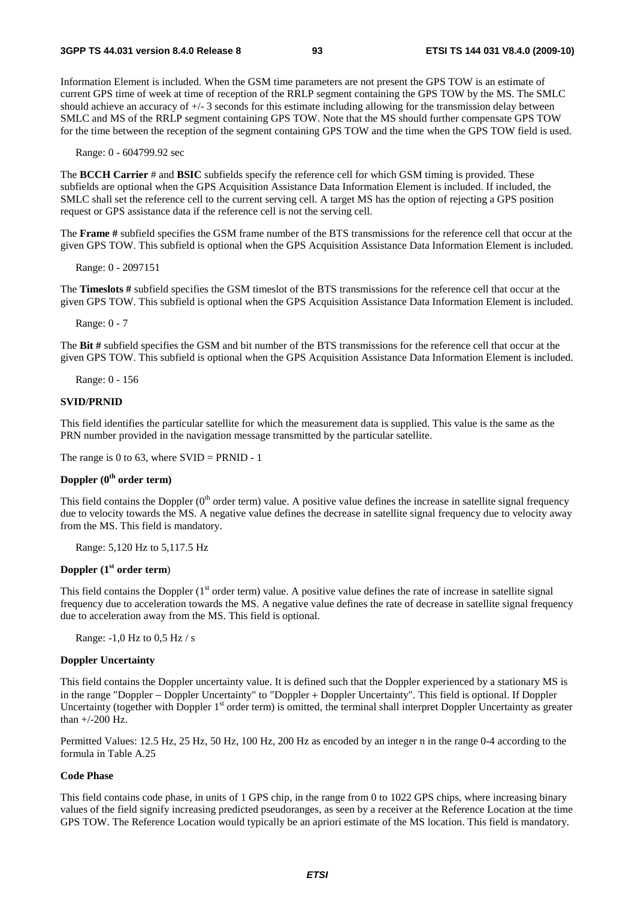Information Element is included. When the GSM time parameters are not present the GPS TOW is an estimate of current GPS time of week at time of reception of the RRLP segment containing the GPS TOW by the MS. The SMLC should achieve an accuracy of +/- 3 seconds for this estimate including allowing for the transmission delay between SMLC and MS of the RRLP segment containing GPS TOW. Note that the MS should further compensate GPS TOW for the time between the reception of the segment containing GPS TOW and the time when the GPS TOW field is used.

Range: 0 - 604799.92 sec

The **BCCH Carrier** # and **BSIC** subfields specify the reference cell for which GSM timing is provided. These subfields are optional when the GPS Acquisition Assistance Data Information Element is included. If included, the SMLC shall set the reference cell to the current serving cell. A target MS has the option of rejecting a GPS position request or GPS assistance data if the reference cell is not the serving cell.

The **Frame #** subfield specifies the GSM frame number of the BTS transmissions for the reference cell that occur at the given GPS TOW. This subfield is optional when the GPS Acquisition Assistance Data Information Element is included.

Range: 0 - 2097151

The **Timeslots #** subfield specifies the GSM timeslot of the BTS transmissions for the reference cell that occur at the given GPS TOW. This subfield is optional when the GPS Acquisition Assistance Data Information Element is included.

Range: 0 - 7

The **Bit #** subfield specifies the GSM and bit number of the BTS transmissions for the reference cell that occur at the given GPS TOW. This subfield is optional when the GPS Acquisition Assistance Data Information Element is included.

Range: 0 - 156

#### SVID/PRNID

This field identifies the particular satellite for which the measurement data is supplied. This value is the same as the PRN number provided in the navigation message transmitted by the particular satellite.

The range is 0 to 63, where SVID = PRNID - 1

#### Doppler ($0^{th}$ order term)

This field contains the Doppler ($0^{th}$ order term) value. A positive value defines the increase in satellite signal frequency due to velocity towards the MS. A negative value defines the decrease in satellite signal frequency due to velocity away from the MS. This field is mandatory.

Range: 5,120 Hz to 5,117.5 Hz

#### Doppler ($1^{st}$ order term)

This field contains the Doppler ($1^{st}$ order term) value. A positive value defines the rate of increase in satellite signal frequency due to acceleration towards the MS. A negative value defines the rate of decrease in satellite signal frequency due to acceleration away from the MS. This field is optional.

Range: -1,0 Hz to 0,5 Hz / s

#### Doppler Uncertainty

This field contains the Doppler uncertainty value. It is defined such that the Doppler experienced by a stationary MS is in the range "Doppler − Doppler Uncertainty" to "Doppler + Doppler Uncertainty". This field is optional. If Doppler Uncertainty (together with Doppler $1^{st}$ order term) is omitted, the terminal shall interpret Doppler Uncertainty as greater than +/-200 Hz.

Permitted Values: 12.5 Hz, 25 Hz, 50 Hz, 100 Hz, 200 Hz as encoded by an integer n in the range 0-4 according to the formula in Table A.25

#### Code Phase

This field contains code phase, in units of 1 GPS chip, in the range from 0 to 1022 GPS chips, where increasing binary values of the field signify increasing predicted pseudoranges, as seen by a receiver at the Reference Location at the time GPS TOW. The Reference Location would typically be an apriori estimate of the MS location. This field is mandatory.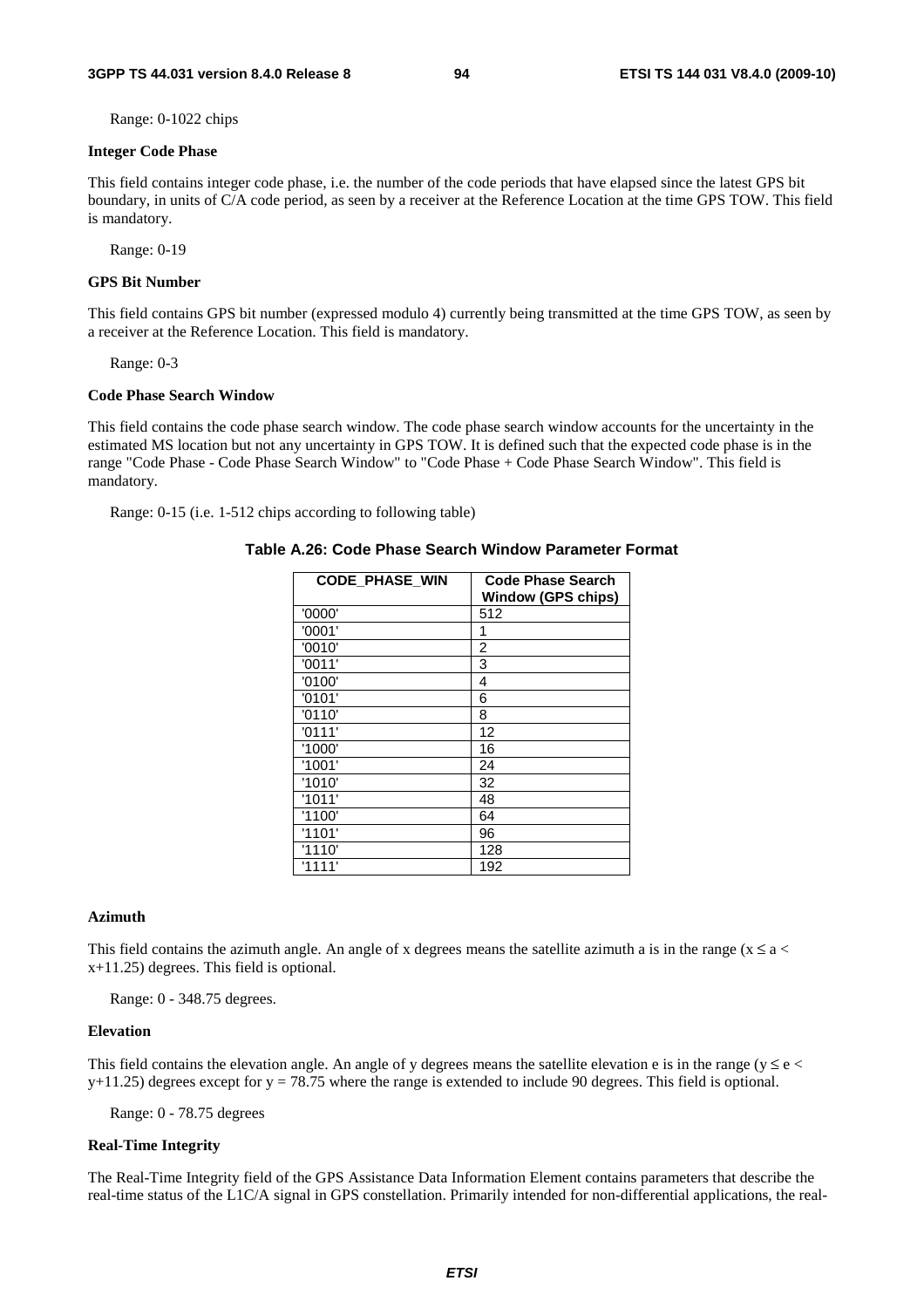Range: 0-1022 chips

**Integer Code Phase**

This field contains integer code phase, i.e. the number of the code periods that have elapsed since the latest GPS bit boundary, in units of C/A code period, as seen by a receiver at the Reference Location at the time GPS TOW. This field is mandatory.

Range: 0-19

**GPS Bit Number**

This field contains GPS bit number (expressed modulo 4) currently being transmitted at the time GPS TOW, as seen by a receiver at the Reference Location. This field is mandatory.

Range: 0-3

**Code Phase Search Window**

This field contains the code phase search window. The code phase search window accounts for the uncertainty in the estimated MS location but not any uncertainty in GPS TOW. It is defined such that the expected code phase is in the range "Code Phase - Code Phase Search Window" to "Code Phase + Code Phase Search Window". This field is mandatory.

Range: 0-15 (i.e. 1-512 chips according to following table)

**Table A.26: Code Phase Search Window Parameter Format**

| CODE_PHASE_WIN | Code Phase Search Window (GPS chips) |
|---|---|
| '0000' | 512 |
| '0001' | 1 |
| '0010' | 2 |
| '0011' | 3 |
| '0100' | 4 |
| '0101' | 6 |
| '0110' | 8 |
| '0111' | 12 |
| '1000' | 16 |
| '1001' | 24 |
| '1010' | 32 |
| '1011' | 48 |
| '1100' | 64 |
| '1101' | 96 |
| '1110' | 128 |
| '1111' | 192 |

**Azimuth**

This field contains the azimuth angle. An angle of x degrees means the satellite azimuth a is in the range ($x \le a < x+11.25$) degrees. This field is optional.

Range: 0 - 348.75 degrees.

**Elevation**

This field contains the elevation angle. An angle of y degrees means the satellite elevation e is in the range ($y \le e < y+11.25$) degrees except for $y = 78.75$ where the range is extended to include 90 degrees. This field is optional.

Range: 0 - 78.75 degrees

**Real-Time Integrity**

The Real-Time Integrity field of the GPS Assistance Data Information Element contains parameters that describe the real-time status of the L1C/A signal in GPS constellation. Primarily intended for non-differential applications, the real-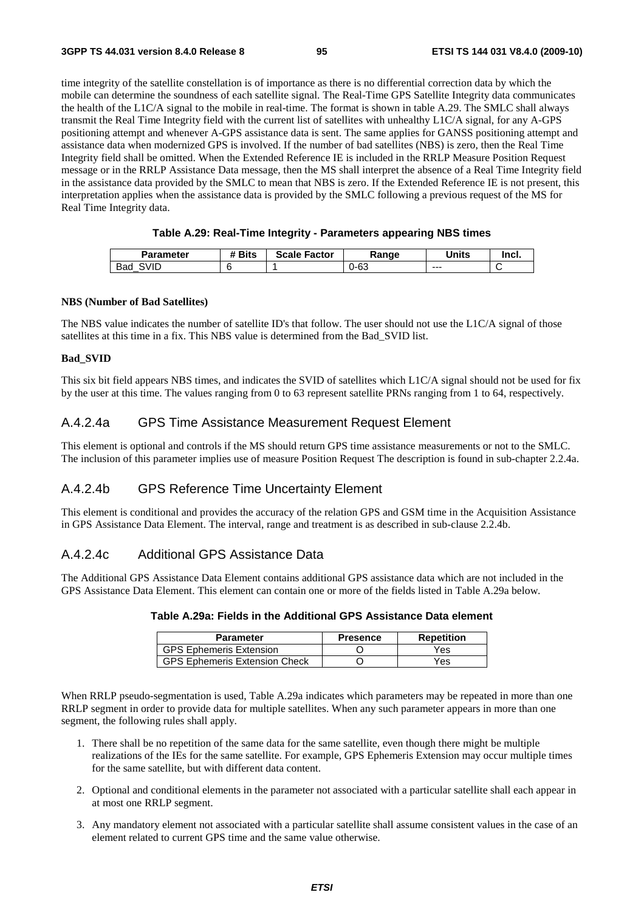time integrity of the satellite constellation is of importance as there is no differential correction data by which the mobile can determine the soundness of each satellite signal. The Real-Time GPS Satellite Integrity data communicates the health of the L1C/A signal to the mobile in real-time. The format is shown in table A.29. The SMLC shall always transmit the Real Time Integrity field with the current list of satellites with unhealthy L1C/A signal, for any A-GPS positioning attempt and whenever A-GPS assistance data is sent. The same applies for GANSS positioning attempt and assistance data when modernized GPS is involved. If the number of bad satellites (NBS) is zero, then the Real Time Integrity field shall be omitted. When the Extended Reference IE is included in the RRLP Measure Position Request message or in the RRLP Assistance Data message, then the MS shall interpret the absence of a Real Time Integrity field in the assistance data provided by the SMLC to mean that NBS is zero. If the Extended Reference IE is not present, this interpretation applies when the assistance data is provided by the SMLC following a previous request of the MS for Real Time Integrity data.

**Table A.29: Real-Time Integrity - Parameters appearing NBS times**

| Parameter | # Bits | Scale Factor | Range | Units | Incl. |
|---|---|---|---|---|---|
| Bad_SVID | 6 | 1 | 0-63 | --- | C |

**NBS (Number of Bad Satellites)**

The NBS value indicates the number of satellite ID's that follow. The user should not use the L1C/A signal of those satellites at this time in a fix. This NBS value is determined from the Bad_SVID list.

**Bad_SVID**

This six bit field appears NBS times, and indicates the SVID of satellites which L1C/A signal should not be used for fix by the user at this time. The values ranging from 0 to 63 represent satellite PRNs ranging from 1 to 64, respectively.

## A.4.2.4a GPS Time Assistance Measurement Request Element

This element is optional and controls if the MS should return GPS time assistance measurements or not to the SMLC. The inclusion of this parameter implies use of measure Position Request The description is found in sub-chapter 2.2.4a.

## A.4.2.4b GPS Reference Time Uncertainty Element

This element is conditional and provides the accuracy of the relation GPS and GSM time in the Acquisition Assistance in GPS Assistance Data Element. The interval, range and treatment is as described in sub-clause 2.2.4b.

## A.4.2.4c Additional GPS Assistance Data

The Additional GPS Assistance Data Element contains additional GPS assistance data which are not included in the GPS Assistance Data Element. This element can contain one or more of the fields listed in Table A.29a below.

**Table A.29a: Fields in the Additional GPS Assistance Data element**

| Parameter | Presence | Repetition |
|---|---|---|
| GPS Ephemeris Extension | O | Yes |
| GPS Ephemeris Extension Check | O | Yes |

When RRLP pseudo-segmentation is used, Table A.29a indicates which parameters may be repeated in more than one RRLP segment in order to provide data for multiple satellites. When any such parameter appears in more than one segment, the following rules shall apply.

1. There shall be no repetition of the same data for the same satellite, even though there might be multiple realizations of the IEs for the same satellite. For example, GPS Ephemeris Extension may occur multiple times for the same satellite, but with different data content.

2. Optional and conditional elements in the parameter not associated with a particular satellite shall each appear in at most one RRLP segment.

3. Any mandatory element not associated with a particular satellite shall assume consistent values in the case of an element related to current GPS time and the same value otherwise.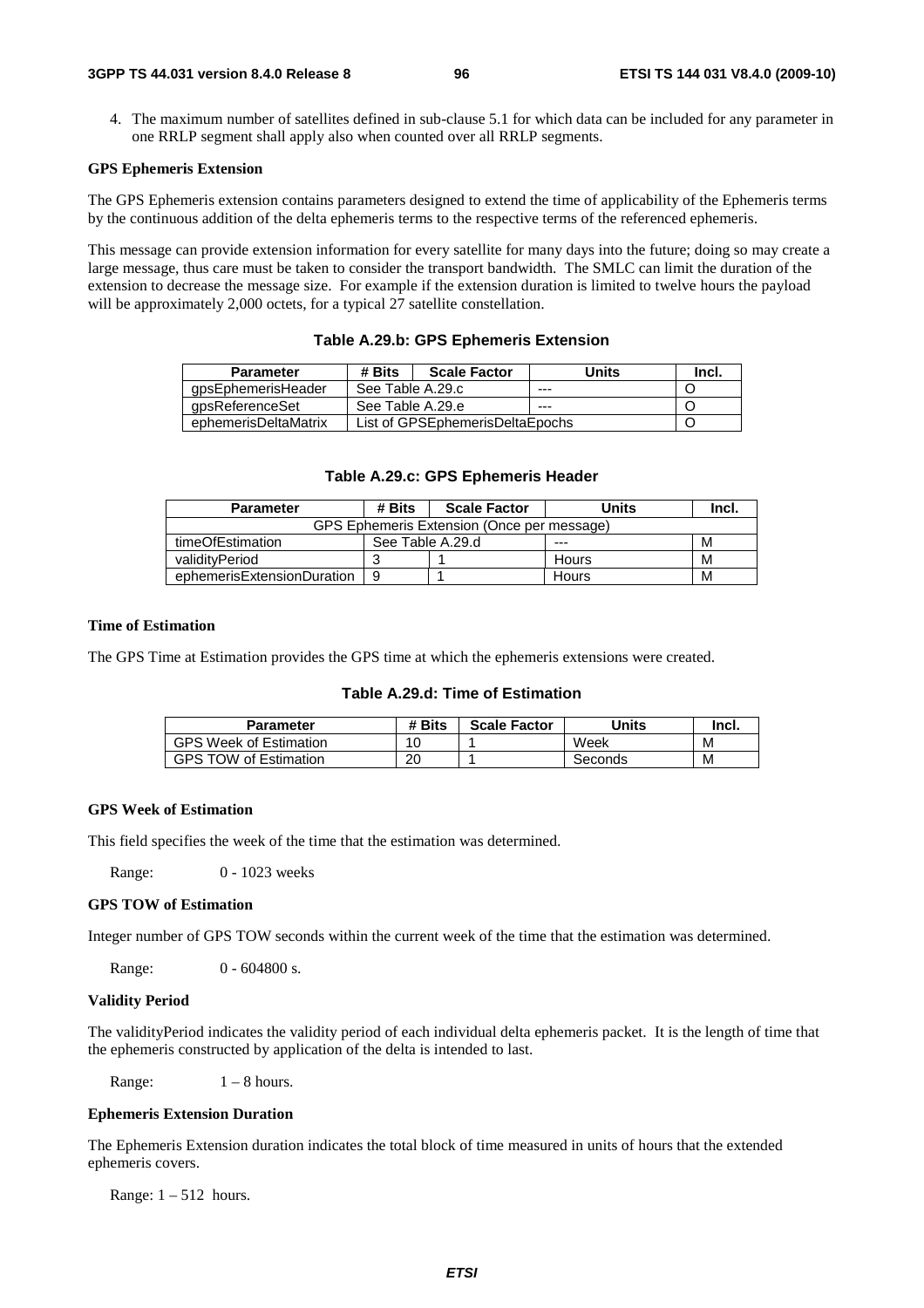4. The maximum number of satellites defined in sub-clause 5.1 for which data can be included for any parameter in one RRLP segment shall apply also when counted over all RRLP segments.

**GPS Ephemeris Extension**

The GPS Ephemeris extension contains parameters designed to extend the time of applicability of the Ephemeris terms by the continuous addition of the delta ephemeris terms to the respective terms of the referenced ephemeris.

This message can provide extension information for every satellite for many days into the future; doing so may create a large message, thus care must be taken to consider the transport bandwidth. The SMLC can limit the duration of the extension to decrease the message size. For example if the extension duration is limited to twelve hours the payload will be approximately 2,000 octets, for a typical 27 satellite constellation.

**Table A.29.b: GPS Ephemeris Extension**

| Parameter | # Bits | Scale Factor | Units | Incl. |
|---|---|---|---|---|
| gpsEphemerisHeader | See Table A.29.c | | --- | O |
| gpsReferenceSet | See Table A.29.e | | --- | O |
| ephemerisDeltaMatrix | List of GPSEphemerisDeltaEpochs | | | O |

**Table A.29.c: GPS Ephemeris Header**

| Parameter | # Bits | Scale Factor | Units | Incl. |
|---|---|---|---|---|
| GPS Ephemeris Extension (Once per message) | | | | |
| timeOfEstimation | See Table A.29.d | | --- | M |
| validityPeriod | 3 | 1 | Hours | M |
| ephemerisExtensionDuration | 9 | 1 | Hours | M |

**Time of Estimation**

The GPS Time at Estimation provides the GPS time at which the ephemeris extensions were created.

**Table A.29.d: Time of Estimation**

| Parameter | # Bits | Scale Factor | Units | Incl. |
|---|---|---|---|---|
| GPS Week of Estimation | 10 | 1 | Week | M |
| GPS TOW of Estimation | 20 | 1 | Seconds | M |

**GPS Week of Estimation**

This field specifies the week of the time that the estimation was determined.

Range: 0 - 1023 weeks

**GPS TOW of Estimation**

Integer number of GPS TOW seconds within the current week of the time that the estimation was determined.

Range: 0 - 604800 s.

**Validity Period**

The validityPeriod indicates the validity period of each individual delta ephemeris packet. It is the length of time that the ephemeris constructed by application of the delta is intended to last.

Range: 1 – 8 hours.

**Ephemeris Extension Duration**

The Ephemeris Extension duration indicates the total block of time measured in units of hours that the extended ephemeris covers.

Range: 1 – 512 hours.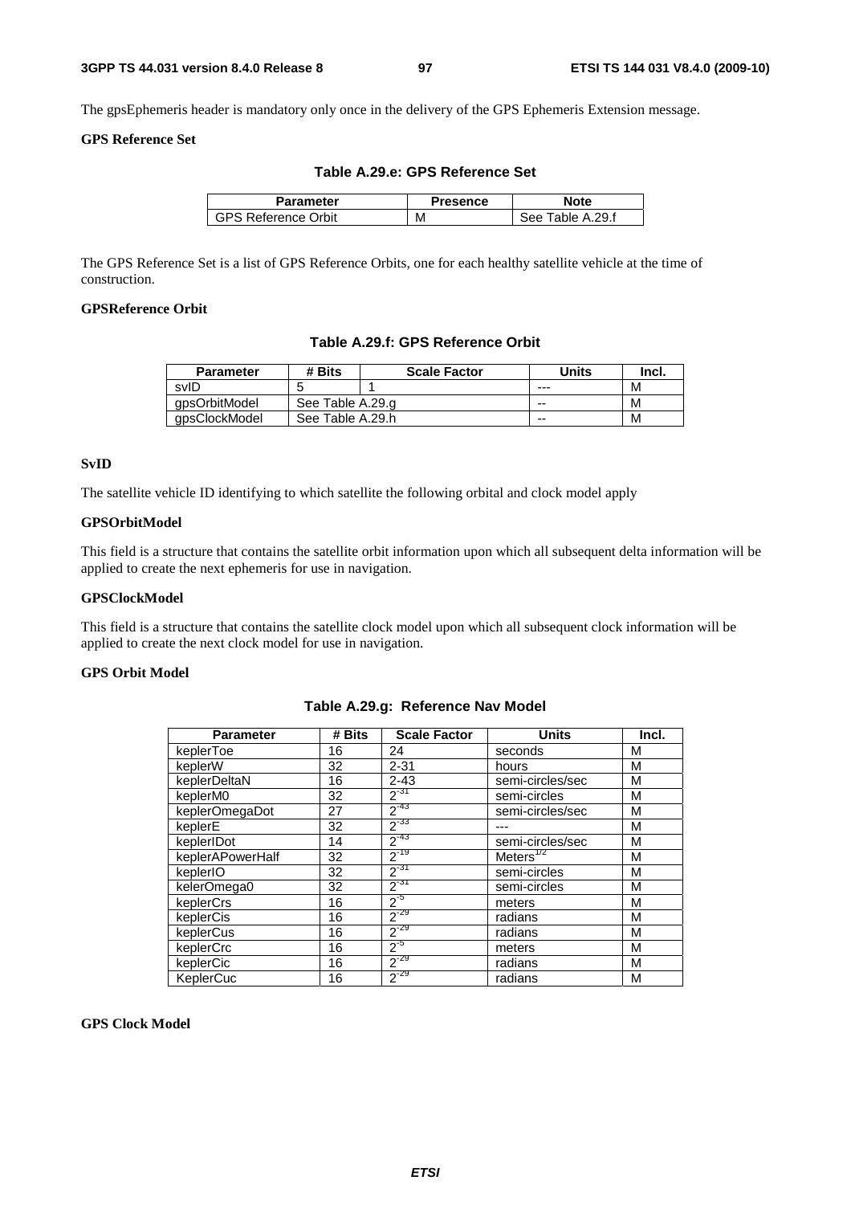The gpsEphemeris header is mandatory only once in the delivery of the GPS Ephemeris Extension message.

**GPS Reference Set**

**Table A.29.e: GPS Reference Set**

| Parameter | Presence | Note |
|---|---|---|
| GPS Reference Orbit | M | See Table A.29.f |

The GPS Reference Set is a list of GPS Reference Orbits, one for each healthy satellite vehicle at the time of construction.

**GPSReference Orbit**

**Table A.29.f: GPS Reference Orbit**

| Parameter | # Bits | Scale Factor | Units | Incl. |
|---|---|---|---|---|
| svID | 5 | 1 | --- | M |
| gpsOrbitModel | See Table A.29.g | | -- | M |
| gpsClockModel | See Table A.29.h | | -- | M |

**SvID**

The satellite vehicle ID identifying to which satellite the following orbital and clock model apply

**GPSOrbitModel**

This field is a structure that contains the satellite orbit information upon which all subsequent delta information will be applied to create the next ephemeris for use in navigation.

**GPSClockModel**

This field is a structure that contains the satellite clock model upon which all subsequent clock information will be applied to create the next clock model for use in navigation.

**GPS Orbit Model**

**Table A.29.g: Reference Nav Model**

| Parameter | # Bits | Scale Factor | Units | Incl. |
|---|---|---|---|---|
| keplerToe | 16 | 24 | seconds | M |
| keplerW | 32 | 2-31 | hours | M |
| keplerDeltaN | 16 | 2-43 | semi-circles/sec | M |
| keplerM0 | 32 | $2^{-31}$ | semi-circles | M |
| keplerOmegaDot | 27 | $2^{-43}$ | semi-circles/sec | M |
| keplerE | 32 | $2^{-33}$ | --- | M |
| keplerIDot | 14 | $2^{-43}$ | semi-circles/sec | M |
| keplerAPowerHalf | 32 | $2^{-19}$ | Meters$^{1/2}$ | M |
| keplerIO | 32 | $2^{-31}$ | semi-circles | M |
| kelerOmega0 | 32 | $2^{-31}$ | semi-circles | M |
| keplerCrs | 16 | $2^{-5}$ | meters | M |
| keplerCis | 16 | $2^{-29}$ | radians | M |
| keplerCus | 16 | $2^{-29}$ | radians | M |
| keplerCrc | 16 | $2^{-5}$ | meters | M |
| keplerCic | 16 | $2^{-29}$ | radians | M |
| KeplerCuc | 16 | $2^{-29}$ | radians | M |

**GPS Clock Model**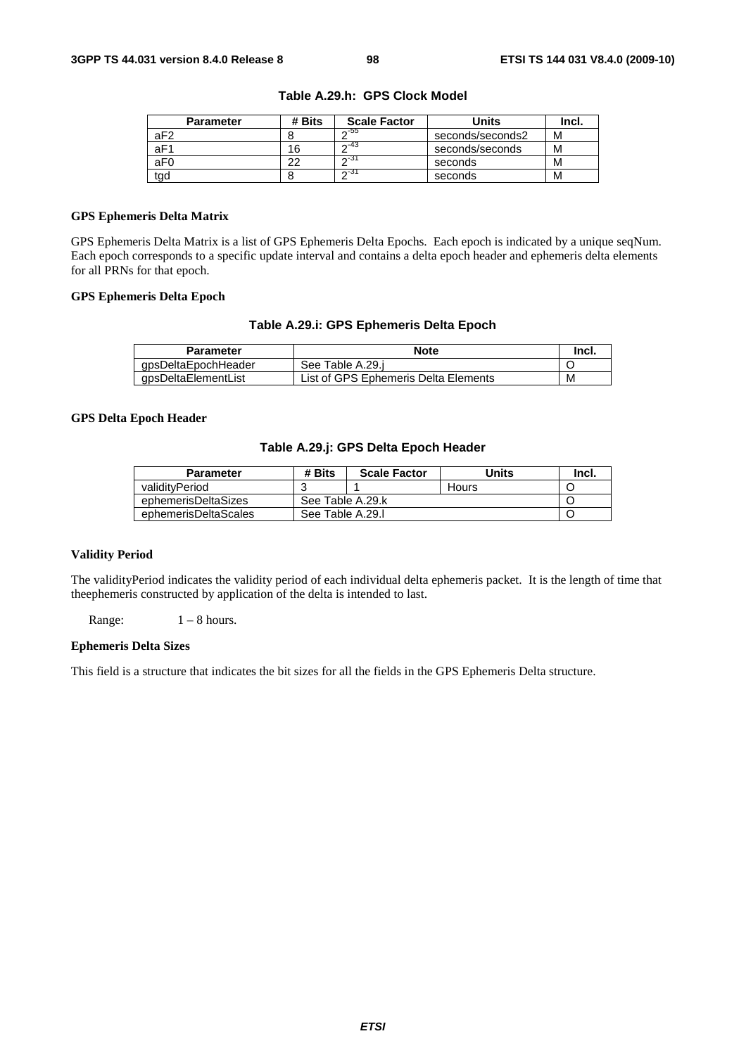**Table A.29.h: GPS Clock Model**

| Parameter | # Bits | Scale Factor | Units | Incl. |
|---|---|---|---|---|
| aF2 | 8 | $2^{-55}$ | seconds/seconds2 | M |
| aF1 | 16 | $2^{-43}$ | seconds/seconds | M |
| aF0 | 22 | $2^{-31}$ | seconds | M |
| tgd | 8 | $2^{-31}$ | seconds | M |

### GPS Ephemeris Delta Matrix

GPS Ephemeris Delta Matrix is a list of GPS Ephemeris Delta Epochs. Each epoch is indicated by a unique seqNum. Each epoch corresponds to a specific update interval and contains a delta epoch header and ephemeris delta elements for all PRNs for that epoch.

### GPS Ephemeris Delta Epoch

**Table A.29.i: GPS Ephemeris Delta Epoch**

| Parameter | Note | Incl. |
|---|---|---|
| gpsDeltaEpochHeader | See Table A.29.j | O |
| gpsDeltaElementList | List of GPS Ephemeris Delta Elements | M |

### GPS Delta Epoch Header

**Table A.29.j: GPS Delta Epoch Header**

| Parameter | # Bits | Scale Factor | Units | Incl. |
|---|---|---|---|---|
| validityPeriod | 3 | 1 | Hours | O |
| ephemerisDeltaSizes | See Table A.29.k | | | O |
| ephemerisDeltaScales | See Table A.29.l | | | O |

### Validity Period

The validityPeriod indicates the validity period of each individual delta ephemeris packet. It is the length of time that theephemeris constructed by application of the delta is intended to last.

Range: 1 – 8 hours.

### Ephemeris Delta Sizes

This field is a structure that indicates the bit sizes for all the fields in the GPS Ephemeris Delta structure.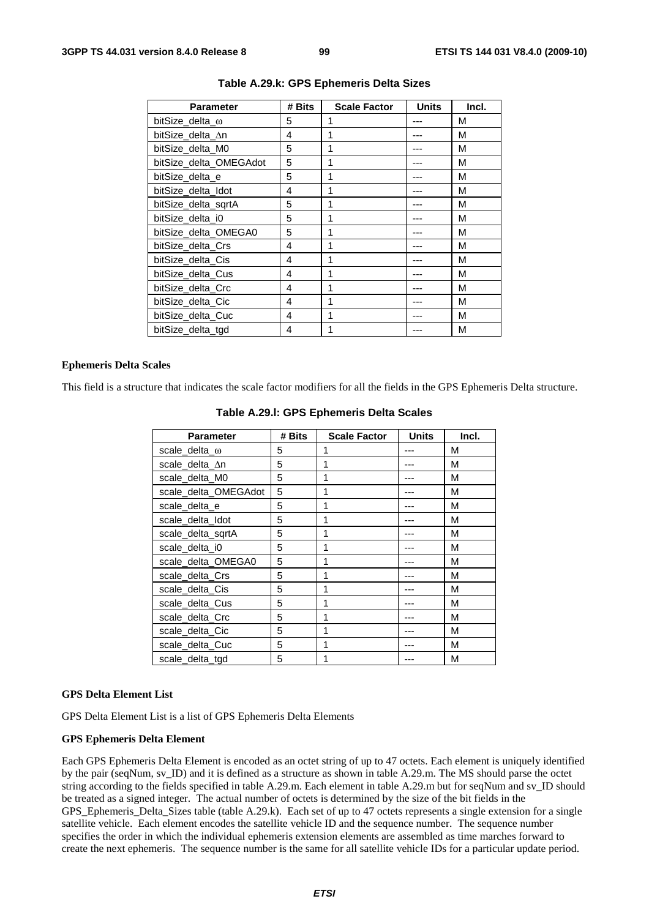**Table A.29.k: GPS Ephemeris Delta Sizes**

| Parameter | # Bits | Scale Factor | Units | Incl. |
|---|---|---|---|---|
| bitSize_delta_ω | 5 | 1 | --- | M |
| bitSize_delta_Δn | 4 | 1 | --- | M |
| bitSize_delta_M0 | 5 | 1 | --- | M |
| bitSize_delta_OMEGAdot | 5 | 1 | --- | M |
| bitSize_delta_e | 5 | 1 | --- | M |
| bitSize_delta_Idot | 4 | 1 | --- | M |
| bitSize_delta_sqrtA | 5 | 1 | --- | M |
| bitSize_delta_i0 | 5 | 1 | --- | M |
| bitSize_delta_OMEGA0 | 5 | 1 | --- | M |
| bitSize_delta_Crs | 4 | 1 | --- | M |
| bitSize_delta_Cis | 4 | 1 | --- | M |
| bitSize_delta_Cus | 4 | 1 | --- | M |
| bitSize_delta_Crc | 4 | 1 | --- | M |
| bitSize_delta_Cic | 4 | 1 | --- | M |
| bitSize_delta_Cuc | 4 | 1 | --- | M |
| bitSize_delta_tgd | 4 | 1 | --- | M |

**Ephemeris Delta Scales**

This field is a structure that indicates the scale factor modifiers for all the fields in the GPS Ephemeris Delta structure.

**Table A.29.l: GPS Ephemeris Delta Scales**

| Parameter | # Bits | Scale Factor | Units | Incl. |
|---|---|---|---|---|
| scale_delta_ω | 5 | 1 | --- | M |
| scale_delta_Δn | 5 | 1 | --- | M |
| scale_delta_M0 | 5 | 1 | --- | M |
| scale_delta_OMEGAdot | 5 | 1 | --- | M |
| scale_delta_e | 5 | 1 | --- | M |
| scale_delta_Idot | 5 | 1 | --- | M |
| scale_delta_sqrtA | 5 | 1 | --- | M |
| scale_delta_i0 | 5 | 1 | --- | M |
| scale_delta_OMEGA0 | 5 | 1 | --- | M |
| scale_delta_Crs | 5 | 1 | --- | M |
| scale_delta_Cis | 5 | 1 | --- | M |
| scale_delta_Cus | 5 | 1 | --- | M |
| scale_delta_Crc | 5 | 1 | --- | M |
| scale_delta_Cic | 5 | 1 | --- | M |
| scale_delta_Cuc | 5 | 1 | --- | M |
| scale_delta_tgd | 5 | 1 | --- | M |

**GPS Delta Element List**

GPS Delta Element List is a list of GPS Ephemeris Delta Elements

**GPS Ephemeris Delta Element**

Each GPS Ephemeris Delta Element is encoded as an octet string of up to 47 octets. Each element is uniquely identified by the pair (seqNum, sv_ID) and it is defined as a structure as shown in table A.29.m. The MS should parse the octet string according to the fields specified in table A.29.m. Each element in table A.29.m but for seqNum and sv_ID should be treated as a signed integer. The actual number of octets is determined by the size of the bit fields in the GPS_Ephemeris_Delta_Sizes table (table A.29.k). Each set of up to 47 octets represents a single extension for a single satellite vehicle. Each element encodes the satellite vehicle ID and the sequence number. The sequence number specifies the order in which the individual ephemeris extension elements are assembled as time marches forward to create the next ephemeris. The sequence number is the same for all satellite vehicle IDs for a particular update period.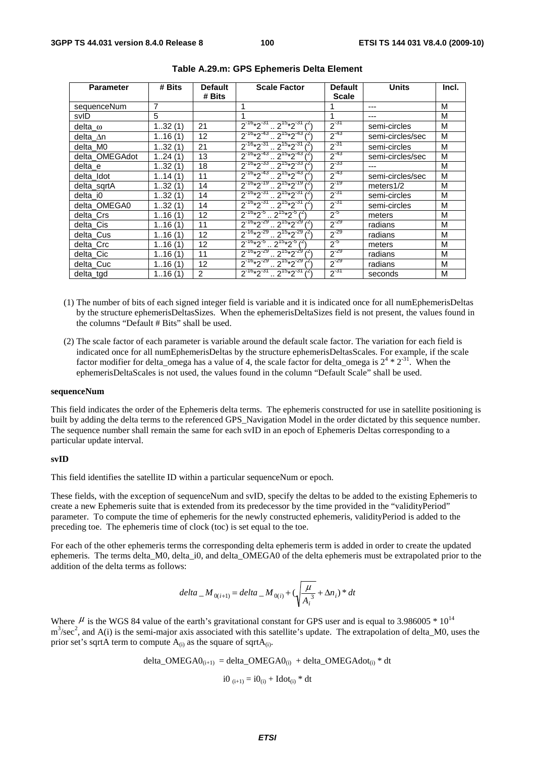**Table A.29.m: GPS Ephemeris Delta Element**

| Parameter | # Bits | Default # Bits | Scale Factor | Default Scale | Units | Incl. |
|---|---|---|---|---|---|---|
| sequenceNum | 7 | | 1 | 1 | --- | M |
| svID | 5 | | 1 | 1 | --- | M |
| delta_ω | 1..32 (1) | 21 | $2^{-16}*2^{-31}$ .. $2^{15}*2^{-31}$ (2) | $2^{-31}$ | semi-circles | M |
| delta_Δn | 1..16 (1) | 12 | $2^{-16}*2^{-43}$ .. $2^{15}*2^{-43}$ (2) | $2^{-43}$ | semi-circles/sec | M |
| delta_M0 | 1..32 (1) | 21 | $2^{-16}*2^{-31}$ .. $2^{15}*2^{-31}$ (2) | $2^{-31}$ | semi-circles | M |
| delta_OMEGAdot | 1..24 (1) | 13 | $2^{-16}*2^{-43}$ .. $2^{15}*2^{-43}$ (2) | $2^{-43}$ | semi-circles/sec | M |
| delta_e | 1..32 (1) | 18 | $2^{-16}*2^{-33}$ .. $2^{15}*2^{-33}$ (2) | $2^{-33}$ | --- | M |
| delta_Idot | 1..14 (1) | 11 | $2^{-16}*2^{-43}$ .. $2^{15}*2^{-43}$ (2) | $2^{-43}$ | semi-circles/sec | M |
| delta_sqrtA | 1..32 (1) | 14 | $2^{-16}*2^{-19}$ .. $2^{15}*2^{-19}$ (2) | $2^{-19}$ | meters1/2 | M |
| delta_i0 | 1..32 (1) | 14 | $2^{-16}*2^{-31}$ .. $2^{15}*2^{-31}$ (2) | $2^{-31}$ | semi-circles | M |
| delta_OMEGA0 | 1..32 (1) | 14 | $2^{-16}*2^{-31}$ .. $2^{15}*2^{-31}$ (2) | $2^{-31}$ | semi-circles | M |
| delta_Crs | 1..16 (1) | 12 | $2^{-16}*2^{-5}$ .. $2^{15}*2^{-5}$ (2) | $2^{-5}$ | meters | M |
| delta_Cis | 1..16 (1) | 11 | $2^{-16}*2^{-29}$ .. $2^{15}*2^{-29}$ (2) | $2^{-29}$ | radians | M |
| delta_Cus | 1..16 (1) | 12 | $2^{-16}*2^{-29}$ .. $2^{15}*2^{-29}$ (2) | $2^{-29}$ | radians | M |
| delta_Crc | 1..16 (1) | 12 | $2^{-16}*2^{-5}$ .. $2^{15}*2^{-5}$ (2) | $2^{-5}$ | meters | M |
| delta_Cic | 1..16 (1) | 11 | $2^{-16}*2^{-29}$ .. $2^{15}*2^{-29}$ (2) | $2^{-29}$ | radians | M |
| delta_Cuc | 1..16 (1) | 12 | $2^{-16}*2^{-29}$ .. $2^{15}*2^{-29}$ (2) | $2^{-29}$ | radians | M |
| delta_tgd | 1..16 (1) | 2 | $2^{-16}*2^{-31}$ .. $2^{15}*2^{-31}$ (2) | $2^{-31}$ | seconds | M |

(1) The number of bits of each signed integer field is variable and it is indicated once for all numEphemerisDeltas by the structure ephemerisDeltasSizes. When the ephemerisDeltaSizes field is not present, the values found in the columns "Default # Bits" shall be used.

(2) The scale factor of each parameter is variable around the default scale factor. The variation for each field is indicated once for all numEphemerisDeltas by the structure ephemerisDeltasScales. For example, if the scale factor modifier for delta_omega has a value of 4, the scale factor for delta_omega is $2^4 * 2^{-31}$. When the ephemerisDeltaScales is not used, the values found in the column "Default Scale" shall be used.

**sequenceNum**

This field indicates the order of the Ephemeris delta terms. The ephemeris constructed for use in satellite positioning is built by adding the delta terms to the referenced GPS_Navigation Model in the order dictated by this sequence number. The sequence number shall remain the same for each svID in an epoch of Ephemeris Deltas corresponding to a particular update interval.

**svID**

This field identifies the satellite ID within a particular sequenceNum or epoch.

These fields, with the exception of sequenceNum and svID, specify the deltas to be added to the existing Ephemeris to create a new Ephemeris suite that is extended from its predecessor by the time provided in the "validityPeriod" parameter. To compute the time of ephemeris for the newly constructed ephemeris, validityPeriod is added to the preceding toe. The ephemeris time of clock (toc) is set equal to the toe.

For each of the other ephemeris terms the corresponding delta ephemeris term is added in order to create the updated ephemeris. The terms delta_M0, delta_i0, and delta_OMEGA0 of the delta ephemeris must be extrapolated prior to the addition of the delta terms as follows:

$$delta\_M_{0(i+1)} = delta\_M_{0(i)} + \left(\sqrt{\frac{\mu}{A_i^3}} + \Delta n_i\right) * dt$$

Where $\mu$ is the WGS 84 value of the earth's gravitational constant for GPS user and is equal to $3.986005 * 10^{14}$ $m^3/sec^2$, and A(i) is the semi-major axis associated with this satellite's update. The extrapolation of delta_M0, uses the prior set's sqrtA term to compute $A_{(i)}$ as the square of $sqrtA_{(i)}$.

$$delta\_OMEGA0_{(i+1)} = delta\_OMEGA0_{(i)} + delta\_OMEGAdot_{(i)} * dt$$

$$i0_{(i+1)} = i0_{(i)} + Idot_{(i)} * dt$$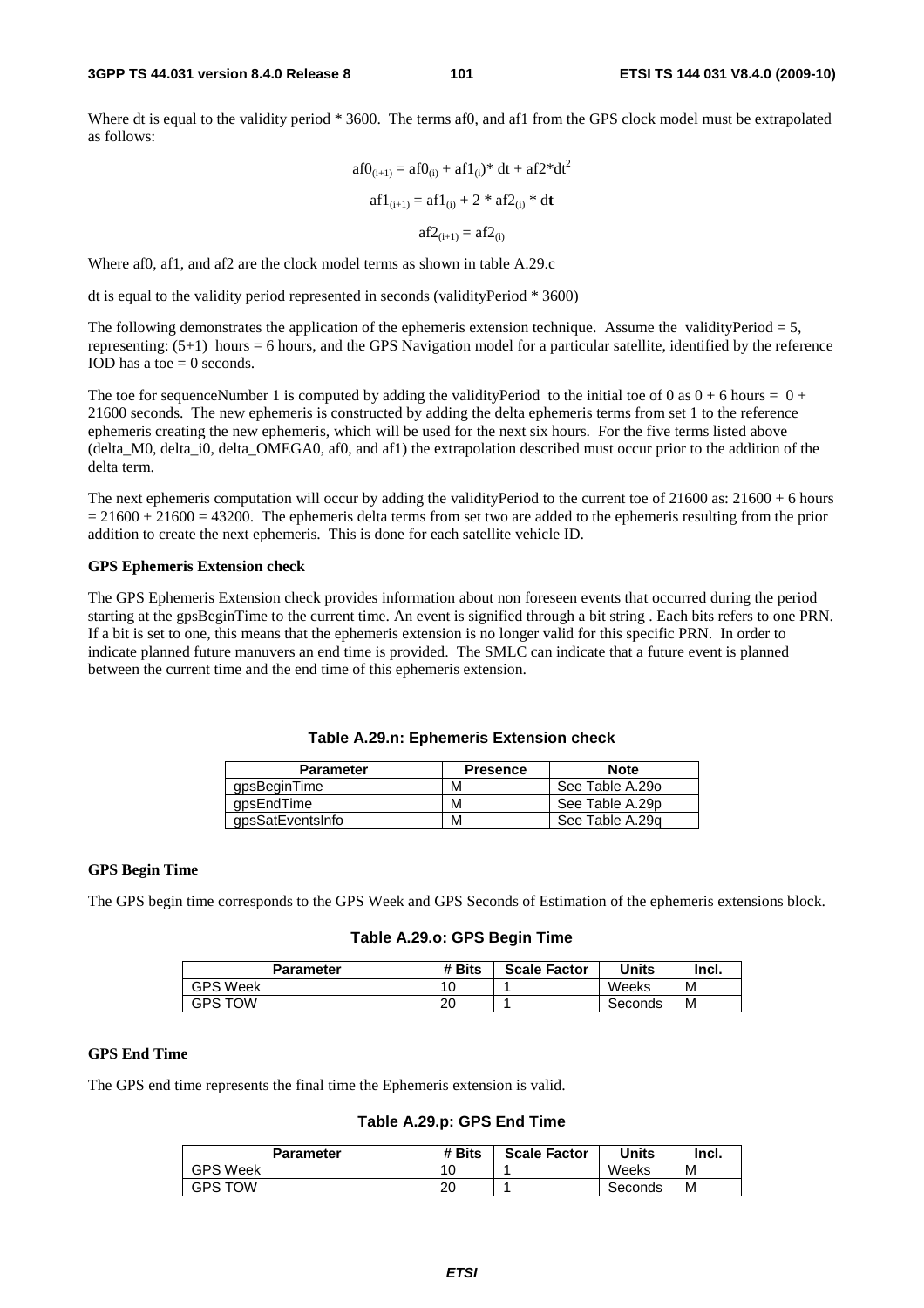Where dt is equal to the validity period * 3600. The terms af0, and af1 from the GPS clock model must be extrapolated as follows:

$$af0_{(i+1)} = af0_{(i)} + af1_{(i)} * dt + af2 * dt^2$$

$$af1_{(i+1)} = af1_{(i)} + 2 * af2_{(i)} * dt$$

$$af2_{(i+1)} = af2_{(i)}$$

Where af0, af1, and af2 are the clock model terms as shown in table A.29.c

dt is equal to the validity period represented in seconds (validityPeriod * 3600)

The following demonstrates the application of the ephemeris extension technique. Assume the validityPeriod = 5, representing: (5+1) hours = 6 hours, and the GPS Navigation model for a particular satellite, identified by the reference IOD has a toe = 0 seconds.

The toe for sequenceNumber 1 is computed by adding the validityPeriod to the initial toe of 0 as 0 + 6 hours = 0 + 21600 seconds. The new ephemeris is constructed by adding the delta ephemeris terms from set 1 to the reference ephemeris creating the new ephemeris, which will be used for the next six hours. For the five terms listed above (delta_M0, delta_i0, delta_OMEGA0, af0, and af1) the extrapolation described must occur prior to the addition of the delta term.

The next ephemeris computation will occur by adding the validityPeriod to the current toe of 21600 as: 21600 + 6 hours = 21600 + 21600 = 43200. The ephemeris delta terms from set two are added to the ephemeris resulting from the prior addition to create the next ephemeris. This is done for each satellite vehicle ID.

**GPS Ephemeris Extension check**

The GPS Ephemeris Extension check provides information about non foreseen events that occurred during the period starting at the gpsBeginTime to the current time. An event is signified through a bit string . Each bits refers to one PRN. If a bit is set to one, this means that the ephemeris extension is no longer valid for this specific PRN. In order to indicate planned future manuvers an end time is provided. The SMLC can indicate that a future event is planned between the current time and the end time of this ephemeris extension.

**Table A.29.n: Ephemeris Extension check**

| Parameter | Presence | Note |
|---|---|---|
| gpsBeginTime | M | See Table A.29o |
| gpsEndTime | M | See Table A.29p |
| gpsSatEventsInfo | M | See Table A.29q |

**GPS Begin Time**

The GPS begin time corresponds to the GPS Week and GPS Seconds of Estimation of the ephemeris extensions block.

**Table A.29.o: GPS Begin Time**

| Parameter | # Bits | Scale Factor | Units | Incl. |
|---|---|---|---|---|
| GPS Week | 10 | 1 | Weeks | M |
| GPS TOW | 20 | 1 | Seconds | M |

**GPS End Time**

The GPS end time represents the final time the Ephemeris extension is valid.

**Table A.29.p: GPS End Time**

| Parameter | # Bits | Scale Factor | Units | Incl. |
|---|---|---|---|---|
| GPS Week | 10 | 1 | Weeks | M |
| GPS TOW | 20 | 1 | Seconds | M |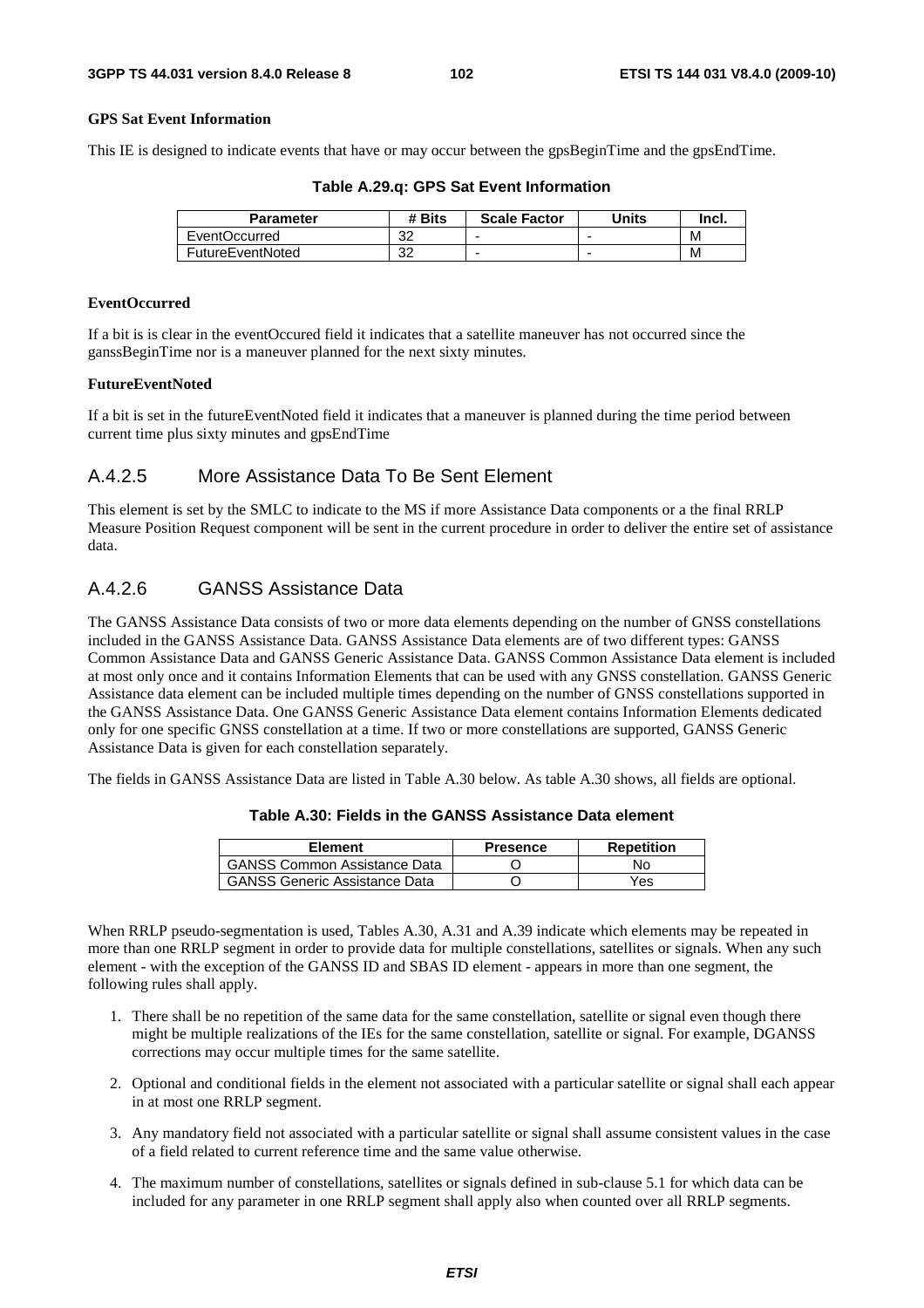**GPS Sat Event Information**

This IE is designed to indicate events that have or may occur between the gpsBeginTime and the gpsEndTime.

**Table A.29.q: GPS Sat Event Information**

| Parameter | # Bits | Scale Factor | Units | Incl. |
|---|---|---|---|---|
| EventOccurred | 32 | - | - | M |
| FutureEventNoted | 32 | - | - | M |

**EventOccurred**

If a bit is is clear in the eventOccured field it indicates that a satellite maneuver has not occurred since the ganssBeginTime nor is a maneuver planned for the next sixty minutes.

**FutureEventNoted**

If a bit is set in the futureEventNoted field it indicates that a maneuver is planned during the time period between current time plus sixty minutes and gpsEndTime

### A.4.2.5 More Assistance Data To Be Sent Element

This element is set by the SMLC to indicate to the MS if more Assistance Data components or a the final RRLP Measure Position Request component will be sent in the current procedure in order to deliver the entire set of assistance data.

### A.4.2.6 GANSS Assistance Data

The GANSS Assistance Data consists of two or more data elements depending on the number of GNSS constellations included in the GANSS Assistance Data. GANSS Assistance Data elements are of two different types: GANSS Common Assistance Data and GANSS Generic Assistance Data. GANSS Common Assistance Data element is included at most only once and it contains Information Elements that can be used with any GNSS constellation. GANSS Generic Assistance data element can be included multiple times depending on the number of GNSS constellations supported in the GANSS Assistance Data. One GANSS Generic Assistance Data element contains Information Elements dedicated only for one specific GNSS constellation at a time. If two or more constellations are supported, GANSS Generic Assistance Data is given for each constellation separately.

The fields in GANSS Assistance Data are listed in Table A.30 below. As table A.30 shows, all fields are optional.

**Table A.30: Fields in the GANSS Assistance Data element**

| Element | Presence | Repetition |
|---|---|---|
| GANSS Common Assistance Data | O | No |
| GANSS Generic Assistance Data | O | Yes |

When RRLP pseudo-segmentation is used, Tables A.30, A.31 and A.39 indicate which elements may be repeated in more than one RRLP segment in order to provide data for multiple constellations, satellites or signals. When any such element - with the exception of the GANSS ID and SBAS ID element - appears in more than one segment, the following rules shall apply.

1. There shall be no repetition of the same data for the same constellation, satellite or signal even though there might be multiple realizations of the IEs for the same constellation, satellite or signal. For example, DGANSS corrections may occur multiple times for the same satellite.

2. Optional and conditional fields in the element not associated with a particular satellite or signal shall each appear in at most one RRLP segment.

3. Any mandatory field not associated with a particular satellite or signal shall assume consistent values in the case of a field related to current reference time and the same value otherwise.

4. The maximum number of constellations, satellites or signals defined in sub-clause 5.1 for which data can be included for any parameter in one RRLP segment shall apply also when counted over all RRLP segments.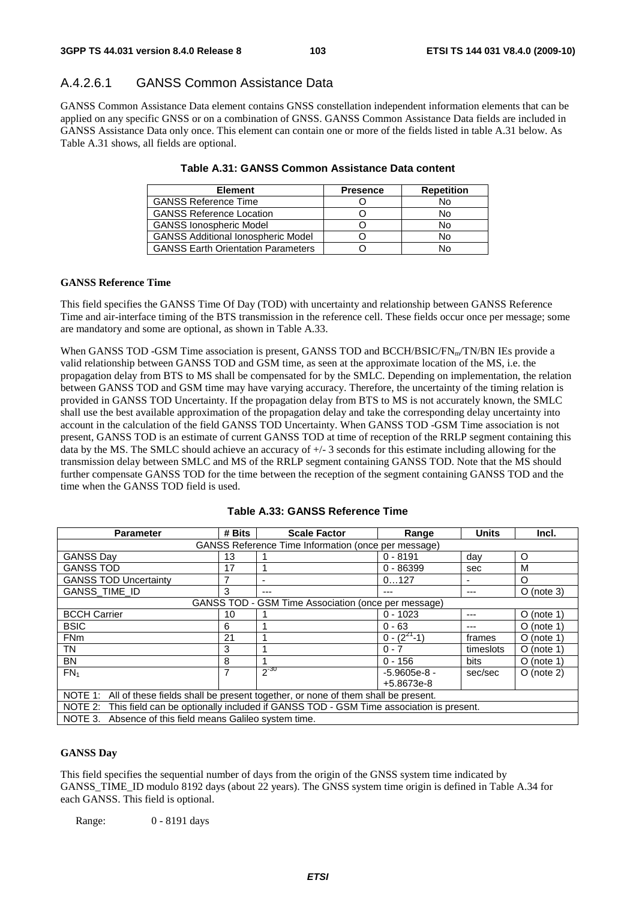### A.4.2.6.1 GANSS Common Assistance Data

GANSS Common Assistance Data element contains GNSS constellation independent information elements that can be applied on any specific GNSS or on a combination of GNSS. GANSS Common Assistance Data fields are included in GANSS Assistance Data only once. This element can contain one or more of the fields listed in table A.31 below. As Table A.31 shows, all fields are optional.

**Table A.31: GANSS Common Assistance Data content**

| Element | Presence | Repetition |
|---|---|---|
| GANSS Reference Time | O | No |
| GANSS Reference Location | O | No |
| GANSS Ionospheric Model | O | No |
| GANSS Additional Ionospheric Model | O | No |
| GANSS Earth Orientation Parameters | O | No |

**GANSS Reference Time**

This field specifies the GANSS Time Of Day (TOD) with uncertainty and relationship between GANSS Reference Time and air-interface timing of the BTS transmission in the reference cell. These fields occur once per message; some are mandatory and some are optional, as shown in Table A.33.

When GANSS TOD -GSM Time association is present, GANSS TOD and BCCH/BSIC/$FN_m$/TN/BN IEs provide a valid relationship between GANSS TOD and GSM time, as seen at the approximate location of the MS, i.e. the propagation delay from BTS to MS shall be compensated for by the SMLC. Depending on implementation, the relation between GANSS TOD and GSM time may have varying accuracy. Therefore, the uncertainty of the timing relation is provided in GANSS TOD Uncertainty. If the propagation delay from BTS to MS is not accurately known, the SMLC shall use the best available approximation of the propagation delay and take the corresponding delay uncertainty into account in the calculation of the field GANSS TOD Uncertainty. When GANSS TOD -GSM Time association is not present, GANSS TOD is an estimate of current GANSS TOD at time of reception of the RRLP segment containing this data by the MS. The SMLC should achieve an accuracy of +/- 3 seconds for this estimate including allowing for the transmission delay between SMLC and MS of the RRLP segment containing GANSS TOD. Note that the MS should further compensate GANSS TOD for the time between the reception of the segment containing GANSS TOD and the time when the GANSS TOD field is used.

**Table A.33: GANSS Reference Time**

| Parameter | # Bits | Scale Factor | Range | Units | Incl. |
|---|---|---|---|---|---|
| GANSS Reference Time Information (once per message) | | | | | |
| GANSS Day | 13 | 1 | 0 - 8191 | day | O |
| GANSS TOD | 17 | 1 | 0 - 86399 | sec | M |
| GANSS TOD Uncertainty | 7 | - | 0…127 | - | O |
| GANSS_TIME_ID | 3 | --- | --- | --- | O (note 3) |
| GANSS TOD - GSM Time Association (once per message) | | | | | |
| BCCH Carrier | 10 | 1 | 0 - 1023 | --- | O (note 1) |
| BSIC | 6 | 1 | 0 - 63 | --- | O (note 1) |
| FNm | 21 | 1 | 0 - ($2^{21}$-1) | frames | O (note 1) |
| TN | 3 | 1 | 0 - 7 | timeslots | O (note 1) |
| BN | 8 | 1 | 0 - 156 | bits | O (note 1) |
| $FN_1$ | 7 | $2^{-30}$ | -5.9605e-8 - +5.8673e-8 | sec/sec | O (note 2) |
| NOTE 1: All of these fields shall be present together, or none of them shall be present. | | | | | |
| NOTE 2: This field can be optionally included if GANSS TOD - GSM Time association is present. | | | | | |
| NOTE 3. Absence of this field means Galileo system time. | | | | | |

**GANSS Day**

This field specifies the sequential number of days from the origin of the GNSS system time indicated by GANSS_TIME_ID modulo 8192 days (about 22 years). The GNSS system time origin is defined in Table A.34 for each GANSS. This field is optional.

Range: 0 - 8191 days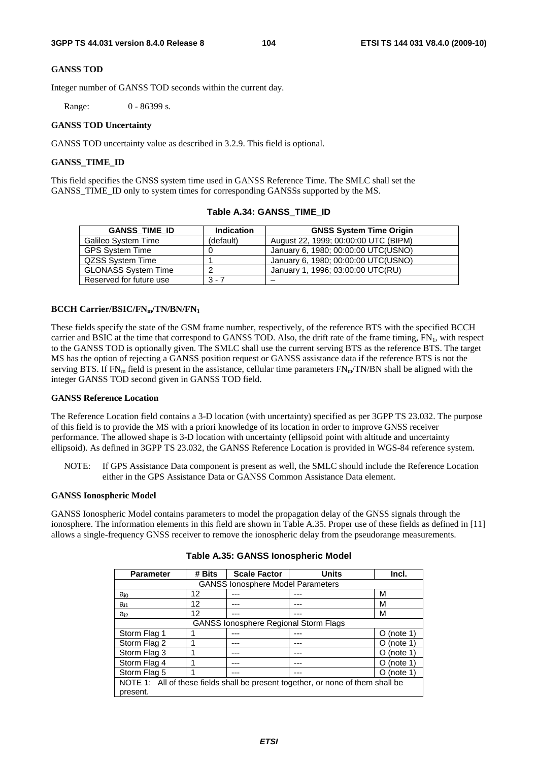**GANSS TOD**

Integer number of GANSS TOD seconds within the current day.

Range: 0 - 86399 s.

**GANSS TOD Uncertainty**

GANSS TOD uncertainty value as described in 3.2.9. This field is optional.

**GANSS_TIME_ID**

This field specifies the GNSS system time used in GANSS Reference Time. The SMLC shall set the GANSS_TIME_ID only to system times for corresponding GANSSs supported by the MS.

**Table A.34: GANSS_TIME_ID**

| GANSS_TIME_ID | Indication | GNSS System Time Origin |
|---|---|---|
| Galileo System Time | (default) | August 22, 1999; 00:00:00 UTC (BIPM) |
| GPS System Time | 0 | January 6, 1980; 00:00:00 UTC(USNO) |
| QZSS System Time | 1 | January 6, 1980; 00:00:00 UTC(USNO) |
| GLONASS System Time | 2 | January 1, 1996; 03:00:00 UTC(RU) |
| Reserved for future use | 3 - 7 | – |

**BCCH Carrier/BSIC/$FN_m$/TN/BN/$FN_1$**

These fields specify the state of the GSM frame number, respectively, of the reference BTS with the specified BCCH carrier and BSIC at the time that correspond to GANSS TOD. Also, the drift rate of the frame timing, $FN_1$, with respect to the GANSS TOD is optionally given. The SMLC shall use the current serving BTS as the reference BTS. The target MS has the option of rejecting a GANSS position request or GANSS assistance data if the reference BTS is not the serving BTS. If $FN_m$ field is present in the assistance, cellular time parameters $FN_m$/TN/BN shall be aligned with the integer GANSS TOD second given in GANSS TOD field.

**GANSS Reference Location**

The Reference Location field contains a 3-D location (with uncertainty) specified as per 3GPP TS 23.032. The purpose of this field is to provide the MS with a priori knowledge of its location in order to improve GNSS receiver performance. The allowed shape is 3-D location with uncertainty (ellipsoid point with altitude and uncertainty ellipsoid). As defined in 3GPP TS 23.032, the GANSS Reference Location is provided in WGS-84 reference system.

NOTE: If GPS Assistance Data component is present as well, the SMLC should include the Reference Location either in the GPS Assistance Data or GANSS Common Assistance Data element.

**GANSS Ionospheric Model**

GANSS Ionospheric Model contains parameters to model the propagation delay of the GNSS signals through the ionosphere. The information elements in this field are shown in Table A.35. Proper use of these fields as defined in [11] allows a single-frequency GNSS receiver to remove the ionospheric delay from the pseudorange measurements.

**Table A.35: GANSS Ionospheric Model**

| Parameter | # Bits | Scale Factor | Units | Incl. |
|---|---|---|---|---|
| GANSS Ionosphere Model Parameters | | | | |
| $a_{i0}$ | 12 | --- | --- | M |
| $a_{i1}$ | 12 | --- | --- | M |
| $a_{i2}$ | 12 | --- | --- | M |
| GANSS Ionosphere Regional Storm Flags | | | | |
| Storm Flag 1 | 1 | --- | --- | O (note 1) |
| Storm Flag 2 | 1 | --- | --- | O (note 1) |
| Storm Flag 3 | 1 | --- | --- | O (note 1) |
| Storm Flag 4 | 1 | --- | --- | O (note 1) |
| Storm Flag 5 | 1 | --- | --- | O (note 1) |
| NOTE 1: All of these fields shall be present together, or none of them shall be present. | | | | |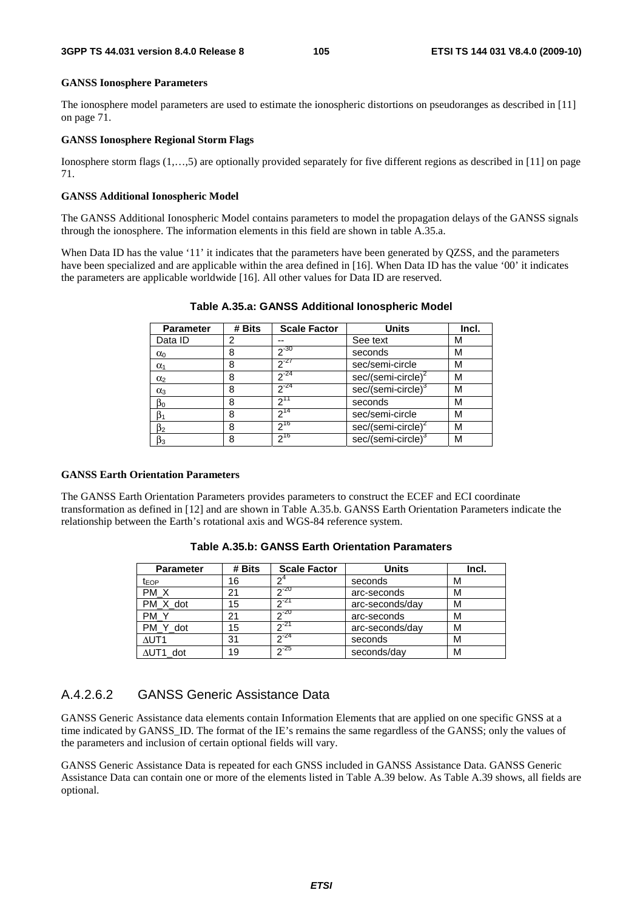**GANSS Ionosphere Parameters**

The ionosphere model parameters are used to estimate the ionospheric distortions on pseudoranges as described in [11] on page 71.

**GANSS Ionosphere Regional Storm Flags**

Ionosphere storm flags (1,…,5) are optionally provided separately for five different regions as described in [11] on page 71.

**GANSS Additional Ionospheric Model**

The GANSS Additional Ionospheric Model contains parameters to model the propagation delays of the GANSS signals through the ionosphere. The information elements in this field are shown in table A.35.a.

When Data ID has the value '11' it indicates that the parameters have been generated by QZSS, and the parameters have been specialized and are applicable within the area defined in [16]. When Data ID has the value '00' it indicates the parameters are applicable worldwide [16]. All other values for Data ID are reserved.

**Table A.35.a: GANSS Additional Ionospheric Model**

| Parameter | # Bits | Scale Factor | Units | Incl. |
|---|---|---|---|---|
| Data ID | 2 | -- | See text | M |
| $\alpha_0$ | 8 | $2^{-30}$ | seconds | M |
| $\alpha_1$ | 8 | $2^{-27}$ | sec/semi-circle | M |
| $\alpha_2$ | 8 | $2^{-24}$ | sec/(semi-circle)$^2$ | M |
| $\alpha_3$ | 8 | $2^{-24}$ | sec/(semi-circle)$^3$ | M |
| $\beta_0$ | 8 | $2^{11}$ | seconds | M |
| $\beta_1$ | 8 | $2^{14}$ | sec/semi-circle | M |
| $\beta_2$ | 8 | $2^{16}$ | sec/(semi-circle)$^2$ | M |
| $\beta_3$ | 8 | $2^{16}$ | sec/(semi-circle)$^3$ | M |

**GANSS Earth Orientation Parameters**

The GANSS Earth Orientation Parameters provides parameters to construct the ECEF and ECI coordinate transformation as defined in [12] and are shown in Table A.35.b. GANSS Earth Orientation Parameters indicate the relationship between the Earth's rotational axis and WGS-84 reference system.

**Table A.35.b: GANSS Earth Orientation Paramaters**

| Parameter | # Bits | Scale Factor | Units | Incl. |
|---|---|---|---|---|
| $t_{EOP}$ | 16 | $2^{4}$ | seconds | M |
| PM_X | 21 | $2^{-20}$ | arc-seconds | M |
| PM_X_dot | 15 | $2^{-21}$ | arc-seconds/day | M |
| PM_Y | 21 | $2^{-20}$ | arc-seconds | M |
| PM_Y_dot | 15 | $2^{-21}$ | arc-seconds/day | M |
| $\Delta$UT1 | 31 | $2^{-24}$ | seconds | M |
| $\Delta$UT1_dot | 19 | $2^{-25}$ | seconds/day | M |

## A.4.2.6.2 GANSS Generic Assistance Data

GANSS Generic Assistance data elements contain Information Elements that are applied on one specific GNSS at a time indicated by GANSS_ID. The format of the IE's remains the same regardless of the GANSS; only the values of the parameters and inclusion of certain optional fields will vary.

GANSS Generic Assistance Data is repeated for each GNSS included in GANSS Assistance Data. GANSS Generic Assistance Data can contain one or more of the elements listed in Table A.39 below. As Table A.39 shows, all fields are optional.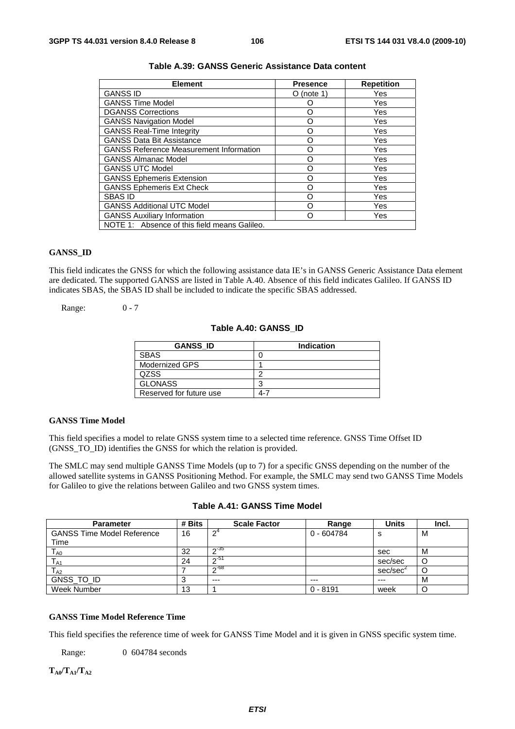**Table A.39: GANSS Generic Assistance Data content**

| Element | Presence | Repetition |
|---|---|---|
| GANSS ID | O (note 1) | Yes |
| GANSS Time Model | O | Yes |
| DGANSS Corrections | O | Yes |
| GANSS Navigation Model | O | Yes |
| GANSS Real-Time Integrity | O | Yes |
| GANSS Data Bit Assistance | O | Yes |
| GANSS Reference Measurement Information | O | Yes |
| GANSS Almanac Model | O | Yes |
| GANSS UTC Model | O | Yes |
| GANSS Ephemeris Extension | O | Yes |
| GANSS Ephemeris Ext Check | O | Yes |
| SBAS ID | O | Yes |
| GANSS Additional UTC Model | O | Yes |
| GANSS Auxiliary Information | O | Yes |
| NOTE 1: Absence of this field means Galileo. | | |

**GANSS_ID**

This field indicates the GNSS for which the following assistance data IE's in GANSS Generic Assistance Data element are dedicated. The supported GANSS are listed in Table A.40. Absence of this field indicates Galileo. If GANSS ID indicates SBAS, the SBAS ID shall be included to indicate the specific SBAS addressed.

Range: 0 - 7

**Table A.40: GANSS_ID**

| GANSS_ID | Indication |
|---|---|
| SBAS | 0 |
| Modernized GPS | 1 |
| QZSS | 2 |
| GLONASS | 3 |
| Reserved for future use | 4-7 |

**GANSS Time Model**

This field specifies a model to relate GNSS system time to a selected time reference. GNSS Time Offset ID (GNSS_TO_ID) identifies the GNSS for which the relation is provided.

The SMLC may send multiple GANSS Time Models (up to 7) for a specific GNSS depending on the number of the allowed satellite systems in GANSS Positioning Method. For example, the SMLC may send two GANSS Time Models for Galileo to give the relations between Galileo and two GNSS system times.

**Table A.41: GANSS Time Model**

| Parameter | # Bits | Scale Factor | Range | Units | Incl. |
|---|---|---|---|---|---|
| GANSS Time Model Reference Time | 16 | $2^4$ | 0 - 604784 | s | M |
| $T_{A0}$ | 32 | $2^{-35}$ | | sec | M |
| $T_{A1}$ | 24 | $2^{-51}$ | | sec/sec | O |
| $T_{A2}$ | 7 | $2^{-68}$ | | sec/sec$^2$ | O |
| GNSS_TO_ID | 3 | --- | --- | --- | M |
| Week Number | 13 | 1 | 0 - 8191 | week | O |

**GANSS Time Model Reference Time**

This field specifies the reference time of week for GANSS Time Model and it is given in GNSS specific system time.

Range: 0 604784 seconds

**$T_{A0}$/$T_{A1}$/$T_{A2}$**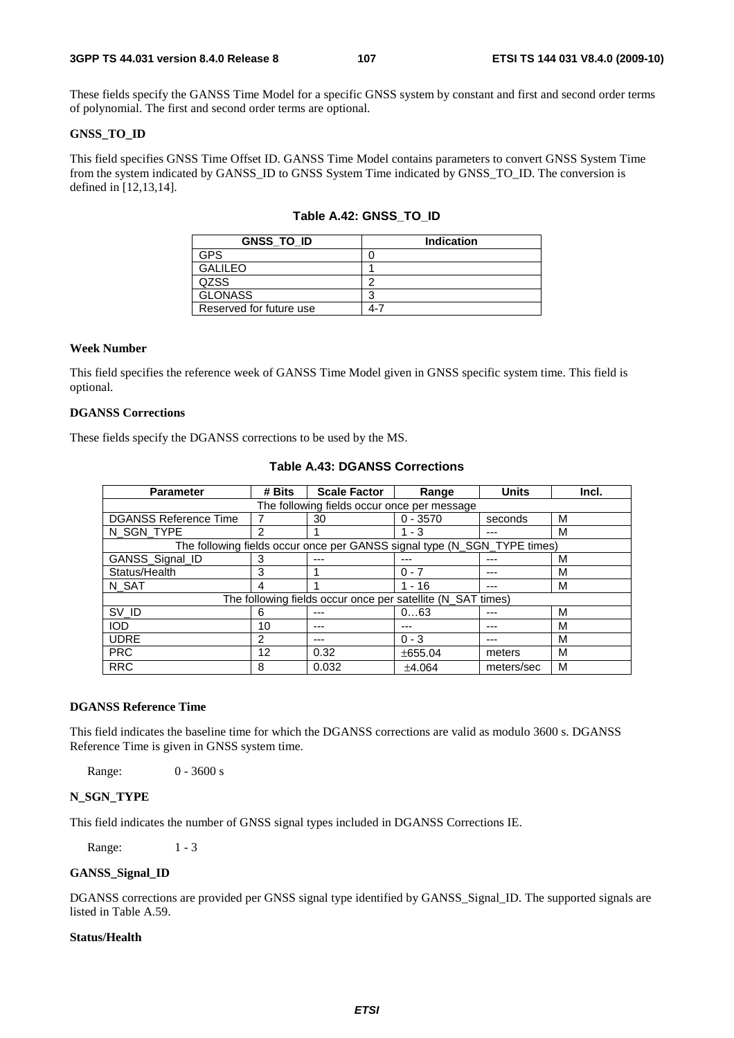These fields specify the GANSS Time Model for a specific GNSS system by constant and first and second order terms of polynomial. The first and second order terms are optional.

**GNSS_TO_ID**

This field specifies GNSS Time Offset ID. GANSS Time Model contains parameters to convert GNSS System Time from the system indicated by GANSS_ID to GNSS System Time indicated by GNSS_TO_ID. The conversion is defined in [12,13,14].

**Table A.42: GNSS_TO_ID**

| GNSS_TO_ID | Indication |
|---|---|
| GPS | 0 |
| GALILEO | 1 |
| QZSS | 2 |
| GLONASS | 3 |
| Reserved for future use | 4-7 |

**Week Number**

This field specifies the reference week of GANSS Time Model given in GNSS specific system time. This field is optional.

**DGANSS Corrections**

These fields specify the DGANSS corrections to be used by the MS.

**Table A.43: DGANSS Corrections**

| Parameter | # Bits | Scale Factor | Range | Units | Incl. |
|---|---|---|---|---|---|
| The following fields occur once per message | | | | | |
| DGANSS Reference Time | 7 | 30 | 0 - 3570 | seconds | M |
| N_SGN_TYPE | 2 | 1 | 1 - 3 | --- | M |
| The following fields occur once per GANSS signal type (N_SGN_TYPE times) | | | | | |
| GANSS_Signal_ID | 3 | --- | --- | --- | M |
| Status/Health | 3 | 1 | 0 - 7 | --- | M |
| N_SAT | 4 | 1 | 1 - 16 | --- | M |
| The following fields occur once per satellite (N_SAT times) | | | | | |
| SV_ID | 6 | --- | 0…63 | --- | M |
| IOD | 10 | --- | --- | --- | M |
| UDRE | 2 | --- | 0 - 3 | --- | M |
| PRC | 12 | 0.32 | ±655.04 | meters | M |
| RRC | 8 | 0.032 | ±4.064 | meters/sec | M |

**DGANSS Reference Time**

This field indicates the baseline time for which the DGANSS corrections are valid as modulo 3600 s. DGANSS Reference Time is given in GNSS system time.

Range: 0 - 3600 s

**N_SGN_TYPE**

This field indicates the number of GNSS signal types included in DGANSS Corrections IE.

Range: 1 - 3

**GANSS_Signal_ID**

DGANSS corrections are provided per GNSS signal type identified by GANSS_Signal_ID. The supported signals are listed in Table A.59.

**Status/Health**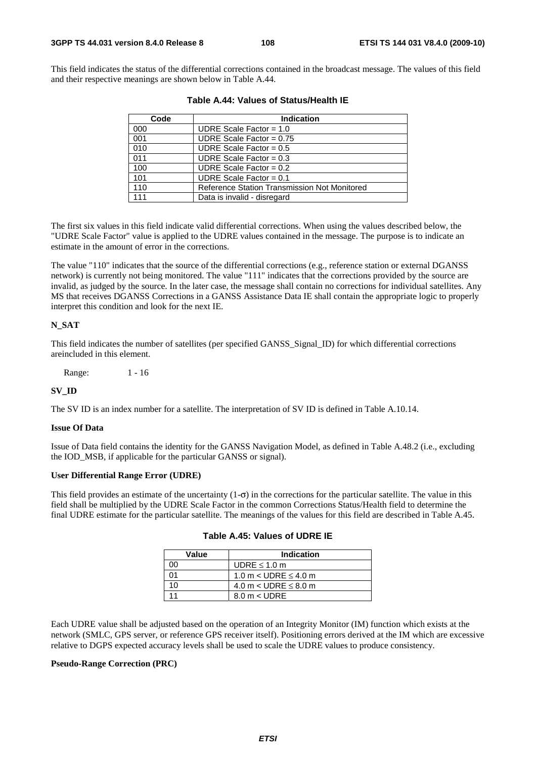This field indicates the status of the differential corrections contained in the broadcast message. The values of this field and their respective meanings are shown below in Table A.44.

**Table A.44: Values of Status/Health IE**

| Code | Indication |
|---|---|
| 000 | UDRE Scale Factor = 1.0 |
| 001 | UDRE Scale Factor = 0.75 |
| 010 | UDRE Scale Factor = 0.5 |
| 011 | UDRE Scale Factor = 0.3 |
| 100 | UDRE Scale Factor = 0.2 |
| 101 | UDRE Scale Factor = 0.1 |
| 110 | Reference Station Transmission Not Monitored |
| 111 | Data is invalid - disregard |

The first six values in this field indicate valid differential corrections. When using the values described below, the "UDRE Scale Factor" value is applied to the UDRE values contained in the message. The purpose is to indicate an estimate in the amount of error in the corrections.

The value "110" indicates that the source of the differential corrections (e.g., reference station or external DGANSS network) is currently not being monitored. The value "111" indicates that the corrections provided by the source are invalid, as judged by the source. In the later case, the message shall contain no corrections for individual satellites. Any MS that receives DGANSS Corrections in a GANSS Assistance Data IE shall contain the appropriate logic to properly interpret this condition and look for the next IE.

**N_SAT**

This field indicates the number of satellites (per specified GANSS_Signal_ID) for which differential corrections areincluded in this element.

Range: 1 - 16

**SV_ID**

The SV ID is an index number for a satellite. The interpretation of SV ID is defined in Table A.10.14.

**Issue Of Data**

Issue of Data field contains the identity for the GANSS Navigation Model, as defined in Table A.48.2 (i.e., excluding the IOD_MSB, if applicable for the particular GANSS or signal).

**User Differential Range Error (UDRE)**

This field provides an estimate of the uncertainty (1-$\sigma$) in the corrections for the particular satellite. The value in this field shall be multiplied by the UDRE Scale Factor in the common Corrections Status/Health field to determine the final UDRE estimate for the particular satellite. The meanings of the values for this field are described in Table A.45.

**Table A.45: Values of UDRE IE**

| Value | Indication |
|---|---|
| 00 | UDRE $\leq$ 1.0 m |
| 01 | 1.0 m < UDRE $\leq$ 4.0 m |
| 10 | 4.0 m < UDRE $\leq$ 8.0 m |
| 11 | 8.0 m < UDRE |

Each UDRE value shall be adjusted based on the operation of an Integrity Monitor (IM) function which exists at the network (SMLC, GPS server, or reference GPS receiver itself). Positioning errors derived at the IM which are excessive relative to DGPS expected accuracy levels shall be used to scale the UDRE values to produce consistency.

**Pseudo-Range Correction (PRC)**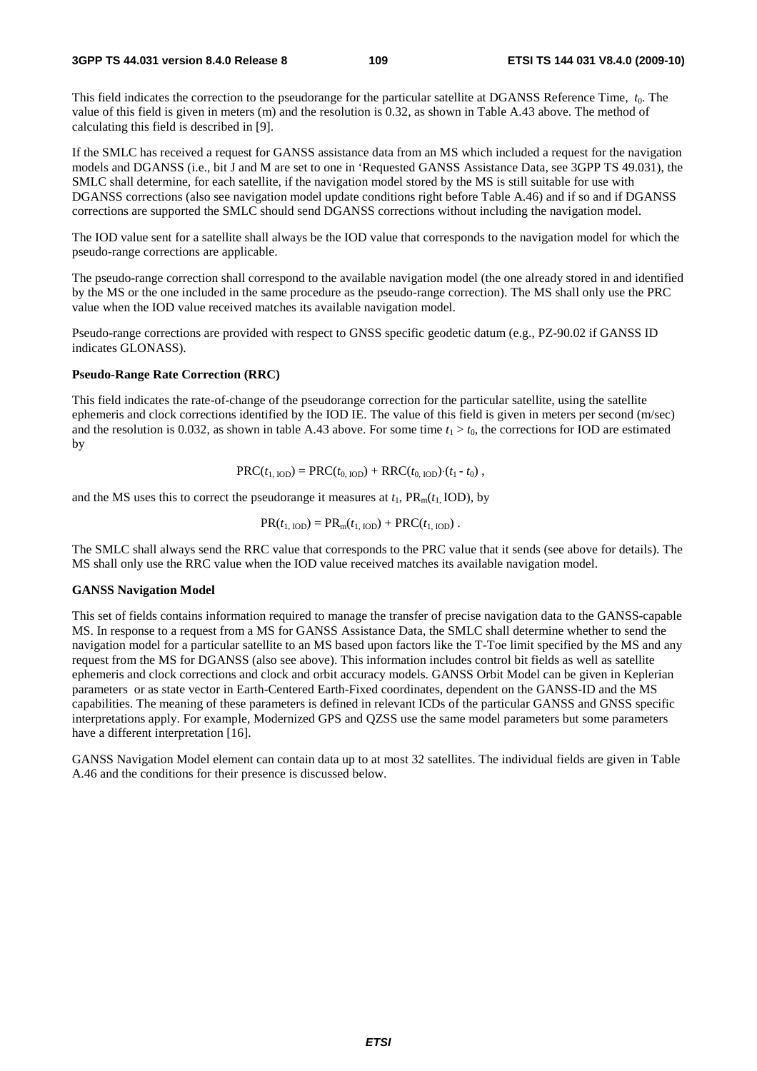This field indicates the correction to the pseudorange for the particular satellite at DGANSS Reference Time, $t_0$. The value of this field is given in meters (m) and the resolution is 0.32, as shown in Table A.43 above. The method of calculating this field is described in [9].

If the SMLC has received a request for GANSS assistance data from an MS which included a request for the navigation models and DGANSS (i.e., bit J and M are set to one in 'Requested GANSS Assistance Data, see 3GPP TS 49.031), the SMLC shall determine, for each satellite, if the navigation model stored by the MS is still suitable for use with DGANSS corrections (also see navigation model update conditions right before Table A.46) and if so and if DGANSS corrections are supported the SMLC should send DGANSS corrections without including the navigation model.

The IOD value sent for a satellite shall always be the IOD value that corresponds to the navigation model for which the pseudo-range corrections are applicable.

The pseudo-range correction shall correspond to the available navigation model (the one already stored in and identified by the MS or the one included in the same procedure as the pseudo-range correction). The MS shall only use the PRC value when the IOD value received matches its available navigation model.

Pseudo-range corrections are provided with respect to GNSS specific geodetic datum (e.g., PZ-90.02 if GANSS ID indicates GLONASS).

**Pseudo-Range Rate Correction (RRC)**

This field indicates the rate-of-change of the pseudorange correction for the particular satellite, using the satellite ephemeris and clock corrections identified by the IOD IE. The value of this field is given in meters per second (m/sec) and the resolution is 0.032, as shown in table A.43 above. For some time $t_1 > t_0$, the corrections for IOD are estimated by

$$\mathrm{PRC}(t_{1,\,\mathrm{IOD}}) = \mathrm{PRC}(t_{0,\,\mathrm{IOD}}) + \mathrm{RRC}(t_{0,\,\mathrm{IOD}}) \cdot (t_1 - t_0)\,,$$

and the MS uses this to correct the pseudorange it measures at $t_1$, $\mathrm{PR_m}(t_{1,}\,\mathrm{IOD})$, by

$$\mathrm{PR}(t_{1,\,\mathrm{IOD}}) = \mathrm{PR_m}(t_{1,\,\mathrm{IOD}}) + \mathrm{PRC}(t_{1,\,\mathrm{IOD}})\,.$$

The SMLC shall always send the RRC value that corresponds to the PRC value that it sends (see above for details). The MS shall only use the RRC value when the IOD value received matches its available navigation model.

**GANSS Navigation Model**

This set of fields contains information required to manage the transfer of precise navigation data to the GANSS-capable MS. In response to a request from a MS for GANSS Assistance Data, the SMLC shall determine whether to send the navigation model for a particular satellite to an MS based upon factors like the T-Toe limit specified by the MS and any request from the MS for DGANSS (also see above). This information includes control bit fields as well as satellite ephemeris and clock corrections and clock and orbit accuracy models. GANSS Orbit Model can be given in Keplerian parameters or as state vector in Earth-Centered Earth-Fixed coordinates, dependent on the GANSS-ID and the MS capabilities. The meaning of these parameters is defined in relevant ICDs of the particular GANSS and GNSS specific interpretations apply. For example, Modernized GPS and QZSS use the same model parameters but some parameters have a different interpretation [16].

GANSS Navigation Model element can contain data up to at most 32 satellites. The individual fields are given in Table A.46 and the conditions for their presence is discussed below.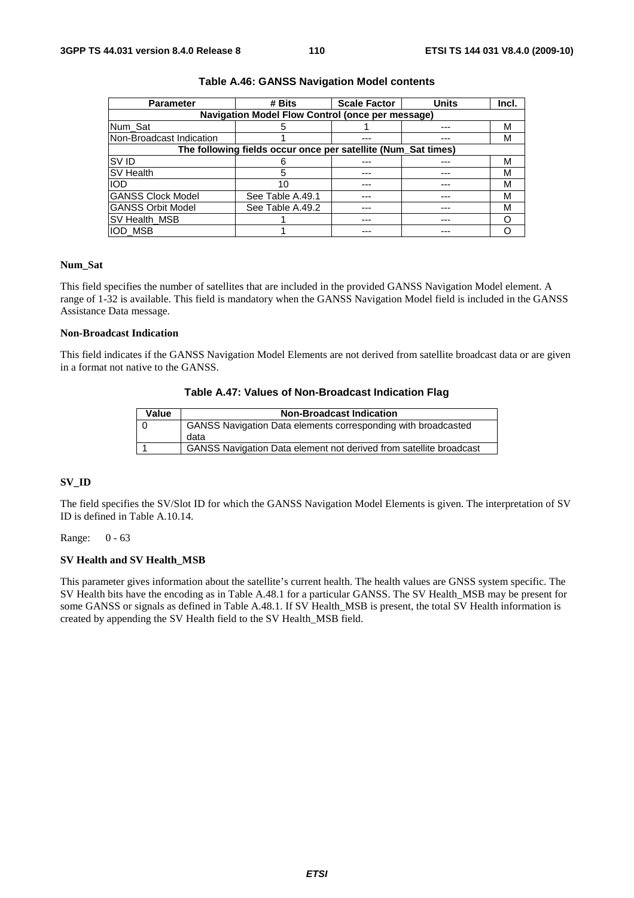**Table A.46: GANSS Navigation Model contents**

| Parameter | # Bits | Scale Factor | Units | Incl. |
|---|---|---|---|---|
| **Navigation Model Flow Control (once per message)** | | | | |
| Num_Sat | 5 | 1 | --- | M |
| Non-Broadcast Indication | 1 | --- | --- | M |
| **The following fields occur once per satellite (Num_Sat times)** | | | | |
| SV ID | 6 | --- | --- | M |
| SV Health | 5 | --- | --- | M |
| IOD | 10 | --- | --- | M |
| GANSS Clock Model | See Table A.49.1 | --- | --- | M |
| GANSS Orbit Model | See Table A.49.2 | --- | --- | M |
| SV Health_MSB | 1 | --- | --- | O |
| IOD_MSB | 1 | --- | --- | O |

**Num_Sat**

This field specifies the number of satellites that are included in the provided GANSS Navigation Model element. A range of 1-32 is available. This field is mandatory when the GANSS Navigation Model field is included in the GANSS Assistance Data message.

**Non-Broadcast Indication**

This field indicates if the GANSS Navigation Model Elements are not derived from satellite broadcast data or are given in a format not native to the GANSS.

**Table A.47: Values of Non-Broadcast Indication Flag**

| Value | Non-Broadcast Indication |
|---|---|
| 0 | GANSS Navigation Data elements corresponding with broadcasted data |
| 1 | GANSS Navigation Data element not derived from satellite broadcast |

**SV_ID**

The field specifies the SV/Slot ID for which the GANSS Navigation Model Elements is given. The interpretation of SV ID is defined in Table A.10.14.

Range: 0 - 63

**SV Health and SV Health_MSB**

This parameter gives information about the satellite's current health. The health values are GNSS system specific. The SV Health bits have the encoding as in Table A.48.1 for a particular GANSS. The SV Health_MSB may be present for some GANSS or signals as defined in Table A.48.1. If SV Health_MSB is present, the total SV Health information is created by appending the SV Health field to the SV Health_MSB field.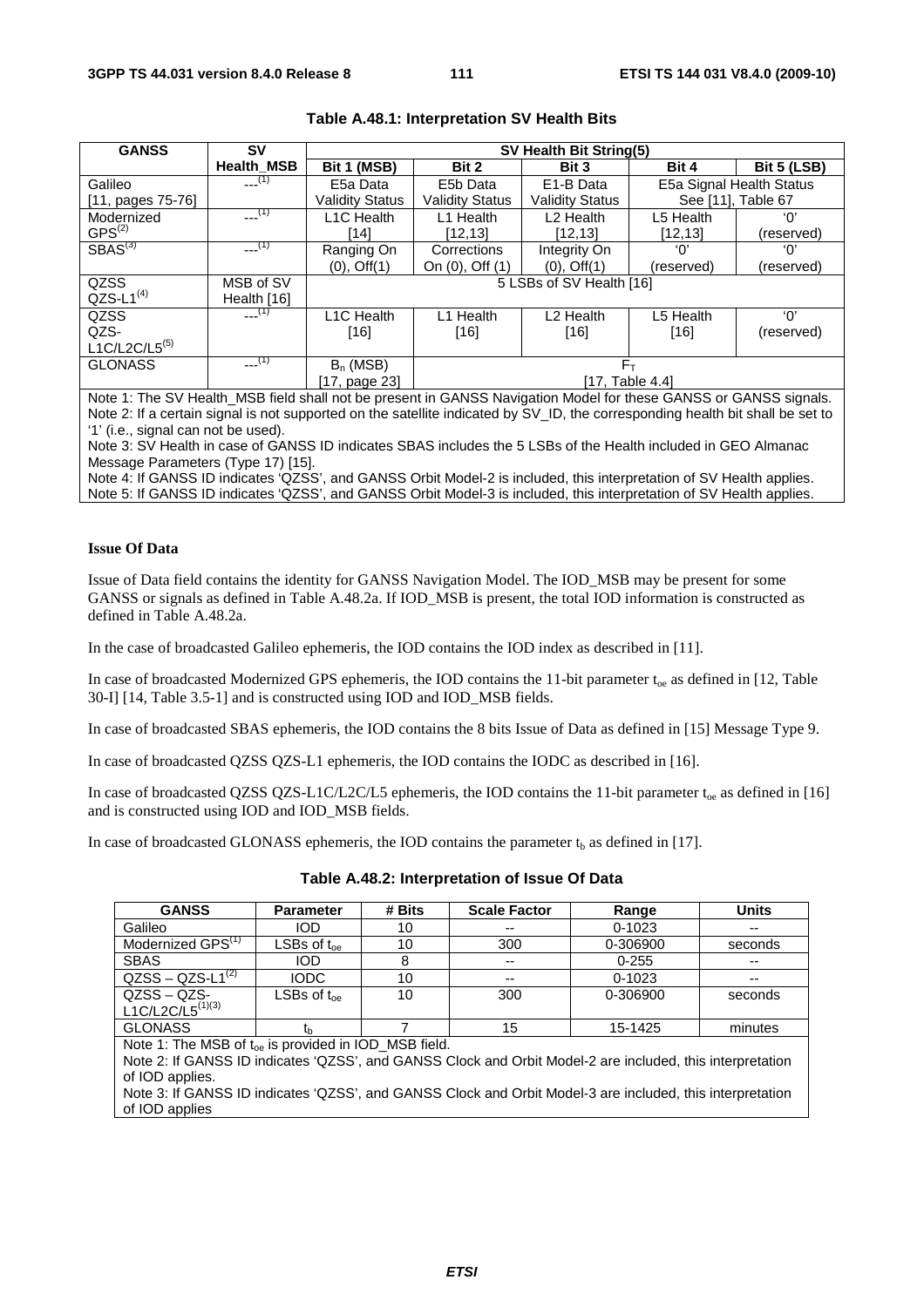**Table A.48.1: Interpretation SV Health Bits**

| GANSS | SV Health_MSB | SV Health Bit String(5) | | | | |
|---|---|---|---|---|---|---|
| | | Bit 1 (MSB) | Bit 2 | Bit 3 | Bit 4 | Bit 5 (LSB) |
| Galileo [11, pages 75-76] | ---(1) | E5a Data Validity Status | E5b Data Validity Status | E1-B Data Validity Status | E5a Signal Health Status See [11], Table 67 | |
| Modernized GPS(2) | ---(1) | L1C Health [14] | L1 Health [12,13] | L2 Health [12,13] | L5 Health [12,13] | '0' (reserved) |
| SBAS(3) | ---(1) | Ranging On (0), Off(1) | Corrections On (0), Off (1) | Integrity On (0), Off(1) | '0' (reserved) | '0' (reserved) |
| QZSS QZS-L1(4) | MSB of SV Health [16] | 5 LSBs of SV Health [16] | | | | |
| QZSS QZS-L1C/L2C/L5(5) | ---(1) | L1C Health [16] | L1 Health [16] | L2 Health [16] | L5 Health [16] | '0' (reserved) |
| GLONASS | ---(1) | $B_n$ (MSB) [17, page 23] | $F_T$ [17, Table 4.4] | | | |

Note 1: The SV Health_MSB field shall not be present in GANSS Navigation Model for these GANSS or GANSS signals.
Note 2: If a certain signal is not supported on the satellite indicated by SV_ID, the corresponding health bit shall be set to '1' (i.e., signal can not be used).
Note 3: SV Health in case of GANSS ID indicates SBAS includes the 5 LSBs of the Health included in GEO Almanac Message Parameters (Type 17) [15].
Note 4: If GANSS ID indicates 'QZSS', and GANSS Orbit Model-2 is included, this interpretation of SV Health applies.
Note 5: If GANSS ID indicates 'QZSS', and GANSS Orbit Model-3 is included, this interpretation of SV Health applies.

**Issue Of Data**

Issue of Data field contains the identity for GANSS Navigation Model. The IOD_MSB may be present for some GANSS or signals as defined in Table A.48.2a. If IOD_MSB is present, the total IOD information is constructed as defined in Table A.48.2a.

In the case of broadcasted Galileo ephemeris, the IOD contains the IOD index as described in [11].

In case of broadcasted Modernized GPS ephemeris, the IOD contains the 11-bit parameter $t_{oe}$ as defined in [12, Table 30-I] [14, Table 3.5-1] and is constructed using IOD and IOD_MSB fields.

In case of broadcasted SBAS ephemeris, the IOD contains the 8 bits Issue of Data as defined in [15] Message Type 9.

In case of broadcasted QZSS QZS-L1 ephemeris, the IOD contains the IODC as described in [16].

In case of broadcasted QZSS QZS-L1C/L2C/L5 ephemeris, the IOD contains the 11-bit parameter $t_{oe}$ as defined in [16] and is constructed using IOD and IOD_MSB fields.

In case of broadcasted GLONASS ephemeris, the IOD contains the parameter $t_b$ as defined in [17].

**Table A.48.2: Interpretation of Issue Of Data**

| GANSS | Parameter | # Bits | Scale Factor | Range | Units |
|---|---|---|---|---|---|
| Galileo | IOD | 10 | -- | 0-1023 | -- |
| Modernized GPS(1) | LSBs of $t_{oe}$ | 10 | 300 | 0-306900 | seconds |
| SBAS | IOD | 8 | -- | 0-255 | -- |
| QZSS – QZS-L1(2) | IODC | 10 | -- | 0-1023 | -- |
| QZSS – QZS-L1C/L2C/L5(1)(3) | LSBs of $t_{oe}$ | 10 | 300 | 0-306900 | seconds |
| GLONASS | $t_b$ | 7 | 15 | 15-1425 | minutes |

Note 1: The MSB of $t_{oe}$ is provided in IOD_MSB field.
Note 2: If GANSS ID indicates 'QZSS', and GANSS Clock and Orbit Model-2 are included, this interpretation of IOD applies.
Note 3: If GANSS ID indicates 'QZSS', and GANSS Clock and Orbit Model-3 are included, this interpretation of IOD applies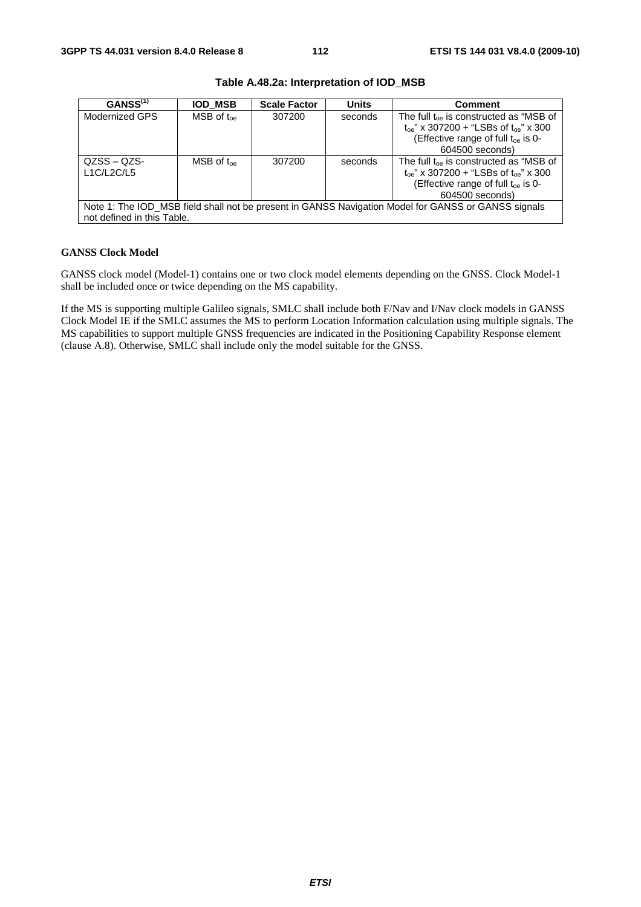**Table A.48.2a: Interpretation of IOD_MSB**

| $GANSS^{(1)}$ | IOD_MSB | Scale Factor | Units | Comment |
|---|---|---|---|---|
| Modernized GPS | MSB of $t_{oe}$ | 307200 | seconds | The full $t_{oe}$ is constructed as "MSB of $t_{oe}$" x 307200 + "LSBs of $t_{oe}$" x 300 (Effective range of full $t_{oe}$ is 0-604500 seconds) |
| QZSS – QZS-L1C/L2C/L5 | MSB of $t_{oe}$ | 307200 | seconds | The full $t_{oe}$ is constructed as "MSB of $t_{oe}$" x 307200 + "LSBs of $t_{oe}$" x 300 (Effective range of full $t_{oe}$ is 0-604500 seconds) |
| Note 1: The IOD_MSB field shall not be present in GANSS Navigation Model for GANSS or GANSS signals not defined in this Table. | | | | |

**GANSS Clock Model**

GANSS clock model (Model-1) contains one or two clock model elements depending on the GNSS. Clock Model-1 shall be included once or twice depending on the MS capability.

If the MS is supporting multiple Galileo signals, SMLC shall include both F/Nav and I/Nav clock models in GANSS Clock Model IE if the SMLC assumes the MS to perform Location Information calculation using multiple signals. The MS capabilities to support multiple GNSS frequencies are indicated in the Positioning Capability Response element (clause A.8). Otherwise, SMLC shall include only the model suitable for the GNSS.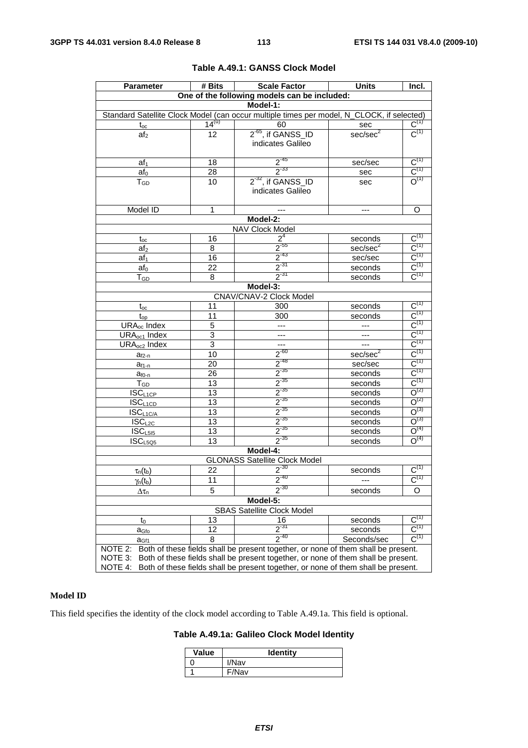**Table A.49.1: GANSS Clock Model**

| Parameter | # Bits | Scale Factor | Units | Incl. |
|---|---|---|---|---|
| One of the following models can be included: | | | | |
| Model-1: | | | | |
| Standard Satellite Clock Model (can occur multiple times per model, N_CLOCK, if selected) | | | | |
| $t_{oc}$ | $14^{(u)}$ | 60 | sec | $C^{(1)}$ |
| $af_2$ | 12 | $2^{-65}$, if GANSS_ID indicates Galileo | $sec/sec^2$ | $C^{(1)}$ |
| $af_1$ | 18 | $2^{-45}$ | sec/sec | $C^{(1)}$ |
| $af_0$ | 28 | $2^{-33}$ | sec | $C^{(1)}$ |
| $T_{GD}$ | 10 | $2^{-32}$, if GANSS_ID indicates Galileo | sec | $O^{(1)}$ |
| Model ID | 1 | --- | --- | O |
| Model-2: | | | | |
| NAV Clock Model | | | | |
| $t_{oc}$ | 16 | $2^4$ | seconds | $C^{(1)}$ |
| $af_2$ | 8 | $2^{-55}$ | $sec/sec^2$ | $C^{(1)}$ |
| $af_1$ | 16 | $2^{-43}$ | sec/sec | $C^{(1)}$ |
| $af_0$ | 22 | $2^{-31}$ | seconds | $C^{(1)}$ |
| $T_{GD}$ | 8 | $2^{-31}$ | seconds | $C^{(1)}$ |
| Model-3: | | | | |
| CNAV/CNAV-2 Clock Model | | | | |
| $t_{oc}$ | 11 | 300 | seconds | $C^{(1)}$ |
| $t_{op}$ | 11 | 300 | seconds | $C^{(1)}$ |
| $URA_{oc}$ Index | 5 | --- | --- | $C^{(1)}$ |
| $URA_{oc1}$ Index | 3 | --- | --- | $C^{(1)}$ |
| $URA_{oc2}$ Index | 3 | --- | --- | $C^{(1)}$ |
| $a_{f2-n}$ | 10 | $2^{-60}$ | $sec/sec^2$ | $C^{(1)}$ |
| $a_{f1-n}$ | 20 | $2^{-48}$ | sec/sec | $C^{(1)}$ |
| $a_{f0-n}$ | 26 | $2^{-35}$ | seconds | $C^{(1)}$ |
| $T_{GD}$ | 13 | $2^{-35}$ | seconds | $C^{(1)}$ |
| $ISC_{L1CP}$ | 13 | $2^{-35}$ | seconds | $O^{(2)}$ |
| $ISC_{L1CD}$ | 13 | $2^{-35}$ | seconds | $O^{(2)}$ |
| $ISC_{L1C/A}$ | 13 | $2^{-35}$ | seconds | $O^{(3)}$ |
| $ISC_{L2C}$ | 13 | $2^{-35}$ | seconds | $O^{(3)}$ |
| $ISC_{L5I5}$ | 13 | $2^{-35}$ | seconds | $O^{(4)}$ |
| $ISC_{L5Q5}$ | 13 | $2^{-35}$ | seconds | $O^{(4)}$ |
| Model-4: | | | | |
| GLONASS Satellite Clock Model | | | | |
| $\tau_n(t_b)$ | 22 | $2^{-30}$ | seconds | $C^{(1)}$ |
| $\gamma_n(t_b)$ | 11 | $2^{-40}$ | --- | $C^{(1)}$ |
| $\Delta\tau_n$ | 5 | $2^{-30}$ | seconds | O |
| Model-5: | | | | |
| SBAS Satellite Clock Model | | | | |
| $t_0$ | 13 | 16 | seconds | $C^{(1)}$ |
| $a_{Gfo}$ | 12 | $2^{-31}$ | seconds | $C^{(1)}$ |
| $a_{Gf1}$ | 8 | $2^{-40}$ | Seconds/sec | $C^{(1)}$ |
| NOTE 2: Both of these fields shall be present together, or none of them shall be present. | | | | |
| NOTE 3: Both of these fields shall be present together, or none of them shall be present. | | | | |
| NOTE 4: Both of these fields shall be present together, or none of them shall be present. | | | | |

**Model ID**

This field specifies the identity of the clock model according to Table A.49.1a. This field is optional.

**Table A.49.1a: Galileo Clock Model Identity**

| Value | Identity |
|---|---|
| 0 | I/Nav |
| 1 | F/Nav |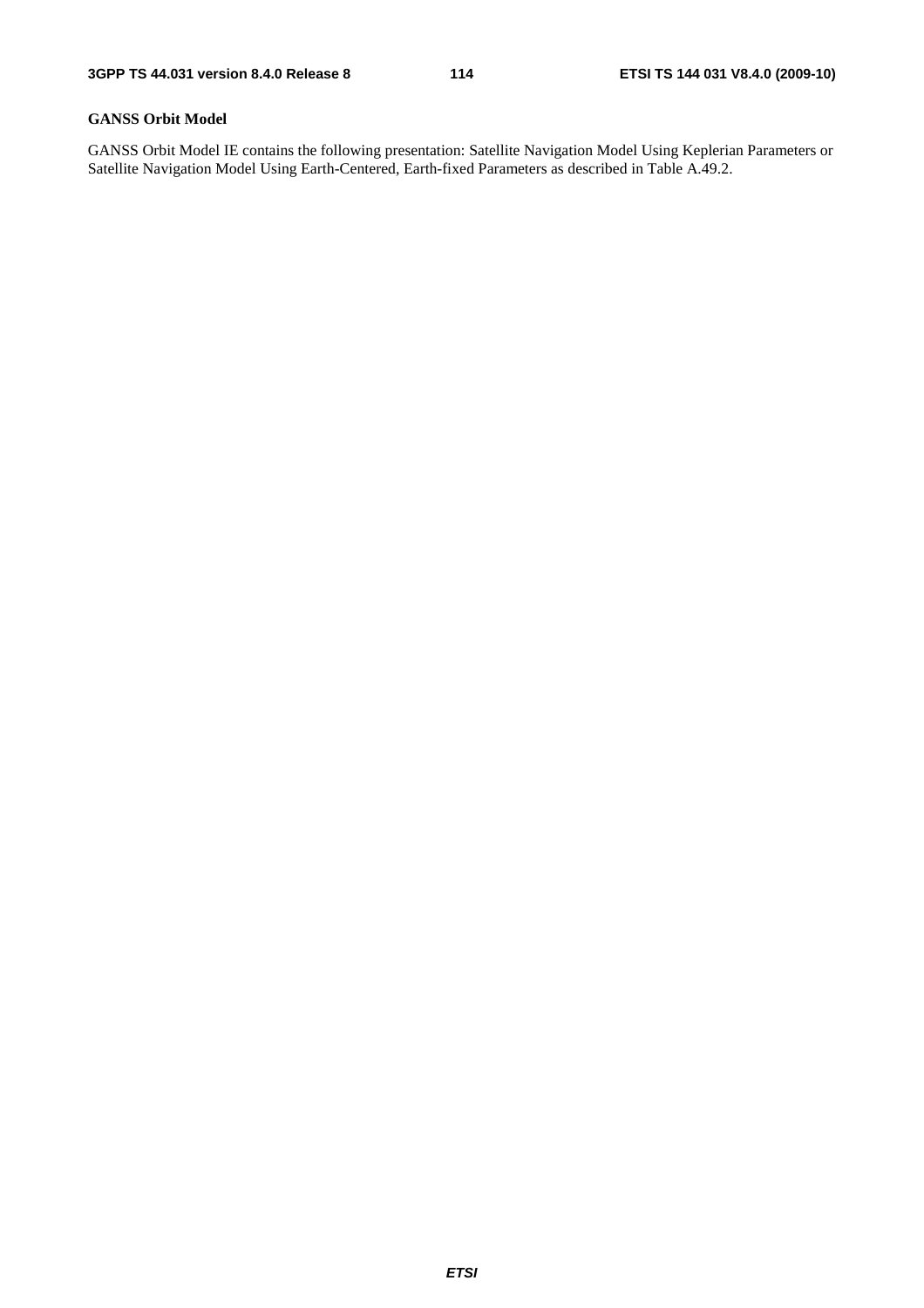**GANSS Orbit Model**

GANSS Orbit Model IE contains the following presentation: Satellite Navigation Model Using Keplerian Parameters or Satellite Navigation Model Using Earth-Centered, Earth-fixed Parameters as described in Table A.49.2.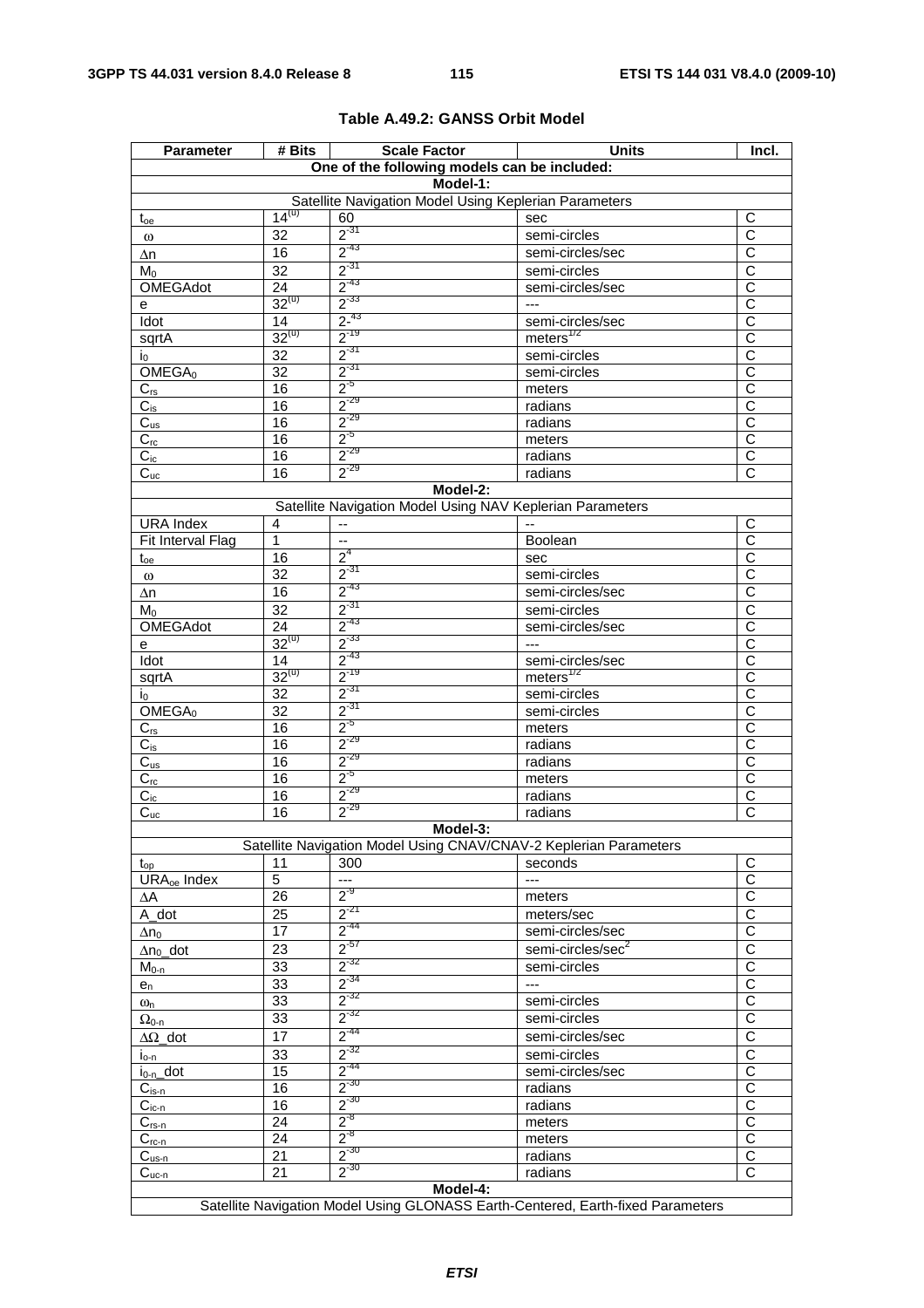**Table A.49.2: GANSS Orbit Model**

| Parameter | # Bits | Scale Factor | Units | Incl. |
|---|---|---|---|---|
| One of the following models can be included: | | | | |
| **Model-1:** | | | | |
| Satellite Navigation Model Using Keplerian Parameters | | | | |
| $t_{oe}$ | $14^{(u)}$ | 60 | sec | C |
| $\omega$ | 32 | $2^{-31}$ | semi-circles | C |
| $\Delta n$ | 16 | $2^{-43}$ | semi-circles/sec | C |
| $M_0$ | 32 | $2^{-31}$ | semi-circles | C |
| OMEGAdot | 24 | $2^{-43}$ | semi-circles/sec | C |
| e | $32^{(u)}$ | $2^{-33}$ | --- | C |
| Idot | 14 | $2^{-43}$ | semi-circles/sec | C |
| sqrtA | $32^{(u)}$ | $2^{-19}$ | $meters^{1/2}$ | C |
| $i_0$ | 32 | $2^{-31}$ | semi-circles | C |
| $OMEGA_0$ | 32 | $2^{-31}$ | semi-circles | C |
| $C_{rs}$ | 16 | $2^{-5}$ | meters | C |
| $C_{is}$ | 16 | $2^{-29}$ | radians | C |
| $C_{us}$ | 16 | $2^{-29}$ | radians | C |
| $C_{rc}$ | 16 | $2^{-5}$ | meters | C |
| $C_{ic}$ | 16 | $2^{-29}$ | radians | C |
| $C_{uc}$ | 16 | $2^{-29}$ | radians | C |
| **Model-2:** | | | | |
| Satellite Navigation Model Using NAV Keplerian Parameters | | | | |
| URA Index | 4 | -- | -- | C |
| Fit Interval Flag | 1 | -- | Boolean | C |
| $t_{oe}$ | 16 | $2^{4}$ | sec | C |
| $\omega$ | 32 | $2^{-31}$ | semi-circles | C |
| $\Delta n$ | 16 | $2^{-43}$ | semi-circles/sec | C |
| $M_0$ | 32 | $2^{-31}$ | semi-circles | C |
| OMEGAdot | 24 | $2^{-43}$ | semi-circles/sec | C |
| e | $32^{(u)}$ | $2^{-33}$ | --- | C |
| Idot | 14 | $2^{-43}$ | semi-circles/sec | C |
| sqrtA | $32^{(u)}$ | $2^{-19}$ | $meters^{1/2}$ | C |
| $i_0$ | 32 | $2^{-31}$ | semi-circles | C |
| $OMEGA_0$ | 32 | $2^{-31}$ | semi-circles | C |
| $C_{rs}$ | 16 | $2^{-5}$ | meters | C |
| $C_{is}$ | 16 | $2^{-29}$ | radians | C |
| $C_{us}$ | 16 | $2^{-29}$ | radians | C |
| $C_{rc}$ | 16 | $2^{-5}$ | meters | C |
| $C_{ic}$ | 16 | $2^{-29}$ | radians | C |
| $C_{uc}$ | 16 | $2^{-29}$ | radians | C |
| **Model-3:** | | | | |
| Satellite Navigation Model Using CNAV/CNAV-2 Keplerian Parameters | | | | |
| $t_{op}$ | 11 | 300 | seconds | C |
| $URA_{oe}$ Index | 5 | --- | --- | C |
| $\Delta A$ | 26 | $2^{-9}$ | meters | C |
| A_dot | 25 | $2^{-21}$ | meters/sec | C |
| $\Delta n_0$ | 17 | $2^{-44}$ | semi-circles/sec | C |
| $\Delta n_0$_dot | 23 | $2^{-57}$ | $semi\text{-}circles/sec^2$ | C |
| $M_{0\text{-}n}$ | 33 | $2^{-32}$ | semi-circles | C |
| $e_n$ | 33 | $2^{-34}$ | --- | C |
| $\omega_n$ | 33 | $2^{-32}$ | semi-circles | C |
| $\Omega_{0\text{-}n}$ | 33 | $2^{-32}$ | semi-circles | C |
| $\Delta\Omega$_dot | 17 | $2^{-44}$ | semi-circles/sec | C |
| $i_{o\text{-}n}$ | 33 | $2^{-32}$ | semi-circles | C |
| $i_{0\text{-}n}$_dot | 15 | $2^{-44}$ | semi-circles/sec | C |
| $C_{is\text{-}n}$ | 16 | $2^{-30}$ | radians | C |
| $C_{ic\text{-}n}$ | 16 | $2^{-30}$ | radians | C |
| $C_{rs\text{-}n}$ | 24 | $2^{-8}$ | meters | C |
| $C_{rc\text{-}n}$ | 24 | $2^{-8}$ | meters | C |
| $C_{us\text{-}n}$ | 21 | $2^{-30}$ | radians | C |
| $C_{uc\text{-}n}$ | 21 | $2^{-30}$ | radians | C |
| **Model-4:** | | | | |
| Satellite Navigation Model Using GLONASS Earth-Centered, Earth-fixed Parameters | | | | |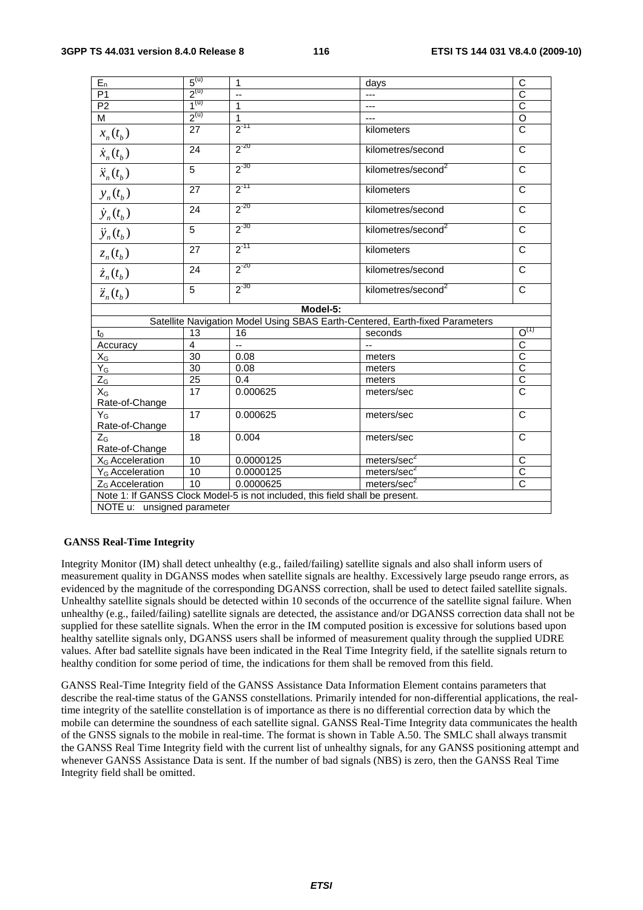| $E_n$ | $5^{(u)}$ | 1 | days | C |
| --- | --- | --- | --- | --- |
| P1 | $2^{(u)}$ | -- | --- | C |
| P2 | $1^{(u)}$ | 1 | --- | C |
| M | $2^{(u)}$ | 1 | --- | O |
| $x_n(t_b)$ | 27 | $2^{-11}$ | kilometers | C |
| $\dot{x}_n(t_b)$ | 24 | $2^{-20}$ | kilometres/second | C |
| $\ddot{x}_n(t_b)$ | 5 | $2^{-30}$ | kilometres/second$^2$ | C |
| $y_n(t_b)$ | 27 | $2^{-11}$ | kilometers | C |
| $\dot{y}_n(t_b)$ | 24 | $2^{-20}$ | kilometres/second | C |
| $\ddot{y}_n(t_b)$ | 5 | $2^{-30}$ | kilometres/second$^2$ | C |
| $z_n(t_b)$ | 27 | $2^{-11}$ | kilometers | C |
| $\dot{z}_n(t_b)$ | 24 | $2^{-20}$ | kilometres/second | C |
| $\ddot{z}_n(t_b)$ | 5 | $2^{-30}$ | kilometres/second$^2$ | C |
| **Model-5:** | | | | |
| Satellite Navigation Model Using SBAS Earth-Centered, Earth-fixed Parameters | | | | |
| $t_0$ | 13 | 16 | seconds | $O^{(1)}$ |
| Accuracy | 4 | -- | -- | C |
| $X_G$ | 30 | 0.08 | meters | C |
| $Y_G$ | 30 | 0.08 | meters | C |
| $Z_G$ | 25 | 0.4 | meters | C |
| $X_G$ Rate-of-Change | 17 | 0.000625 | meters/sec | C |
| $Y_G$ Rate-of-Change | 17 | 0.000625 | meters/sec | C |
| $Z_G$ Rate-of-Change | 18 | 0.004 | meters/sec | C |
| $X_G$ Acceleration | 10 | 0.0000125 | meters/sec$^2$ | C |
| $Y_G$ Acceleration | 10 | 0.0000125 | meters/sec$^2$ | C |
| $Z_G$ Acceleration | 10 | 0.0000625 | meters/sec$^2$ | C |
| Note 1: If GANSS Clock Model-5 is not included, this field shall be present. | | | | |
| NOTE u: unsigned parameter | | | | |

**GANSS Real-Time Integrity**

Integrity Monitor (IM) shall detect unhealthy (e.g., failed/failing) satellite signals and also shall inform users of measurement quality in DGANSS modes when satellite signals are healthy. Excessively large pseudo range errors, as evidenced by the magnitude of the corresponding DGANSS correction, shall be used to detect failed satellite signals. Unhealthy satellite signals should be detected within 10 seconds of the occurrence of the satellite signal failure. When unhealthy (e.g., failed/failing) satellite signals are detected, the assistance and/or DGANSS correction data shall not be supplied for these satellite signals. When the error in the IM computed position is excessive for solutions based upon healthy satellite signals only, DGANSS users shall be informed of measurement quality through the supplied UDRE values. After bad satellite signals have been indicated in the Real Time Integrity field, if the satellite signals return to healthy condition for some period of time, the indications for them shall be removed from this field.

GANSS Real-Time Integrity field of the GANSS Assistance Data Information Element contains parameters that describe the real-time status of the GANSS constellations. Primarily intended for non-differential applications, the real-time integrity of the satellite constellation is of importance as there is no differential correction data by which the mobile can determine the soundness of each satellite signal. GANSS Real-Time Integrity data communicates the health of the GNSS signals to the mobile in real-time. The format is shown in Table A.50. The SMLC shall always transmit the GANSS Real Time Integrity field with the current list of unhealthy signals, for any GANSS positioning attempt and whenever GANSS Assistance Data is sent. If the number of bad signals (NBS) is zero, then the GANSS Real Time Integrity field shall be omitted.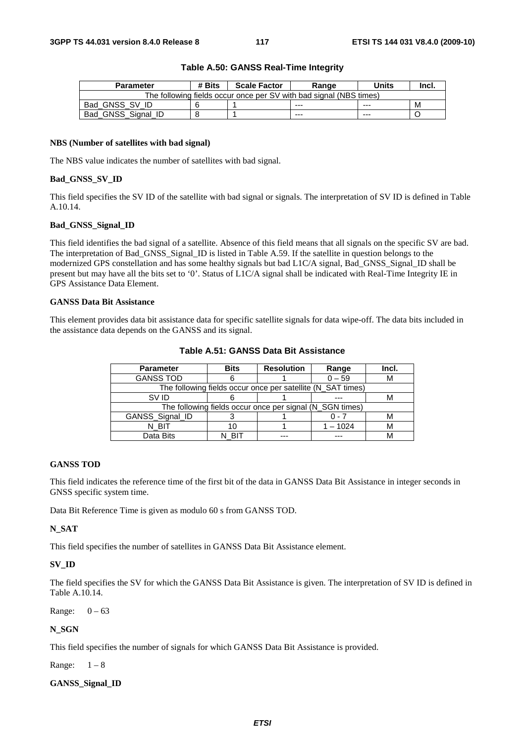**Table A.50: GANSS Real-Time Integrity**

| Parameter | # Bits | Scale Factor | Range | Units | Incl. |
|---|---|---|---|---|---|
| The following fields occur once per SV with bad signal (NBS times) | | | | | |
| Bad_GNSS_SV_ID | 6 | 1 | --- | --- | M |
| Bad_GNSS_Signal_ID | 8 | 1 | --- | --- | O |

**NBS (Number of satellites with bad signal)**

The NBS value indicates the number of satellites with bad signal.

**Bad_GNSS_SV_ID**

This field specifies the SV ID of the satellite with bad signal or signals. The interpretation of SV ID is defined in Table A.10.14.

**Bad_GNSS_Signal_ID**

This field identifies the bad signal of a satellite. Absence of this field means that all signals on the specific SV are bad. The interpretation of Bad_GNSS_Signal_ID is listed in Table A.59. If the satellite in question belongs to the modernized GPS constellation and has some healthy signals but bad L1C/A signal, Bad_GNSS_Signal_ID shall be present but may have all the bits set to '0'. Status of L1C/A signal shall be indicated with Real-Time Integrity IE in GPS Assistance Data Element.

**GANSS Data Bit Assistance**

This element provides data bit assistance data for specific satellite signals for data wipe-off. The data bits included in the assistance data depends on the GANSS and its signal.

**Table A.51: GANSS Data Bit Assistance**

| Parameter | Bits | Resolution | Range | Incl. |
|---|---|---|---|---|
| GANSS TOD | 6 | 1 | 0 – 59 | M |
| The following fields occur once per satellite (N_SAT times) | | | | |
| SV ID | 6 | 1 | --- | M |
| The following fields occur once per signal (N_SGN times) | | | | |
| GANSS_Signal_ID | 3 | 1 | 0 - 7 | M |
| N_BIT | 10 | 1 | 1 – 1024 | M |
| Data Bits | N_BIT | --- | --- | M |

**GANSS TOD**

This field indicates the reference time of the first bit of the data in GANSS Data Bit Assistance in integer seconds in GNSS specific system time.

Data Bit Reference Time is given as modulo 60 s from GANSS TOD.

**N_SAT**

This field specifies the number of satellites in GANSS Data Bit Assistance element.

**SV_ID**

The field specifies the SV for which the GANSS Data Bit Assistance is given. The interpretation of SV ID is defined in Table A.10.14.

Range: 0 – 63

**N_SGN**

This field specifies the number of signals for which GANSS Data Bit Assistance is provided.

Range: 1 – 8

**GANSS_Signal_ID**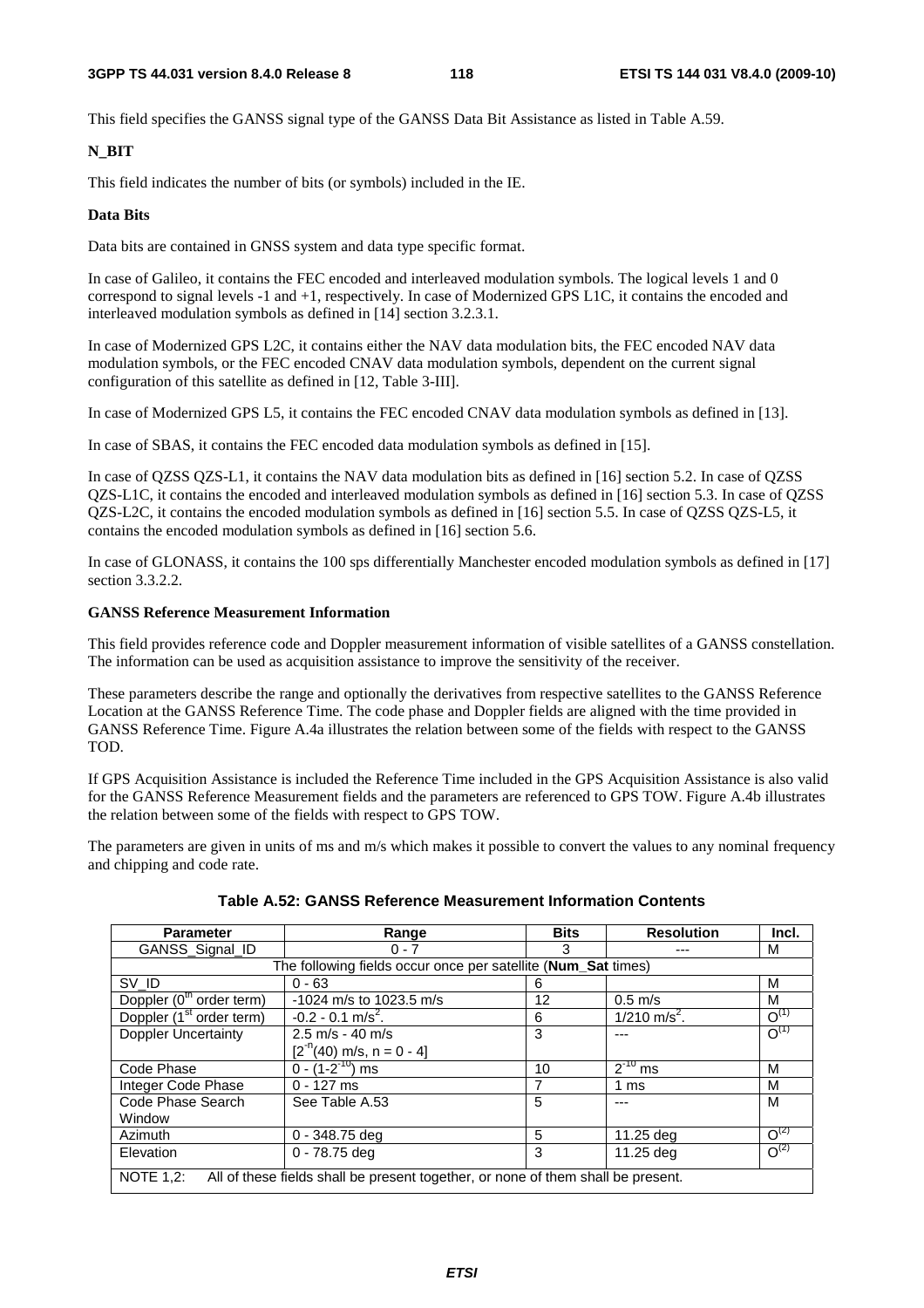This field specifies the GANSS signal type of the GANSS Data Bit Assistance as listed in Table A.59.

**N_BIT**

This field indicates the number of bits (or symbols) included in the IE.

**Data Bits**

Data bits are contained in GNSS system and data type specific format.

In case of Galileo, it contains the FEC encoded and interleaved modulation symbols. The logical levels 1 and 0 correspond to signal levels -1 and +1, respectively. In case of Modernized GPS L1C, it contains the encoded and interleaved modulation symbols as defined in [14] section 3.2.3.1.

In case of Modernized GPS L2C, it contains either the NAV data modulation bits, the FEC encoded NAV data modulation symbols, or the FEC encoded CNAV data modulation symbols, dependent on the current signal configuration of this satellite as defined in [12, Table 3-III].

In case of Modernized GPS L5, it contains the FEC encoded CNAV data modulation symbols as defined in [13].

In case of SBAS, it contains the FEC encoded data modulation symbols as defined in [15].

In case of QZSS QZS-L1, it contains the NAV data modulation bits as defined in [16] section 5.2. In case of QZSS QZS-L1C, it contains the encoded and interleaved modulation symbols as defined in [16] section 5.3. In case of QZSS QZS-L2C, it contains the encoded modulation symbols as defined in [16] section 5.5. In case of QZSS QZS-L5, it contains the encoded modulation symbols as defined in [16] section 5.6.

In case of GLONASS, it contains the 100 sps differentially Manchester encoded modulation symbols as defined in [17] section 3.3.2.2.

**GANSS Reference Measurement Information**

This field provides reference code and Doppler measurement information of visible satellites of a GANSS constellation. The information can be used as acquisition assistance to improve the sensitivity of the receiver.

These parameters describe the range and optionally the derivatives from respective satellites to the GANSS Reference Location at the GANSS Reference Time. The code phase and Doppler fields are aligned with the time provided in GANSS Reference Time. Figure A.4a illustrates the relation between some of the fields with respect to the GANSS TOD.

If GPS Acquisition Assistance is included the Reference Time included in the GPS Acquisition Assistance is also valid for the GANSS Reference Measurement fields and the parameters are referenced to GPS TOW. Figure A.4b illustrates the relation between some of the fields with respect to GPS TOW.

The parameters are given in units of ms and m/s which makes it possible to convert the values to any nominal frequency and chipping and code rate.

**Table A.52: GANSS Reference Measurement Information Contents**

| Parameter | Range | Bits | Resolution | Incl. |
|---|---|---|---|---|
| GANSS_Signal_ID | 0 - 7 | 3 | --- | M |
| The following fields occur once per satellite (**Num_Sat** times) | | | | |
| SV_ID | 0 - 63 | 6 | | M |
| Doppler ($0^{th}$ order term) | -1024 m/s to 1023.5 m/s | 12 | 0.5 m/s | M |
| Doppler ($1^{st}$ order term) | -0.2 - 0.1 m/s$^2$. | 6 | 1/210 m/s$^2$. | O(1) |
| Doppler Uncertainty | 2.5 m/s - 40 m/s [$2^{-n}$(40) m/s, n = 0 - 4] | 3 | --- | O(1) |
| Code Phase | 0 - ($1-2^{-10}$) ms | 10 | $2^{-10}$ ms | M |
| Integer Code Phase | 0 - 127 ms | 7 | 1 ms | M |
| Code Phase Search Window | See Table A.53 | 5 | --- | M |
| Azimuth | 0 - 348.75 deg | 5 | 11.25 deg | O(2) |
| Elevation | 0 - 78.75 deg | 3 | 11.25 deg | O(2) |
| NOTE 1,2: All of these fields shall be present together, or none of them shall be present. | | | | |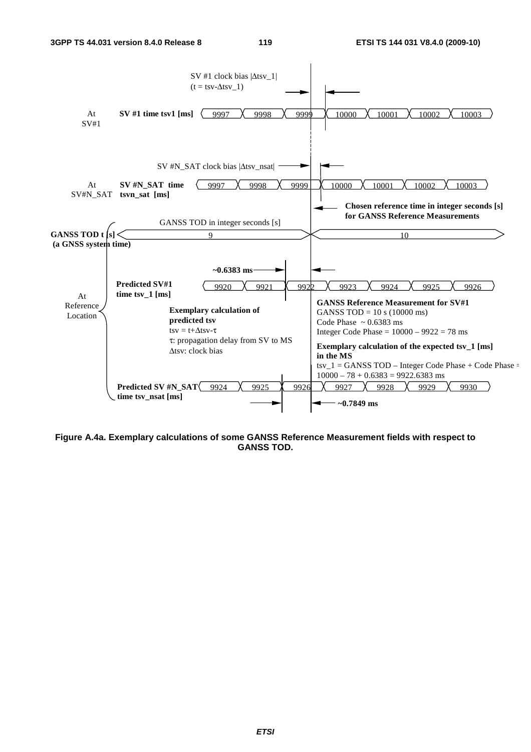SV #1 clock bias |$\Delta$tsv_1|
(t = tsv-$\Delta$tsv_1)

At SV#1 — **SV #1 time tsv1 [ms]**: 9997, 9998, 9999, 10000, 10001, 10002, 10003

SV #N_SAT clock bias |$\Delta$tsv_nsat|

At SV#N_SAT — **SV #N_SAT time tsvn_sat [ms]**: 9997, 9998, 9999, 10000, 10001, 10002, 10003

**Chosen reference time in integer seconds [s] for GANSS Reference Measurements**

GANSS TOD in integer seconds [s]

**GANSS TOD t [s] (a GNSS system time)**: 9, 10

At Reference Location

**~0.6383 ms**

**Predicted SV#1 time tsv_1 [ms]**: 9920, 9921, 9922, 9923, 9924, 9925, 9926

**Exemplary calculation of predicted tsv**

tsv = t+$\Delta$tsv-$\tau$

$\tau$: propagation delay from SV to MS

$\Delta$tsv: clock bias

**GANSS Reference Measurement for SV#1**

GANSS TOD = 10 s (10000 ms)

Code Phase ~ 0.6383 ms

Integer Code Phase = 10000 – 9922 = 78 ms

**Exemplary calculation of the expected tsv_1 [ms] in the MS**

tsv_1 = GANSS TOD – Integer Code Phase + Code Phase = 10000 – 78 + 0.6383 = 9922.6383 ms

**Predicted SV #N_SAT time tsv_nsat [ms]**: 9924, 9925, 9926, 9927, 9928, 9929, 9930

**~0.7849 ms**

**Figure A.4a. Exemplary calculations of some GANSS Reference Measurement fields with respect to GANSS TOD.**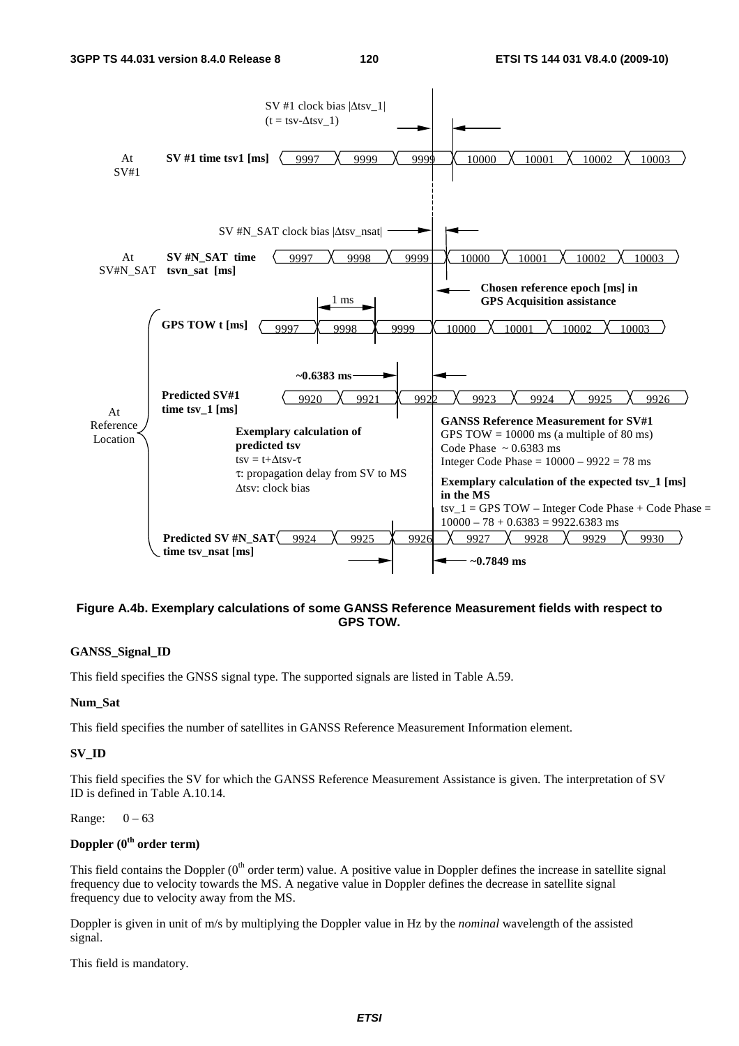Figure A.4b. Exemplary calculations of some GANSS Reference Measurement fields with respect to GPS TOW.

**GANSS_Signal_ID**

This field specifies the GNSS signal type. The supported signals are listed in Table A.59.

**Num_Sat**

This field specifies the number of satellites in GANSS Reference Measurement Information element.

**SV_ID**

This field specifies the SV for which the GANSS Reference Measurement Assistance is given. The interpretation of SV ID is defined in Table A.10.14.

Range: 0 – 63

**Doppler (0th order term)**

This field contains the Doppler (0th order term) value. A positive value in Doppler defines the increase in satellite signal frequency due to velocity towards the MS. A negative value in Doppler defines the decrease in satellite signal frequency due to velocity away from the MS.

Doppler is given in unit of m/s by multiplying the Doppler value in Hz by the *nominal* wavelength of the assisted signal.

This field is mandatory.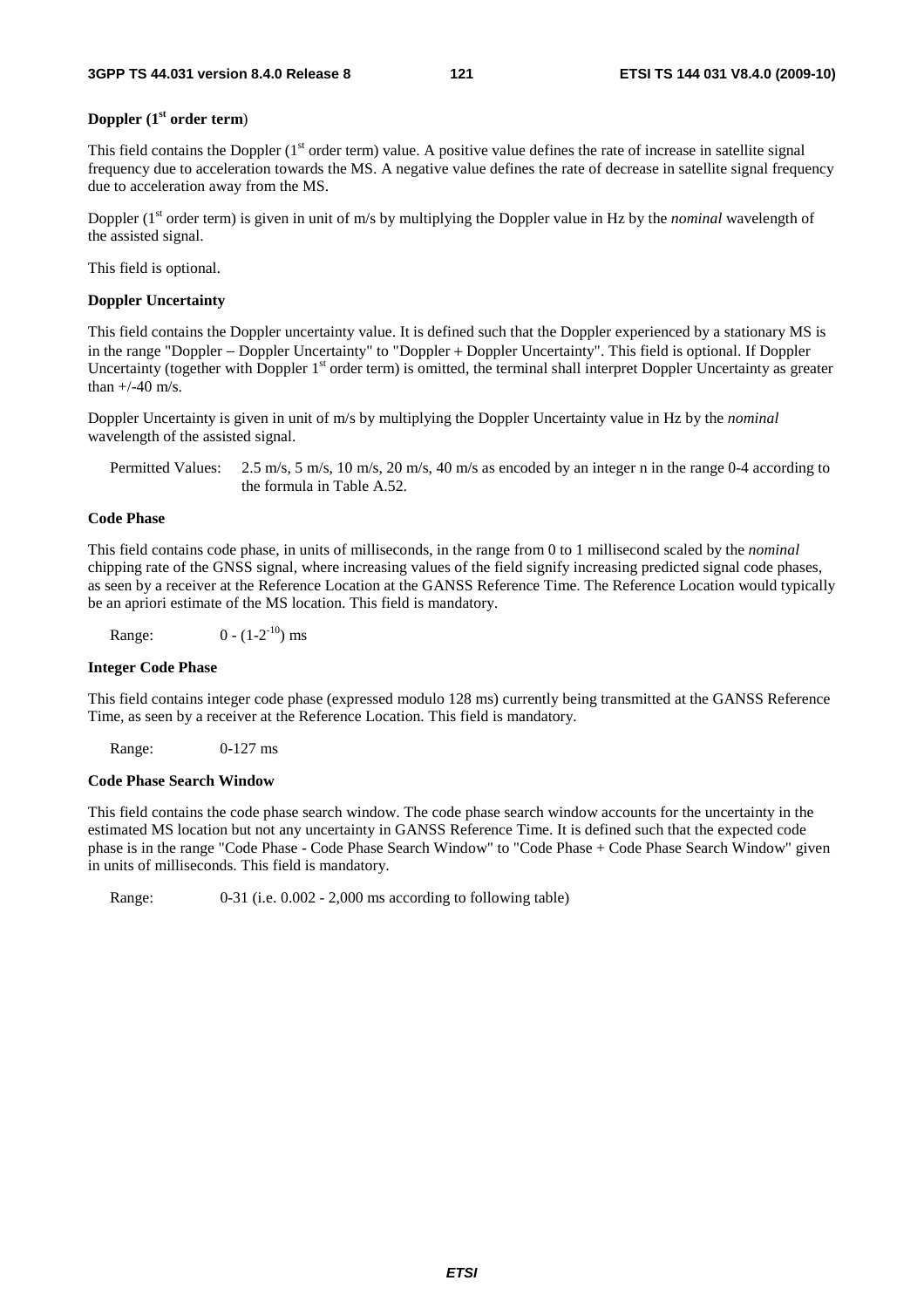**Doppler (1st order term)**

This field contains the Doppler (1st order term) value. A positive value defines the rate of increase in satellite signal frequency due to acceleration towards the MS. A negative value defines the rate of decrease in satellite signal frequency due to acceleration away from the MS.

Doppler (1st order term) is given in unit of m/s by multiplying the Doppler value in Hz by the *nominal* wavelength of the assisted signal.

This field is optional.

**Doppler Uncertainty**

This field contains the Doppler uncertainty value. It is defined such that the Doppler experienced by a stationary MS is in the range "Doppler – Doppler Uncertainty" to "Doppler + Doppler Uncertainty". This field is optional. If Doppler Uncertainty (together with Doppler 1st order term) is omitted, the terminal shall interpret Doppler Uncertainty as greater than +/-40 m/s.

Doppler Uncertainty is given in unit of m/s by multiplying the Doppler Uncertainty value in Hz by the *nominal* wavelength of the assisted signal.

Permitted Values: 2.5 m/s, 5 m/s, 10 m/s, 20 m/s, 40 m/s as encoded by an integer n in the range 0-4 according to the formula in Table A.52.

**Code Phase**

This field contains code phase, in units of milliseconds, in the range from 0 to 1 millisecond scaled by the *nominal* chipping rate of the GNSS signal, where increasing values of the field signify increasing predicted signal code phases, as seen by a receiver at the Reference Location at the GANSS Reference Time. The Reference Location would typically be an apriori estimate of the MS location. This field is mandatory.

Range: $0 - (1\text{-}2^{-10})$ ms

**Integer Code Phase**

This field contains integer code phase (expressed modulo 128 ms) currently being transmitted at the GANSS Reference Time, as seen by a receiver at the Reference Location. This field is mandatory.

Range: 0-127 ms

**Code Phase Search Window**

This field contains the code phase search window. The code phase search window accounts for the uncertainty in the estimated MS location but not any uncertainty in GANSS Reference Time. It is defined such that the expected code phase is in the range "Code Phase - Code Phase Search Window" to "Code Phase + Code Phase Search Window" given in units of milliseconds. This field is mandatory.

Range: 0-31 (i.e. 0.002 - 2,000 ms according to following table)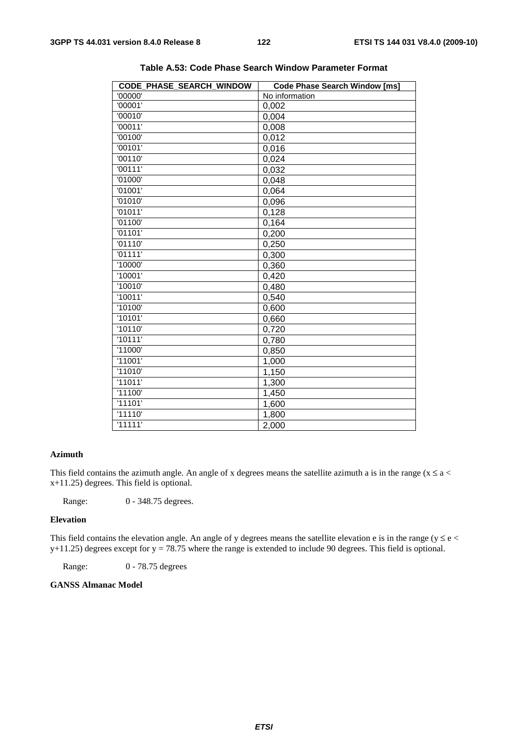**Table A.53: Code Phase Search Window Parameter Format**

| CODE_PHASE_SEARCH_WINDOW | Code Phase Search Window [ms] |
|---|---|
| '00000' | No information |
| '00001' | 0,002 |
| '00010' | 0,004 |
| '00011' | 0,008 |
| '00100' | 0,012 |
| '00101' | 0,016 |
| '00110' | 0,024 |
| '00111' | 0,032 |
| '01000' | 0,048 |
| '01001' | 0,064 |
| '01010' | 0,096 |
| '01011' | 0,128 |
| '01100' | 0,164 |
| '01101' | 0,200 |
| '01110' | 0,250 |
| '01111' | 0,300 |
| '10000' | 0,360 |
| '10001' | 0,420 |
| '10010' | 0,480 |
| '10011' | 0,540 |
| '10100' | 0,600 |
| '10101' | 0,660 |
| '10110' | 0,720 |
| '10111' | 0,780 |
| '11000' | 0,850 |
| '11001' | 1,000 |
| '11010' | 1,150 |
| '11011' | 1,300 |
| '11100' | 1,450 |
| '11101' | 1,600 |
| '11110' | 1,800 |
| '11111' | 2,000 |

**Azimuth**

This field contains the azimuth angle. An angle of x degrees means the satellite azimuth a is in the range ($x \le a < x+11.25$) degrees. This field is optional.

Range: 0 - 348.75 degrees.

**Elevation**

This field contains the elevation angle. An angle of y degrees means the satellite elevation e is in the range ($y \le e < y+11.25$) degrees except for $y = 78.75$ where the range is extended to include 90 degrees. This field is optional.

Range: 0 - 78.75 degrees

**GANSS Almanac Model**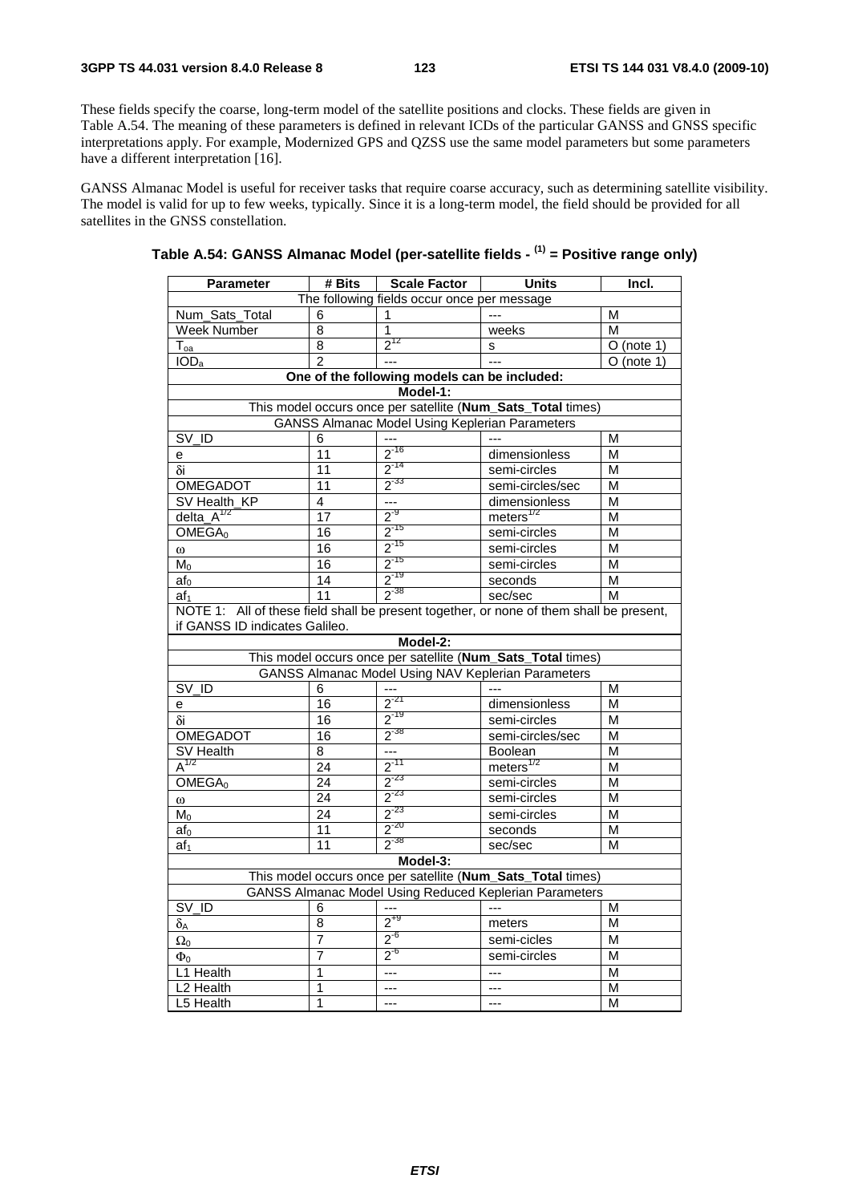These fields specify the coarse, long-term model of the satellite positions and clocks. These fields are given in Table A.54. The meaning of these parameters is defined in relevant ICDs of the particular GANSS and GNSS specific interpretations apply. For example, Modernized GPS and QZSS use the same model parameters but some parameters have a different interpretation [16].

GANSS Almanac Model is useful for receiver tasks that require coarse accuracy, such as determining satellite visibility. The model is valid for up to few weeks, typically. Since it is a long-term model, the field should be provided for all satellites in the GNSS constellation.

**Table A.54: GANSS Almanac Model (per-satellite fields - (1) = Positive range only)**

| Parameter | # Bits | Scale Factor | Units | Incl. |
|---|---|---|---|---|
| The following fields occur once per message | | | | |
| Num_Sats_Total | 6 | 1 | --- | M |
| Week Number | 8 | 1 | weeks | M |
| $T_{oa}$ | 8 | $2^{12}$ | s | O (note 1) |
| $IOD_a$ | 2 | --- | --- | O (note 1) |
| **One of the following models can be included:** | | | | |
| **Model-1:** | | | | |
| This model occurs once per satellite (**Num_Sats_Total** times) | | | | |
| GANSS Almanac Model Using Keplerian Parameters | | | | |
| SV_ID | 6 | --- | --- | M |
| e | 11 | $2^{-16}$ | dimensionless | M |
| $\delta i$ | 11 | $2^{-14}$ | semi-circles | M |
| OMEGADOT | 11 | $2^{-33}$ | semi-circles/sec | M |
| SV Health_KP | 4 | --- | dimensionless | M |
| delta_$A^{1/2}$ | 17 | $2^{-9}$ | $meters^{1/2}$ | M |
| $OMEGA_0$ | 16 | $2^{-15}$ | semi-circles | M |
| $\omega$ | 16 | $2^{-15}$ | semi-circles | M |
| $M_0$ | 16 | $2^{-15}$ | semi-circles | M |
| $af_0$ | 14 | $2^{-19}$ | seconds | M |
| $af_1$ | 11 | $2^{-38}$ | sec/sec | M |
| NOTE 1: All of these field shall be present together, or none of them shall be present, if GANSS ID indicates Galileo. | | | | |
| **Model-2:** | | | | |
| This model occurs once per satellite (**Num_Sats_Total** times) | | | | |
| GANSS Almanac Model Using NAV Keplerian Parameters | | | | |
| SV_ID | 6 | --- | --- | M |
| e | 16 | $2^{-21}$ | dimensionless | M |
| $\delta i$ | 16 | $2^{-19}$ | semi-circles | M |
| OMEGADOT | 16 | $2^{-38}$ | semi-circles/sec | M |
| SV Health | 8 | --- | Boolean | M |
| $A^{1/2}$ | 24 | $2^{-11}$ | $meters^{1/2}$ | M |
| $OMEGA_0$ | 24 | $2^{-23}$ | semi-circles | M |
| $\omega$ | 24 | $2^{-23}$ | semi-circles | M |
| $M_0$ | 24 | $2^{-23}$ | semi-circles | M |
| $af_0$ | 11 | $2^{-20}$ | seconds | M |
| $af_1$ | 11 | $2^{-38}$ | sec/sec | M |
| **Model-3:** | | | | |
| This model occurs once per satellite (**Num_Sats_Total** times) | | | | |
| GANSS Almanac Model Using Reduced Keplerian Parameters | | | | |
| SV_ID | 6 | --- | --- | M |
| $\delta_A$ | 8 | $2^{+9}$ | meters | M |
| $\Omega_0$ | 7 | $2^{-6}$ | semi-cicles | M |
| $\Phi_0$ | 7 | $2^{-6}$ | semi-circles | M |
| L1 Health | 1 | --- | --- | M |
| L2 Health | 1 | --- | --- | M |
| L5 Health | 1 | --- | --- | M |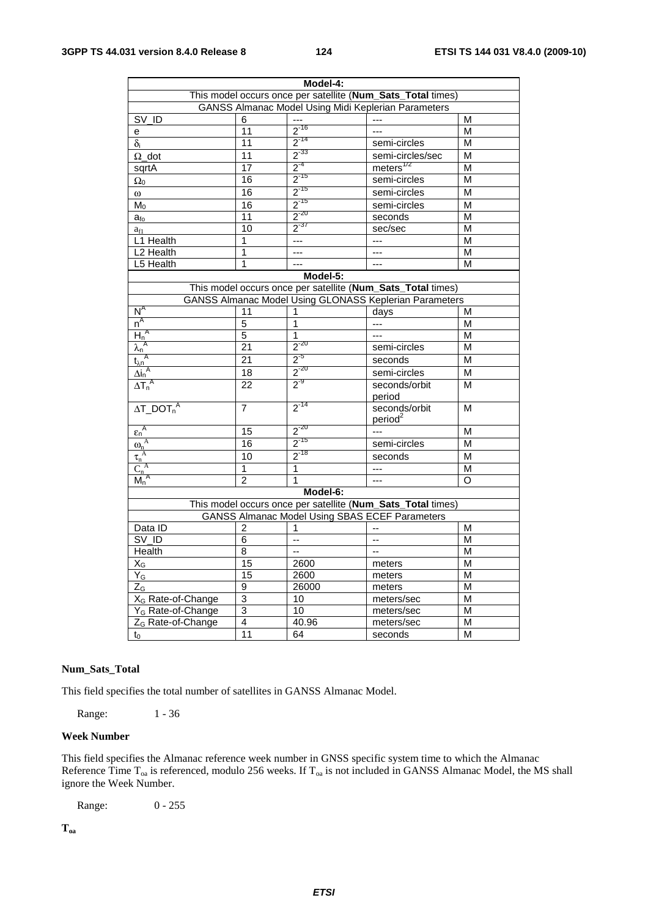| Model-4: | | | | |
|---|---|---|---|---|
| This model occurs once per satellite (**Num_Sats_Total** times) | | | | |
| GANSS Almanac Model Using Midi Keplerian Parameters | | | | |
| SV_ID | 6 | --- | --- | M |
| e | 11 | $2^{-16}$ | --- | M |
| $\delta_i$ | 11 | $2^{-14}$ | semi-circles | M |
| $\Omega$_dot | 11 | $2^{-33}$ | semi-circles/sec | M |
| sqrtA | 17 | $2^{-4}$ | meters$^{1/2}$ | M |
| $\Omega_0$ | 16 | $2^{-15}$ | semi-circles | M |
| $\omega$ | 16 | $2^{-15}$ | semi-circles | M |
| $M_0$ | 16 | $2^{-15}$ | semi-circles | M |
| $a_{f0}$ | 11 | $2^{-20}$ | seconds | M |
| $a_{f1}$ | 10 | $2^{-37}$ | sec/sec | M |
| L1 Health | 1 | --- | --- | M |
| L2 Health | 1 | --- | --- | M |
| L5 Health | 1 | --- | --- | M |
| **Model-5:** | | | | |
| This model occurs once per satellite (**Num_Sats_Total** times) | | | | |
| GANSS Almanac Model Using GLONASS Keplerian Parameters | | | | |
| $N^A$ | 11 | 1 | days | M |
| $n^A$ | 5 | 1 | --- | M |
| $H_n^A$ | 5 | 1 | --- | M |
| $\lambda_n^A$ | 21 | $2^{-20}$ | semi-circles | M |
| $t_{\lambda n}^A$ | 21 | $2^{-5}$ | seconds | M |
| $\Delta i_n^A$ | 18 | $2^{-20}$ | semi-circles | M |
| $\Delta T_n^A$ | 22 | $2^{-9}$ | seconds/orbit period | M |
| $\Delta T\_DOT_n^A$ | 7 | $2^{-14}$ | seconds/orbit period$^2$ | M |
| $\varepsilon_n^A$ | 15 | $2^{-20}$ | --- | M |
| $\omega_n^A$ | 16 | $2^{-15}$ | semi-circles | M |
| $\tau_n^A$ | 10 | $2^{-18}$ | seconds | M |
| $C_n^A$ | 1 | 1 | --- | M |
| $M_n^A$ | 2 | 1 | --- | O |
| **Model-6:** | | | | |
| This model occurs once per satellite (**Num_Sats_Total** times) | | | | |
| GANSS Almanac Model Using SBAS ECEF Parameters | | | | |
| Data ID | 2 | 1 | -- | M |
| SV_ID | 6 | -- | -- | M |
| Health | 8 | -- | -- | M |
| $X_G$ | 15 | 2600 | meters | M |
| $Y_G$ | 15 | 2600 | meters | M |
| $Z_G$ | 9 | 26000 | meters | M |
| $X_G$ Rate-of-Change | 3 | 10 | meters/sec | M |
| $Y_G$ Rate-of-Change | 3 | 10 | meters/sec | M |
| $Z_G$ Rate-of-Change | 4 | 40.96 | meters/sec | M |
| $t_0$ | 11 | 64 | seconds | M |

**Num_Sats_Total**

This field specifies the total number of satellites in GANSS Almanac Model.

Range: 1 - 36

**Week Number**

This field specifies the Almanac reference week number in GNSS specific system time to which the Almanac Reference Time $T_{oa}$ is referenced, modulo 256 weeks. If $T_{oa}$ is not included in GANSS Almanac Model, the MS shall ignore the Week Number.

Range: 0 - 255

**$T_{oa}$**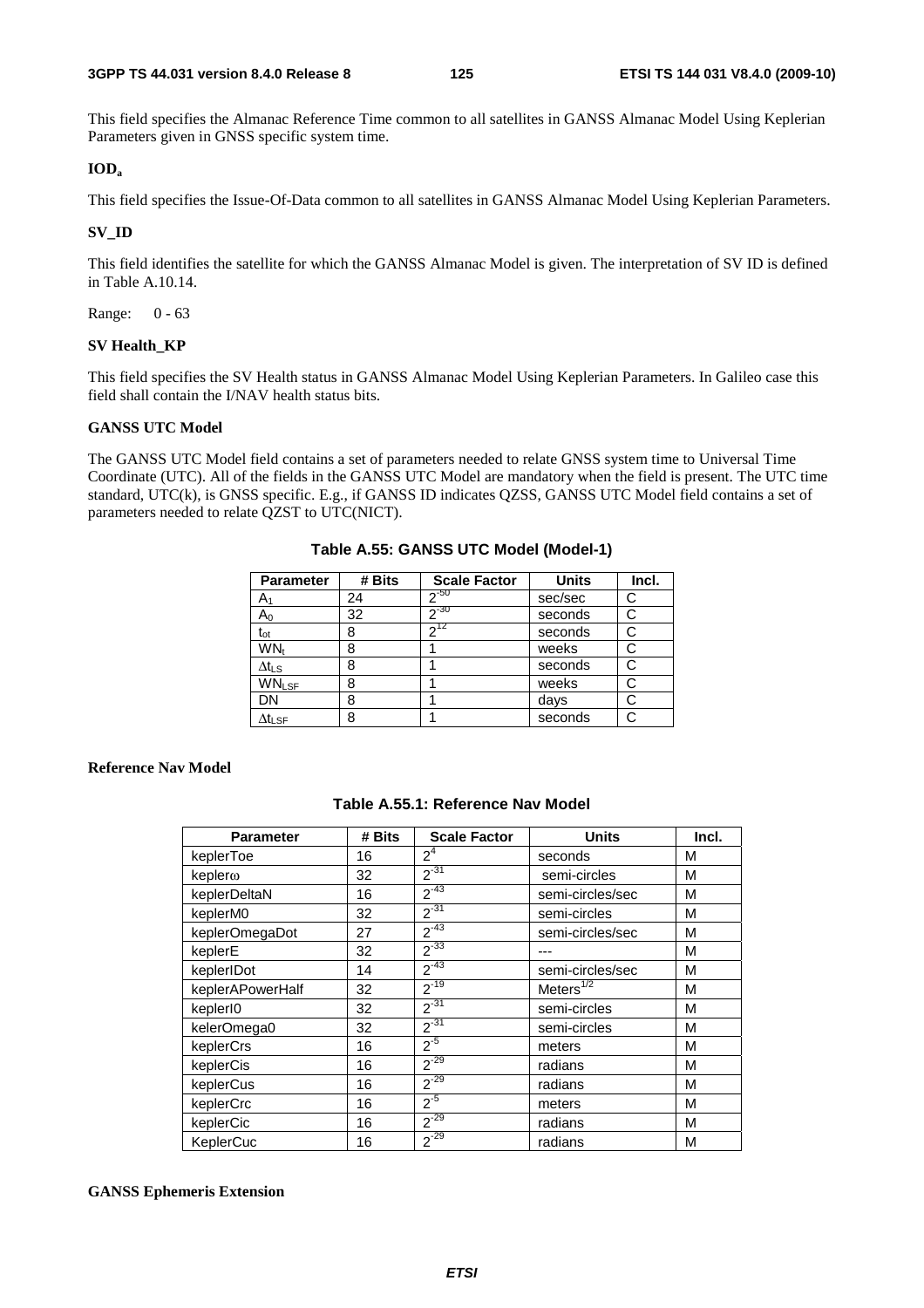This field specifies the Almanac Reference Time common to all satellites in GANSS Almanac Model Using Keplerian Parameters given in GNSS specific system time.

**IOD$_a$**

This field specifies the Issue-Of-Data common to all satellites in GANSS Almanac Model Using Keplerian Parameters.

**SV_ID**

This field identifies the satellite for which the GANSS Almanac Model is given. The interpretation of SV ID is defined in Table A.10.14.

Range: 0 - 63

**SV Health_KP**

This field specifies the SV Health status in GANSS Almanac Model Using Keplerian Parameters. In Galileo case this field shall contain the I/NAV health status bits.

**GANSS UTC Model**

The GANSS UTC Model field contains a set of parameters needed to relate GNSS system time to Universal Time Coordinate (UTC). All of the fields in the GANSS UTC Model are mandatory when the field is present. The UTC time standard, UTC(k), is GNSS specific. E.g., if GANSS ID indicates QZSS, GANSS UTC Model field contains a set of parameters needed to relate QZST to UTC(NICT).

**Table A.55: GANSS UTC Model (Model-1)**

| Parameter | # Bits | Scale Factor | Units | Incl. |
|---|---|---|---|---|
| $A_1$ | 24 | $2^{-50}$ | sec/sec | C |
| $A_0$ | 32 | $2^{-30}$ | seconds | C |
| $t_{ot}$ | 8 | $2^{12}$ | seconds | C |
| $WN_t$ | 8 | 1 | weeks | C |
| $\Delta t_{LS}$ | 8 | 1 | seconds | C |
| $WN_{LSF}$ | 8 | 1 | weeks | C |
| DN | 8 | 1 | days | C |
| $\Delta t_{LSF}$ | 8 | 1 | seconds | C |

**Reference Nav Model**

**Table A.55.1: Reference Nav Model**

| Parameter | # Bits | Scale Factor | Units | Incl. |
|---|---|---|---|---|
| keplerToe | 16 | $2^{4}$ | seconds | M |
| kepler$\omega$ | 32 | $2^{-31}$ | semi-circles | M |
| keplerDeltaN | 16 | $2^{-43}$ | semi-circles/sec | M |
| keplerM0 | 32 | $2^{-31}$ | semi-circles | M |
| keplerOmegaDot | 27 | $2^{-43}$ | semi-circles/sec | M |
| keplerE | 32 | $2^{-33}$ | --- | M |
| keplerIDot | 14 | $2^{-43}$ | semi-circles/sec | M |
| keplerAPowerHalf | 32 | $2^{-19}$ | Meters$^{1/2}$ | M |
| keplerI0 | 32 | $2^{-31}$ | semi-circles | M |
| kelerOmega0 | 32 | $2^{-31}$ | semi-circles | M |
| keplerCrs | 16 | $2^{-5}$ | meters | M |
| keplerCis | 16 | $2^{-29}$ | radians | M |
| keplerCus | 16 | $2^{-29}$ | radians | M |
| keplerCrc | 16 | $2^{-5}$ | meters | M |
| keplerCic | 16 | $2^{-29}$ | radians | M |
| KeplerCuc | 16 | $2^{-29}$ | radians | M |

**GANSS Ephemeris Extension**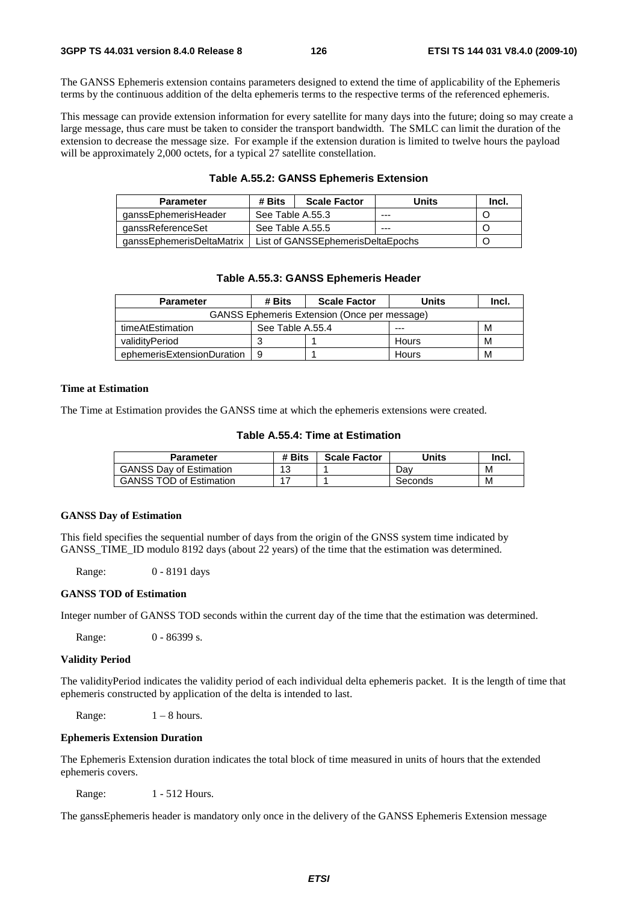The GANSS Ephemeris extension contains parameters designed to extend the time of applicability of the Ephemeris terms by the continuous addition of the delta ephemeris terms to the respective terms of the referenced ephemeris.

This message can provide extension information for every satellite for many days into the future; doing so may create a large message, thus care must be taken to consider the transport bandwidth. The SMLC can limit the duration of the extension to decrease the message size. For example if the extension duration is limited to twelve hours the payload will be approximately 2,000 octets, for a typical 27 satellite constellation.

**Table A.55.2: GANSS Ephemeris Extension**

| Parameter | # Bits | Scale Factor | Units | Incl. |
|---|---|---|---|---|
| ganssEphemerisHeader | See Table A.55.3 | | --- | O |
| ganssReferenceSet | See Table A.55.5 | | --- | O |
| ganssEphemerisDeltaMatrix | List of GANSSEphemerisDeltaEpochs | | | O |

**Table A.55.3: GANSS Ephemeris Header**

| Parameter | # Bits | Scale Factor | Units | Incl. |
|---|---|---|---|---|
| GANSS Ephemeris Extension (Once per message) | | | | |
| timeAtEstimation | See Table A.55.4 | | --- | M |
| validityPeriod | 3 | 1 | Hours | M |
| ephemerisExtensionDuration | 9 | 1 | Hours | M |

**Time at Estimation**

The Time at Estimation provides the GANSS time at which the ephemeris extensions were created.

**Table A.55.4: Time at Estimation**

| Parameter | # Bits | Scale Factor | Units | Incl. |
|---|---|---|---|---|
| GANSS Day of Estimation | 13 | 1 | Day | M |
| GANSS TOD of Estimation | 17 | 1 | Seconds | M |

**GANSS Day of Estimation**

This field specifies the sequential number of days from the origin of the GNSS system time indicated by GANSS_TIME_ID modulo 8192 days (about 22 years) of the time that the estimation was determined.

Range: 0 - 8191 days

**GANSS TOD of Estimation**

Integer number of GANSS TOD seconds within the current day of the time that the estimation was determined.

Range: 0 - 86399 s.

**Validity Period**

The validityPeriod indicates the validity period of each individual delta ephemeris packet. It is the length of time that ephemeris constructed by application of the delta is intended to last.

Range: 1 – 8 hours.

**Ephemeris Extension Duration**

The Ephemeris Extension duration indicates the total block of time measured in units of hours that the extended ephemeris covers.

Range: 1 - 512 Hours.

The ganssEphemeris header is mandatory only once in the delivery of the GANSS Ephemeris Extension message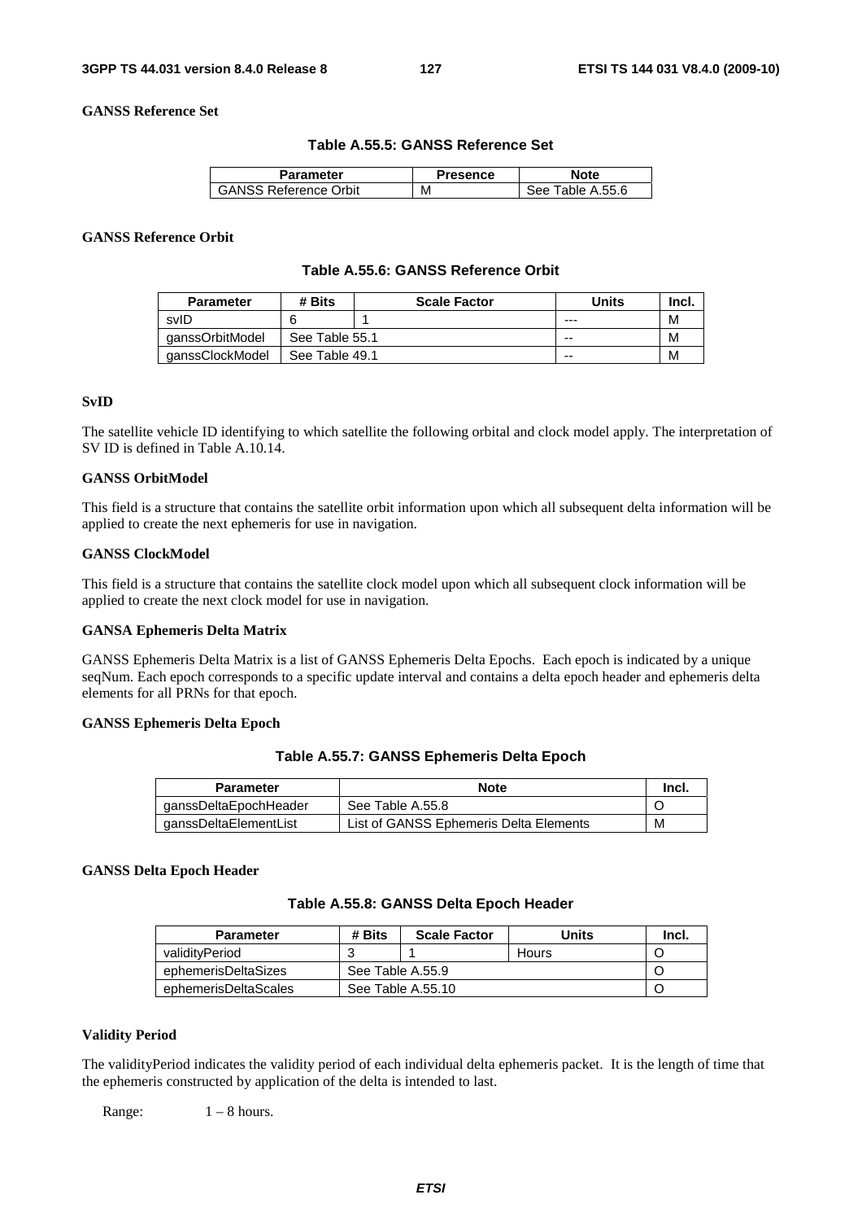**GANSS Reference Set**

**Table A.55.5: GANSS Reference Set**

| Parameter | Presence | Note |
|---|---|---|
| GANSS Reference Orbit | M | See Table A.55.6 |

**GANSS Reference Orbit**

**Table A.55.6: GANSS Reference Orbit**

| Parameter | # Bits | Scale Factor | Units | Incl. |
|---|---|---|---|---|
| svID | 6 | 1 | --- | M |
| ganssOrbitModel | See Table 55.1 | | -- | M |
| ganssClockModel | See Table 49.1 | | -- | M |

**SvID**

The satellite vehicle ID identifying to which satellite the following orbital and clock model apply. The interpretation of SV ID is defined in Table A.10.14.

**GANSS OrbitModel**

This field is a structure that contains the satellite orbit information upon which all subsequent delta information will be applied to create the next ephemeris for use in navigation.

**GANSS ClockModel**

This field is a structure that contains the satellite clock model upon which all subsequent clock information will be applied to create the next clock model for use in navigation.

**GANSA Ephemeris Delta Matrix**

GANSS Ephemeris Delta Matrix is a list of GANSS Ephemeris Delta Epochs. Each epoch is indicated by a unique seqNum. Each epoch corresponds to a specific update interval and contains a delta epoch header and ephemeris delta elements for all PRNs for that epoch.

**GANSS Ephemeris Delta Epoch**

**Table A.55.7: GANSS Ephemeris Delta Epoch**

| Parameter | Note | Incl. |
|---|---|---|
| ganssDeltaEpochHeader | See Table A.55.8 | O |
| ganssDeltaElementList | List of GANSS Ephemeris Delta Elements | M |

**GANSS Delta Epoch Header**

**Table A.55.8: GANSS Delta Epoch Header**

| Parameter | # Bits | Scale Factor | Units | Incl. |
|---|---|---|---|---|
| validityPeriod | 3 | 1 | Hours | O |
| ephemerisDeltaSizes | See Table A.55.9 | | | O |
| ephemerisDeltaScales | See Table A.55.10 | | | O |

**Validity Period**

The validityPeriod indicates the validity period of each individual delta ephemeris packet. It is the length of time that the ephemeris constructed by application of the delta is intended to last.

Range: 1 – 8 hours.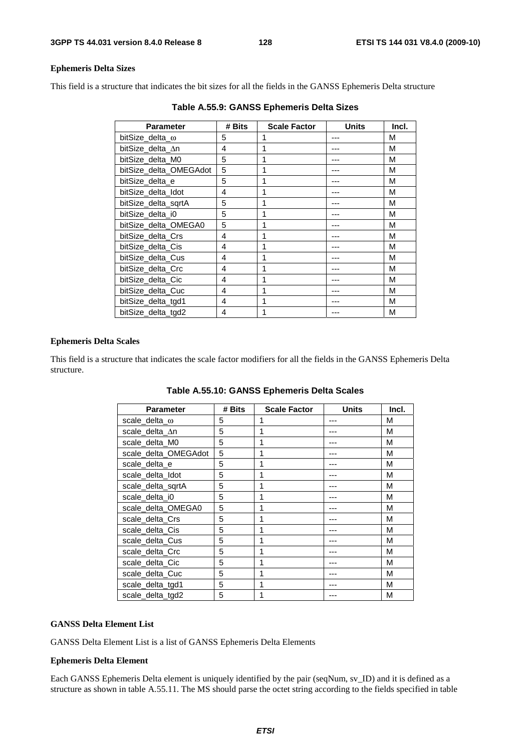**Ephemeris Delta Sizes**

This field is a structure that indicates the bit sizes for all the fields in the GANSS Ephemeris Delta structure

**Table A.55.9: GANSS Ephemeris Delta Sizes**

| Parameter | # Bits | Scale Factor | Units | Incl. |
|---|---|---|---|---|
| bitSize_delta_ω | 5 | 1 | --- | M |
| bitSize_delta_Δn | 4 | 1 | --- | M |
| bitSize_delta_M0 | 5 | 1 | --- | M |
| bitSize_delta_OMEGAdot | 5 | 1 | --- | M |
| bitSize_delta_e | 5 | 1 | --- | M |
| bitSize_delta_Idot | 4 | 1 | --- | M |
| bitSize_delta_sqrtA | 5 | 1 | --- | M |
| bitSize_delta_i0 | 5 | 1 | --- | M |
| bitSize_delta_OMEGA0 | 5 | 1 | --- | M |
| bitSize_delta_Crs | 4 | 1 | --- | M |
| bitSize_delta_Cis | 4 | 1 | --- | M |
| bitSize_delta_Cus | 4 | 1 | --- | M |
| bitSize_delta_Crc | 4 | 1 | --- | M |
| bitSize_delta_Cic | 4 | 1 | --- | M |
| bitSize_delta_Cuc | 4 | 1 | --- | M |
| bitSize_delta_tgd1 | 4 | 1 | --- | M |
| bitSize_delta_tgd2 | 4 | 1 | --- | M |

**Ephemeris Delta Scales**

This field is a structure that indicates the scale factor modifiers for all the fields in the GANSS Ephemeris Delta structure.

**Table A.55.10: GANSS Ephemeris Delta Scales**

| Parameter | # Bits | Scale Factor | Units | Incl. |
|---|---|---|---|---|
| scale_delta_ω | 5 | 1 | --- | M |
| scale_delta_Δn | 5 | 1 | --- | M |
| scale_delta_M0 | 5 | 1 | --- | M |
| scale_delta_OMEGAdot | 5 | 1 | --- | M |
| scale_delta_e | 5 | 1 | --- | M |
| scale_delta_Idot | 5 | 1 | --- | M |
| scale_delta_sqrtA | 5 | 1 | --- | M |
| scale_delta_i0 | 5 | 1 | --- | M |
| scale_delta_OMEGA0 | 5 | 1 | --- | M |
| scale_delta_Crs | 5 | 1 | --- | M |
| scale_delta_Cis | 5 | 1 | --- | M |
| scale_delta_Cus | 5 | 1 | --- | M |
| scale_delta_Crc | 5 | 1 | --- | M |
| scale_delta_Cic | 5 | 1 | --- | M |
| scale_delta_Cuc | 5 | 1 | --- | M |
| scale_delta_tgd1 | 5 | 1 | --- | M |
| scale_delta_tgd2 | 5 | 1 | --- | M |

**GANSS Delta Element List**

GANSS Delta Element List is a list of GANSS Ephemeris Delta Elements

**Ephemeris Delta Element**

Each GANSS Ephemeris Delta element is uniquely identified by the pair (seqNum, sv_ID) and it is defined as a structure as shown in table A.55.11. The MS should parse the octet string according to the fields specified in table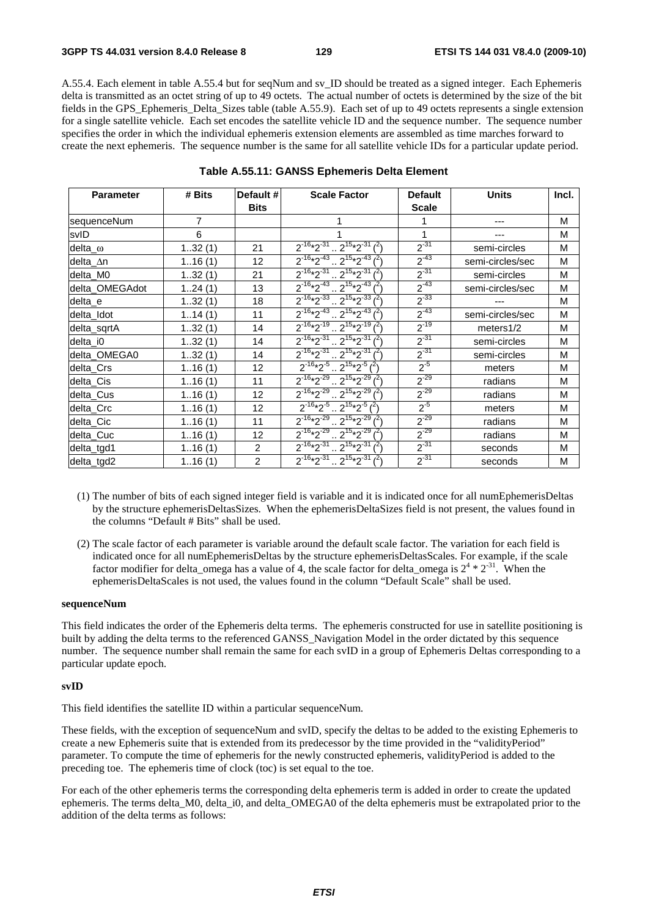A.55.4. Each element in table A.55.4 but for seqNum and sv_ID should be treated as a signed integer. Each Ephemeris delta is transmitted as an octet string of up to 49 octets. The actual number of octets is determined by the size of the bit fields in the GPS_Ephemeris_Delta_Sizes table (table A.55.9). Each set of up to 49 octets represents a single extension for a single satellite vehicle. Each set encodes the satellite vehicle ID and the sequence number. The sequence number specifies the order in which the individual ephemeris extension elements are assembled as time marches forward to create the next ephemeris. The sequence number is the same for all satellite vehicle IDs for a particular update period.

**Table A.55.11: GANSS Ephemeris Delta Element**

| Parameter | # Bits | Default # Bits | Scale Factor | Default Scale | Units | Incl. |
|---|---|---|---|---|---|---|
| sequenceNum | 7 | | 1 | 1 | --- | M |
| svID | 6 | | 1 | 1 | --- | M |
| delta_ω | 1..32 (1) | 21 | $2^{-16} * 2^{-31}$ .. $2^{15} * 2^{-31}$ (2) | $2^{-31}$ | semi-circles | M |
| delta_Δn | 1..16 (1) | 12 | $2^{-16} * 2^{-43}$ .. $2^{15} * 2^{-43}$ (2) | $2^{-43}$ | semi-circles/sec | M |
| delta_M0 | 1..32 (1) | 21 | $2^{-16} * 2^{-31}$ .. $2^{15} * 2^{-31}$ (2) | $2^{-31}$ | semi-circles | M |
| delta_OMEGAdot | 1..24 (1) | 13 | $2^{-16} * 2^{-43}$ .. $2^{15} * 2^{-43}$ (2) | $2^{-43}$ | semi-circles/sec | M |
| delta_e | 1..32 (1) | 18 | $2^{-16} * 2^{-33}$ .. $2^{15} * 2^{-33}$ (2) | $2^{-33}$ | --- | M |
| delta_Idot | 1..14 (1) | 11 | $2^{-16} * 2^{-43}$ .. $2^{15} * 2^{-43}$ (2) | $2^{-43}$ | semi-circles/sec | M |
| delta_sqrtA | 1..32 (1) | 14 | $2^{-16} * 2^{-19}$ .. $2^{15} * 2^{-19}$ (2) | $2^{-19}$ | meters1/2 | M |
| delta_i0 | 1..32 (1) | 14 | $2^{-16} * 2^{-31}$ .. $2^{15} * 2^{-31}$ (2) | $2^{-31}$ | semi-circles | M |
| delta_OMEGA0 | 1..32 (1) | 14 | $2^{-16} * 2^{-31}$ .. $2^{15} * 2^{-31}$ (2) | $2^{-31}$ | semi-circles | M |
| delta_Crs | 1..16 (1) | 12 | $2^{-16} * 2^{-5}$ .. $2^{15} * 2^{-5}$ (2) | $2^{-5}$ | meters | M |
| delta_Cis | 1..16 (1) | 11 | $2^{-16} * 2^{-29}$ .. $2^{15} * 2^{-29}$ (2) | $2^{-29}$ | radians | M |
| delta_Cus | 1..16 (1) | 12 | $2^{-16} * 2^{-29}$ .. $2^{15} * 2^{-29}$ (2) | $2^{-29}$ | radians | M |
| delta_Crc | 1..16 (1) | 12 | $2^{-16} * 2^{-5}$ .. $2^{15} * 2^{-5}$ (2) | $2^{-5}$ | meters | M |
| delta_Cic | 1..16 (1) | 11 | $2^{-16} * 2^{-29}$ .. $2^{15} * 2^{-29}$ (2) | $2^{-29}$ | radians | M |
| delta_Cuc | 1..16 (1) | 12 | $2^{-16} * 2^{-29}$ .. $2^{15} * 2^{-29}$ (2) | $2^{-29}$ | radians | M |
| delta_tgd1 | 1..16 (1) | 2 | $2^{-16} * 2^{-31}$ .. $2^{15} * 2^{-31}$ (2) | $2^{-31}$ | seconds | M |
| delta_tgd2 | 1..16 (1) | 2 | $2^{-16} * 2^{-31}$ .. $2^{15} * 2^{-31}$ (2) | $2^{-31}$ | seconds | M |

(1) The number of bits of each signed integer field is variable and it is indicated once for all numEphemerisDeltas by the structure ephemerisDeltasSizes. When the ephemerisDeltaSizes field is not present, the values found in the columns "Default # Bits" shall be used.

(2) The scale factor of each parameter is variable around the default scale factor. The variation for each field is indicated once for all numEphemerisDeltas by the structure ephemerisDeltasScales. For example, if the scale factor modifier for delta_omega has a value of 4, the scale factor for delta_omega is $2^{4} * 2^{-31}$. When the ephemerisDeltaScales is not used, the values found in the column "Default Scale" shall be used.

**sequenceNum**

This field indicates the order of the Ephemeris delta terms. The ephemeris constructed for use in satellite positioning is built by adding the delta terms to the referenced GANSS_Navigation Model in the order dictated by this sequence number. The sequence number shall remain the same for each svID in a group of Ephemeris Deltas corresponding to a particular update epoch.

**svID**

This field identifies the satellite ID within a particular sequenceNum.

These fields, with the exception of sequenceNum and svID, specify the deltas to be added to the existing Ephemeris to create a new Ephemeris suite that is extended from its predecessor by the time provided in the "validityPeriod" parameter. To compute the time of ephemeris for the newly constructed ephemeris, validityPeriod is added to the preceding toe. The ephemeris time of clock (toc) is set equal to the toe.

For each of the other ephemeris terms the corresponding delta ephemeris term is added in order to create the updated ephemeris. The terms delta_M0, delta_i0, and delta_OMEGA0 of the delta ephemeris must be extrapolated prior to the addition of the delta terms as follows: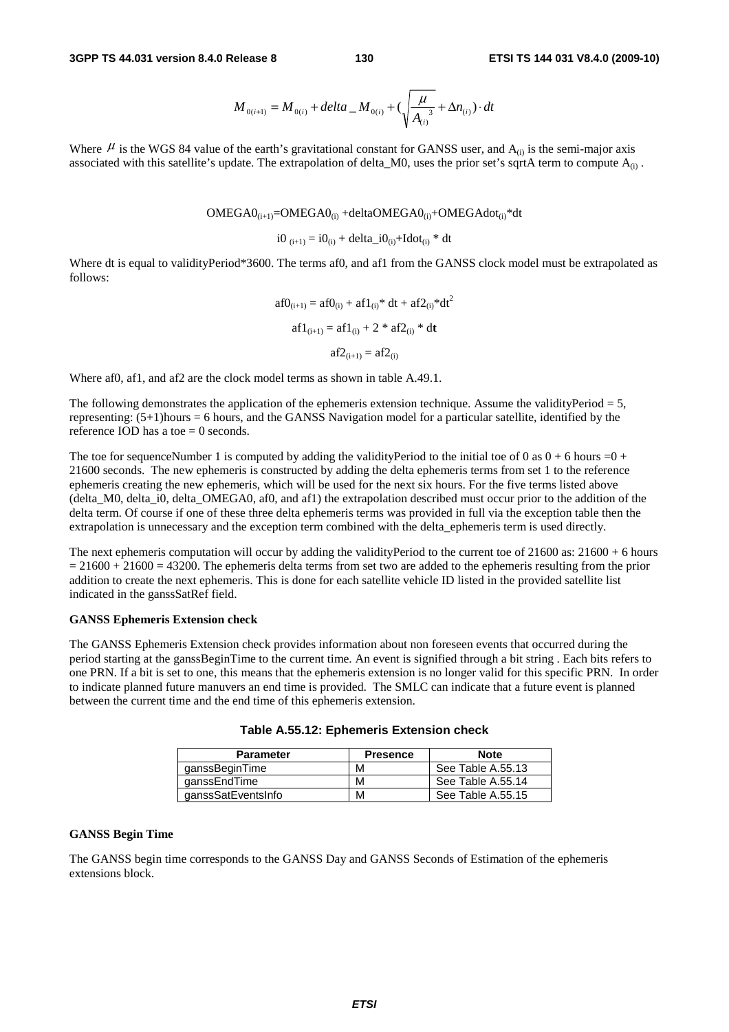$$M_{0(i+1)} = M_{0(i)} + delta\_M_{0(i)} + (\sqrt{\frac{\mu}{A_{(i)}^{3}}} + \Delta n_{(i)}) \cdot dt$$

Where $\mu$ is the WGS 84 value of the earth's gravitational constant for GANSS user, and $A_{(i)}$ is the semi-major axis associated with this satellite's update. The extrapolation of delta_M0, uses the prior set's sqrtA term to compute $A_{(i)}$ .

$$OMEGA0_{(i+1)}=OMEGA0_{(i)} + deltaOMEGA0_{(i)}+OMEGAdot_{(i)}*dt$$

$$i0_{(i+1)} = i0_{(i)} + delta\_i0_{(i)}+Idot_{(i)} * dt$$

Where dt is equal to validityPeriod*3600. The terms af0, and af1 from the GANSS clock model must be extrapolated as follows:

$$af0_{(i+1)} = af0_{(i)} + af1_{(i)}* dt + af2_{(i)}*dt^2$$

$$af1_{(i+1)} = af1_{(i)} + 2 * af2_{(i)} * dt$$

$$af2_{(i+1)} = af2_{(i)}$$

Where af0, af1, and af2 are the clock model terms as shown in table A.49.1.

The following demonstrates the application of the ephemeris extension technique. Assume the validityPeriod = 5, representing: (5+1)hours = 6 hours, and the GANSS Navigation model for a particular satellite, identified by the reference IOD has a toe = 0 seconds.

The toe for sequenceNumber 1 is computed by adding the validityPeriod to the initial toe of 0 as 0 + 6 hours =0 + 21600 seconds. The new ephemeris is constructed by adding the delta ephemeris terms from set 1 to the reference ephemeris creating the new ephemeris, which will be used for the next six hours. For the five terms listed above (delta_M0, delta_i0, delta_OMEGA0, af0, and af1) the extrapolation described must occur prior to the addition of the delta term. Of course if one of these three delta ephemeris terms was provided in full via the exception table then the extrapolation is unnecessary and the exception term combined with the delta_ephemeris term is used directly.

The next ephemeris computation will occur by adding the validityPeriod to the current toe of 21600 as: 21600 + 6 hours = 21600 + 21600 = 43200. The ephemeris delta terms from set two are added to the ephemeris resulting from the prior addition to create the next ephemeris. This is done for each satellite vehicle ID listed in the provided satellite list indicated in the ganssSatRef field.

**GANSS Ephemeris Extension check**

The GANSS Ephemeris Extension check provides information about non foreseen events that occurred during the period starting at the ganssBeginTime to the current time. An event is signified through a bit string . Each bits refers to one PRN. If a bit is set to one, this means that the ephemeris extension is no longer valid for this specific PRN. In order to indicate planned future manuvers an end time is provided. The SMLC can indicate that a future event is planned between the current time and the end time of this ephemeris extension.

**Table A.55.12: Ephemeris Extension check**

| Parameter | Presence | Note |
|---|---|---|
| ganssBeginTime | M | See Table A.55.13 |
| ganssEndTime | M | See Table A.55.14 |
| ganssSatEventsInfo | M | See Table A.55.15 |

**GANSS Begin Time**

The GANSS begin time corresponds to the GANSS Day and GANSS Seconds of Estimation of the ephemeris extensions block.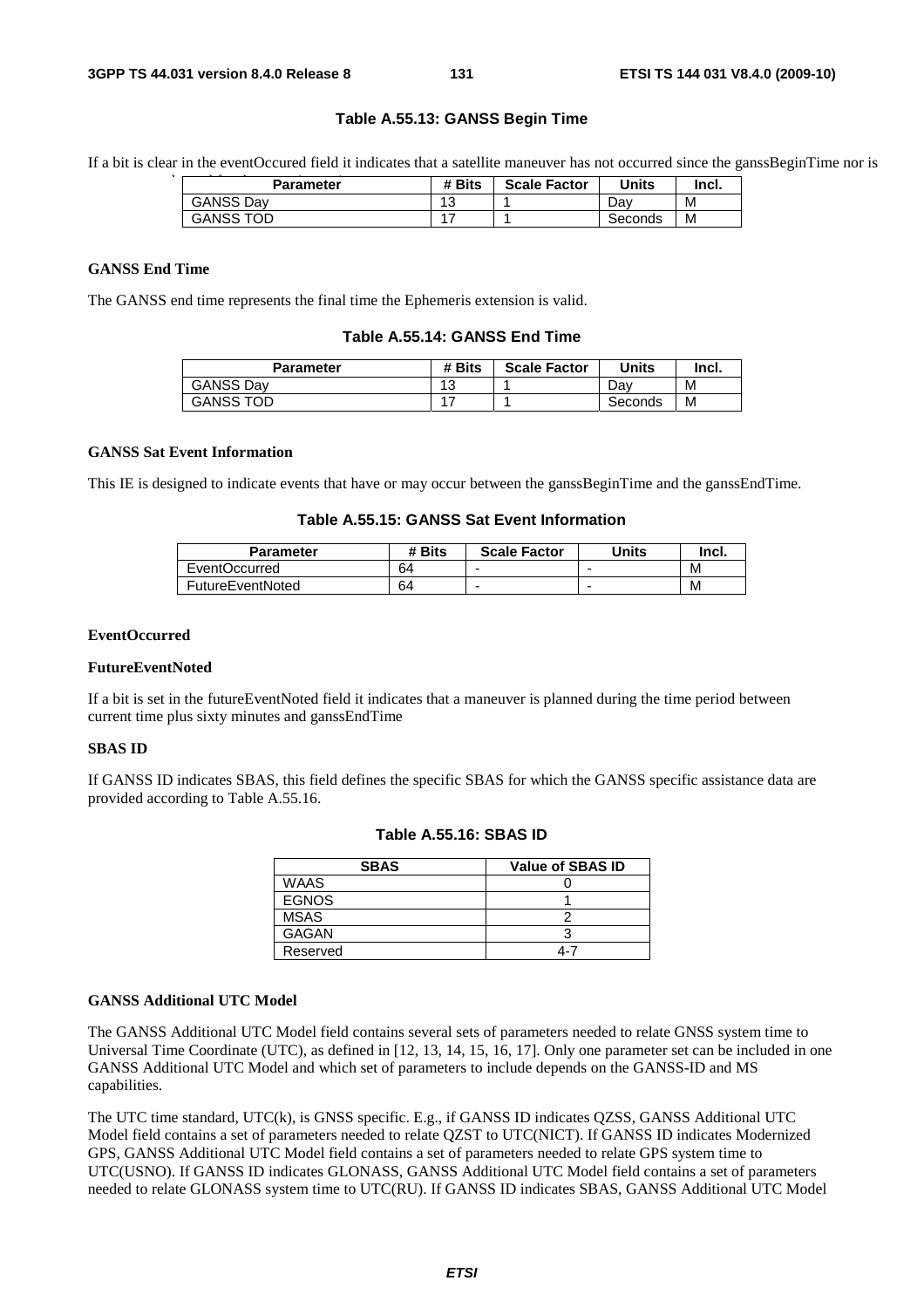**Table A.55.13: GANSS Begin Time**

If a bit is clear in the eventOccured field it indicates that a satellite maneuver has not occurred since the ganssBeginTime nor is

| Parameter | # Bits | Scale Factor | Units | Incl. |
|---|---|---|---|---|
| GANSS Day | 13 | 1 | Day | M |
| GANSS TOD | 17 | 1 | Seconds | M |

**GANSS End Time**

The GANSS end time represents the final time the Ephemeris extension is valid.

**Table A.55.14: GANSS End Time**

| Parameter | # Bits | Scale Factor | Units | Incl. |
|---|---|---|---|---|
| GANSS Day | 13 | 1 | Day | M |
| GANSS TOD | 17 | 1 | Seconds | M |

**GANSS Sat Event Information**

This IE is designed to indicate events that have or may occur between the ganssBeginTime and the ganssEndTime.

**Table A.55.15: GANSS Sat Event Information**

| Parameter | # Bits | Scale Factor | Units | Incl. |
|---|---|---|---|---|
| EventOccurred | 64 | - | - | M |
| FutureEventNoted | 64 | - | - | M |

**EventOccurred**

**FutureEventNoted**

If a bit is set in the futureEventNoted field it indicates that a maneuver is planned during the time period between current time plus sixty minutes and ganssEndTime

**SBAS ID**

If GANSS ID indicates SBAS, this field defines the specific SBAS for which the GANSS specific assistance data are provided according to Table A.55.16.

**Table A.55.16: SBAS ID**

| SBAS | Value of SBAS ID |
|---|---|
| WAAS | 0 |
| EGNOS | 1 |
| MSAS | 2 |
| GAGAN | 3 |
| Reserved | 4-7 |

**GANSS Additional UTC Model**

The GANSS Additional UTC Model field contains several sets of parameters needed to relate GNSS system time to Universal Time Coordinate (UTC), as defined in [12, 13, 14, 15, 16, 17]. Only one parameter set can be included in one GANSS Additional UTC Model and which set of parameters to include depends on the GANSS-ID and MS capabilities.

The UTC time standard, UTC(k), is GNSS specific. E.g., if GANSS ID indicates QZSS, GANSS Additional UTC Model field contains a set of parameters needed to relate QZST to UTC(NICT). If GANSS ID indicates Modernized GPS, GANSS Additional UTC Model field contains a set of parameters needed to relate GPS system time to UTC(USNO). If GANSS ID indicates GLONASS, GANSS Additional UTC Model field contains a set of parameters needed to relate GLONASS system time to UTC(RU). If GANSS ID indicates SBAS, GANSS Additional UTC Model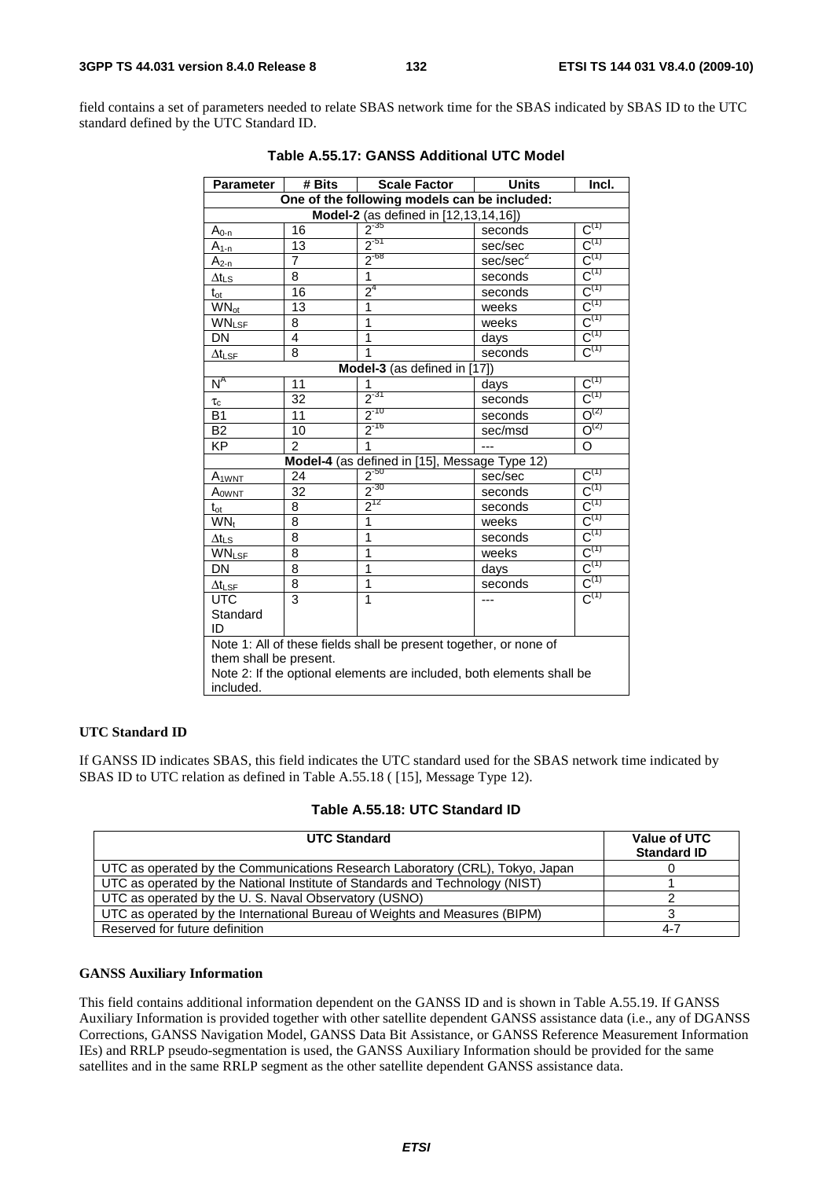field contains a set of parameters needed to relate SBAS network time for the SBAS indicated by SBAS ID to the UTC standard defined by the UTC Standard ID.

**Table A.55.17: GANSS Additional UTC Model**

| Parameter | # Bits | Scale Factor | Units | Incl. |
|---|---|---|---|---|
| **One of the following models can be included:** | | | | |
| **Model-2** (as defined in [12,13,14,16]) | | | | |
| $A_{0-n}$ | 16 | $2^{-35}$ | seconds | $C^{(1)}$ |
| $A_{1-n}$ | 13 | $2^{-51}$ | sec/sec | $C^{(1)}$ |
| $A_{2-n}$ | 7 | $2^{-68}$ | sec/sec$^2$ | $C^{(1)}$ |
| $\Delta t_{LS}$ | 8 | 1 | seconds | $C^{(1)}$ |
| $t_{ot}$ | 16 | $2^4$ | seconds | $C^{(1)}$ |
| $WN_{ot}$ | 13 | 1 | weeks | $C^{(1)}$ |
| $WN_{LSF}$ | 8 | 1 | weeks | $C^{(1)}$ |
| DN | 4 | 1 | days | $C^{(1)}$ |
| $\Delta t_{LSF}$ | 8 | 1 | seconds | $C^{(1)}$ |
| **Model-3** (as defined in [17]) | | | | |
| $N^A$ | 11 | 1 | days | $C^{(1)}$ |
| $\tau_c$ | 32 | $2^{-31}$ | seconds | $C^{(1)}$ |
| B1 | 11 | $2^{-10}$ | seconds | $O^{(2)}$ |
| B2 | 10 | $2^{-16}$ | sec/msd | $O^{(2)}$ |
| KP | 2 | 1 | --- | O |
| **Model-4** (as defined in [15], Message Type 12) | | | | |
| $A_{1WNT}$ | 24 | $2^{-50}$ | sec/sec | $C^{(1)}$ |
| $A_{0WNT}$ | 32 | $2^{-30}$ | seconds | $C^{(1)}$ |
| $t_{ot}$ | 8 | $2^{12}$ | seconds | $C^{(1)}$ |
| $WN_t$ | 8 | 1 | weeks | $C^{(1)}$ |
| $\Delta t_{LS}$ | 8 | 1 | seconds | $C^{(1)}$ |
| $WN_{LSF}$ | 8 | 1 | weeks | $C^{(1)}$ |
| DN | 8 | 1 | days | $C^{(1)}$ |
| $\Delta t_{LSF}$ | 8 | 1 | seconds | $C^{(1)}$ |
| UTC Standard ID | 3 | 1 | --- | $C^{(1)}$ |
| Note 1: All of these fields shall be present together, or none of them shall be present. Note 2: If the optional elements are included, both elements shall be included. | | | | |

**UTC Standard ID**

If GANSS ID indicates SBAS, this field indicates the UTC standard used for the SBAS network time indicated by SBAS ID to UTC relation as defined in Table A.55.18 ( [15], Message Type 12).

**Table A.55.18: UTC Standard ID**

| UTC Standard | Value of UTC Standard ID |
|---|---|
| UTC as operated by the Communications Research Laboratory (CRL), Tokyo, Japan | 0 |
| UTC as operated by the National Institute of Standards and Technology (NIST) | 1 |
| UTC as operated by the U. S. Naval Observatory (USNO) | 2 |
| UTC as operated by the International Bureau of Weights and Measures (BIPM) | 3 |
| Reserved for future definition | 4-7 |

**GANSS Auxiliary Information**

This field contains additional information dependent on the GANSS ID and is shown in Table A.55.19. If GANSS Auxiliary Information is provided together with other satellite dependent GANSS assistance data (i.e., any of DGANSS Corrections, GANSS Navigation Model, GANSS Data Bit Assistance, or GANSS Reference Measurement Information IEs) and RRLP pseudo-segmentation is used, the GANSS Auxiliary Information should be provided for the same satellites and in the same RRLP segment as the other satellite dependent GANSS assistance data.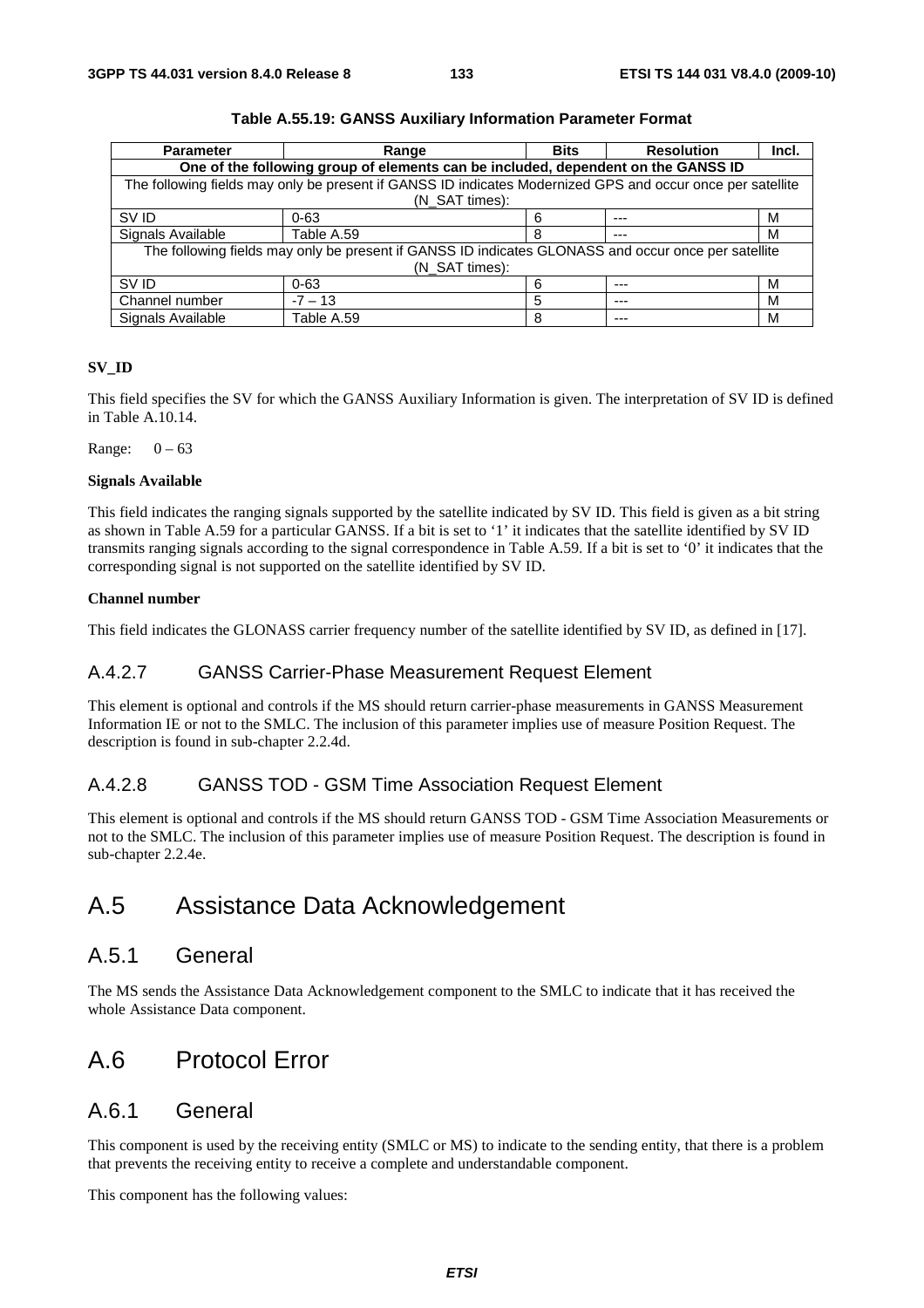**Table A.55.19: GANSS Auxiliary Information Parameter Format**

| Parameter | Range | Bits | Resolution | Incl. |
|---|---|---|---|---|
| **One of the following group of elements can be included, dependent on the GANSS ID** | | | | |
| The following fields may only be present if GANSS ID indicates Modernized GPS and occur once per satellite (N_SAT times): | | | | |
| SV ID | 0-63 | 6 | --- | M |
| Signals Available | Table A.59 | 8 | --- | M |
| The following fields may only be present if GANSS ID indicates GLONASS and occur once per satellite (N_SAT times): | | | | |
| SV ID | 0-63 | 6 | --- | M |
| Channel number | -7 – 13 | 5 | --- | M |
| Signals Available | Table A.59 | 8 | --- | M |

**SV_ID**

This field specifies the SV for which the GANSS Auxiliary Information is given. The interpretation of SV ID is defined in Table A.10.14.

Range: 0 – 63

**Signals Available**

This field indicates the ranging signals supported by the satellite indicated by SV ID. This field is given as a bit string as shown in Table A.59 for a particular GANSS. If a bit is set to '1' it indicates that the satellite identified by SV ID transmits ranging signals according to the signal correspondence in Table A.59. If a bit is set to '0' it indicates that the corresponding signal is not supported on the satellite identified by SV ID.

**Channel number**

This field indicates the GLONASS carrier frequency number of the satellite identified by SV ID, as defined in [17].

### A.4.2.7 GANSS Carrier-Phase Measurement Request Element

This element is optional and controls if the MS should return carrier-phase measurements in GANSS Measurement Information IE or not to the SMLC. The inclusion of this parameter implies use of measure Position Request. The description is found in sub-chapter 2.2.4d.

### A.4.2.8 GANSS TOD - GSM Time Association Request Element

This element is optional and controls if the MS should return GANSS TOD - GSM Time Association Measurements or not to the SMLC. The inclusion of this parameter implies use of measure Position Request. The description is found in sub-chapter 2.2.4e.

# A.5 Assistance Data Acknowledgement

## A.5.1 General

The MS sends the Assistance Data Acknowledgement component to the SMLC to indicate that it has received the whole Assistance Data component.

# A.6 Protocol Error

## A.6.1 General

This component is used by the receiving entity (SMLC or MS) to indicate to the sending entity, that there is a problem that prevents the receiving entity to receive a complete and understandable component.

This component has the following values: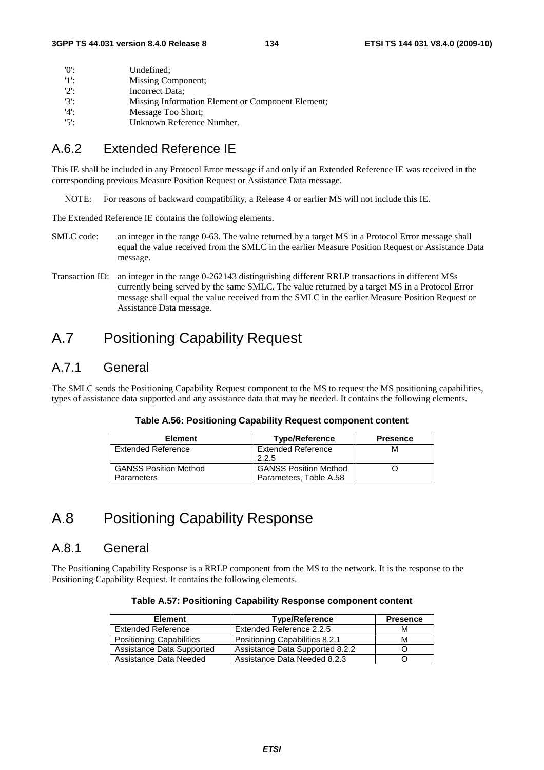'0': Undefined;
'1': Missing Component;
'2': Incorrect Data;
'3': Missing Information Element or Component Element;
'4': Message Too Short;
'5': Unknown Reference Number.

## A.6.2 Extended Reference IE

This IE shall be included in any Protocol Error message if and only if an Extended Reference IE was received in the corresponding previous Measure Position Request or Assistance Data message.

NOTE: For reasons of backward compatibility, a Release 4 or earlier MS will not include this IE.

The Extended Reference IE contains the following elements.

SMLC code: an integer in the range 0-63. The value returned by a target MS in a Protocol Error message shall equal the value received from the SMLC in the earlier Measure Position Request or Assistance Data message.

Transaction ID: an integer in the range 0-262143 distinguishing different RRLP transactions in different MSs currently being served by the same SMLC. The value returned by a target MS in a Protocol Error message shall equal the value received from the SMLC in the earlier Measure Position Request or Assistance Data message.

# A.7 Positioning Capability Request

## A.7.1 General

The SMLC sends the Positioning Capability Request component to the MS to request the MS positioning capabilities, types of assistance data supported and any assistance data that may be needed. It contains the following elements.

**Table A.56: Positioning Capability Request component content**

| Element | Type/Reference | Presence |
|---|---|---|
| Extended Reference | Extended Reference 2.2.5 | M |
| GANSS Position Method Parameters | GANSS Position Method Parameters, Table A.58 | O |

# A.8 Positioning Capability Response

## A.8.1 General

The Positioning Capability Response is a RRLP component from the MS to the network. It is the response to the Positioning Capability Request. It contains the following elements.

**Table A.57: Positioning Capability Response component content**

| Element | Type/Reference | Presence |
|---|---|---|
| Extended Reference | Extended Reference 2.2.5 | M |
| Positioning Capabilities | Positioning Capabilities 8.2.1 | M |
| Assistance Data Supported | Assistance Data Supported 8.2.2 | O |
| Assistance Data Needed | Assistance Data Needed 8.2.3 | O |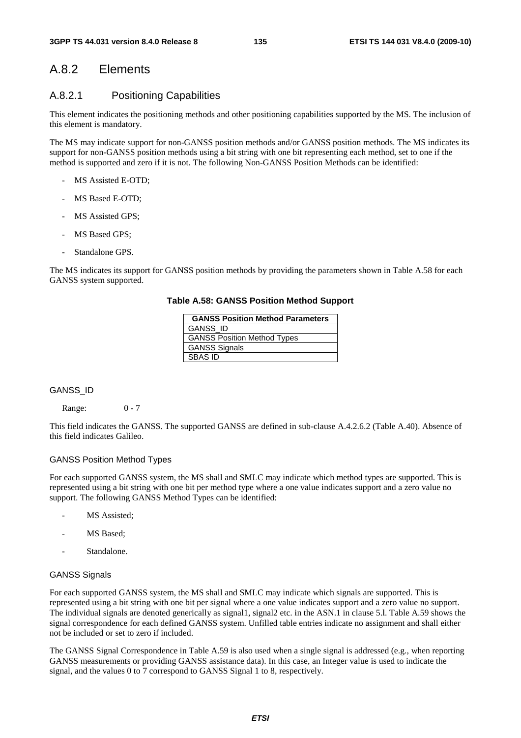## A.8.2 Elements

### A.8.2.1 Positioning Capabilities

This element indicates the positioning methods and other positioning capabilities supported by the MS. The inclusion of this element is mandatory.

The MS may indicate support for non-GANSS position methods and/or GANSS position methods. The MS indicates its support for non-GANSS position methods using a bit string with one bit representing each method, set to one if the method is supported and zero if it is not. The following Non-GANSS Position Methods can be identified:

- MS Assisted E-OTD;
- MS Based E-OTD;
- MS Assisted GPS;
- MS Based GPS;
- Standalone GPS.

The MS indicates its support for GANSS position methods by providing the parameters shown in Table A.58 for each GANSS system supported.

**Table A.58: GANSS Position Method Support**

| GANSS Position Method Parameters |
|---|
| GANSS_ID |
| GANSS Position Method Types |
| GANSS Signals |
| SBAS ID |

#### GANSS_ID

Range: 0 - 7

This field indicates the GANSS. The supported GANSS are defined in sub-clause A.4.2.6.2 (Table A.40). Absence of this field indicates Galileo.

#### GANSS Position Method Types

For each supported GANSS system, the MS shall and SMLC may indicate which method types are supported. This is represented using a bit string with one bit per method type where a one value indicates support and a zero value no support. The following GANSS Method Types can be identified:

- MS Assisted;
- MS Based;
- Standalone.

#### GANSS Signals

For each supported GANSS system, the MS shall and SMLC may indicate which signals are supported. This is represented using a bit string with one bit per signal where a one value indicates support and a zero value no support. The individual signals are denoted generically as signal1, signal2 etc. in the ASN.1 in clause 5.l. Table A.59 shows the signal correspondence for each defined GANSS system. Unfilled table entries indicate no assignment and shall either not be included or set to zero if included.

The GANSS Signal Correspondence in Table A.59 is also used when a single signal is addressed (e.g., when reporting GANSS measurements or providing GANSS assistance data). In this case, an Integer value is used to indicate the signal, and the values 0 to 7 correspond to GANSS Signal 1 to 8, respectively.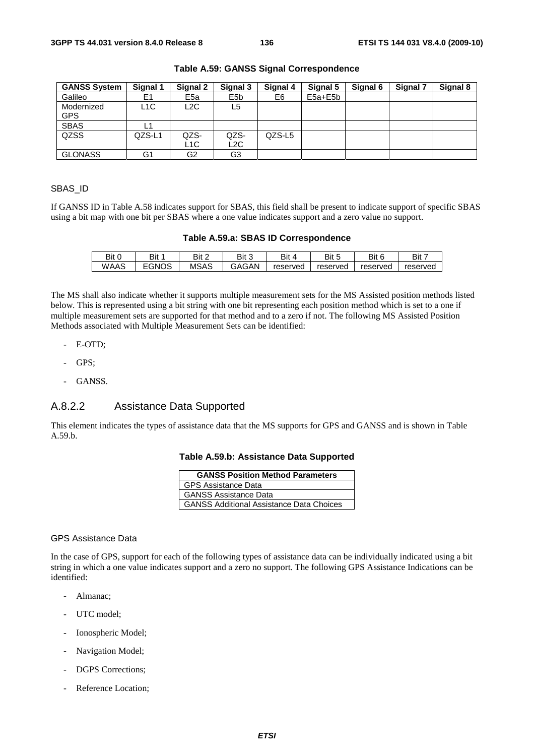**Table A.59: GANSS Signal Correspondence**

| GANSS System | Signal 1 | Signal 2 | Signal 3 | Signal 4 | Signal 5 | Signal 6 | Signal 7 | Signal 8 |
|---|---|---|---|---|---|---|---|---|
| Galileo | E1 | E5a | E5b | E6 | E5a+E5b | | | |
| Modernized GPS | L1C | L2C | L5 | | | | | |
| SBAS | L1 | | | | | | | |
| QZSS | QZS-L1 | QZS-L1C | QZS-L2C | QZS-L5 | | | | |
| GLONASS | G1 | G2 | G3 | | | | | |

SBAS_ID

If GANSS ID in Table A.58 indicates support for SBAS, this field shall be present to indicate support of specific SBAS using a bit map with one bit per SBAS where a one value indicates support and a zero value no support.

**Table A.59.a: SBAS ID Correspondence**

| Bit 0 | Bit 1 | Bit 2 | Bit 3 | Bit 4 | Bit 5 | Bit 6 | Bit 7 |
|---|---|---|---|---|---|---|---|
| WAAS | EGNOS | MSAS | GAGAN | reserved | reserved | reserved | reserved |

The MS shall also indicate whether it supports multiple measurement sets for the MS Assisted position methods listed below. This is represented using a bit string with one bit representing each position method which is set to a one if multiple measurement sets are supported for that method and to a zero if not. The following MS Assisted Position Methods associated with Multiple Measurement Sets can be identified:

- E-OTD;
- GPS;
- GANSS.

## A.8.2.2 Assistance Data Supported

This element indicates the types of assistance data that the MS supports for GPS and GANSS and is shown in Table A.59.b.

**Table A.59.b: Assistance Data Supported**

| GANSS Position Method Parameters |
|---|
| GPS Assistance Data |
| GANSS Assistance Data |
| GANSS Additional Assistance Data Choices |

GPS Assistance Data

In the case of GPS, support for each of the following types of assistance data can be individually indicated using a bit string in which a one value indicates support and a zero no support. The following GPS Assistance Indications can be identified:

- Almanac;
- UTC model;
- Ionospheric Model;
- Navigation Model;
- DGPS Corrections;
- Reference Location;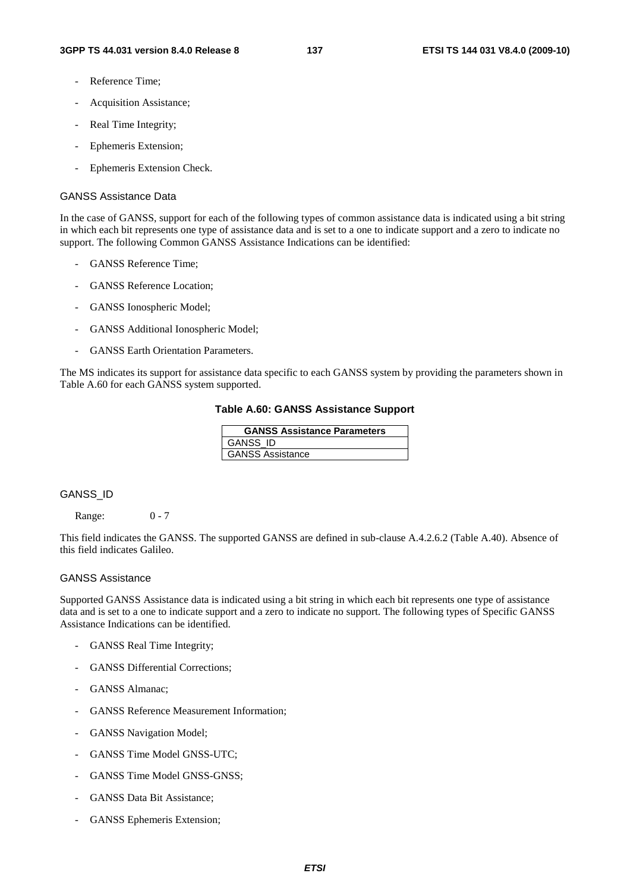- Reference Time;
- Acquisition Assistance;
- Real Time Integrity;
- Ephemeris Extension;
- Ephemeris Extension Check.

#### GANSS Assistance Data

In the case of GANSS, support for each of the following types of common assistance data is indicated using a bit string in which each bit represents one type of assistance data and is set to a one to indicate support and a zero to indicate no support. The following Common GANSS Assistance Indications can be identified:

- GANSS Reference Time;
- GANSS Reference Location;
- GANSS Ionospheric Model;
- GANSS Additional Ionospheric Model;
- GANSS Earth Orientation Parameters.

The MS indicates its support for assistance data specific to each GANSS system by providing the parameters shown in Table A.60 for each GANSS system supported.

**Table A.60: GANSS Assistance Support**

| GANSS Assistance Parameters |
|---|
| GANSS_ID |
| GANSS Assistance |

#### GANSS_ID

Range: 0 - 7

This field indicates the GANSS. The supported GANSS are defined in sub-clause A.4.2.6.2 (Table A.40). Absence of this field indicates Galileo.

#### GANSS Assistance

Supported GANSS Assistance data is indicated using a bit string in which each bit represents one type of assistance data and is set to a one to indicate support and a zero to indicate no support. The following types of Specific GANSS Assistance Indications can be identified.

- GANSS Real Time Integrity;
- GANSS Differential Corrections;
- GANSS Almanac;
- GANSS Reference Measurement Information;
- GANSS Navigation Model;
- GANSS Time Model GNSS-UTC;
- GANSS Time Model GNSS-GNSS;
- GANSS Data Bit Assistance;
- GANSS Ephemeris Extension;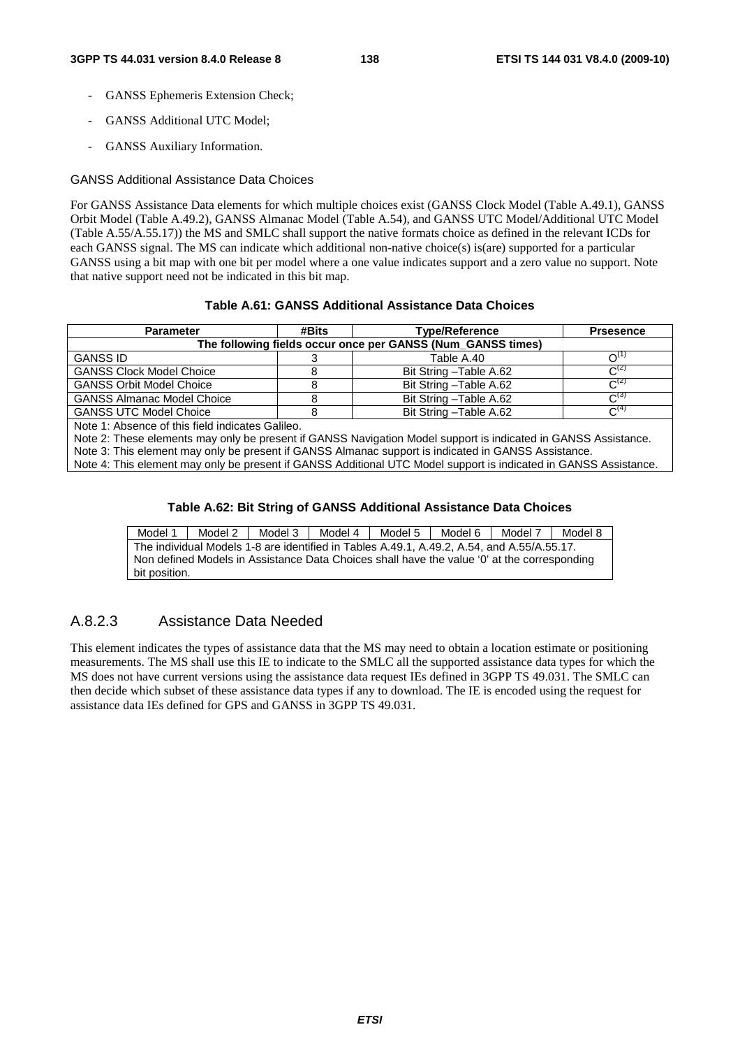- GANSS Ephemeris Extension Check;
- GANSS Additional UTC Model;
- GANSS Auxiliary Information.

GANSS Additional Assistance Data Choices

For GANSS Assistance Data elements for which multiple choices exist (GANSS Clock Model (Table A.49.1), GANSS Orbit Model (Table A.49.2), GANSS Almanac Model (Table A.54), and GANSS UTC Model/Additional UTC Model (Table A.55/A.55.17)) the MS and SMLC shall support the native formats choice as defined in the relevant ICDs for each GANSS signal. The MS can indicate which additional non-native choice(s) is(are) supported for a particular GANSS using a bit map with one bit per model where a one value indicates support and a zero value no support. Note that native support need not be indicated in this bit map.

**Table A.61: GANSS Additional Assistance Data Choices**

| Parameter | #Bits | Type/Reference | Prsesence |
|---|---|---|---|
| The following fields occur once per GANSS (Num_GANSS times) | | | |
| GANSS ID | 3 | Table A.40 | O(1) |
| GANSS Clock Model Choice | 8 | Bit String –Table A.62 | C(2) |
| GANSS Orbit Model Choice | 8 | Bit String –Table A.62 | C(2) |
| GANSS Almanac Model Choice | 8 | Bit String –Table A.62 | C(3) |
| GANSS UTC Model Choice | 8 | Bit String –Table A.62 | C(4) |
| Note 1: Absence of this field indicates Galileo.<br>Note 2: These elements may only be present if GANSS Navigation Model support is indicated in GANSS Assistance.<br>Note 3: This element may only be present if GANSS Almanac support is indicated in GANSS Assistance.<br>Note 4: This element may only be present if GANSS Additional UTC Model support is indicated in GANSS Assistance. | | | |

**Table A.62: Bit String of GANSS Additional Assistance Data Choices**

| Model 1 | Model 2 | Model 3 | Model 4 | Model 5 | Model 6 | Model 7 | Model 8 |
|---|---|---|---|---|---|---|---|
| The individual Models 1-8 are identified in Tables A.49.1, A.49.2, A.54, and A.55/A.55.17.<br>Non defined Models in Assistance Data Choices shall have the value '0' at the corresponding bit position. | | | | | | | |

### A.8.2.3 Assistance Data Needed

This element indicates the types of assistance data that the MS may need to obtain a location estimate or positioning measurements. The MS shall use this IE to indicate to the SMLC all the supported assistance data types for which the MS does not have current versions using the assistance data request IEs defined in 3GPP TS 49.031. The SMLC can then decide which subset of these assistance data types if any to download. The IE is encoded using the request for assistance data IEs defined for GPS and GANSS in 3GPP TS 49.031.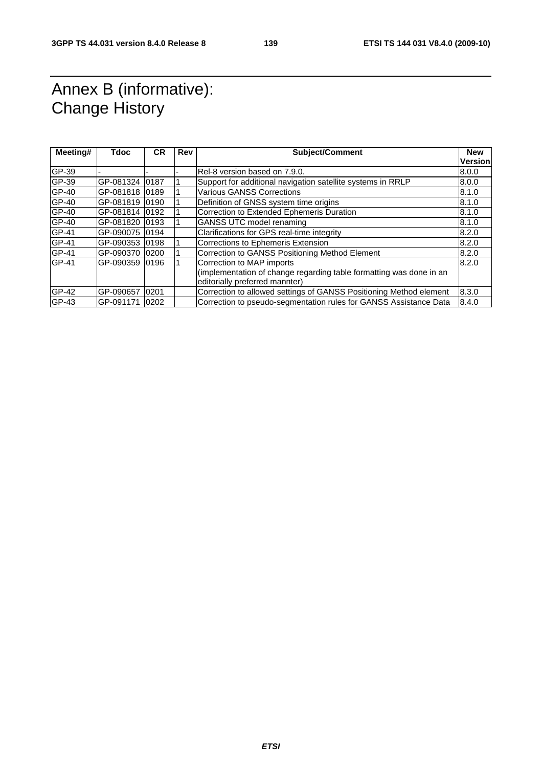# Annex B (informative): Change History

| Meeting# | Tdoc | CR | Rev | Subject/Comment | New Version |
|---|---|---|---|---|---|
| GP-39 | - | - | - | Rel-8 version based on 7.9.0. | 8.0.0 |
| GP-39 | GP-081324 | 0187 | 1 | Support for additional navigation satellite systems in RRLP | 8.0.0 |
| GP-40 | GP-081818 | 0189 | 1 | Various GANSS Corrections | 8.1.0 |
| GP-40 | GP-081819 | 0190 | 1 | Definition of GNSS system time origins | 8.1.0 |
| GP-40 | GP-081814 | 0192 | 1 | Correction to Extended Ephemeris Duration | 8.1.0 |
| GP-40 | GP-081820 | 0193 | 1 | GANSS UTC model renaming | 8.1.0 |
| GP-41 | GP-090075 | 0194 | | Clarifications for GPS real-time integrity | 8.2.0 |
| GP-41 | GP-090353 | 0198 | 1 | Corrections to Ephemeris Extension | 8.2.0 |
| GP-41 | GP-090370 | 0200 | 1 | Correction to GANSS Positioning Method Element | 8.2.0 |
| GP-41 | GP-090359 | 0196 | 1 | Correction to MAP imports<br>(implementation of change regarding table formatting was done in an editorially preferred mannter) | 8.2.0 |
| GP-42 | GP-090657 | 0201 | | Correction to allowed settings of GANSS Positioning Method element | 8.3.0 |
| GP-43 | GP-091171 | 0202 | | Correction to pseudo-segmentation rules for GANSS Assistance Data | 8.4.0 |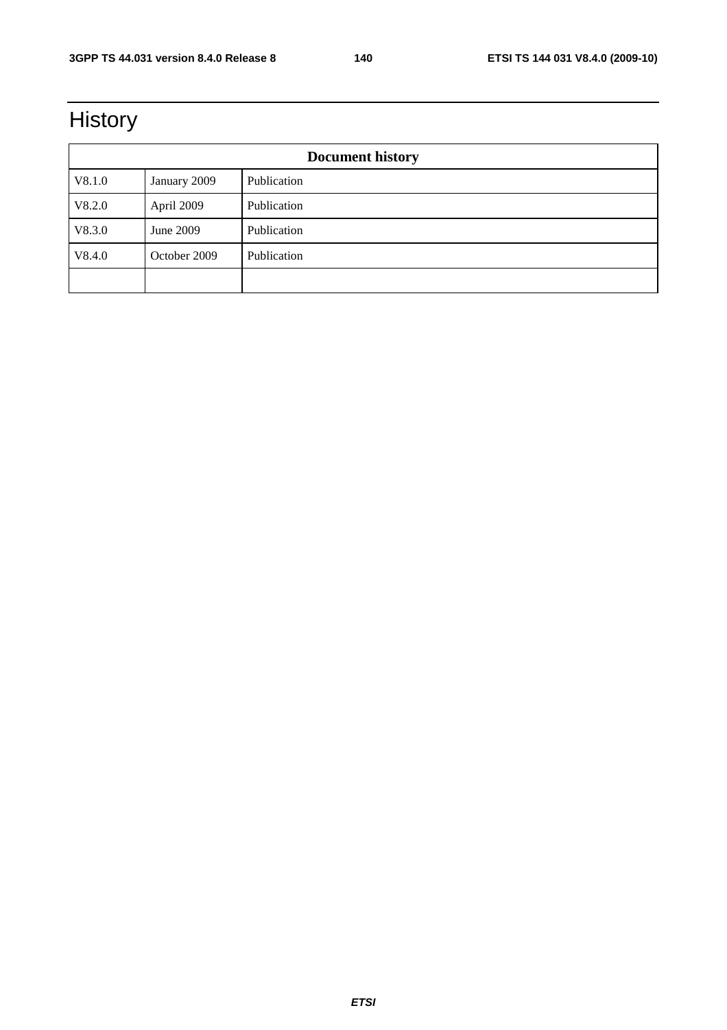# History

| Document history | | |
|---|---|---|
| V8.1.0 | January 2009 | Publication |
| V8.2.0 | April 2009 | Publication |
| V8.3.0 | June 2009 | Publication |
| V8.4.0 | October 2009 | Publication |
| | | |